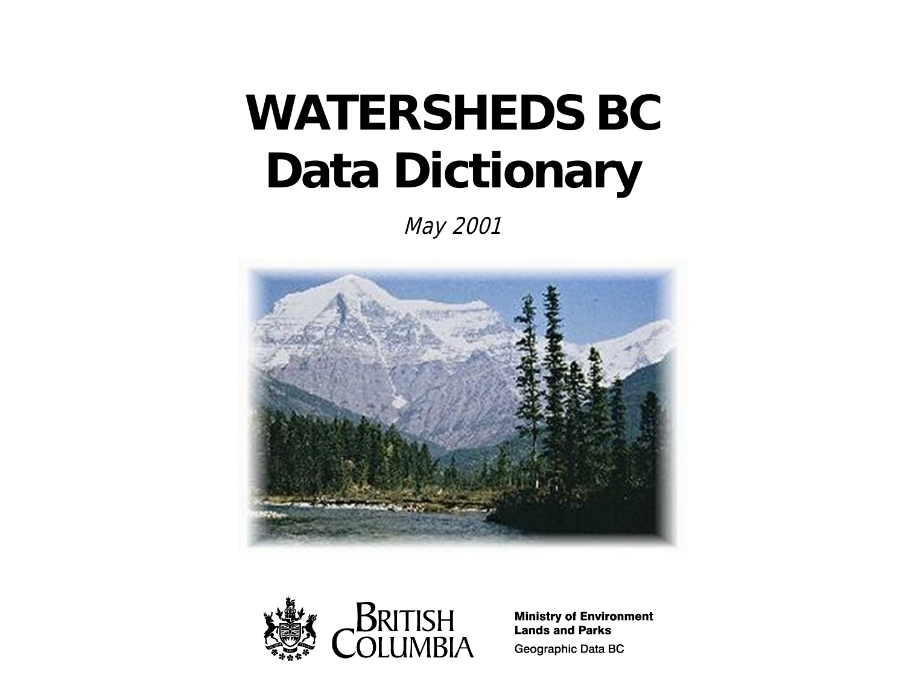# WATERSHEDS BC
# Data Dictionary

*May 2001*

BRITISH COLUMBIA

**Ministry of Environment**
**Lands and Parks**

Geographic Data BC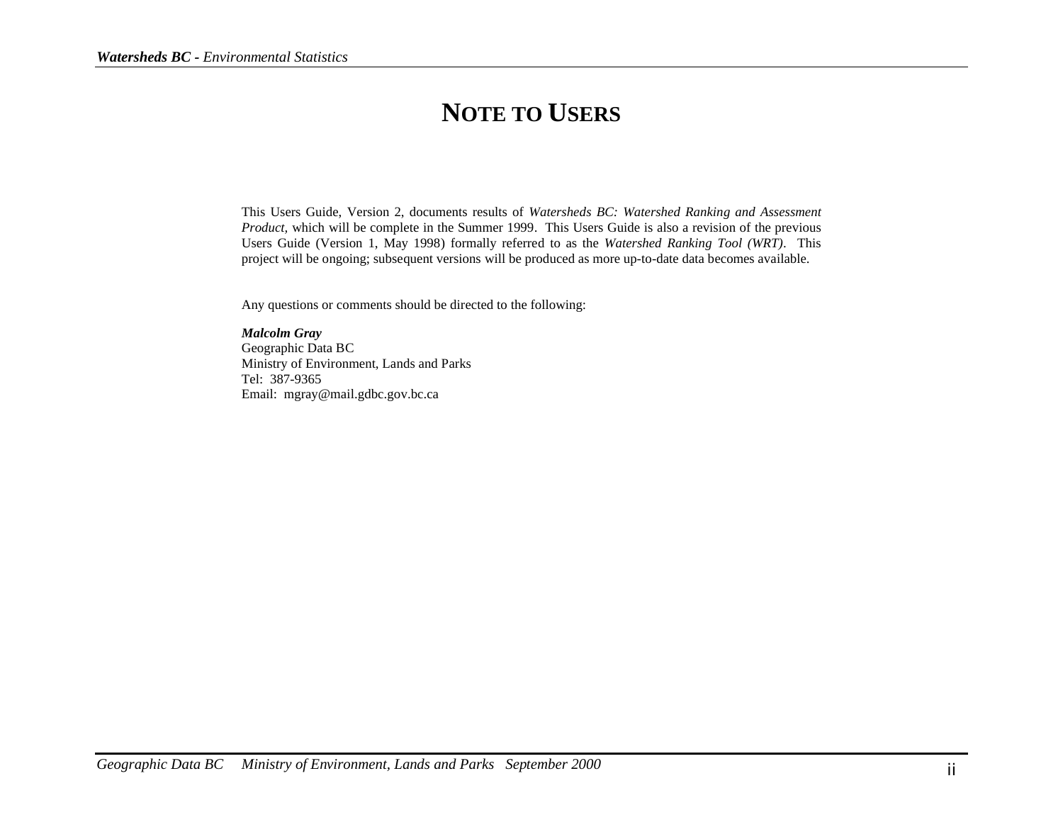# NOTE TO USERS

This Users Guide, Version 2, documents results of *Watersheds BC: Watershed Ranking and Assessment Product,* which will be complete in the Summer 1999. This Users Guide is also a revision of the previous Users Guide (Version 1, May 1998) formally referred to as the *Watershed Ranking Tool (WRT)*. This project will be ongoing; subsequent versions will be produced as more up-to-date data becomes available.

Any questions or comments should be directed to the following:

***Malcolm Gray***
Geographic Data BC
Ministry of Environment, Lands and Parks
Tel: 387-9365
Email: mgray@mail.gdbc.gov.bc.ca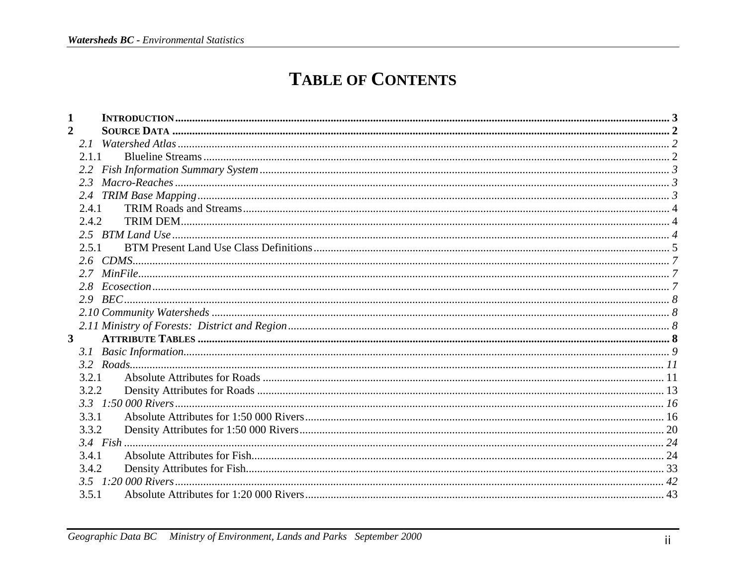# TABLE OF CONTENTS

**1 INTRODUCTION** ........ **3**

**2 SOURCE DATA** ........ **2**

- *2.1 Watershed Atlas* ........ *2*
  - 2.1.1 Blueline Streams ........ 2
- *2.2 Fish Information Summary System* ........ *3*
- *2.3 Macro-Reaches* ........ *3*
- *2.4 TRIM Base Mapping* ........ *3*
  - 2.4.1 TRIM Roads and Streams ........ 4
  - 2.4.2 TRIM DEM ........ 4
- *2.5 BTM Land Use* ........ *4*
  - 2.5.1 BTM Present Land Use Class Definitions ........ 5
- *2.6 CDMS* ........ *7*
- *2.7 MinFile* ........ *7*
- *2.8 Ecosection* ........ *7*
- *2.9 BEC* ........ *8*
- *2.10 Community Watersheds* ........ *8*
- *2.11 Ministry of Forests: District and Region* ........ *8*

**3 ATTRIBUTE TABLES** ........ **8**

- *3.1 Basic Information* ........ *9*
- *3.2 Roads* ........ *11*
  - 3.2.1 Absolute Attributes for Roads ........ 11
  - 3.2.2 Density Attributes for Roads ........ 13
- *3.3 1:50 000 Rivers* ........ *16*
  - 3.3.1 Absolute Attributes for 1:50 000 Rivers ........ 16
  - 3.3.2 Density Attributes for 1:50 000 Rivers ........ 20
- *3.4 Fish* ........ *24*
  - 3.4.1 Absolute Attributes for Fish ........ 24
  - 3.4.2 Density Attributes for Fish ........ 33
- *3.5 1:20 000 Rivers* ........ *42*
  - 3.5.1 Absolute Attributes for 1:20 000 Rivers ........ 43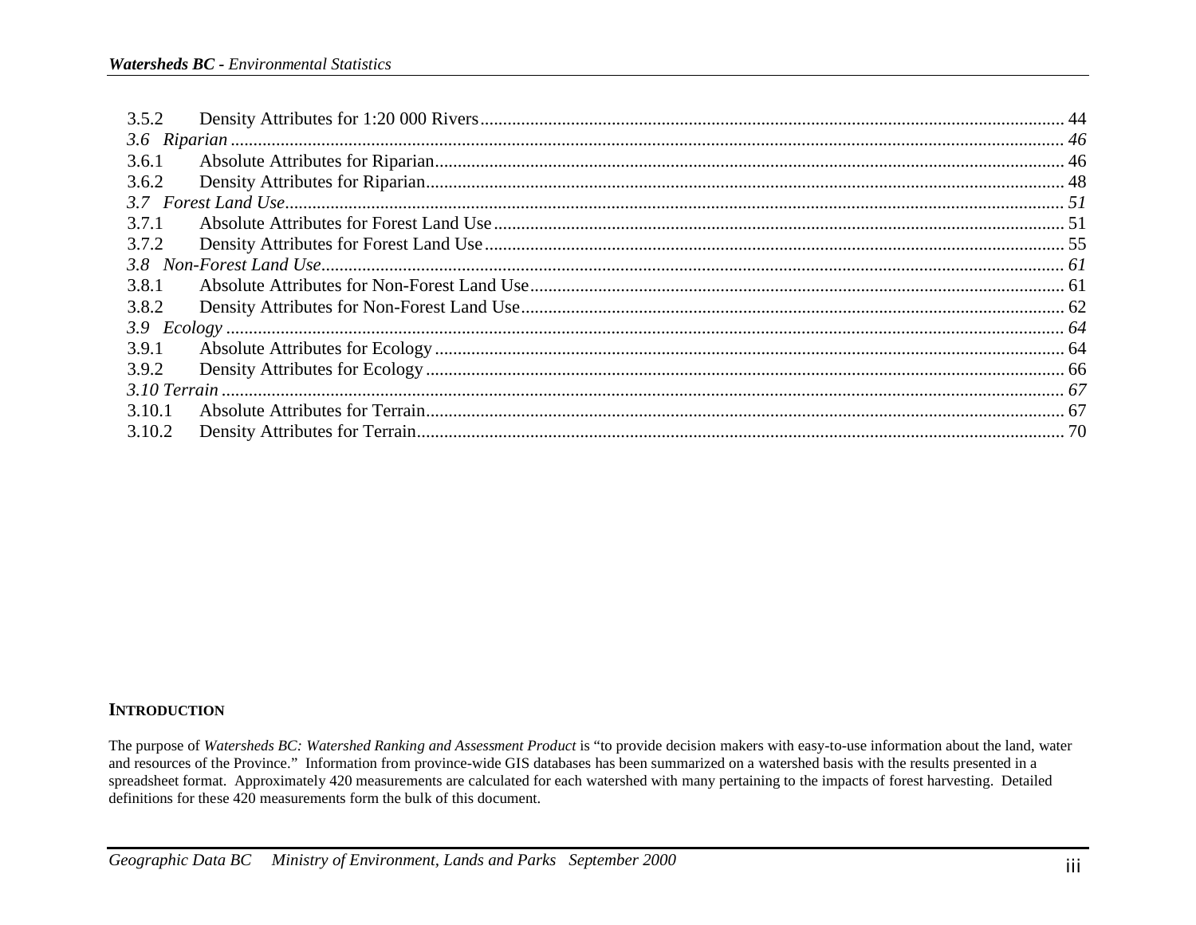3.5.2 Density Attributes for 1:20 000 Rivers ........ 44

*3.6 Riparian ........ 46*

3.6.1 Absolute Attributes for Riparian ........ 46

3.6.2 Density Attributes for Riparian ........ 48

*3.7 Forest Land Use ........ 51*

3.7.1 Absolute Attributes for Forest Land Use ........ 51

3.7.2 Density Attributes for Forest Land Use ........ 55

*3.8 Non-Forest Land Use ........ 61*

3.8.1 Absolute Attributes for Non-Forest Land Use ........ 61

3.8.2 Density Attributes for Non-Forest Land Use ........ 62

*3.9 Ecology ........ 64*

3.9.1 Absolute Attributes for Ecology ........ 64

3.9.2 Density Attributes for Ecology ........ 66

*3.10 Terrain ........ 67*

3.10.1 Absolute Attributes for Terrain ........ 67

3.10.2 Density Attributes for Terrain ........ 70

## INTRODUCTION

The purpose of *Watersheds BC: Watershed Ranking and Assessment Product* is "to provide decision makers with easy-to-use information about the land, water and resources of the Province." Information from province-wide GIS databases has been summarized on a watershed basis with the results presented in a spreadsheet format. Approximately 420 measurements are calculated for each watershed with many pertaining to the impacts of forest harvesting. Detailed definitions for these 420 measurements form the bulk of this document.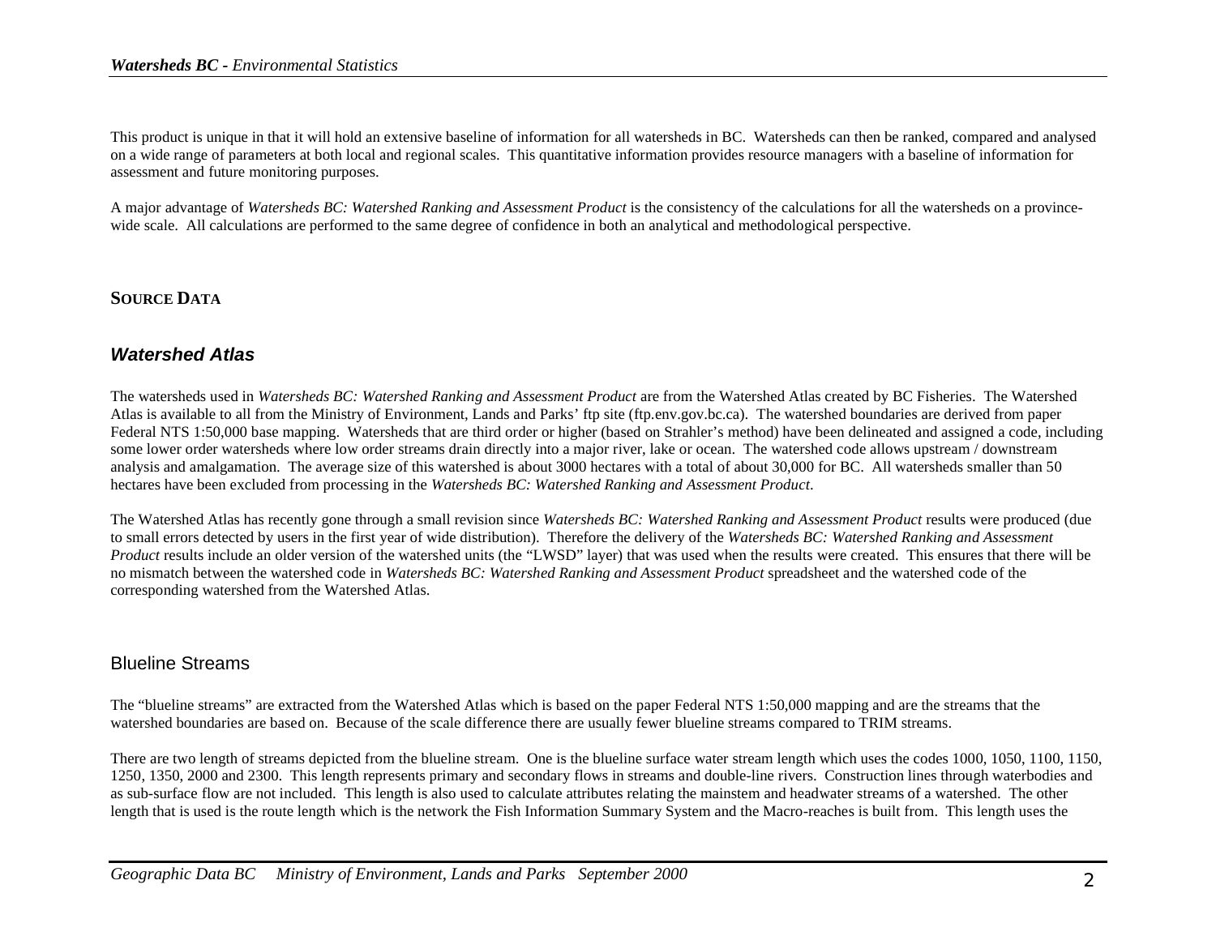This product is unique in that it will hold an extensive baseline of information for all watersheds in BC. Watersheds can then be ranked, compared and analysed on a wide range of parameters at both local and regional scales. This quantitative information provides resource managers with a baseline of information for assessment and future monitoring purposes.

A major advantage of *Watersheds BC: Watershed Ranking and Assessment Product* is the consistency of the calculations for all the watersheds on a province-wide scale. All calculations are performed to the same degree of confidence in both an analytical and methodological perspective.

## SOURCE DATA

### *Watershed Atlas*

The watersheds used in *Watersheds BC: Watershed Ranking and Assessment Product* are from the Watershed Atlas created by BC Fisheries. The Watershed Atlas is available to all from the Ministry of Environment, Lands and Parks' ftp site (ftp.env.gov.bc.ca). The watershed boundaries are derived from paper Federal NTS 1:50,000 base mapping. Watersheds that are third order or higher (based on Strahler's method) have been delineated and assigned a code, including some lower order watersheds where low order streams drain directly into a major river, lake or ocean. The watershed code allows upstream / downstream analysis and amalgamation. The average size of this watershed is about 3000 hectares with a total of about 30,000 for BC. All watersheds smaller than 50 hectares have been excluded from processing in the *Watersheds BC: Watershed Ranking and Assessment Product*.

The Watershed Atlas has recently gone through a small revision since *Watersheds BC: Watershed Ranking and Assessment Product* results were produced (due to small errors detected by users in the first year of wide distribution). Therefore the delivery of the *Watersheds BC: Watershed Ranking and Assessment Product* results include an older version of the watershed units (the "LWSD" layer) that was used when the results were created. This ensures that there will be no mismatch between the watershed code in *Watersheds BC: Watershed Ranking and Assessment Product* spreadsheet and the watershed code of the corresponding watershed from the Watershed Atlas.

### Blueline Streams

The "blueline streams" are extracted from the Watershed Atlas which is based on the paper Federal NTS 1:50,000 mapping and are the streams that the watershed boundaries are based on. Because of the scale difference there are usually fewer blueline streams compared to TRIM streams.

There are two length of streams depicted from the blueline stream. One is the blueline surface water stream length which uses the codes 1000, 1050, 1100, 1150, 1250, 1350, 2000 and 2300. This length represents primary and secondary flows in streams and double-line rivers. Construction lines through waterbodies and as sub-surface flow are not included. This length is also used to calculate attributes relating the mainstem and headwater streams of a watershed. The other length that is used is the route length which is the network the Fish Information Summary System and the Macro-reaches is built from. This length uses the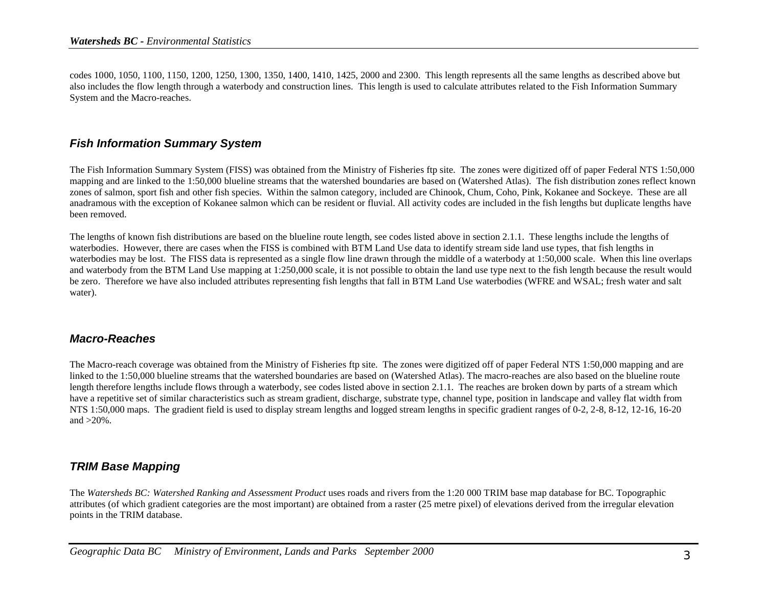codes 1000, 1050, 1100, 1150, 1200, 1250, 1300, 1350, 1400, 1410, 1425, 2000 and 2300. This length represents all the same lengths as described above but also includes the flow length through a waterbody and construction lines. This length is used to calculate attributes related to the Fish Information Summary System and the Macro-reaches.

### Fish Information Summary System

The Fish Information Summary System (FISS) was obtained from the Ministry of Fisheries ftp site. The zones were digitized off of paper Federal NTS 1:50,000 mapping and are linked to the 1:50,000 blueline streams that the watershed boundaries are based on (Watershed Atlas). The fish distribution zones reflect known zones of salmon, sport fish and other fish species. Within the salmon category, included are Chinook, Chum, Coho, Pink, Kokanee and Sockeye. These are all anadramous with the exception of Kokanee salmon which can be resident or fluvial. All activity codes are included in the fish lengths but duplicate lengths have been removed.

The lengths of known fish distributions are based on the blueline route length, see codes listed above in section 2.1.1. These lengths include the lengths of waterbodies. However, there are cases when the FISS is combined with BTM Land Use data to identify stream side land use types, that fish lengths in waterbodies may be lost. The FISS data is represented as a single flow line drawn through the middle of a waterbody at 1:50,000 scale. When this line overlaps and waterbody from the BTM Land Use mapping at 1:250,000 scale, it is not possible to obtain the land use type next to the fish length because the result would be zero. Therefore we have also included attributes representing fish lengths that fall in BTM Land Use waterbodies (WFRE and WSAL; fresh water and salt water).

### Macro-Reaches

The Macro-reach coverage was obtained from the Ministry of Fisheries ftp site. The zones were digitized off of paper Federal NTS 1:50,000 mapping and are linked to the 1:50,000 blueline streams that the watershed boundaries are based on (Watershed Atlas). The macro-reaches are also based on the blueline route length therefore lengths include flows through a waterbody, see codes listed above in section 2.1.1. The reaches are broken down by parts of a stream which have a repetitive set of similar characteristics such as stream gradient, discharge, substrate type, channel type, position in landscape and valley flat width from NTS 1:50,000 maps. The gradient field is used to display stream lengths and logged stream lengths in specific gradient ranges of 0-2, 2-8, 8-12, 12-16, 16-20 and >20%.

### TRIM Base Mapping

The *Watersheds BC: Watershed Ranking and Assessment Product* uses roads and rivers from the 1:20 000 TRIM base map database for BC. Topographic attributes (of which gradient categories are the most important) are obtained from a raster (25 metre pixel) of elevations derived from the irregular elevation points in the TRIM database.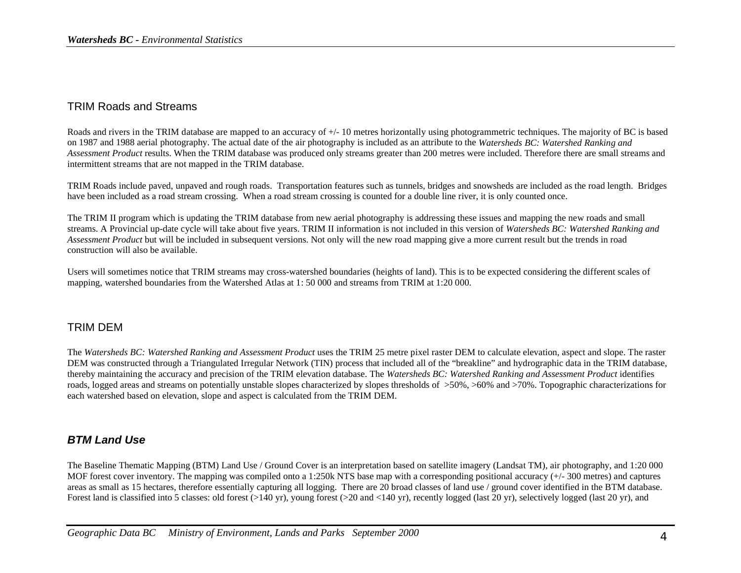## TRIM Roads and Streams

Roads and rivers in the TRIM database are mapped to an accuracy of +/- 10 metres horizontally using photogrammetric techniques. The majority of BC is based on 1987 and 1988 aerial photography. The actual date of the air photography is included as an attribute to the *Watersheds BC: Watershed Ranking and Assessment Product* results. When the TRIM database was produced only streams greater than 200 metres were included. Therefore there are small streams and intermittent streams that are not mapped in the TRIM database.

TRIM Roads include paved, unpaved and rough roads. Transportation features such as tunnels, bridges and snowsheds are included as the road length. Bridges have been included as a road stream crossing. When a road stream crossing is counted for a double line river, it is only counted once.

The TRIM II program which is updating the TRIM database from new aerial photography is addressing these issues and mapping the new roads and small streams. A Provincial up-date cycle will take about five years. TRIM II information is not included in this version of *Watersheds BC: Watershed Ranking and Assessment Product* but will be included in subsequent versions. Not only will the new road mapping give a more current result but the trends in road construction will also be available.

Users will sometimes notice that TRIM streams may cross-watershed boundaries (heights of land). This is to be expected considering the different scales of mapping, watershed boundaries from the Watershed Atlas at 1: 50 000 and streams from TRIM at 1:20 000.

## TRIM DEM

The *Watersheds BC: Watershed Ranking and Assessment Product* uses the TRIM 25 metre pixel raster DEM to calculate elevation, aspect and slope. The raster DEM was constructed through a Triangulated Irregular Network (TIN) process that included all of the "breakline" and hydrographic data in the TRIM database, thereby maintaining the accuracy and precision of the TRIM elevation database. The *Watersheds BC: Watershed Ranking and Assessment Product* identifies roads, logged areas and streams on potentially unstable slopes characterized by slopes thresholds of >50%, >60% and >70%. Topographic characterizations for each watershed based on elevation, slope and aspect is calculated from the TRIM DEM.

## ***BTM Land Use***

The Baseline Thematic Mapping (BTM) Land Use / Ground Cover is an interpretation based on satellite imagery (Landsat TM), air photography, and 1:20 000 MOF forest cover inventory. The mapping was compiled onto a 1:250k NTS base map with a corresponding positional accuracy (+/- 300 metres) and captures areas as small as 15 hectares, therefore essentially capturing all logging. There are 20 broad classes of land use / ground cover identified in the BTM database. Forest land is classified into 5 classes: old forest (>140 yr), young forest (>20 and <140 yr), recently logged (last 20 yr), selectively logged (last 20 yr), and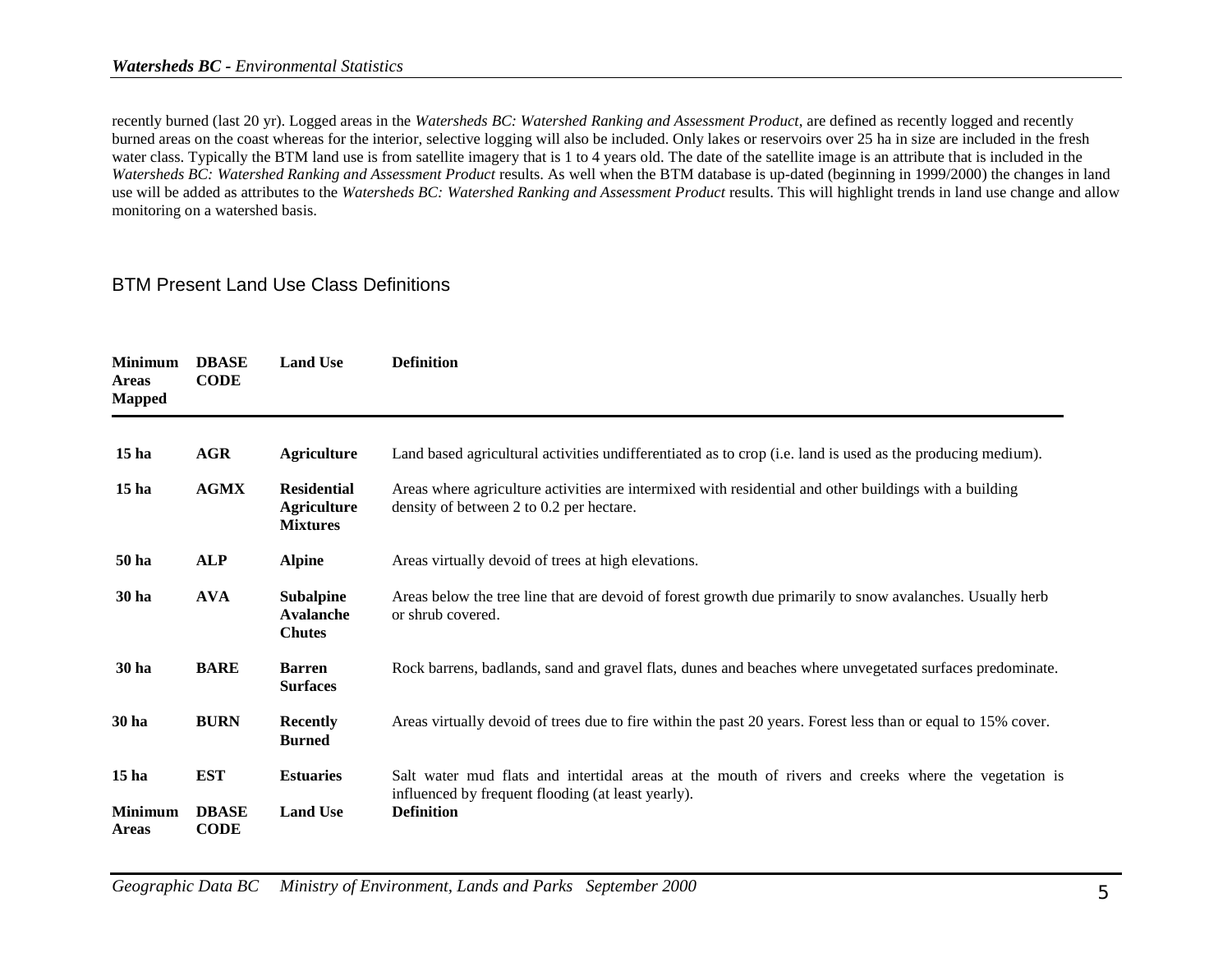recently burned (last 20 yr). Logged areas in the *Watersheds BC: Watershed Ranking and Assessment Product*, are defined as recently logged and recently burned areas on the coast whereas for the interior, selective logging will also be included. Only lakes or reservoirs over 25 ha in size are included in the fresh water class. Typically the BTM land use is from satellite imagery that is 1 to 4 years old. The date of the satellite image is an attribute that is included in the *Watersheds BC: Watershed Ranking and Assessment Product* results. As well when the BTM database is up-dated (beginning in 1999/2000) the changes in land use will be added as attributes to the *Watersheds BC: Watershed Ranking and Assessment Product* results. This will highlight trends in land use change and allow monitoring on a watershed basis.

## BTM Present Land Use Class Definitions

| Minimum Areas Mapped | DBASE CODE | Land Use | Definition |
|---|---|---|---|
| **15 ha** | **AGR** | **Agriculture** | Land based agricultural activities undifferentiated as to crop (i.e. land is used as the producing medium). |
| **15 ha** | **AGMX** | **Residential Agriculture Mixtures** | Areas where agriculture activities are intermixed with residential and other buildings with a building density of between 2 to 0.2 per hectare. |
| **50 ha** | **ALP** | **Alpine** | Areas virtually devoid of trees at high elevations. |
| **30 ha** | **AVA** | **Subalpine Avalanche Chutes** | Areas below the tree line that are devoid of forest growth due primarily to snow avalanches. Usually herb or shrub covered. |
| **30 ha** | **BARE** | **Barren Surfaces** | Rock barrens, badlands, sand and gravel flats, dunes and beaches where unvegetated surfaces predominate. |
| **30 ha** | **BURN** | **Recently Burned** | Areas virtually devoid of trees due to fire within the past 20 years. Forest less than or equal to 15% cover. |
| **15 ha** | **EST** | **Estuaries** | Salt water mud flats and intertidal areas at the mouth of rivers and creeks where the vegetation is influenced by frequent flooding (at least yearly). |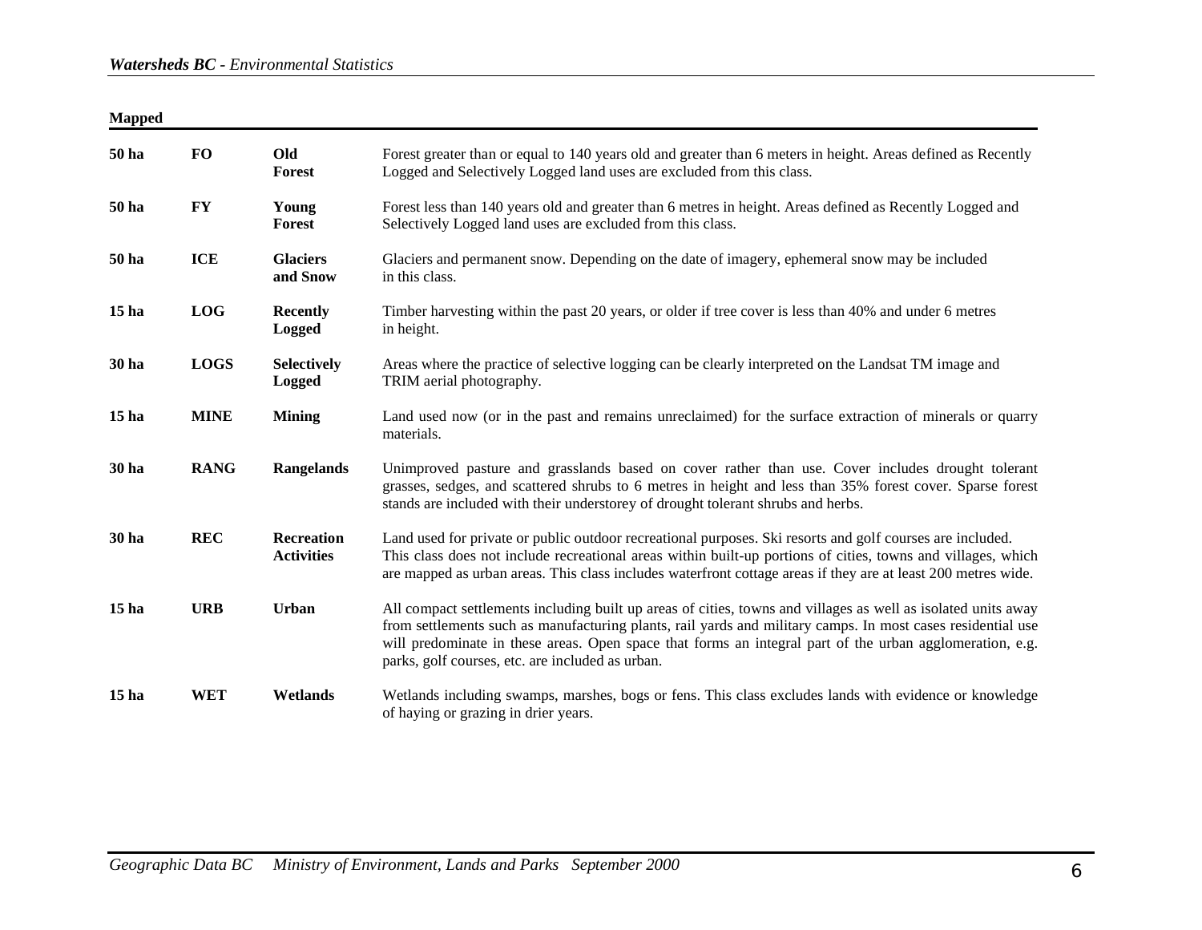**Mapped**

| | | | |
|---|---|---|---|
| **50 ha** | **FO** | **Old Forest** | Forest greater than or equal to 140 years old and greater than 6 meters in height. Areas defined as Recently Logged and Selectively Logged land uses are excluded from this class. |
| **50 ha** | **FY** | **Young Forest** | Forest less than 140 years old and greater than 6 metres in height. Areas defined as Recently Logged and Selectively Logged land uses are excluded from this class. |
| **50 ha** | **ICE** | **Glaciers and Snow** | Glaciers and permanent snow. Depending on the date of imagery, ephemeral snow may be included in this class. |
| **15 ha** | **LOG** | **Recently Logged** | Timber harvesting within the past 20 years, or older if tree cover is less than 40% and under 6 metres in height. |
| **30 ha** | **LOGS** | **Selectively Logged** | Areas where the practice of selective logging can be clearly interpreted on the Landsat TM image and TRIM aerial photography. |
| **15 ha** | **MINE** | **Mining** | Land used now (or in the past and remains unreclaimed) for the surface extraction of minerals or quarry materials. |
| **30 ha** | **RANG** | **Rangelands** | Unimproved pasture and grasslands based on cover rather than use. Cover includes drought tolerant grasses, sedges, and scattered shrubs to 6 metres in height and less than 35% forest cover. Sparse forest stands are included with their understorey of drought tolerant shrubs and herbs. |
| **30 ha** | **REC** | **Recreation Activities** | Land used for private or public outdoor recreational purposes. Ski resorts and golf courses are included. This class does not include recreational areas within built-up portions of cities, towns and villages, which are mapped as urban areas. This class includes waterfront cottage areas if they are at least 200 metres wide. |
| **15 ha** | **URB** | **Urban** | All compact settlements including built up areas of cities, towns and villages as well as isolated units away from settlements such as manufacturing plants, rail yards and military camps. In most cases residential use will predominate in these areas. Open space that forms an integral part of the urban agglomeration, e.g. parks, golf courses, etc. are included as urban. |
| **15 ha** | **WET** | **Wetlands** | Wetlands including swamps, marshes, bogs or fens. This class excludes lands with evidence or knowledge of haying or grazing in drier years. |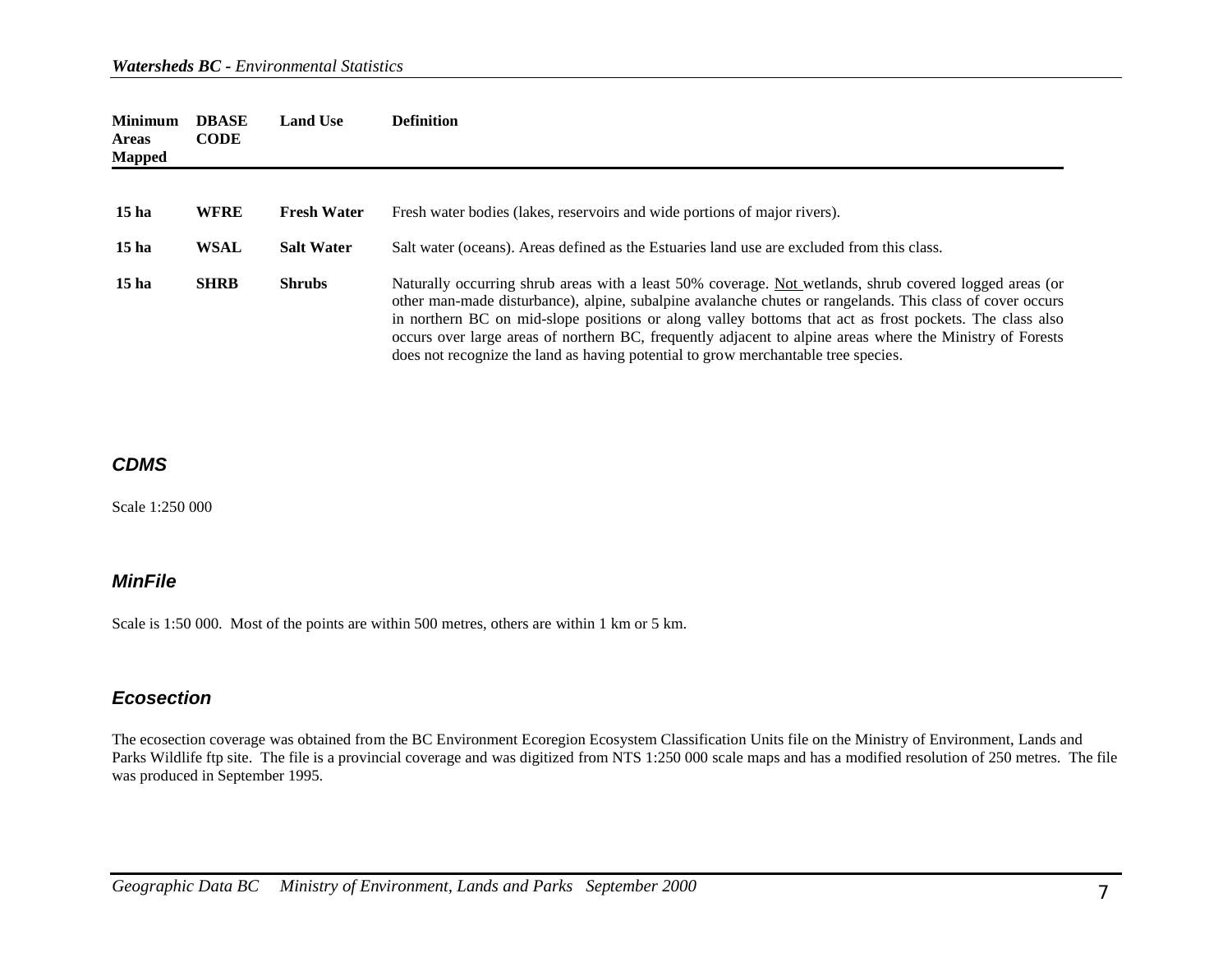| Minimum Areas Mapped | DBASE CODE | Land Use | Definition |
|---|---|---|---|
| 15 ha | WFRE | Fresh Water | Fresh water bodies (lakes, reservoirs and wide portions of major rivers). |
| 15 ha | WSAL | Salt Water | Salt water (oceans). Areas defined as the Estuaries land use are excluded from this class. |
| 15 ha | SHRB | Shrubs | Naturally occurring shrub areas with a least 50% coverage. Not wetlands, shrub covered logged areas (or other man-made disturbance), alpine, subalpine avalanche chutes or rangelands. This class of cover occurs in northern BC on mid-slope positions or along valley bottoms that act as frost pockets. The class also occurs over large areas of northern BC, frequently adjacent to alpine areas where the Ministry of Forests does not recognize the land as having potential to grow merchantable tree species. |

### *CDMS*

Scale 1:250 000

### *MinFile*

Scale is 1:50 000. Most of the points are within 500 metres, others are within 1 km or 5 km.

### *Ecosection*

The ecosection coverage was obtained from the BC Environment Ecoregion Ecosystem Classification Units file on the Ministry of Environment, Lands and Parks Wildlife ftp site. The file is a provincial coverage and was digitized from NTS 1:250 000 scale maps and has a modified resolution of 250 metres. The file was produced in September 1995.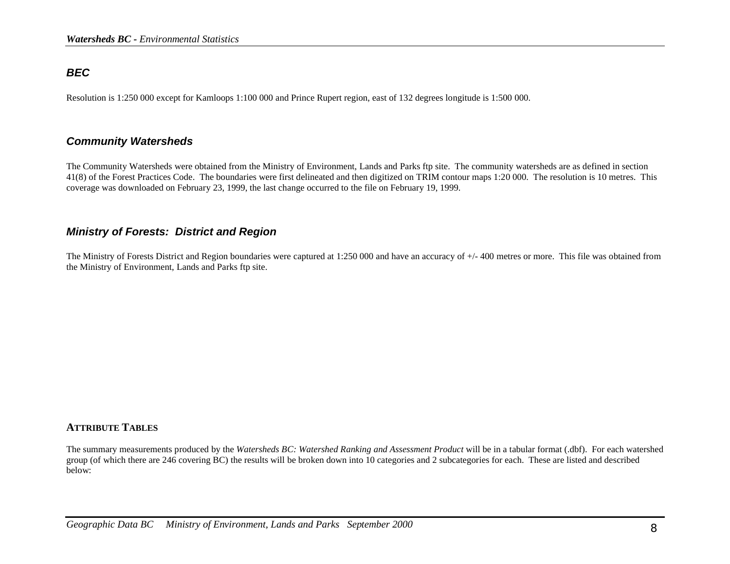### *BEC*

Resolution is 1:250 000 except for Kamloops 1:100 000 and Prince Rupert region, east of 132 degrees longitude is 1:500 000.

### *Community Watersheds*

The Community Watersheds were obtained from the Ministry of Environment, Lands and Parks ftp site. The community watersheds are as defined in section 41(8) of the Forest Practices Code. The boundaries were first delineated and then digitized on TRIM contour maps 1:20 000. The resolution is 10 metres. This coverage was downloaded on February 23, 1999, the last change occurred to the file on February 19, 1999.

### *Ministry of Forests: District and Region*

The Ministry of Forests District and Region boundaries were captured at 1:250 000 and have an accuracy of +/- 400 metres or more. This file was obtained from the Ministry of Environment, Lands and Parks ftp site.

## ATTRIBUTE TABLES

The summary measurements produced by the *Watersheds BC: Watershed Ranking and Assessment Product* will be in a tabular format (.dbf). For each watershed group (of which there are 246 covering BC) the results will be broken down into 10 categories and 2 subcategories for each. These are listed and described below: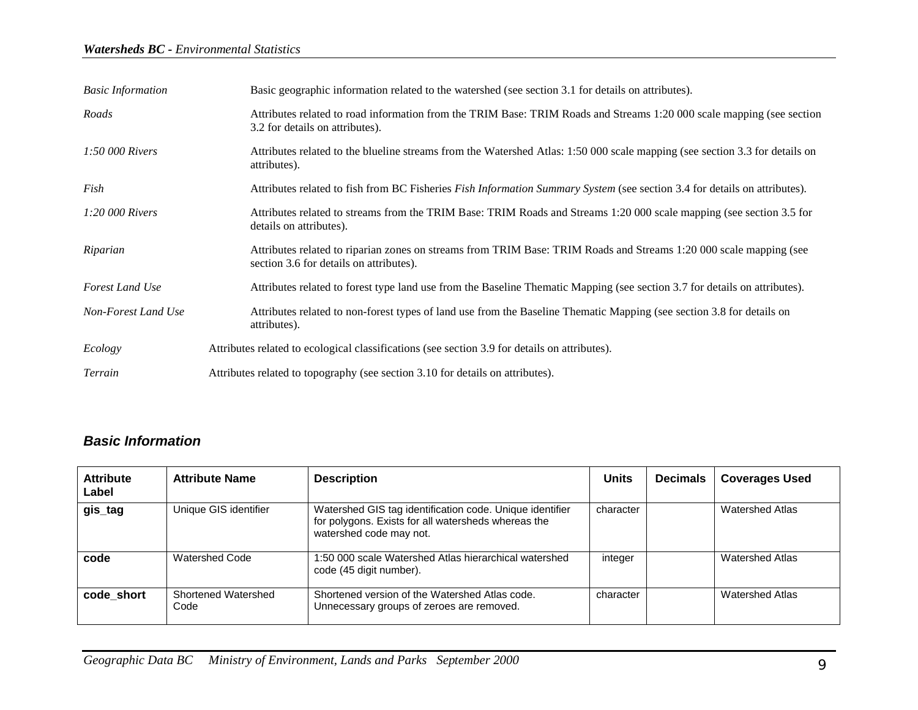*Basic Information* — Basic geographic information related to the watershed (see section 3.1 for details on attributes).

*Roads* — Attributes related to road information from the TRIM Base: TRIM Roads and Streams 1:20 000 scale mapping (see section 3.2 for details on attributes).

*1:50 000 Rivers* — Attributes related to the blueline streams from the Watershed Atlas: 1:50 000 scale mapping (see section 3.3 for details on attributes).

*Fish* — Attributes related to fish from BC Fisheries *Fish Information Summary System* (see section 3.4 for details on attributes).

*1:20 000 Rivers* — Attributes related to streams from the TRIM Base: TRIM Roads and Streams 1:20 000 scale mapping (see section 3.5 for details on attributes).

*Riparian* — Attributes related to riparian zones on streams from TRIM Base: TRIM Roads and Streams 1:20 000 scale mapping (see section 3.6 for details on attributes).

*Forest Land Use* — Attributes related to forest type land use from the Baseline Thematic Mapping (see section 3.7 for details on attributes).

*Non-Forest Land Use* — Attributes related to non-forest types of land use from the Baseline Thematic Mapping (see section 3.8 for details on attributes).

*Ecology* — Attributes related to ecological classifications (see section 3.9 for details on attributes).

*Terrain* — Attributes related to topography (see section 3.10 for details on attributes).

## *Basic Information*

| Attribute Label | Attribute Name | Description | Units | Decimals | Coverages Used |
|---|---|---|---|---|---|
| **gis_tag** | Unique GIS identifier | Watershed GIS tag identification code. Unique identifier for polygons. Exists for all watersheds whereas the watershed code may not. | character | | Watershed Atlas |
| **code** | Watershed Code | 1:50 000 scale Watershed Atlas hierarchical watershed code (45 digit number). | integer | | Watershed Atlas |
| **code_short** | Shortened Watershed Code | Shortened version of the Watershed Atlas code. Unnecessary groups of zeroes are removed. | character | | Watershed Atlas |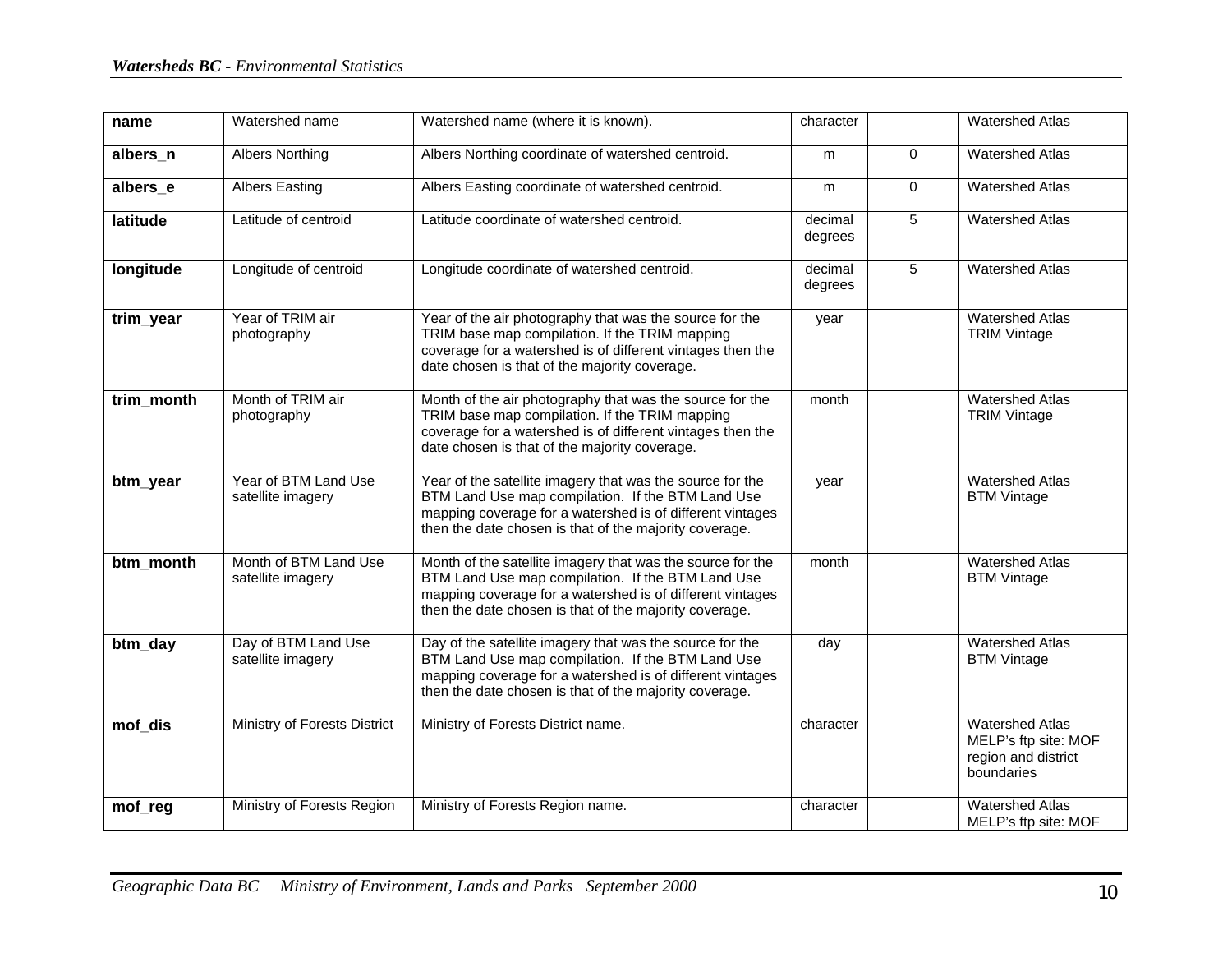| | | | | | |
|---|---|---|---|---|---|
| **name** | Watershed name | Watershed name (where it is known). | character | | Watershed Atlas |
| **albers_n** | Albers Northing | Albers Northing coordinate of watershed centroid. | m | 0 | Watershed Atlas |
| **albers_e** | Albers Easting | Albers Easting coordinate of watershed centroid. | m | 0 | Watershed Atlas |
| **latitude** | Latitude of centroid | Latitude coordinate of watershed centroid. | decimal degrees | 5 | Watershed Atlas |
| **longitude** | Longitude of centroid | Longitude coordinate of watershed centroid. | decimal degrees | 5 | Watershed Atlas |
| **trim_year** | Year of TRIM air photography | Year of the air photography that was the source for the TRIM base map compilation. If the TRIM mapping coverage for a watershed is of different vintages then the date chosen is that of the majority coverage. | year | | Watershed Atlas TRIM Vintage |
| **trim_month** | Month of TRIM air photography | Month of the air photography that was the source for the TRIM base map compilation. If the TRIM mapping coverage for a watershed is of different vintages then the date chosen is that of the majority coverage. | month | | Watershed Atlas TRIM Vintage |
| **btm_year** | Year of BTM Land Use satellite imagery | Year of the satellite imagery that was the source for the BTM Land Use map compilation. If the BTM Land Use mapping coverage for a watershed is of different vintages then the date chosen is that of the majority coverage. | year | | Watershed Atlas BTM Vintage |
| **btm_month** | Month of BTM Land Use satellite imagery | Month of the satellite imagery that was the source for the BTM Land Use map compilation. If the BTM Land Use mapping coverage for a watershed is of different vintages then the date chosen is that of the majority coverage. | month | | Watershed Atlas BTM Vintage |
| **btm_day** | Day of BTM Land Use satellite imagery | Day of the satellite imagery that was the source for the BTM Land Use map compilation. If the BTM Land Use mapping coverage for a watershed is of different vintages then the date chosen is that of the majority coverage. | day | | Watershed Atlas BTM Vintage |
| **mof_dis** | Ministry of Forests District | Ministry of Forests District name. | character | | Watershed Atlas MELP's ftp site: MOF region and district boundaries |
| **mof_reg** | Ministry of Forests Region | Ministry of Forests Region name. | character | | Watershed Atlas MELP's ftp site: MOF |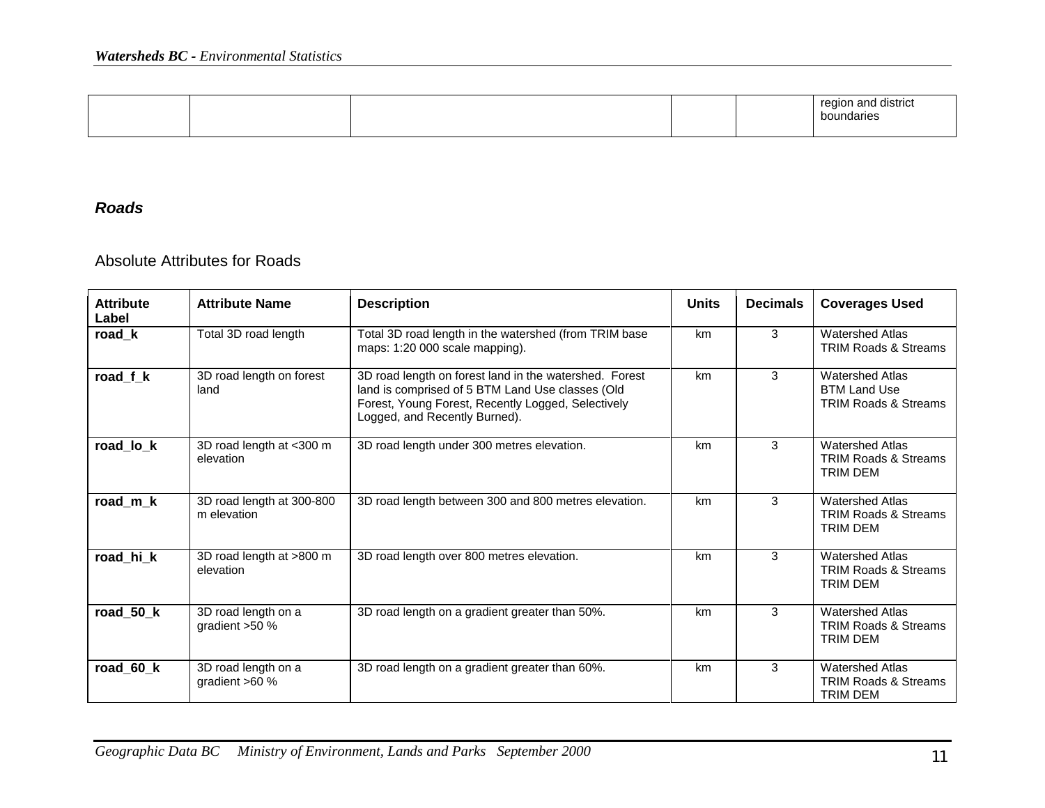| | | | | | region and district boundaries |
|---|---|---|---|---|---|

### *Roads*

#### Absolute Attributes for Roads

| Attribute Label | Attribute Name | Description | Units | Decimals | Coverages Used |
|---|---|---|---|---|---|
| **road_k** | Total 3D road length | Total 3D road length in the watershed (from TRIM base maps: 1:20 000 scale mapping). | km | 3 | Watershed Atlas<br>TRIM Roads & Streams |
| **road_f_k** | 3D road length on forest land | 3D road length on forest land in the watershed. Forest land is comprised of 5 BTM Land Use classes (Old Forest, Young Forest, Recently Logged, Selectively Logged, and Recently Burned). | km | 3 | Watershed Atlas<br>BTM Land Use<br>TRIM Roads & Streams |
| **road_lo_k** | 3D road length at <300 m elevation | 3D road length under 300 metres elevation. | km | 3 | Watershed Atlas<br>TRIM Roads & Streams<br>TRIM DEM |
| **road_m_k** | 3D road length at 300-800 m elevation | 3D road length between 300 and 800 metres elevation. | km | 3 | Watershed Atlas<br>TRIM Roads & Streams<br>TRIM DEM |
| **road_hi_k** | 3D road length at >800 m elevation | 3D road length over 800 metres elevation. | km | 3 | Watershed Atlas<br>TRIM Roads & Streams<br>TRIM DEM |
| **road_50_k** | 3D road length on a gradient >50 % | 3D road length on a gradient greater than 50%. | km | 3 | Watershed Atlas<br>TRIM Roads & Streams<br>TRIM DEM |
| **road_60_k** | 3D road length on a gradient >60 % | 3D road length on a gradient greater than 60%. | km | 3 | Watershed Atlas<br>TRIM Roads & Streams<br>TRIM DEM |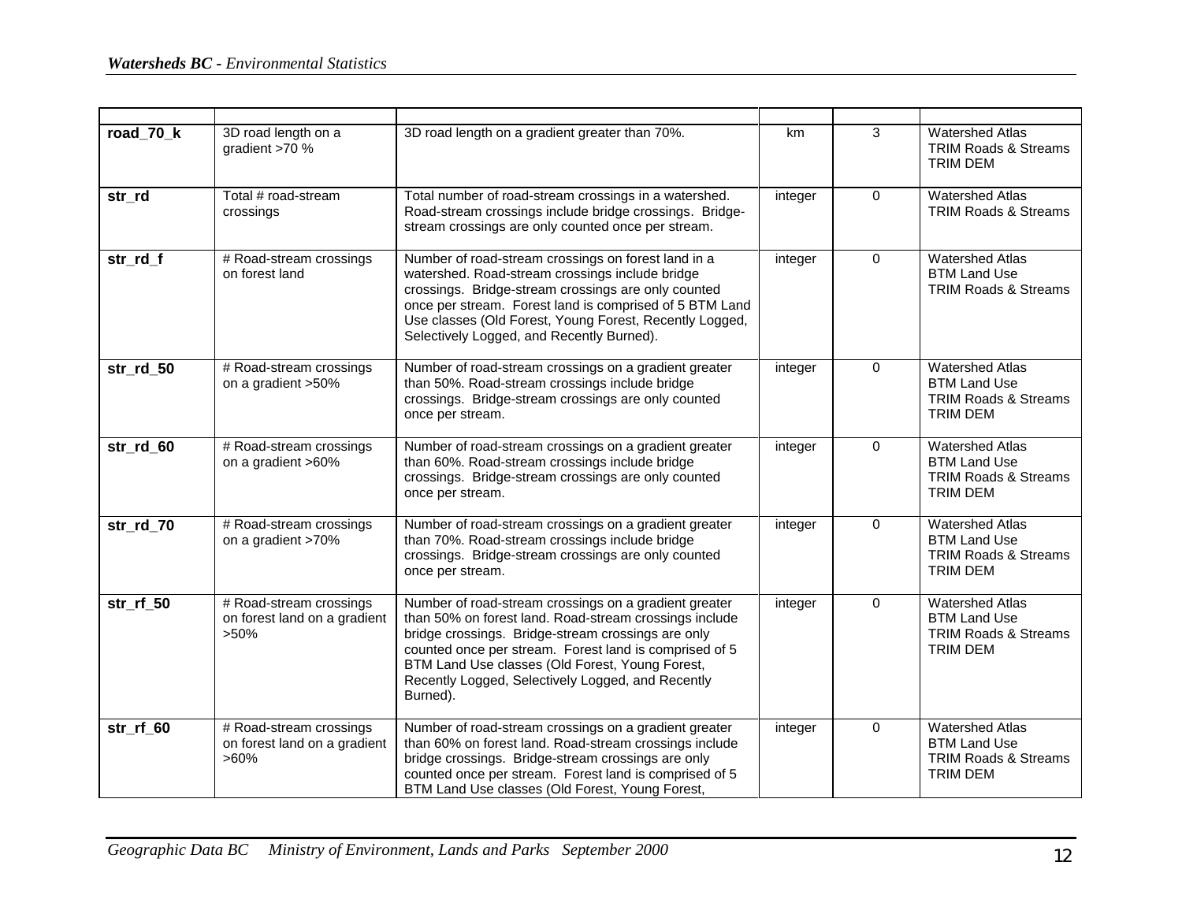| | | | | | |
|---|---|---|---|---|---|
| **road_70_k** | 3D road length on a gradient >70 % | 3D road length on a gradient greater than 70%. | km | 3 | Watershed Atlas<br>TRIM Roads & Streams<br>TRIM DEM |
| **str_rd** | Total # road-stream crossings | Total number of road-stream crossings in a watershed. Road-stream crossings include bridge crossings. Bridge-stream crossings are only counted once per stream. | integer | 0 | Watershed Atlas<br>TRIM Roads & Streams |
| **str_rd_f** | # Road-stream crossings on forest land | Number of road-stream crossings on forest land in a watershed. Road-stream crossings include bridge crossings. Bridge-stream crossings are only counted once per stream. Forest land is comprised of 5 BTM Land Use classes (Old Forest, Young Forest, Recently Logged, Selectively Logged, and Recently Burned). | integer | 0 | Watershed Atlas<br>BTM Land Use<br>TRIM Roads & Streams |
| **str_rd_50** | # Road-stream crossings on a gradient >50% | Number of road-stream crossings on a gradient greater than 50%. Road-stream crossings include bridge crossings. Bridge-stream crossings are only counted once per stream. | integer | 0 | Watershed Atlas<br>BTM Land Use<br>TRIM Roads & Streams<br>TRIM DEM |
| **str_rd_60** | # Road-stream crossings on a gradient >60% | Number of road-stream crossings on a gradient greater than 60%. Road-stream crossings include bridge crossings. Bridge-stream crossings are only counted once per stream. | integer | 0 | Watershed Atlas<br>BTM Land Use<br>TRIM Roads & Streams<br>TRIM DEM |
| **str_rd_70** | # Road-stream crossings on a gradient >70% | Number of road-stream crossings on a gradient greater than 70%. Road-stream crossings include bridge crossings. Bridge-stream crossings are only counted once per stream. | integer | 0 | Watershed Atlas<br>BTM Land Use<br>TRIM Roads & Streams<br>TRIM DEM |
| **str_rf_50** | # Road-stream crossings on forest land on a gradient >50% | Number of road-stream crossings on a gradient greater than 50% on forest land. Road-stream crossings include bridge crossings. Bridge-stream crossings are only counted once per stream. Forest land is comprised of 5 BTM Land Use classes (Old Forest, Young Forest, Recently Logged, Selectively Logged, and Recently Burned). | integer | 0 | Watershed Atlas<br>BTM Land Use<br>TRIM Roads & Streams<br>TRIM DEM |
| **str_rf_60** | # Road-stream crossings on forest land on a gradient >60% | Number of road-stream crossings on a gradient greater than 60% on forest land. Road-stream crossings include bridge crossings. Bridge-stream crossings are only counted once per stream. Forest land is comprised of 5 BTM Land Use classes (Old Forest, Young Forest, | integer | 0 | Watershed Atlas<br>BTM Land Use<br>TRIM Roads & Streams<br>TRIM DEM |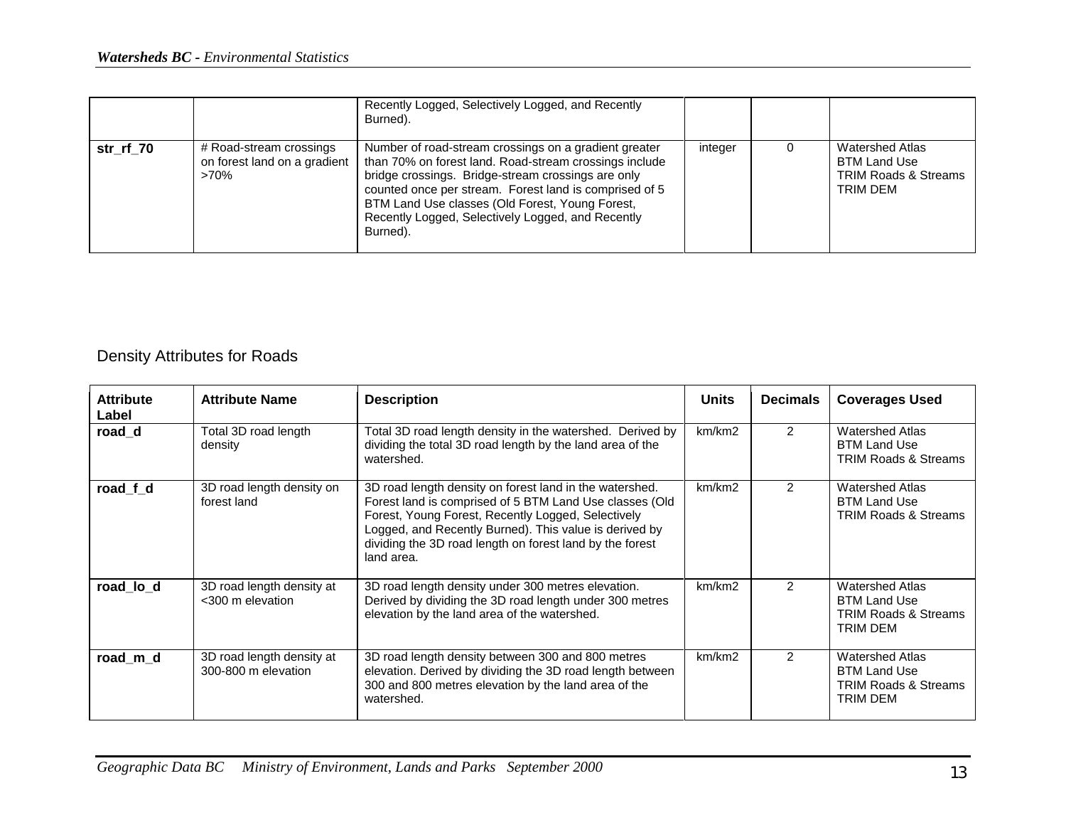|  |  | Recently Logged, Selectively Logged, and Recently Burned). |  |  |  |
|---|---|---|---|---|---|
| **str_rf_70** | # Road-stream crossings on forest land on a gradient >70% | Number of road-stream crossings on a gradient greater than 70% on forest land. Road-stream crossings include bridge crossings. Bridge-stream crossings are only counted once per stream. Forest land is comprised of 5 BTM Land Use classes (Old Forest, Young Forest, Recently Logged, Selectively Logged, and Recently Burned). | integer | 0 | Watershed Atlas<br>BTM Land Use<br>TRIM Roads & Streams<br>TRIM DEM |

## Density Attributes for Roads

| Attribute Label | Attribute Name | Description | Units | Decimals | Coverages Used |
|---|---|---|---|---|---|
| **road_d** | Total 3D road length density | Total 3D road length density in the watershed. Derived by dividing the total 3D road length by the land area of the watershed. | km/km2 | 2 | Watershed Atlas<br>BTM Land Use<br>TRIM Roads & Streams |
| **road_f_d** | 3D road length density on forest land | 3D road length density on forest land in the watershed. Forest land is comprised of 5 BTM Land Use classes (Old Forest, Young Forest, Recently Logged, Selectively Logged, and Recently Burned). This value is derived by dividing the 3D road length on forest land by the forest land area. | km/km2 | 2 | Watershed Atlas<br>BTM Land Use<br>TRIM Roads & Streams |
| **road_lo_d** | 3D road length density at <300 m elevation | 3D road length density under 300 metres elevation. Derived by dividing the 3D road length under 300 metres elevation by the land area of the watershed. | km/km2 | 2 | Watershed Atlas<br>BTM Land Use<br>TRIM Roads & Streams<br>TRIM DEM |
| **road_m_d** | 3D road length density at 300-800 m elevation | 3D road length density between 300 and 800 metres elevation. Derived by dividing the 3D road length between 300 and 800 metres elevation by the land area of the watershed. | km/km2 | 2 | Watershed Atlas<br>BTM Land Use<br>TRIM Roads & Streams<br>TRIM DEM |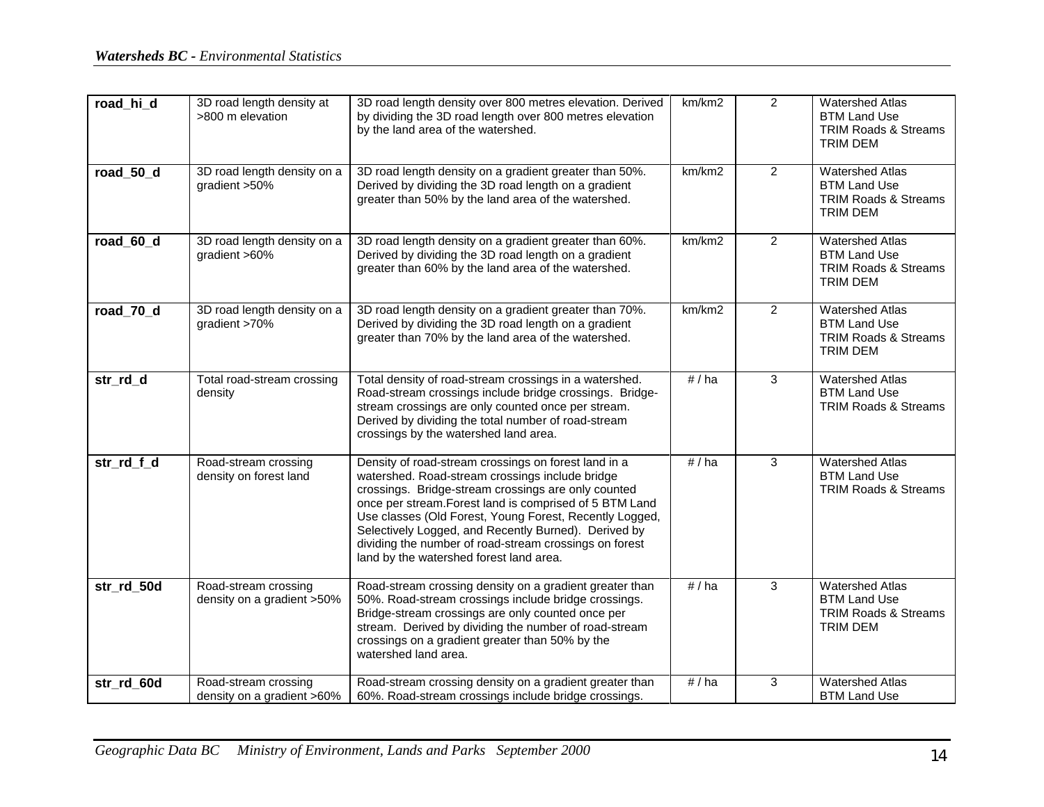| | | | | | |
|---|---|---|---|---|---|
| **road_hi_d** | 3D road length density at >800 m elevation | 3D road length density over 800 metres elevation. Derived by dividing the 3D road length over 800 metres elevation by the land area of the watershed. | km/km2 | 2 | Watershed Atlas<br>BTM Land Use<br>TRIM Roads & Streams<br>TRIM DEM |
| **road_50_d** | 3D road length density on a gradient >50% | 3D road length density on a gradient greater than 50%. Derived by dividing the 3D road length on a gradient greater than 50% by the land area of the watershed. | km/km2 | 2 | Watershed Atlas<br>BTM Land Use<br>TRIM Roads & Streams<br>TRIM DEM |
| **road_60_d** | 3D road length density on a gradient >60% | 3D road length density on a gradient greater than 60%. Derived by dividing the 3D road length on a gradient greater than 60% by the land area of the watershed. | km/km2 | 2 | Watershed Atlas<br>BTM Land Use<br>TRIM Roads & Streams<br>TRIM DEM |
| **road_70_d** | 3D road length density on a gradient >70% | 3D road length density on a gradient greater than 70%. Derived by dividing the 3D road length on a gradient greater than 70% by the land area of the watershed. | km/km2 | 2 | Watershed Atlas<br>BTM Land Use<br>TRIM Roads & Streams<br>TRIM DEM |
| **str_rd_d** | Total road-stream crossing density | Total density of road-stream crossings in a watershed. Road-stream crossings include bridge crossings. Bridge-stream crossings are only counted once per stream. Derived by dividing the total number of road-stream crossings by the watershed land area. | # / ha | 3 | Watershed Atlas<br>BTM Land Use<br>TRIM Roads & Streams |
| **str_rd_f_d** | Road-stream crossing density on forest land | Density of road-stream crossings on forest land in a watershed. Road-stream crossings include bridge crossings. Bridge-stream crossings are only counted once per stream.Forest land is comprised of 5 BTM Land Use classes (Old Forest, Young Forest, Recently Logged, Selectively Logged, and Recently Burned). Derived by dividing the number of road-stream crossings on forest land by the watershed forest land area. | # / ha | 3 | Watershed Atlas<br>BTM Land Use<br>TRIM Roads & Streams |
| **str_rd_50d** | Road-stream crossing density on a gradient >50% | Road-stream crossing density on a gradient greater than 50%. Road-stream crossings include bridge crossings. Bridge-stream crossings are only counted once per stream. Derived by dividing the number of road-stream crossings on a gradient greater than 50% by the watershed land area. | # / ha | 3 | Watershed Atlas<br>BTM Land Use<br>TRIM Roads & Streams<br>TRIM DEM |
| **str_rd_60d** | Road-stream crossing density on a gradient >60% | Road-stream crossing density on a gradient greater than 60%. Road-stream crossings include bridge crossings. | # / ha | 3 | Watershed Atlas<br>BTM Land Use |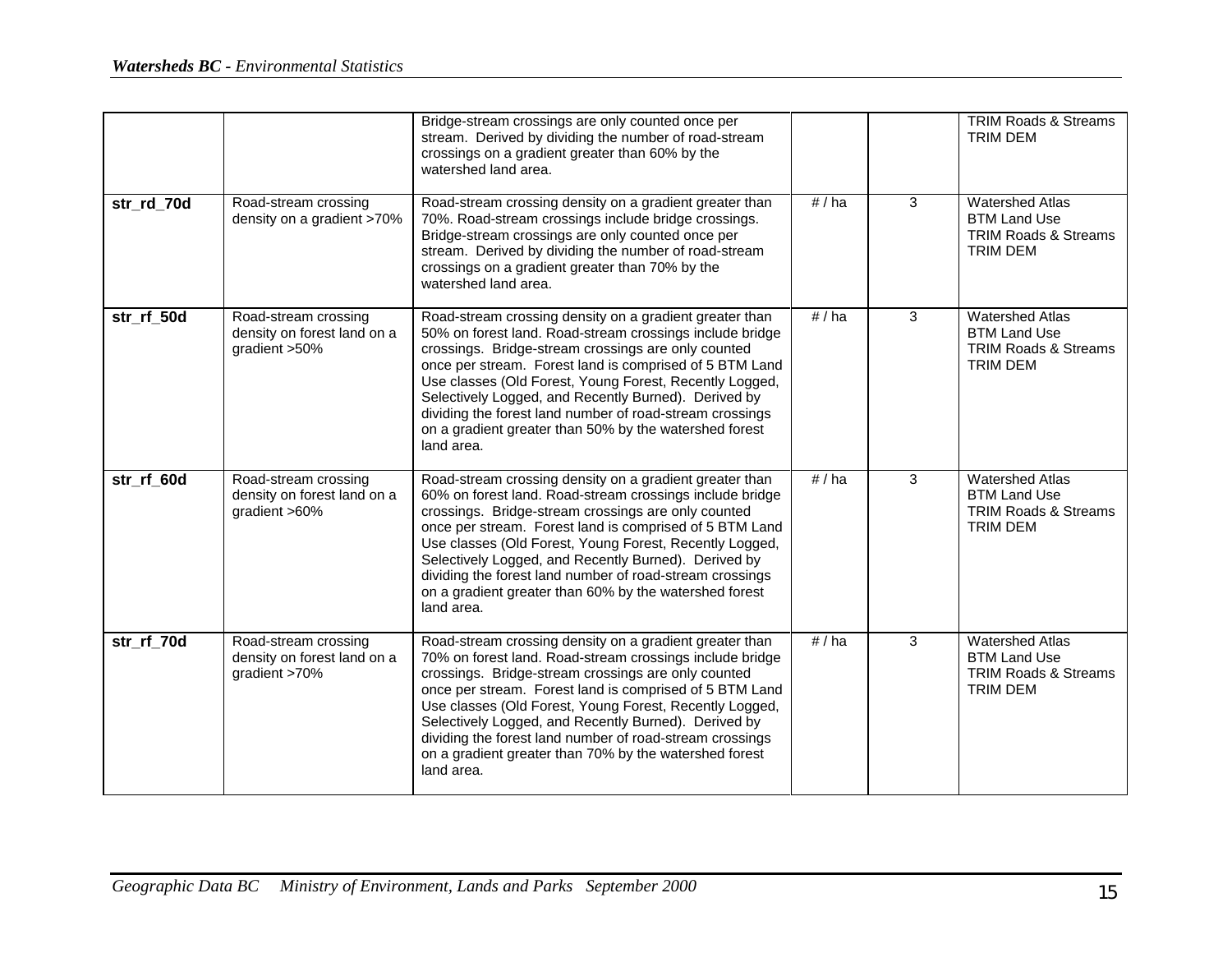| | | | | | |
|---|---|---|---|---|---|
| | | Bridge-stream crossings are only counted once per stream. Derived by dividing the number of road-stream crossings on a gradient greater than 60% by the watershed land area. | | | TRIM Roads & Streams<br>TRIM DEM |
| **str_rd_70d** | Road-stream crossing density on a gradient >70% | Road-stream crossing density on a gradient greater than 70%. Road-stream crossings include bridge crossings. Bridge-stream crossings are only counted once per stream. Derived by dividing the number of road-stream crossings on a gradient greater than 70% by the watershed land area. | # / ha | 3 | Watershed Atlas<br>BTM Land Use<br>TRIM Roads & Streams<br>TRIM DEM |
| **str_rf_50d** | Road-stream crossing density on forest land on a gradient >50% | Road-stream crossing density on a gradient greater than 50% on forest land. Road-stream crossings include bridge crossings. Bridge-stream crossings are only counted once per stream. Forest land is comprised of 5 BTM Land Use classes (Old Forest, Young Forest, Recently Logged, Selectively Logged, and Recently Burned). Derived by dividing the forest land number of road-stream crossings on a gradient greater than 50% by the watershed forest land area. | # / ha | 3 | Watershed Atlas<br>BTM Land Use<br>TRIM Roads & Streams<br>TRIM DEM |
| **str_rf_60d** | Road-stream crossing density on forest land on a gradient >60% | Road-stream crossing density on a gradient greater than 60% on forest land. Road-stream crossings include bridge crossings. Bridge-stream crossings are only counted once per stream. Forest land is comprised of 5 BTM Land Use classes (Old Forest, Young Forest, Recently Logged, Selectively Logged, and Recently Burned). Derived by dividing the forest land number of road-stream crossings on a gradient greater than 60% by the watershed forest land area. | # / ha | 3 | Watershed Atlas<br>BTM Land Use<br>TRIM Roads & Streams<br>TRIM DEM |
| **str_rf_70d** | Road-stream crossing density on forest land on a gradient >70% | Road-stream crossing density on a gradient greater than 70% on forest land. Road-stream crossings include bridge crossings. Bridge-stream crossings are only counted once per stream. Forest land is comprised of 5 BTM Land Use classes (Old Forest, Young Forest, Recently Logged, Selectively Logged, and Recently Burned). Derived by dividing the forest land number of road-stream crossings on a gradient greater than 70% by the watershed forest land area. | # / ha | 3 | Watershed Atlas<br>BTM Land Use<br>TRIM Roads & Streams<br>TRIM DEM |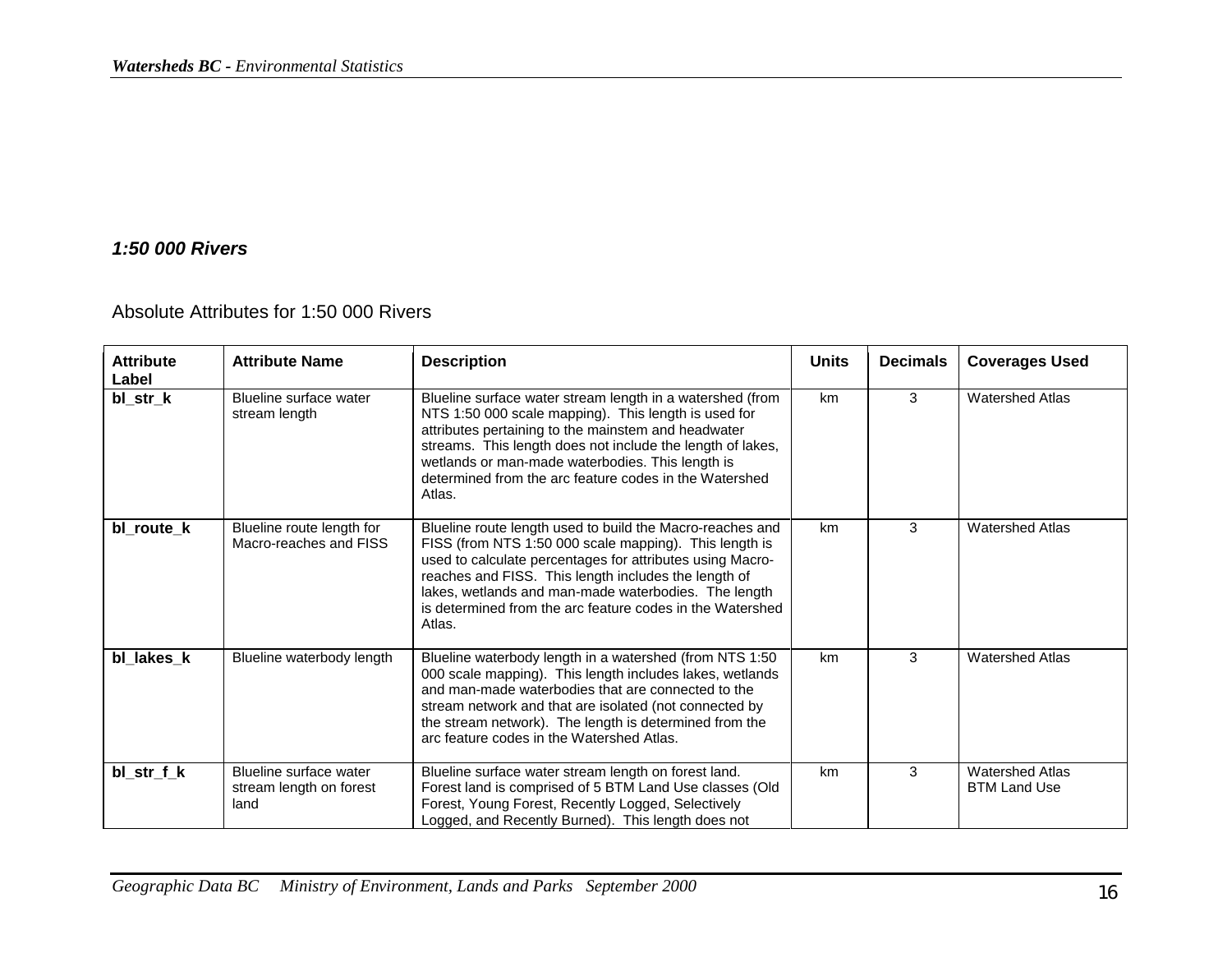### *1:50 000 Rivers*

Absolute Attributes for 1:50 000 Rivers

| Attribute Label | Attribute Name | Description | Units | Decimals | Coverages Used |
|---|---|---|---|---|---|
| **bl_str_k** | Blueline surface water stream length | Blueline surface water stream length in a watershed (from NTS 1:50 000 scale mapping). This length is used for attributes pertaining to the mainstem and headwater streams. This length does not include the length of lakes, wetlands or man-made waterbodies. This length is determined from the arc feature codes in the Watershed Atlas. | km | 3 | Watershed Atlas |
| **bl_route_k** | Blueline route length for Macro-reaches and FISS | Blueline route length used to build the Macro-reaches and FISS (from NTS 1:50 000 scale mapping). This length is used to calculate percentages for attributes using Macro-reaches and FISS. This length includes the length of lakes, wetlands and man-made waterbodies. The length is determined from the arc feature codes in the Watershed Atlas. | km | 3 | Watershed Atlas |
| **bl_lakes_k** | Blueline waterbody length | Blueline waterbody length in a watershed (from NTS 1:50 000 scale mapping). This length includes lakes, wetlands and man-made waterbodies that are connected to the stream network and that are isolated (not connected by the stream network). The length is determined from the arc feature codes in the Watershed Atlas. | km | 3 | Watershed Atlas |
| **bl_str_f_k** | Blueline surface water stream length on forest land | Blueline surface water stream length on forest land. Forest land is comprised of 5 BTM Land Use classes (Old Forest, Young Forest, Recently Logged, Selectively Logged, and Recently Burned). This length does not | km | 3 | Watershed Atlas<br>BTM Land Use |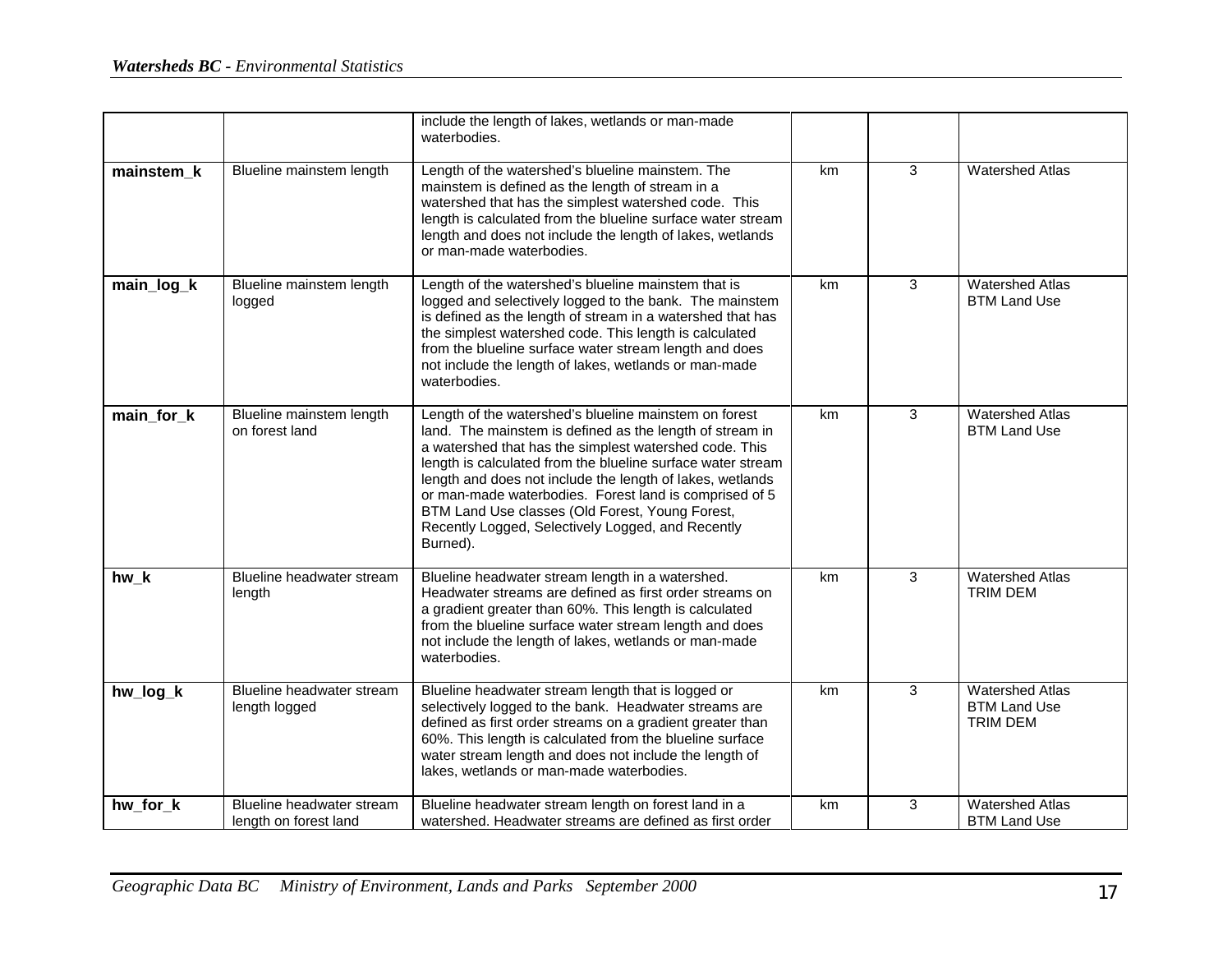| | | | | | |
|---|---|---|---|---|---|
| | | include the length of lakes, wetlands or man-made waterbodies. | | | |
| **mainstem_k** | Blueline mainstem length | Length of the watershed's blueline mainstem. The mainstem is defined as the length of stream in a watershed that has the simplest watershed code. This length is calculated from the blueline surface water stream length and does not include the length of lakes, wetlands or man-made waterbodies. | km | 3 | Watershed Atlas |
| **main_log_k** | Blueline mainstem length logged | Length of the watershed's blueline mainstem that is logged and selectively logged to the bank. The mainstem is defined as the length of stream in a watershed that has the simplest watershed code. This length is calculated from the blueline surface water stream length and does not include the length of lakes, wetlands or man-made waterbodies. | km | 3 | Watershed Atlas<br>BTM Land Use |
| **main_for_k** | Blueline mainstem length on forest land | Length of the watershed's blueline mainstem on forest land. The mainstem is defined as the length of stream in a watershed that has the simplest watershed code. This length is calculated from the blueline surface water stream length and does not include the length of lakes, wetlands or man-made waterbodies. Forest land is comprised of 5 BTM Land Use classes (Old Forest, Young Forest, Recently Logged, Selectively Logged, and Recently Burned). | km | 3 | Watershed Atlas<br>BTM Land Use |
| **hw_k** | Blueline headwater stream length | Blueline headwater stream length in a watershed. Headwater streams are defined as first order streams on a gradient greater than 60%. This length is calculated from the blueline surface water stream length and does not include the length of lakes, wetlands or man-made waterbodies. | km | 3 | Watershed Atlas<br>TRIM DEM |
| **hw_log_k** | Blueline headwater stream length logged | Blueline headwater stream length that is logged or selectively logged to the bank. Headwater streams are defined as first order streams on a gradient greater than 60%. This length is calculated from the blueline surface water stream length and does not include the length of lakes, wetlands or man-made waterbodies. | km | 3 | Watershed Atlas<br>BTM Land Use<br>TRIM DEM |
| **hw_for_k** | Blueline headwater stream length on forest land | Blueline headwater stream length on forest land in a watershed. Headwater streams are defined as first order | km | 3 | Watershed Atlas<br>BTM Land Use |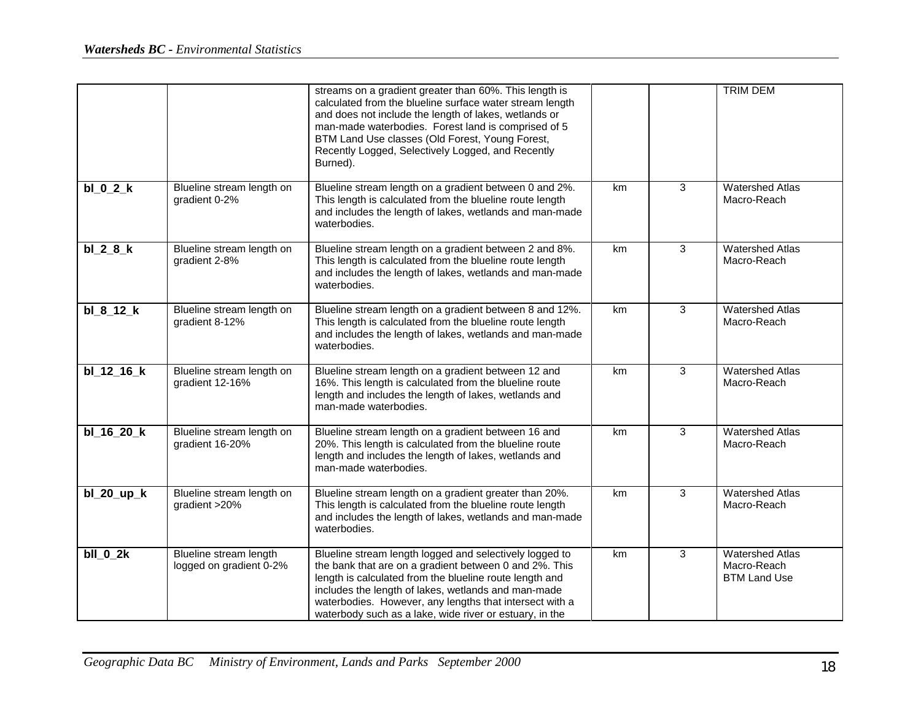| | | streams on a gradient greater than 60%. This length is calculated from the blueline surface water stream length and does not include the length of lakes, wetlands or man-made waterbodies. Forest land is comprised of 5 BTM Land Use classes (Old Forest, Young Forest, Recently Logged, Selectively Logged, and Recently Burned). | | | TRIM DEM |
|---|---|---|---|---|---|
| **bl_0_2_k** | Blueline stream length on gradient 0-2% | Blueline stream length on a gradient between 0 and 2%. This length is calculated from the blueline route length and includes the length of lakes, wetlands and man-made waterbodies. | km | 3 | Watershed Atlas Macro-Reach |
| **bl_2_8_k** | Blueline stream length on gradient 2-8% | Blueline stream length on a gradient between 2 and 8%. This length is calculated from the blueline route length and includes the length of lakes, wetlands and man-made waterbodies. | km | 3 | Watershed Atlas Macro-Reach |
| **bl_8_12_k** | Blueline stream length on gradient 8-12% | Blueline stream length on a gradient between 8 and 12%. This length is calculated from the blueline route length and includes the length of lakes, wetlands and man-made waterbodies. | km | 3 | Watershed Atlas Macro-Reach |
| **bl_12_16_k** | Blueline stream length on gradient 12-16% | Blueline stream length on a gradient between 12 and 16%. This length is calculated from the blueline route length and includes the length of lakes, wetlands and man-made waterbodies. | km | 3 | Watershed Atlas Macro-Reach |
| **bl_16_20_k** | Blueline stream length on gradient 16-20% | Blueline stream length on a gradient between 16 and 20%. This length is calculated from the blueline route length and includes the length of lakes, wetlands and man-made waterbodies. | km | 3 | Watershed Atlas Macro-Reach |
| **bl_20_up_k** | Blueline stream length on gradient >20% | Blueline stream length on a gradient greater than 20%. This length is calculated from the blueline route length and includes the length of lakes, wetlands and man-made waterbodies. | km | 3 | Watershed Atlas Macro-Reach |
| **bll_0_2k** | Blueline stream length logged on gradient 0-2% | Blueline stream length logged and selectively logged to the bank that are on a gradient between 0 and 2%. This length is calculated from the blueline route length and includes the length of lakes, wetlands and man-made waterbodies. However, any lengths that intersect with a waterbody such as a lake, wide river or estuary, in the | km | 3 | Watershed Atlas Macro-Reach BTM Land Use |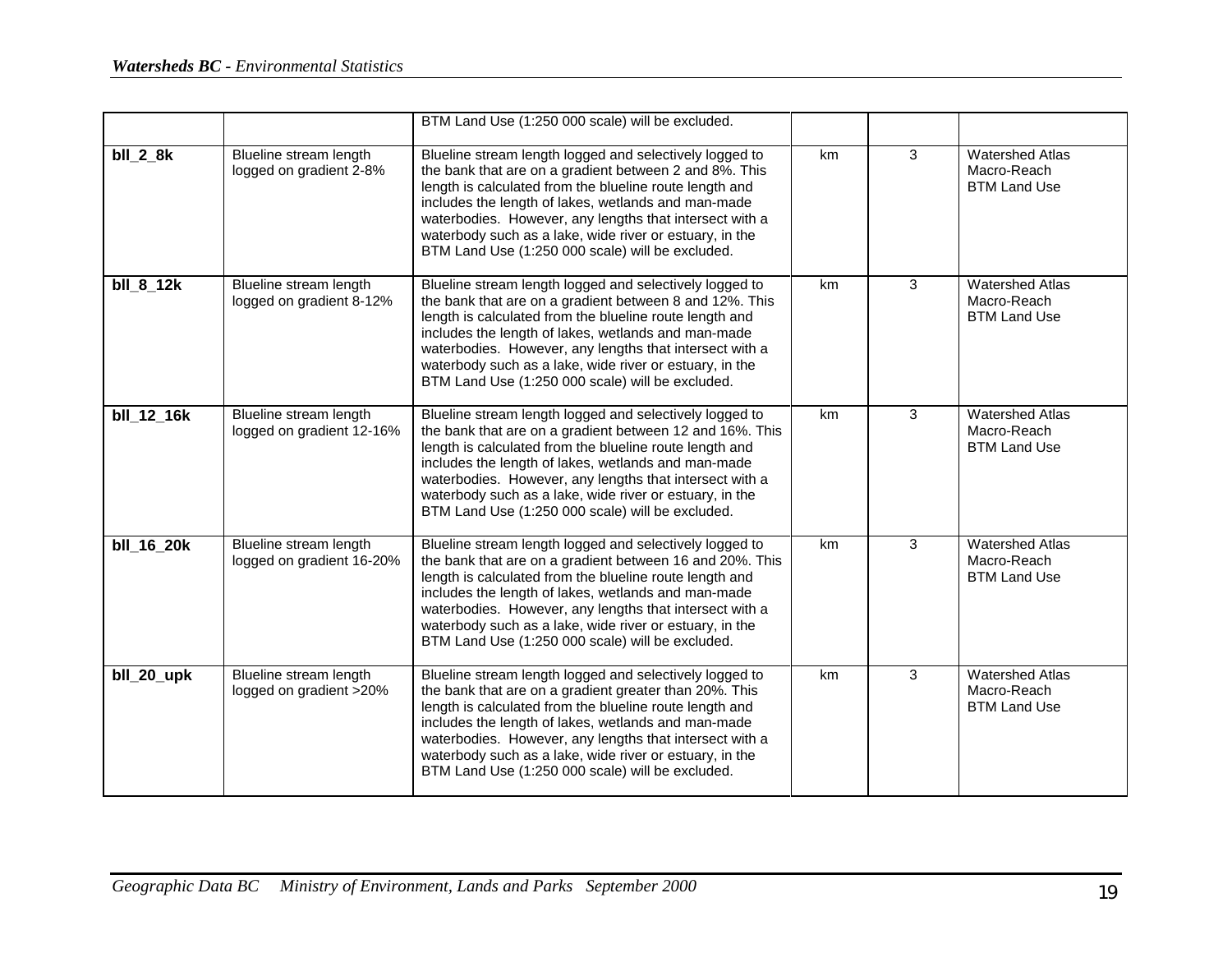| | | BTM Land Use (1:250 000 scale) will be excluded. | | | |
|---|---|---|---|---|---|
| **bll_2_8k** | Blueline stream length logged on gradient 2-8% | Blueline stream length logged and selectively logged to the bank that are on a gradient between 2 and 8%. This length is calculated from the blueline route length and includes the length of lakes, wetlands and man-made waterbodies. However, any lengths that intersect with a waterbody such as a lake, wide river or estuary, in the BTM Land Use (1:250 000 scale) will be excluded. | km | 3 | Watershed Atlas Macro-Reach BTM Land Use |
| **bll_8_12k** | Blueline stream length logged on gradient 8-12% | Blueline stream length logged and selectively logged to the bank that are on a gradient between 8 and 12%. This length is calculated from the blueline route length and includes the length of lakes, wetlands and man-made waterbodies. However, any lengths that intersect with a waterbody such as a lake, wide river or estuary, in the BTM Land Use (1:250 000 scale) will be excluded. | km | 3 | Watershed Atlas Macro-Reach BTM Land Use |
| **bll_12_16k** | Blueline stream length logged on gradient 12-16% | Blueline stream length logged and selectively logged to the bank that are on a gradient between 12 and 16%. This length is calculated from the blueline route length and includes the length of lakes, wetlands and man-made waterbodies. However, any lengths that intersect with a waterbody such as a lake, wide river or estuary, in the BTM Land Use (1:250 000 scale) will be excluded. | km | 3 | Watershed Atlas Macro-Reach BTM Land Use |
| **bll_16_20k** | Blueline stream length logged on gradient 16-20% | Blueline stream length logged and selectively logged to the bank that are on a gradient between 16 and 20%. This length is calculated from the blueline route length and includes the length of lakes, wetlands and man-made waterbodies. However, any lengths that intersect with a waterbody such as a lake, wide river or estuary, in the BTM Land Use (1:250 000 scale) will be excluded. | km | 3 | Watershed Atlas Macro-Reach BTM Land Use |
| **bll_20_upk** | Blueline stream length logged on gradient >20% | Blueline stream length logged and selectively logged to the bank that are on a gradient greater than 20%. This length is calculated from the blueline route length and includes the length of lakes, wetlands and man-made waterbodies. However, any lengths that intersect with a waterbody such as a lake, wide river or estuary, in the BTM Land Use (1:250 000 scale) will be excluded. | km | 3 | Watershed Atlas Macro-Reach BTM Land Use |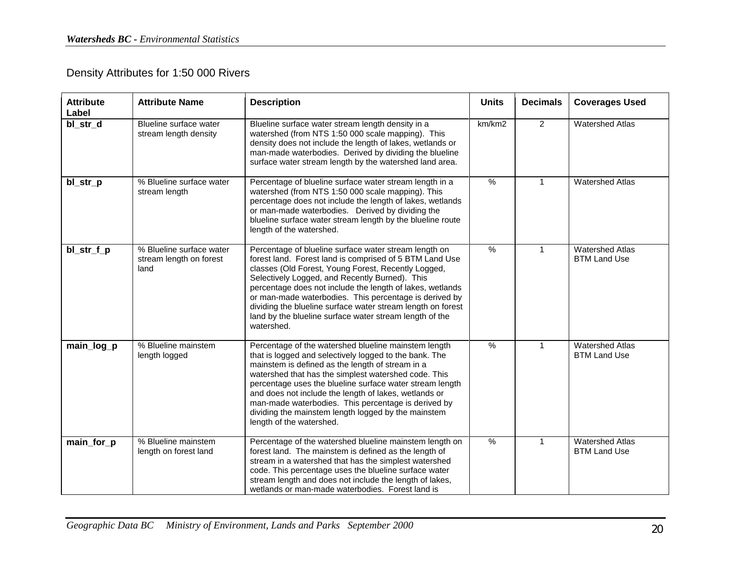## Density Attributes for 1:50 000 Rivers

| Attribute Label | Attribute Name | Description | Units | Decimals | Coverages Used |
|---|---|---|---|---|---|
| **bl_str_d** | Blueline surface water stream length density | Blueline surface water stream length density in a watershed (from NTS 1:50 000 scale mapping). This density does not include the length of lakes, wetlands or man-made waterbodies. Derived by dividing the blueline surface water stream length by the watershed land area. | km/km2 | 2 | Watershed Atlas |
| **bl_str_p** | % Blueline surface water stream length | Percentage of blueline surface water stream length in a watershed (from NTS 1:50 000 scale mapping). This percentage does not include the length of lakes, wetlands or man-made waterbodies. Derived by dividing the blueline surface water stream length by the blueline route length of the watershed. | % | 1 | Watershed Atlas |
| **bl_str_f_p** | % Blueline surface water stream length on forest land | Percentage of blueline surface water stream length on forest land. Forest land is comprised of 5 BTM Land Use classes (Old Forest, Young Forest, Recently Logged, Selectively Logged, and Recently Burned). This percentage does not include the length of lakes, wetlands or man-made waterbodies. This percentage is derived by dividing the blueline surface water stream length on forest land by the blueline surface water stream length of the watershed. | % | 1 | Watershed Atlas<br>BTM Land Use |
| **main_log_p** | % Blueline mainstem length logged | Percentage of the watershed blueline mainstem length that is logged and selectively logged to the bank. The mainstem is defined as the length of stream in a watershed that has the simplest watershed code. This percentage uses the blueline surface water stream length and does not include the length of lakes, wetlands or man-made waterbodies. This percentage is derived by dividing the mainstem length logged by the mainstem length of the watershed. | % | 1 | Watershed Atlas<br>BTM Land Use |
| **main_for_p** | % Blueline mainstem length on forest land | Percentage of the watershed blueline mainstem length on forest land. The mainstem is defined as the length of stream in a watershed that has the simplest watershed code. This percentage uses the blueline surface water stream length and does not include the length of lakes, wetlands or man-made waterbodies. Forest land is | % | 1 | Watershed Atlas<br>BTM Land Use |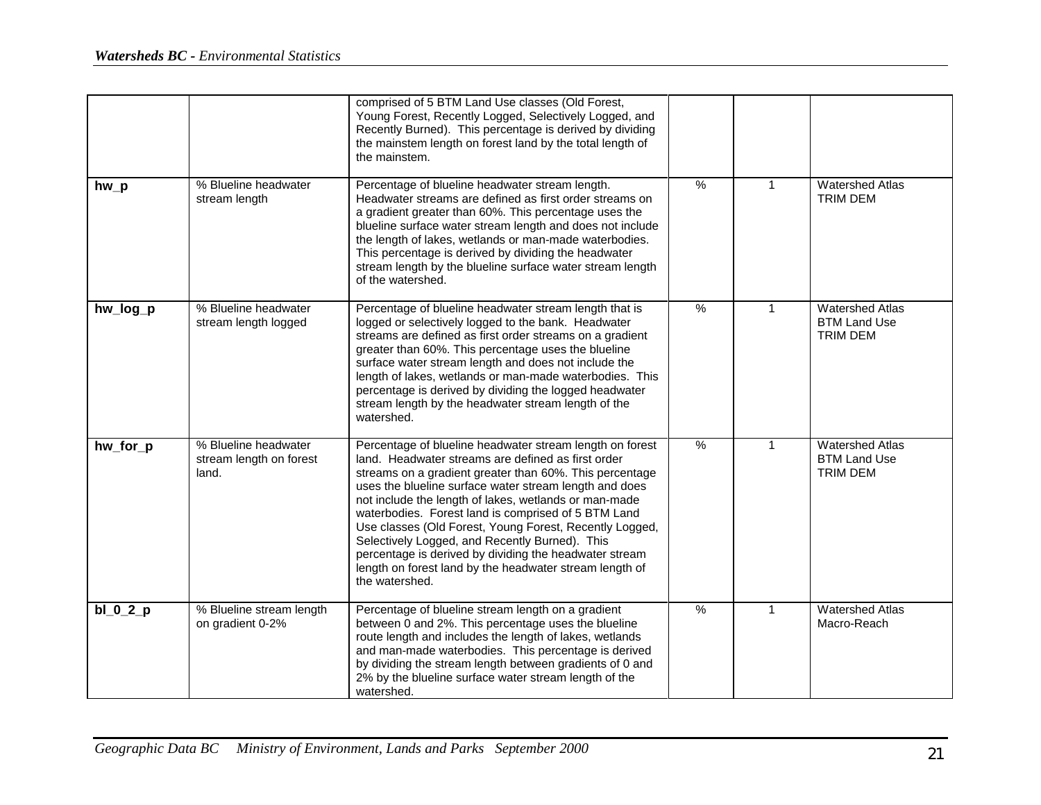| | | | | | |
|---|---|---|---|---|---|
| | | comprised of 5 BTM Land Use classes (Old Forest, Young Forest, Recently Logged, Selectively Logged, and Recently Burned). This percentage is derived by dividing the mainstem length on forest land by the total length of the mainstem. | | | |
| **hw_p** | % Blueline headwater stream length | Percentage of blueline headwater stream length. Headwater streams are defined as first order streams on a gradient greater than 60%. This percentage uses the blueline surface water stream length and does not include the length of lakes, wetlands or man-made waterbodies. This percentage is derived by dividing the headwater stream length by the blueline surface water stream length of the watershed. | % | 1 | Watershed Atlas TRIM DEM |
| **hw_log_p** | % Blueline headwater stream length logged | Percentage of blueline headwater stream length that is logged or selectively logged to the bank. Headwater streams are defined as first order streams on a gradient greater than 60%. This percentage uses the blueline surface water stream length and does not include the length of lakes, wetlands or man-made waterbodies. This percentage is derived by dividing the logged headwater stream length by the headwater stream length of the watershed. | % | 1 | Watershed Atlas BTM Land Use TRIM DEM |
| **hw_for_p** | % Blueline headwater stream length on forest land. | Percentage of blueline headwater stream length on forest land. Headwater streams are defined as first order streams on a gradient greater than 60%. This percentage uses the blueline surface water stream length and does not include the length of lakes, wetlands or man-made waterbodies. Forest land is comprised of 5 BTM Land Use classes (Old Forest, Young Forest, Recently Logged, Selectively Logged, and Recently Burned). This percentage is derived by dividing the headwater stream length on forest land by the headwater stream length of the watershed. | % | 1 | Watershed Atlas BTM Land Use TRIM DEM |
| **bl_0_2_p** | % Blueline stream length on gradient 0-2% | Percentage of blueline stream length on a gradient between 0 and 2%. This percentage uses the blueline route length and includes the length of lakes, wetlands and man-made waterbodies. This percentage is derived by dividing the stream length between gradients of 0 and 2% by the blueline surface water stream length of the watershed. | % | 1 | Watershed Atlas Macro-Reach |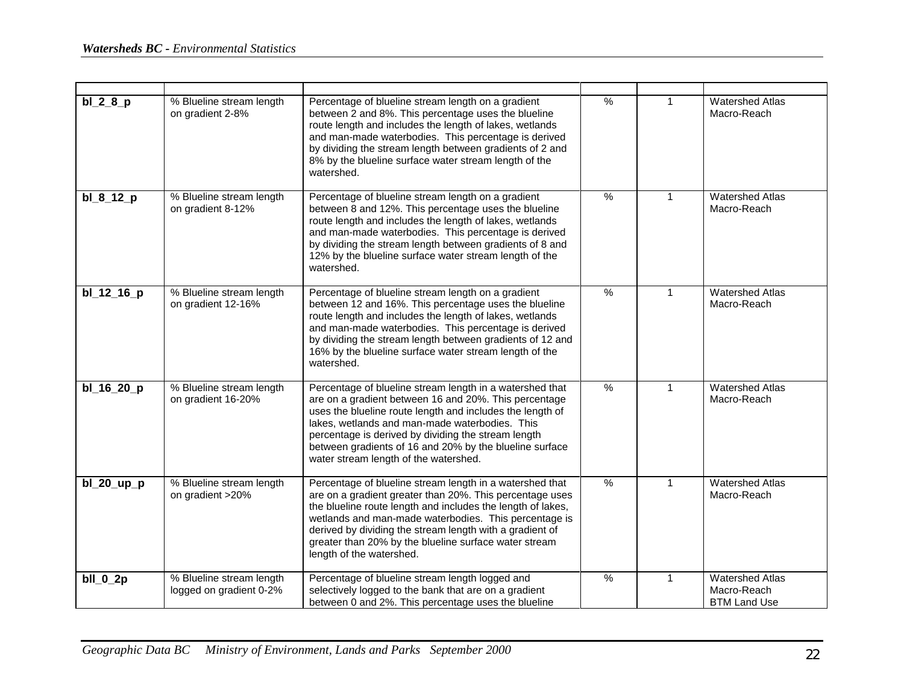| | | | | | |
|---|---|---|---|---|---|
| **bl_2_8_p** | % Blueline stream length on gradient 2-8% | Percentage of blueline stream length on a gradient between 2 and 8%. This percentage uses the blueline route length and includes the length of lakes, wetlands and man-made waterbodies. This percentage is derived by dividing the stream length between gradients of 2 and 8% by the blueline surface water stream length of the watershed. | % | 1 | Watershed Atlas Macro-Reach |
| **bl_8_12_p** | % Blueline stream length on gradient 8-12% | Percentage of blueline stream length on a gradient between 8 and 12%. This percentage uses the blueline route length and includes the length of lakes, wetlands and man-made waterbodies. This percentage is derived by dividing the stream length between gradients of 8 and 12% by the blueline surface water stream length of the watershed. | % | 1 | Watershed Atlas Macro-Reach |
| **bl_12_16_p** | % Blueline stream length on gradient 12-16% | Percentage of blueline stream length on a gradient between 12 and 16%. This percentage uses the blueline route length and includes the length of lakes, wetlands and man-made waterbodies. This percentage is derived by dividing the stream length between gradients of 12 and 16% by the blueline surface water stream length of the watershed. | % | 1 | Watershed Atlas Macro-Reach |
| **bl_16_20_p** | % Blueline stream length on gradient 16-20% | Percentage of blueline stream length in a watershed that are on a gradient between 16 and 20%. This percentage uses the blueline route length and includes the length of lakes, wetlands and man-made waterbodies. This percentage is derived by dividing the stream length between gradients of 16 and 20% by the blueline surface water stream length of the watershed. | % | 1 | Watershed Atlas Macro-Reach |
| **bl_20_up_p** | % Blueline stream length on gradient >20% | Percentage of blueline stream length in a watershed that are on a gradient greater than 20%. This percentage uses the blueline route length and includes the length of lakes, wetlands and man-made waterbodies. This percentage is derived by dividing the stream length with a gradient of greater than 20% by the blueline surface water stream length of the watershed. | % | 1 | Watershed Atlas Macro-Reach |
| **bll_0_2p** | % Blueline stream length logged on gradient 0-2% | Percentage of blueline stream length logged and selectively logged to the bank that are on a gradient between 0 and 2%. This percentage uses the blueline | % | 1 | Watershed Atlas Macro-Reach BTM Land Use |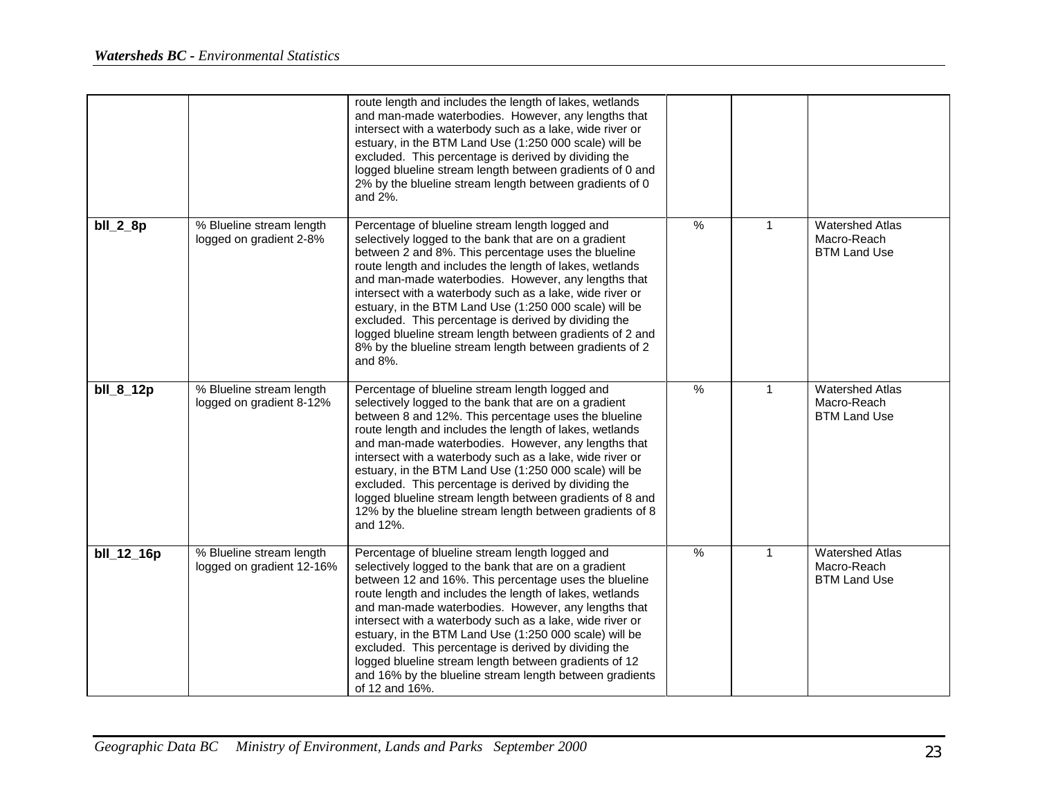| | | | | | |
|---|---|---|---|---|---|
| | | route length and includes the length of lakes, wetlands and man-made waterbodies. However, any lengths that intersect with a waterbody such as a lake, wide river or estuary, in the BTM Land Use (1:250 000 scale) will be excluded. This percentage is derived by dividing the logged blueline stream length between gradients of 0 and 2% by the blueline stream length between gradients of 0 and 2%. | | | |
| **bll_2_8p** | % Blueline stream length logged on gradient 2-8% | Percentage of blueline stream length logged and selectively logged to the bank that are on a gradient between 2 and 8%. This percentage uses the blueline route length and includes the length of lakes, wetlands and man-made waterbodies. However, any lengths that intersect with a waterbody such as a lake, wide river or estuary, in the BTM Land Use (1:250 000 scale) will be excluded. This percentage is derived by dividing the logged blueline stream length between gradients of 2 and 8% by the blueline stream length between gradients of 2 and 8%. | % | 1 | Watershed Atlas Macro-Reach BTM Land Use |
| **bll_8_12p** | % Blueline stream length logged on gradient 8-12% | Percentage of blueline stream length logged and selectively logged to the bank that are on a gradient between 8 and 12%. This percentage uses the blueline route length and includes the length of lakes, wetlands and man-made waterbodies. However, any lengths that intersect with a waterbody such as a lake, wide river or estuary, in the BTM Land Use (1:250 000 scale) will be excluded. This percentage is derived by dividing the logged blueline stream length between gradients of 8 and 12% by the blueline stream length between gradients of 8 and 12%. | % | 1 | Watershed Atlas Macro-Reach BTM Land Use |
| **bll_12_16p** | % Blueline stream length logged on gradient 12-16% | Percentage of blueline stream length logged and selectively logged to the bank that are on a gradient between 12 and 16%. This percentage uses the blueline route length and includes the length of lakes, wetlands and man-made waterbodies. However, any lengths that intersect with a waterbody such as a lake, wide river or estuary, in the BTM Land Use (1:250 000 scale) will be excluded. This percentage is derived by dividing the logged blueline stream length between gradients of 12 and 16% by the blueline stream length between gradients of 12 and 16%. | % | 1 | Watershed Atlas Macro-Reach BTM Land Use |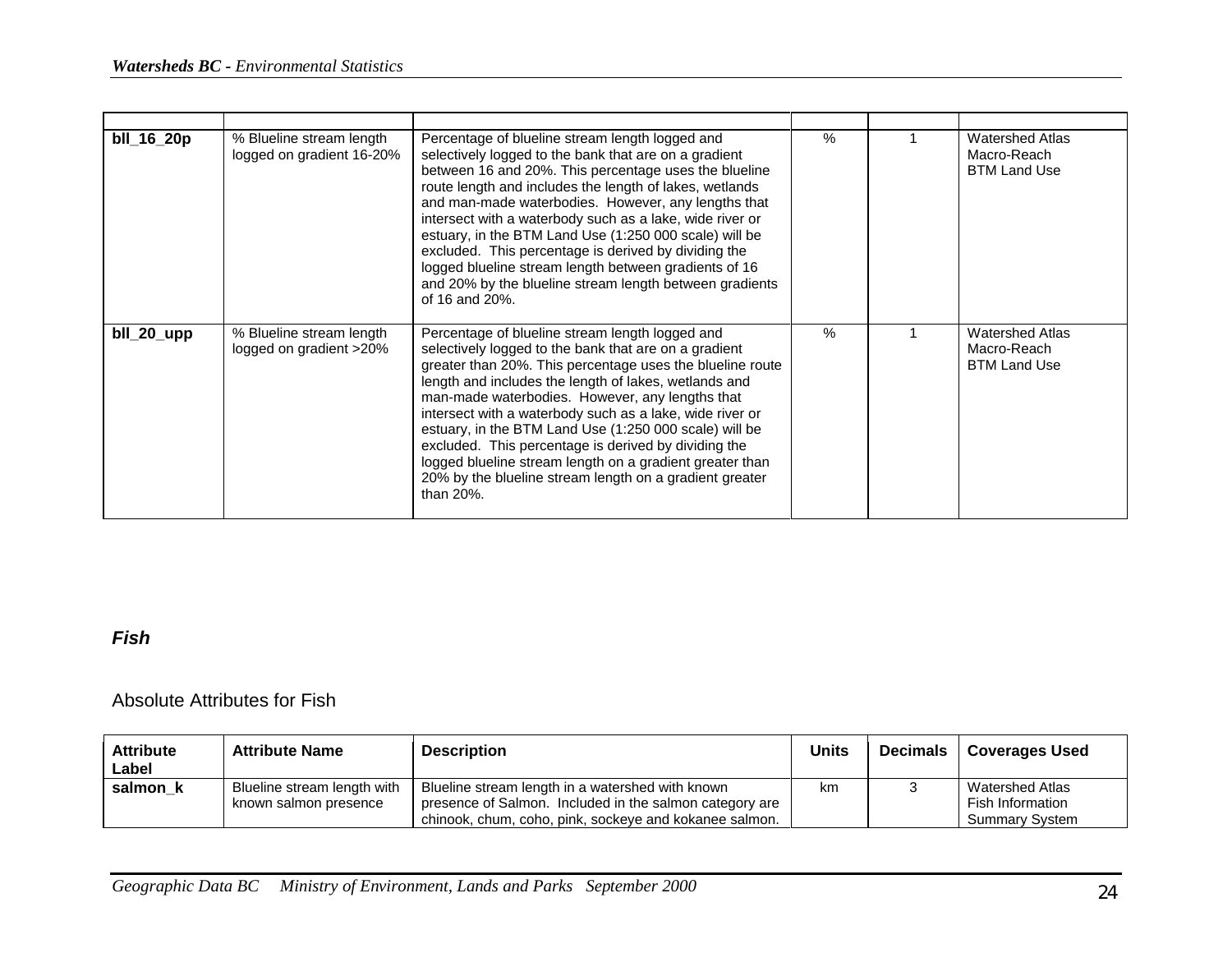| | | | | | |
|---|---|---|---|---|---|
| **bll_16_20p** | % Blueline stream length logged on gradient 16-20% | Percentage of blueline stream length logged and selectively logged to the bank that are on a gradient between 16 and 20%. This percentage uses the blueline route length and includes the length of lakes, wetlands and man-made waterbodies. However, any lengths that intersect with a waterbody such as a lake, wide river or estuary, in the BTM Land Use (1:250 000 scale) will be excluded. This percentage is derived by dividing the logged blueline stream length between gradients of 16 and 20% by the blueline stream length between gradients of 16 and 20%. | % | 1 | Watershed Atlas Macro-Reach BTM Land Use |
| **bll_20_upp** | % Blueline stream length logged on gradient >20% | Percentage of blueline stream length logged and selectively logged to the bank that are on a gradient greater than 20%. This percentage uses the blueline route length and includes the length of lakes, wetlands and man-made waterbodies. However, any lengths that intersect with a waterbody such as a lake, wide river or estuary, in the BTM Land Use (1:250 000 scale) will be excluded. This percentage is derived by dividing the logged blueline stream length on a gradient greater than 20% by the blueline stream length on a gradient greater than 20%. | % | 1 | Watershed Atlas Macro-Reach BTM Land Use |

### *Fish*

#### Absolute Attributes for Fish

| Attribute Label | Attribute Name | Description | Units | Decimals | Coverages Used |
|---|---|---|---|---|---|
| **salmon_k** | Blueline stream length with known salmon presence | Blueline stream length in a watershed with known presence of Salmon. Included in the salmon category are chinook, chum, coho, pink, sockeye and kokanee salmon. | km | 3 | Watershed Atlas Fish Information Summary System |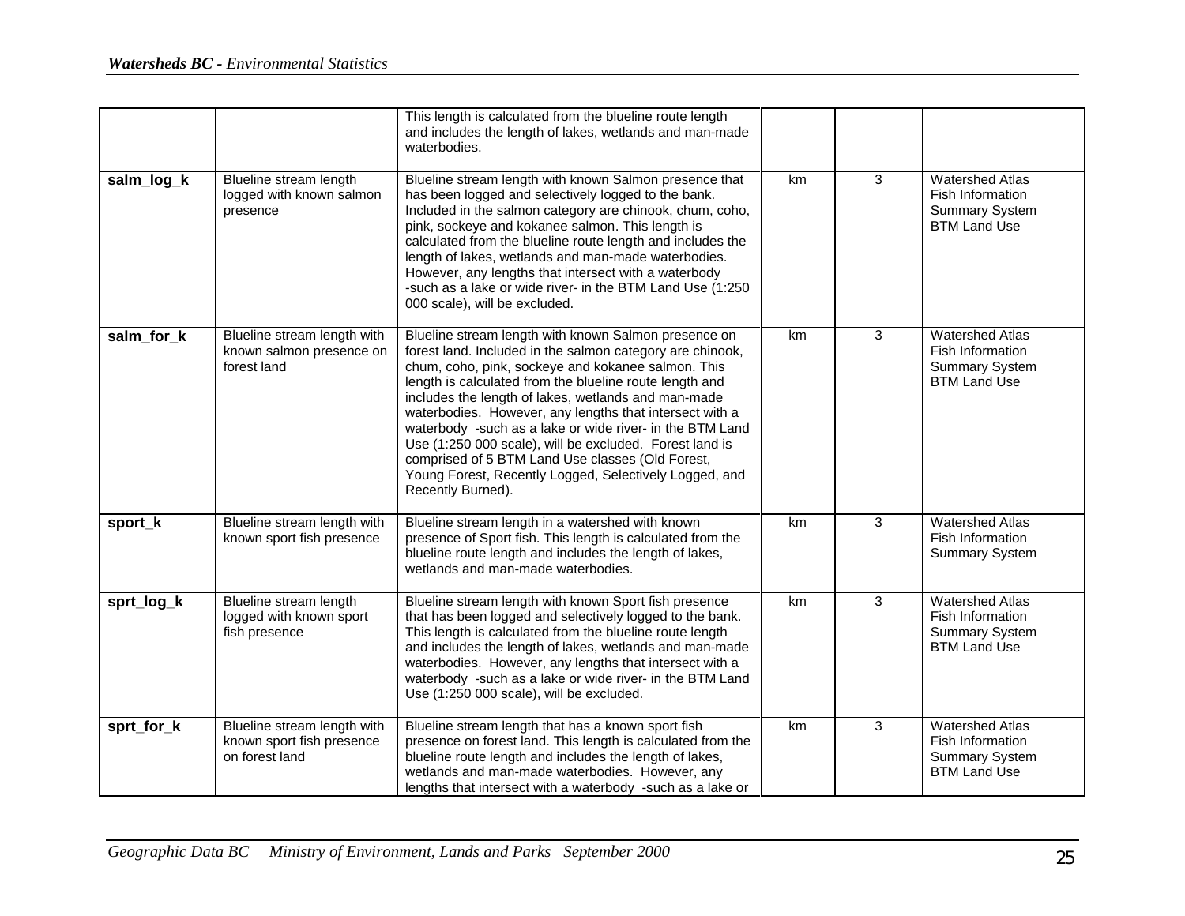| | | | | | |
|---|---|---|---|---|---|
| | | This length is calculated from the blueline route length and includes the length of lakes, wetlands and man-made waterbodies. | | | |
| **salm_log_k** | Blueline stream length logged with known salmon presence | Blueline stream length with known Salmon presence that has been logged and selectively logged to the bank. Included in the salmon category are chinook, chum, coho, pink, sockeye and kokanee salmon. This length is calculated from the blueline route length and includes the length of lakes, wetlands and man-made waterbodies. However, any lengths that intersect with a waterbody -such as a lake or wide river- in the BTM Land Use (1:250 000 scale), will be excluded. | km | 3 | Watershed Atlas Fish Information Summary System BTM Land Use |
| **salm_for_k** | Blueline stream length with known salmon presence on forest land | Blueline stream length with known Salmon presence on forest land. Included in the salmon category are chinook, chum, coho, pink, sockeye and kokanee salmon. This length is calculated from the blueline route length and includes the length of lakes, wetlands and man-made waterbodies. However, any lengths that intersect with a waterbody -such as a lake or wide river- in the BTM Land Use (1:250 000 scale), will be excluded. Forest land is comprised of 5 BTM Land Use classes (Old Forest, Young Forest, Recently Logged, Selectively Logged, and Recently Burned). | km | 3 | Watershed Atlas Fish Information Summary System BTM Land Use |
| **sport_k** | Blueline stream length with known sport fish presence | Blueline stream length in a watershed with known presence of Sport fish. This length is calculated from the blueline route length and includes the length of lakes, wetlands and man-made waterbodies. | km | 3 | Watershed Atlas Fish Information Summary System |
| **sprt_log_k** | Blueline stream length logged with known sport fish presence | Blueline stream length with known Sport fish presence that has been logged and selectively logged to the bank. This length is calculated from the blueline route length and includes the length of lakes, wetlands and man-made waterbodies. However, any lengths that intersect with a waterbody -such as a lake or wide river- in the BTM Land Use (1:250 000 scale), will be excluded. | km | 3 | Watershed Atlas Fish Information Summary System BTM Land Use |
| **sprt_for_k** | Blueline stream length with known sport fish presence on forest land | Blueline stream length that has a known sport fish presence on forest land. This length is calculated from the blueline route length and includes the length of lakes, wetlands and man-made waterbodies. However, any lengths that intersect with a waterbody -such as a lake or | km | 3 | Watershed Atlas Fish Information Summary System BTM Land Use |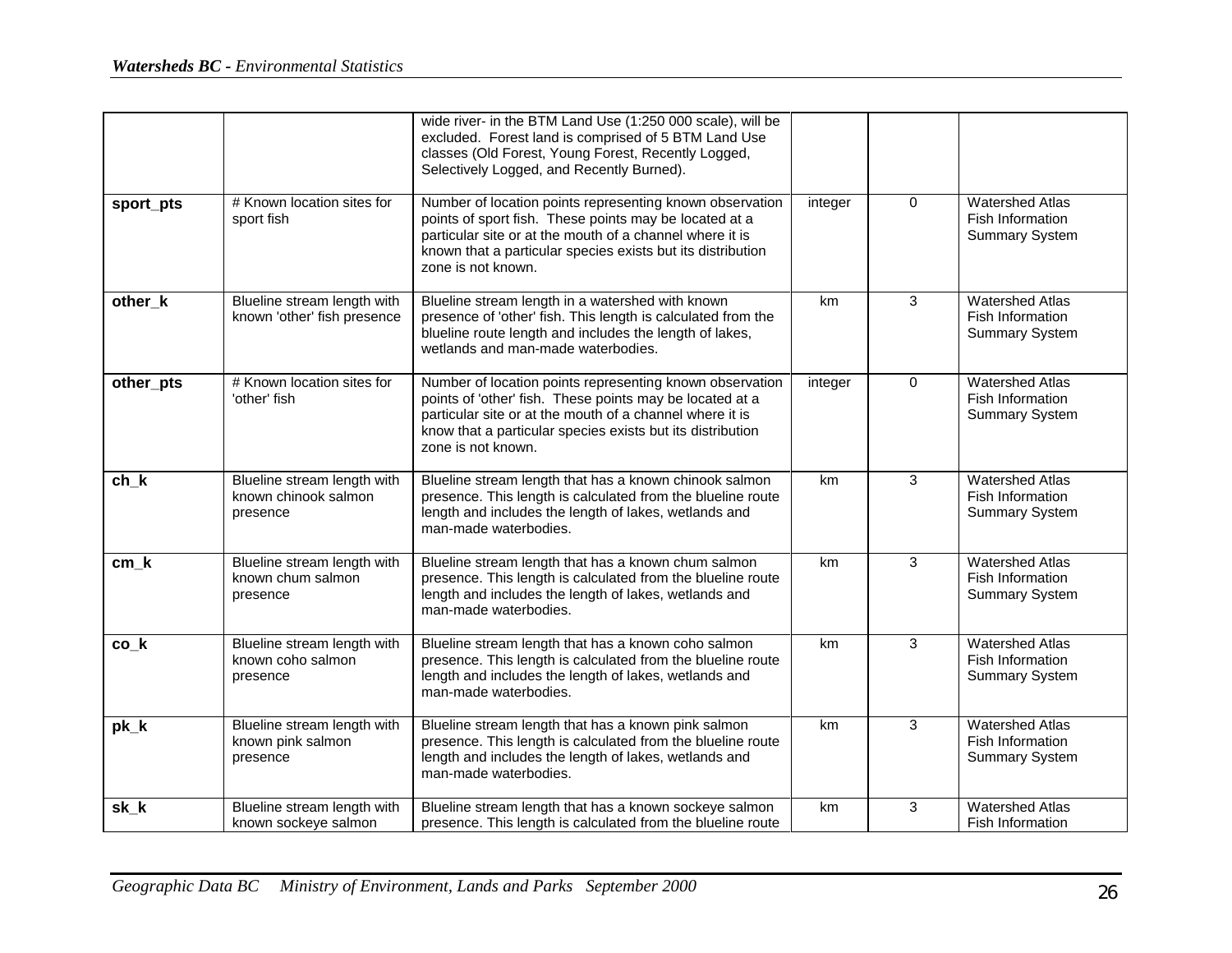| | | | | | |
|---|---|---|---|---|---|
| | | wide river- in the BTM Land Use (1:250 000 scale), will be excluded. Forest land is comprised of 5 BTM Land Use classes (Old Forest, Young Forest, Recently Logged, Selectively Logged, and Recently Burned). | | | |
| **sport_pts** | # Known location sites for sport fish | Number of location points representing known observation points of sport fish. These points may be located at a particular site or at the mouth of a channel where it is known that a particular species exists but its distribution zone is not known. | integer | 0 | Watershed Atlas Fish Information Summary System |
| **other_k** | Blueline stream length with known 'other' fish presence | Blueline stream length in a watershed with known presence of 'other' fish. This length is calculated from the blueline route length and includes the length of lakes, wetlands and man-made waterbodies. | km | 3 | Watershed Atlas Fish Information Summary System |
| **other_pts** | # Known location sites for 'other' fish | Number of location points representing known observation points of 'other' fish. These points may be located at a particular site or at the mouth of a channel where it is know that a particular species exists but its distribution zone is not known. | integer | 0 | Watershed Atlas Fish Information Summary System |
| **ch_k** | Blueline stream length with known chinook salmon presence | Blueline stream length that has a known chinook salmon presence. This length is calculated from the blueline route length and includes the length of lakes, wetlands and man-made waterbodies. | km | 3 | Watershed Atlas Fish Information Summary System |
| **cm_k** | Blueline stream length with known chum salmon presence | Blueline stream length that has a known chum salmon presence. This length is calculated from the blueline route length and includes the length of lakes, wetlands and man-made waterbodies. | km | 3 | Watershed Atlas Fish Information Summary System |
| **co_k** | Blueline stream length with known coho salmon presence | Blueline stream length that has a known coho salmon presence. This length is calculated from the blueline route length and includes the length of lakes, wetlands and man-made waterbodies. | km | 3 | Watershed Atlas Fish Information Summary System |
| **pk_k** | Blueline stream length with known pink salmon presence | Blueline stream length that has a known pink salmon presence. This length is calculated from the blueline route length and includes the length of lakes, wetlands and man-made waterbodies. | km | 3 | Watershed Atlas Fish Information Summary System |
| **sk_k** | Blueline stream length with known sockeye salmon | Blueline stream length that has a known sockeye salmon presence. This length is calculated from the blueline route | km | 3 | Watershed Atlas Fish Information |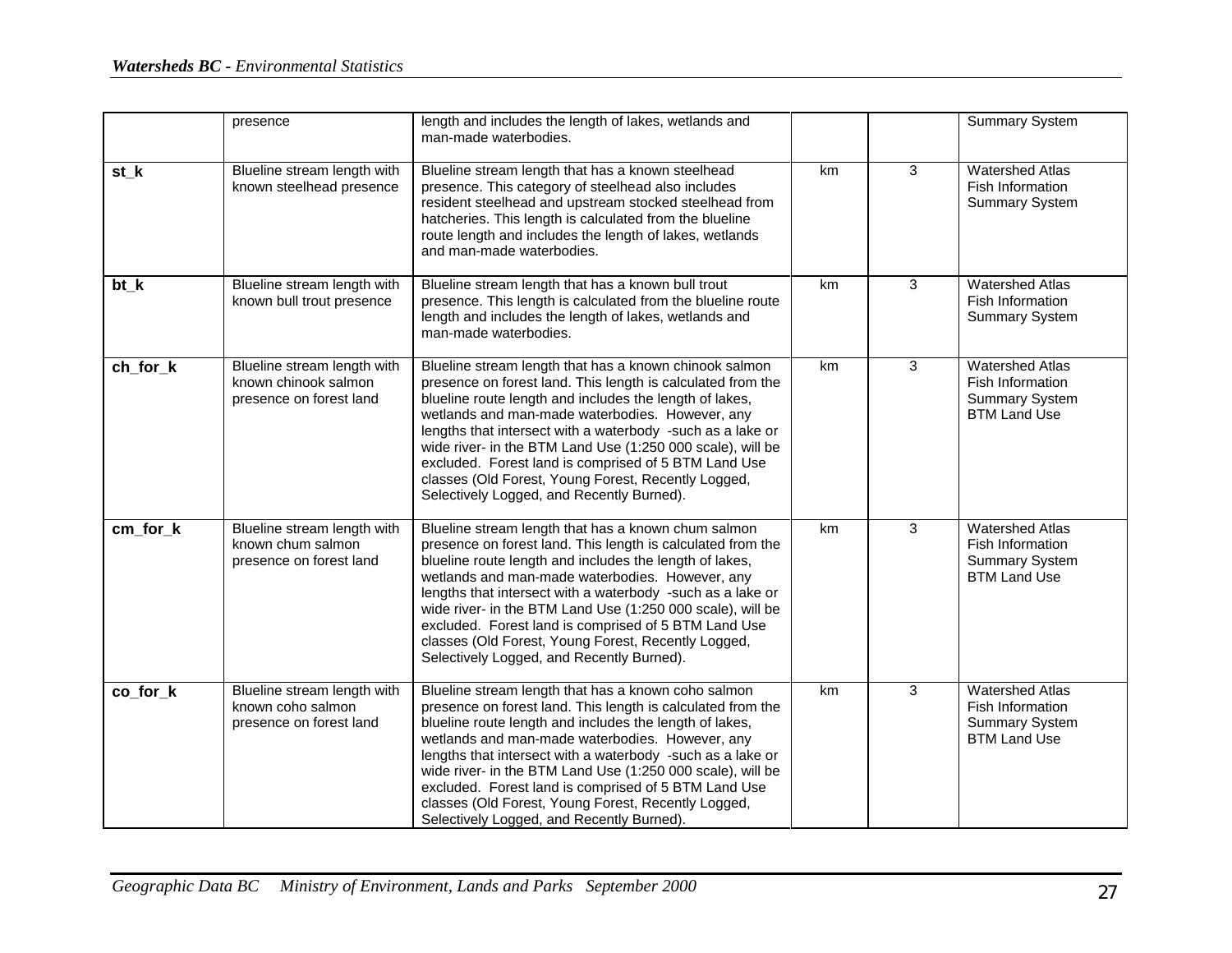|  | presence | length and includes the length of lakes, wetlands and man-made waterbodies. |  |  | Summary System |
|---|---|---|---|---|---|
| **st_k** | Blueline stream length with known steelhead presence | Blueline stream length that has a known steelhead presence. This category of steelhead also includes resident steelhead and upstream stocked steelhead from hatcheries. This length is calculated from the blueline route length and includes the length of lakes, wetlands and man-made waterbodies. | km | 3 | Watershed Atlas Fish Information Summary System |
| **bt_k** | Blueline stream length with known bull trout presence | Blueline stream length that has a known bull trout presence. This length is calculated from the blueline route length and includes the length of lakes, wetlands and man-made waterbodies. | km | 3 | Watershed Atlas Fish Information Summary System |
| **ch_for_k** | Blueline stream length with known chinook salmon presence on forest land | Blueline stream length that has a known chinook salmon presence on forest land. This length is calculated from the blueline route length and includes the length of lakes, wetlands and man-made waterbodies. However, any lengths that intersect with a waterbody -such as a lake or wide river- in the BTM Land Use (1:250 000 scale), will be excluded. Forest land is comprised of 5 BTM Land Use classes (Old Forest, Young Forest, Recently Logged, Selectively Logged, and Recently Burned). | km | 3 | Watershed Atlas Fish Information Summary System BTM Land Use |
| **cm_for_k** | Blueline stream length with known chum salmon presence on forest land | Blueline stream length that has a known chum salmon presence on forest land. This length is calculated from the blueline route length and includes the length of lakes, wetlands and man-made waterbodies. However, any lengths that intersect with a waterbody -such as a lake or wide river- in the BTM Land Use (1:250 000 scale), will be excluded. Forest land is comprised of 5 BTM Land Use classes (Old Forest, Young Forest, Recently Logged, Selectively Logged, and Recently Burned). | km | 3 | Watershed Atlas Fish Information Summary System BTM Land Use |
| **co_for_k** | Blueline stream length with known coho salmon presence on forest land | Blueline stream length that has a known coho salmon presence on forest land. This length is calculated from the blueline route length and includes the length of lakes, wetlands and man-made waterbodies. However, any lengths that intersect with a waterbody -such as a lake or wide river- in the BTM Land Use (1:250 000 scale), will be excluded. Forest land is comprised of 5 BTM Land Use classes (Old Forest, Young Forest, Recently Logged, Selectively Logged, and Recently Burned). | km | 3 | Watershed Atlas Fish Information Summary System BTM Land Use |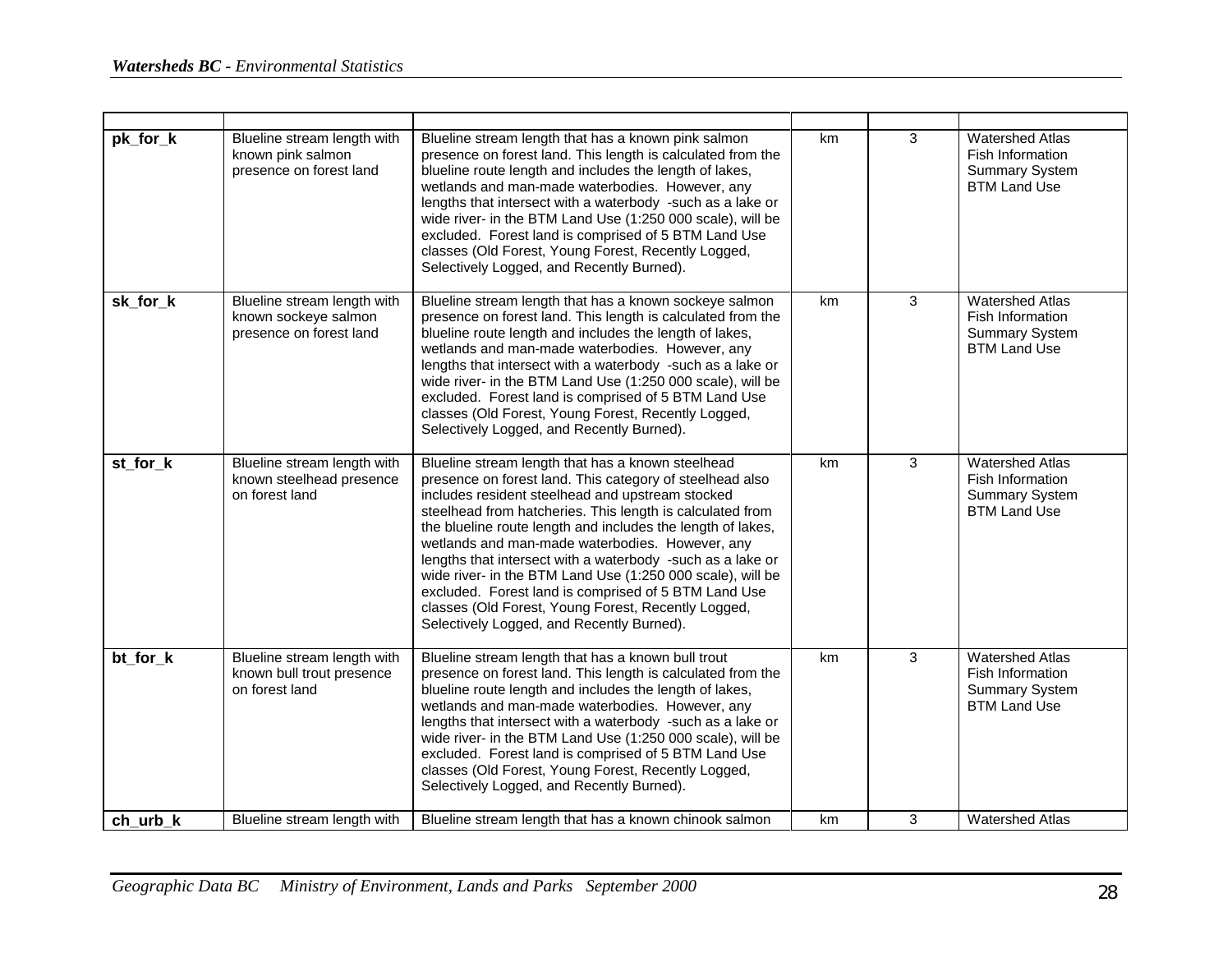| | | | | | |
|---|---|---|---|---|---|
| **pk_for_k** | Blueline stream length with known pink salmon presence on forest land | Blueline stream length that has a known pink salmon presence on forest land. This length is calculated from the blueline route length and includes the length of lakes, wetlands and man-made waterbodies. However, any lengths that intersect with a waterbody -such as a lake or wide river- in the BTM Land Use (1:250 000 scale), will be excluded. Forest land is comprised of 5 BTM Land Use classes (Old Forest, Young Forest, Recently Logged, Selectively Logged, and Recently Burned). | km | 3 | Watershed Atlas Fish Information Summary System BTM Land Use |
| **sk_for_k** | Blueline stream length with known sockeye salmon presence on forest land | Blueline stream length that has a known sockeye salmon presence on forest land. This length is calculated from the blueline route length and includes the length of lakes, wetlands and man-made waterbodies. However, any lengths that intersect with a waterbody -such as a lake or wide river- in the BTM Land Use (1:250 000 scale), will be excluded. Forest land is comprised of 5 BTM Land Use classes (Old Forest, Young Forest, Recently Logged, Selectively Logged, and Recently Burned). | km | 3 | Watershed Atlas Fish Information Summary System BTM Land Use |
| **st_for_k** | Blueline stream length with known steelhead presence on forest land | Blueline stream length that has a known steelhead presence on forest land. This category of steelhead also includes resident steelhead and upstream stocked steelhead from hatcheries. This length is calculated from the blueline route length and includes the length of lakes, wetlands and man-made waterbodies. However, any lengths that intersect with a waterbody -such as a lake or wide river- in the BTM Land Use (1:250 000 scale), will be excluded. Forest land is comprised of 5 BTM Land Use classes (Old Forest, Young Forest, Recently Logged, Selectively Logged, and Recently Burned). | km | 3 | Watershed Atlas Fish Information Summary System BTM Land Use |
| **bt_for_k** | Blueline stream length with known bull trout presence on forest land | Blueline stream length that has a known bull trout presence on forest land. This length is calculated from the blueline route length and includes the length of lakes, wetlands and man-made waterbodies. However, any lengths that intersect with a waterbody -such as a lake or wide river- in the BTM Land Use (1:250 000 scale), will be excluded. Forest land is comprised of 5 BTM Land Use classes (Old Forest, Young Forest, Recently Logged, Selectively Logged, and Recently Burned). | km | 3 | Watershed Atlas Fish Information Summary System BTM Land Use |
| **ch_urb_k** | Blueline stream length with | Blueline stream length that has a known chinook salmon | km | 3 | Watershed Atlas |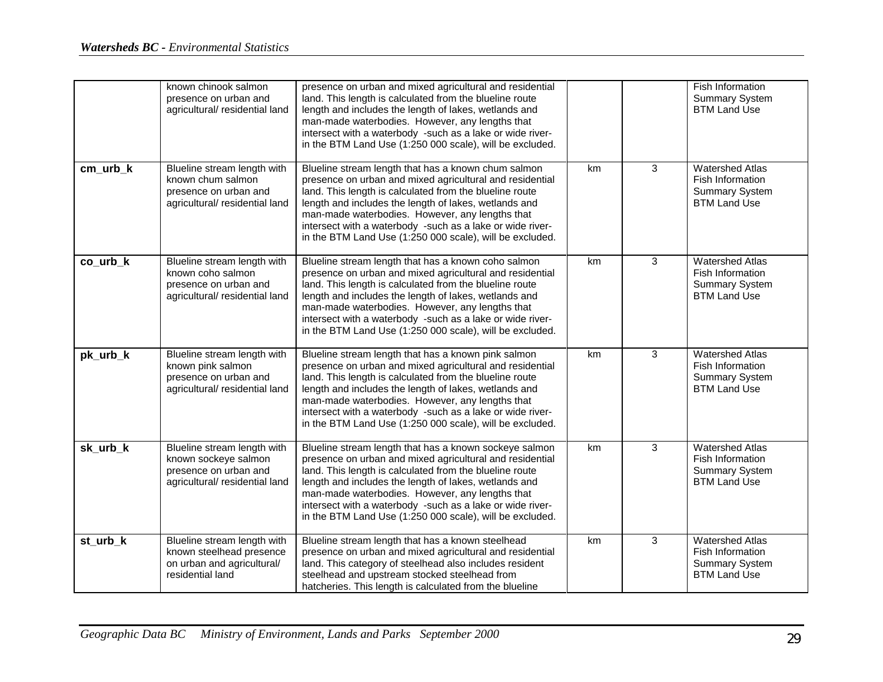| | | | | | |
|---|---|---|---|---|---|
| | known chinook salmon presence on urban and agricultural/ residential land | presence on urban and mixed agricultural and residential land. This length is calculated from the blueline route length and includes the length of lakes, wetlands and man-made waterbodies. However, any lengths that intersect with a waterbody -such as a lake or wide river- in the BTM Land Use (1:250 000 scale), will be excluded. | | | Fish Information Summary System BTM Land Use |
| **cm_urb_k** | Blueline stream length with known chum salmon presence on urban and agricultural/ residential land | Blueline stream length that has a known chum salmon presence on urban and mixed agricultural and residential land. This length is calculated from the blueline route length and includes the length of lakes, wetlands and man-made waterbodies. However, any lengths that intersect with a waterbody -such as a lake or wide river- in the BTM Land Use (1:250 000 scale), will be excluded. | km | 3 | Watershed Atlas Fish Information Summary System BTM Land Use |
| **co_urb_k** | Blueline stream length with known coho salmon presence on urban and agricultural/ residential land | Blueline stream length that has a known coho salmon presence on urban and mixed agricultural and residential land. This length is calculated from the blueline route length and includes the length of lakes, wetlands and man-made waterbodies. However, any lengths that intersect with a waterbody -such as a lake or wide river- in the BTM Land Use (1:250 000 scale), will be excluded. | km | 3 | Watershed Atlas Fish Information Summary System BTM Land Use |
| **pk_urb_k** | Blueline stream length with known pink salmon presence on urban and agricultural/ residential land | Blueline stream length that has a known pink salmon presence on urban and mixed agricultural and residential land. This length is calculated from the blueline route length and includes the length of lakes, wetlands and man-made waterbodies. However, any lengths that intersect with a waterbody -such as a lake or wide river- in the BTM Land Use (1:250 000 scale), will be excluded. | km | 3 | Watershed Atlas Fish Information Summary System BTM Land Use |
| **sk_urb_k** | Blueline stream length with known sockeye salmon presence on urban and agricultural/ residential land | Blueline stream length that has a known sockeye salmon presence on urban and mixed agricultural and residential land. This length is calculated from the blueline route length and includes the length of lakes, wetlands and man-made waterbodies. However, any lengths that intersect with a waterbody -such as a lake or wide river- in the BTM Land Use (1:250 000 scale), will be excluded. | km | 3 | Watershed Atlas Fish Information Summary System BTM Land Use |
| **st_urb_k** | Blueline stream length with known steelhead presence on urban and agricultural/ residential land | Blueline stream length that has a known steelhead presence on urban and mixed agricultural and residential land. This category of steelhead also includes resident steelhead and upstream stocked steelhead from hatcheries. This length is calculated from the blueline | km | 3 | Watershed Atlas Fish Information Summary System BTM Land Use |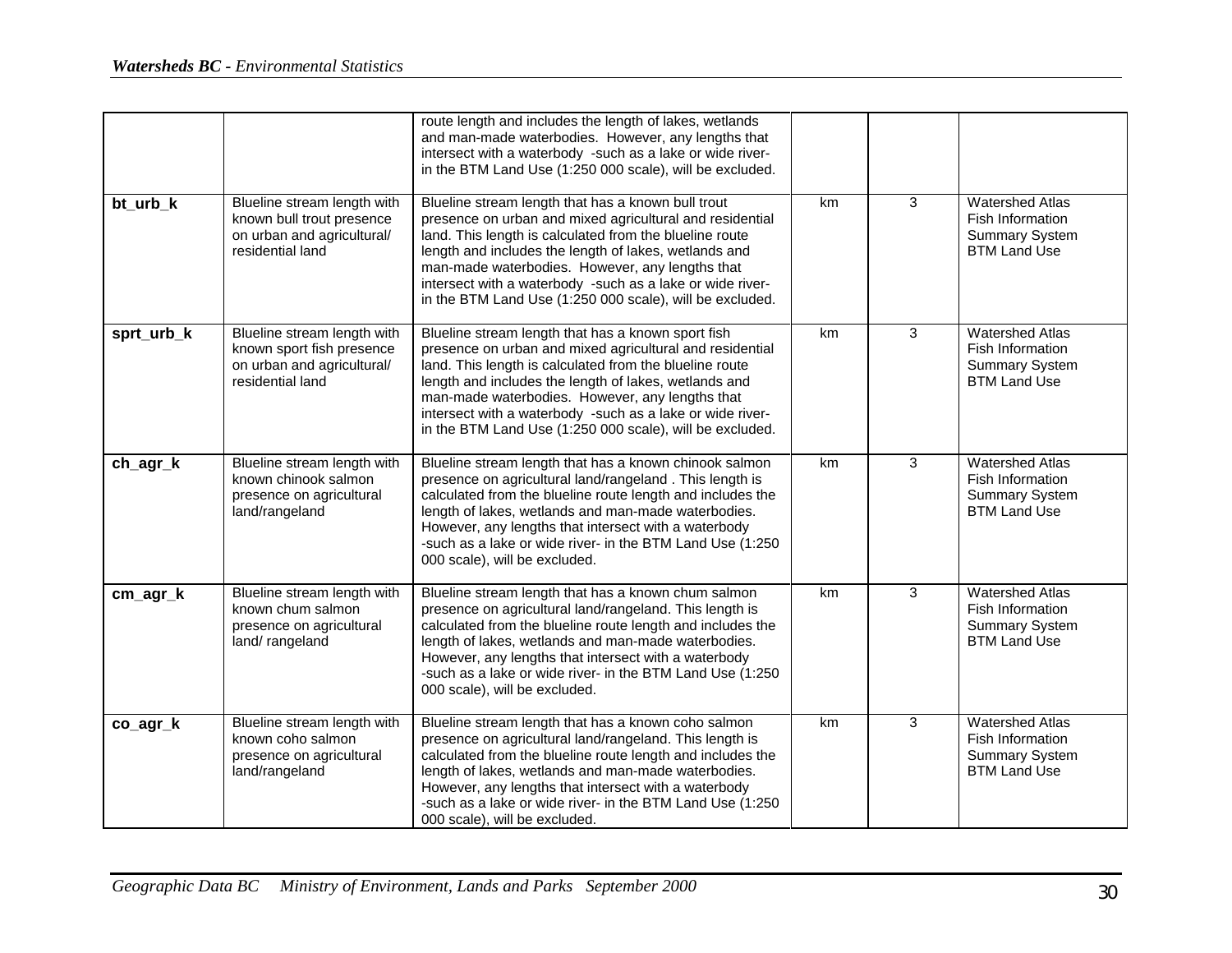| | | | | | |
|---|---|---|---|---|---|
| | | route length and includes the length of lakes, wetlands and man-made waterbodies. However, any lengths that intersect with a waterbody -such as a lake or wide river- in the BTM Land Use (1:250 000 scale), will be excluded. | | | |
| **bt_urb_k** | Blueline stream length with known bull trout presence on urban and agricultural/ residential land | Blueline stream length that has a known bull trout presence on urban and mixed agricultural and residential land. This length is calculated from the blueline route length and includes the length of lakes, wetlands and man-made waterbodies. However, any lengths that intersect with a waterbody -such as a lake or wide river- in the BTM Land Use (1:250 000 scale), will be excluded. | km | 3 | Watershed Atlas Fish Information Summary System BTM Land Use |
| **sprt_urb_k** | Blueline stream length with known sport fish presence on urban and agricultural/ residential land | Blueline stream length that has a known sport fish presence on urban and mixed agricultural and residential land. This length is calculated from the blueline route length and includes the length of lakes, wetlands and man-made waterbodies. However, any lengths that intersect with a waterbody -such as a lake or wide river- in the BTM Land Use (1:250 000 scale), will be excluded. | km | 3 | Watershed Atlas Fish Information Summary System BTM Land Use |
| **ch_agr_k** | Blueline stream length with known chinook salmon presence on agricultural land/rangeland | Blueline stream length that has a known chinook salmon presence on agricultural land/rangeland . This length is calculated from the blueline route length and includes the length of lakes, wetlands and man-made waterbodies. However, any lengths that intersect with a waterbody -such as a lake or wide river- in the BTM Land Use (1:250 000 scale), will be excluded. | km | 3 | Watershed Atlas Fish Information Summary System BTM Land Use |
| **cm_agr_k** | Blueline stream length with known chum salmon presence on agricultural land/ rangeland | Blueline stream length that has a known chum salmon presence on agricultural land/rangeland. This length is calculated from the blueline route length and includes the length of lakes, wetlands and man-made waterbodies. However, any lengths that intersect with a waterbody -such as a lake or wide river- in the BTM Land Use (1:250 000 scale), will be excluded. | km | 3 | Watershed Atlas Fish Information Summary System BTM Land Use |
| **co_agr_k** | Blueline stream length with known coho salmon presence on agricultural land/rangeland | Blueline stream length that has a known coho salmon presence on agricultural land/rangeland. This length is calculated from the blueline route length and includes the length of lakes, wetlands and man-made waterbodies. However, any lengths that intersect with a waterbody -such as a lake or wide river- in the BTM Land Use (1:250 000 scale), will be excluded. | km | 3 | Watershed Atlas Fish Information Summary System BTM Land Use |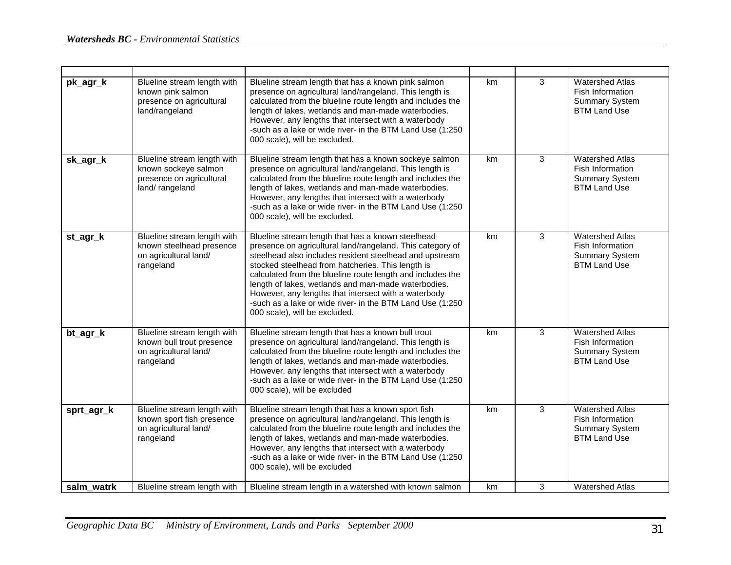| | | | | | |
|---|---|---|---|---|---|
| **pk_agr_k** | Blueline stream length with known pink salmon presence on agricultural land/rangeland | Blueline stream length that has a known pink salmon presence on agricultural land/rangeland. This length is calculated from the blueline route length and includes the length of lakes, wetlands and man-made waterbodies. However, any lengths that intersect with a waterbody -such as a lake or wide river- in the BTM Land Use (1:250 000 scale), will be excluded. | km | 3 | Watershed Atlas Fish Information Summary System BTM Land Use |
| **sk_agr_k** | Blueline stream length with known sockeye salmon presence on agricultural land/ rangeland | Blueline stream length that has a known sockeye salmon presence on agricultural land/rangeland. This length is calculated from the blueline route length and includes the length of lakes, wetlands and man-made waterbodies. However, any lengths that intersect with a waterbody -such as a lake or wide river- in the BTM Land Use (1:250 000 scale), will be excluded. | km | 3 | Watershed Atlas Fish Information Summary System BTM Land Use |
| **st_agr_k** | Blueline stream length with known steelhead presence on agricultural land/ rangeland | Blueline stream length that has a known steelhead presence on agricultural land/rangeland. This category of steelhead also includes resident steelhead and upstream stocked steelhead from hatcheries. This length is calculated from the blueline route length and includes the length of lakes, wetlands and man-made waterbodies. However, any lengths that intersect with a waterbody -such as a lake or wide river- in the BTM Land Use (1:250 000 scale), will be excluded. | km | 3 | Watershed Atlas Fish Information Summary System BTM Land Use |
| **bt_agr_k** | Blueline stream length with known bull trout presence on agricultural land/ rangeland | Blueline stream length that has a known bull trout presence on agricultural land/rangeland. This length is calculated from the blueline route length and includes the length of lakes, wetlands and man-made waterbodies. However, any lengths that intersect with a waterbody -such as a lake or wide river- in the BTM Land Use (1:250 000 scale), will be excluded | km | 3 | Watershed Atlas Fish Information Summary System BTM Land Use |
| **sprt_agr_k** | Blueline stream length with known sport fish presence on agricultural land/ rangeland | Blueline stream length that has a known sport fish presence on agricultural land/rangeland. This length is calculated from the blueline route length and includes the length of lakes, wetlands and man-made waterbodies. However, any lengths that intersect with a waterbody -such as a lake or wide river- in the BTM Land Use (1:250 000 scale), will be excluded | km | 3 | Watershed Atlas Fish Information Summary System BTM Land Use |
| **salm_watrk** | Blueline stream length with | Blueline stream length in a watershed with known salmon | km | 3 | Watershed Atlas |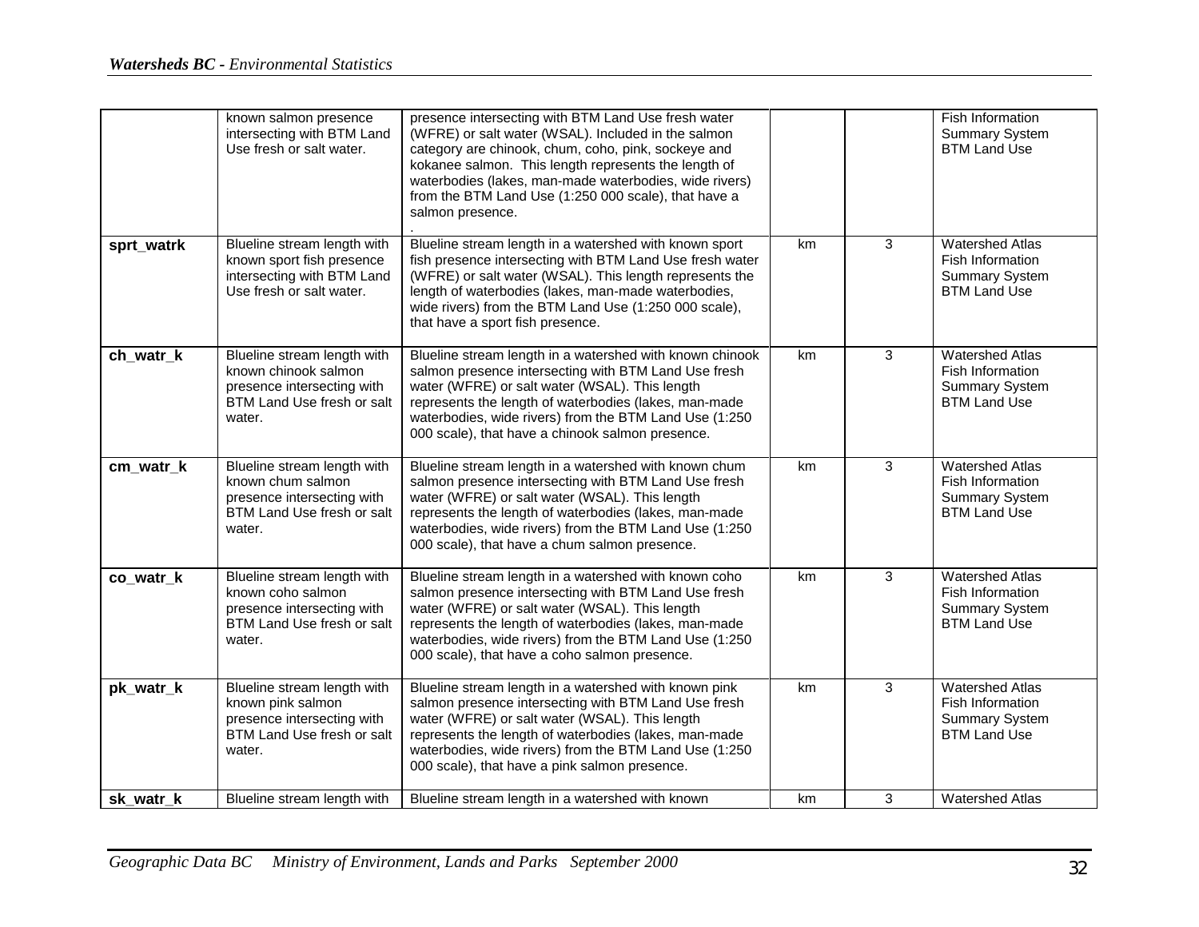|  |  |  |  |  |  |
|---|---|---|---|---|---|
|  | known salmon presence intersecting with BTM Land Use fresh or salt water. | presence intersecting with BTM Land Use fresh water (WFRE) or salt water (WSAL). Included in the salmon category are chinook, chum, coho, pink, sockeye and kokanee salmon. This length represents the length of waterbodies (lakes, man-made waterbodies, wide rivers) from the BTM Land Use (1:250 000 scale), that have a salmon presence. . |  |  | Fish Information Summary System BTM Land Use |
| **sprt_watrk** | Blueline stream length with known sport fish presence intersecting with BTM Land Use fresh or salt water. | Blueline stream length in a watershed with known sport fish presence intersecting with BTM Land Use fresh water (WFRE) or salt water (WSAL). This length represents the length of waterbodies (lakes, man-made waterbodies, wide rivers) from the BTM Land Use (1:250 000 scale), that have a sport fish presence. | km | 3 | Watershed Atlas Fish Information Summary System BTM Land Use |
| **ch_watr_k** | Blueline stream length with known chinook salmon presence intersecting with BTM Land Use fresh or salt water. | Blueline stream length in a watershed with known chinook salmon presence intersecting with BTM Land Use fresh water (WFRE) or salt water (WSAL). This length represents the length of waterbodies (lakes, man-made waterbodies, wide rivers) from the BTM Land Use (1:250 000 scale), that have a chinook salmon presence. | km | 3 | Watershed Atlas Fish Information Summary System BTM Land Use |
| **cm_watr_k** | Blueline stream length with known chum salmon presence intersecting with BTM Land Use fresh or salt water. | Blueline stream length in a watershed with known chum salmon presence intersecting with BTM Land Use fresh water (WFRE) or salt water (WSAL). This length represents the length of waterbodies (lakes, man-made waterbodies, wide rivers) from the BTM Land Use (1:250 000 scale), that have a chum salmon presence. | km | 3 | Watershed Atlas Fish Information Summary System BTM Land Use |
| **co_watr_k** | Blueline stream length with known coho salmon presence intersecting with BTM Land Use fresh or salt water. | Blueline stream length in a watershed with known coho salmon presence intersecting with BTM Land Use fresh water (WFRE) or salt water (WSAL). This length represents the length of waterbodies (lakes, man-made waterbodies, wide rivers) from the BTM Land Use (1:250 000 scale), that have a coho salmon presence. | km | 3 | Watershed Atlas Fish Information Summary System BTM Land Use |
| **pk_watr_k** | Blueline stream length with known pink salmon presence intersecting with BTM Land Use fresh or salt water. | Blueline stream length in a watershed with known pink salmon presence intersecting with BTM Land Use fresh water (WFRE) or salt water (WSAL). This length represents the length of waterbodies (lakes, man-made waterbodies, wide rivers) from the BTM Land Use (1:250 000 scale), that have a pink salmon presence. | km | 3 | Watershed Atlas Fish Information Summary System BTM Land Use |
| **sk_watr_k** | Blueline stream length with | Blueline stream length in a watershed with known | km | 3 | Watershed Atlas |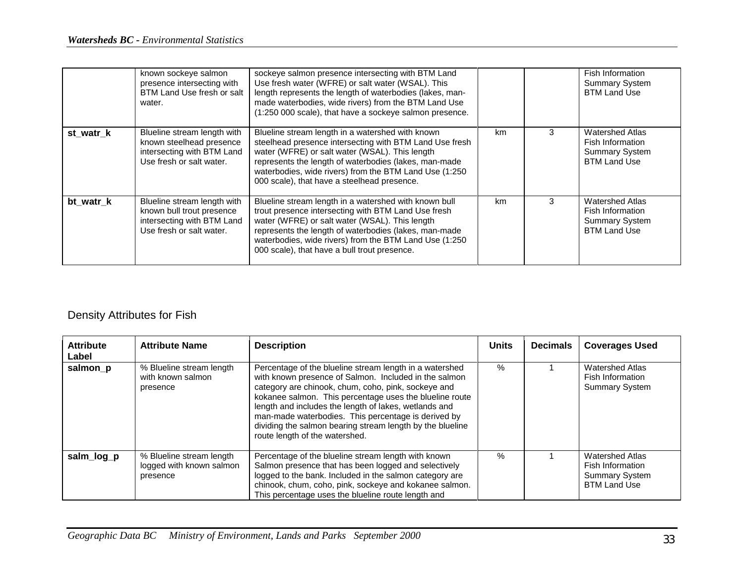| | | | | | |
|---|---|---|---|---|---|
| | known sockeye salmon presence intersecting with BTM Land Use fresh or salt water. | sockeye salmon presence intersecting with BTM Land Use fresh water (WFRE) or salt water (WSAL). This length represents the length of waterbodies (lakes, man-made waterbodies, wide rivers) from the BTM Land Use (1:250 000 scale), that have a sockeye salmon presence. | | | Fish Information Summary System BTM Land Use |
| **st_watr_k** | Blueline stream length with known steelhead presence intersecting with BTM Land Use fresh or salt water. | Blueline stream length in a watershed with known steelhead presence intersecting with BTM Land Use fresh water (WFRE) or salt water (WSAL). This length represents the length of waterbodies (lakes, man-made waterbodies, wide rivers) from the BTM Land Use (1:250 000 scale), that have a steelhead presence. | km | 3 | Watershed Atlas Fish Information Summary System BTM Land Use |
| **bt_watr_k** | Blueline stream length with known bull trout presence intersecting with BTM Land Use fresh or salt water. | Blueline stream length in a watershed with known bull trout presence intersecting with BTM Land Use fresh water (WFRE) or salt water (WSAL). This length represents the length of waterbodies (lakes, man-made waterbodies, wide rivers) from the BTM Land Use (1:250 000 scale), that have a bull trout presence. | km | 3 | Watershed Atlas Fish Information Summary System BTM Land Use |

## Density Attributes for Fish

| Attribute Label | Attribute Name | Description | Units | Decimals | Coverages Used |
|---|---|---|---|---|---|
| **salmon_p** | % Blueline stream length with known salmon presence | Percentage of the blueline stream length in a watershed with known presence of Salmon. Included in the salmon category are chinook, chum, coho, pink, sockeye and kokanee salmon. This percentage uses the blueline route length and includes the length of lakes, wetlands and man-made waterbodies. This percentage is derived by dividing the salmon bearing stream length by the blueline route length of the watershed. | % | 1 | Watershed Atlas Fish Information Summary System |
| **salm_log_p** | % Blueline stream length logged with known salmon presence | Percentage of the blueline stream length with known Salmon presence that has been logged and selectively logged to the bank. Included in the salmon category are chinook, chum, coho, pink, sockeye and kokanee salmon. This percentage uses the blueline route length and | % | 1 | Watershed Atlas Fish Information Summary System BTM Land Use |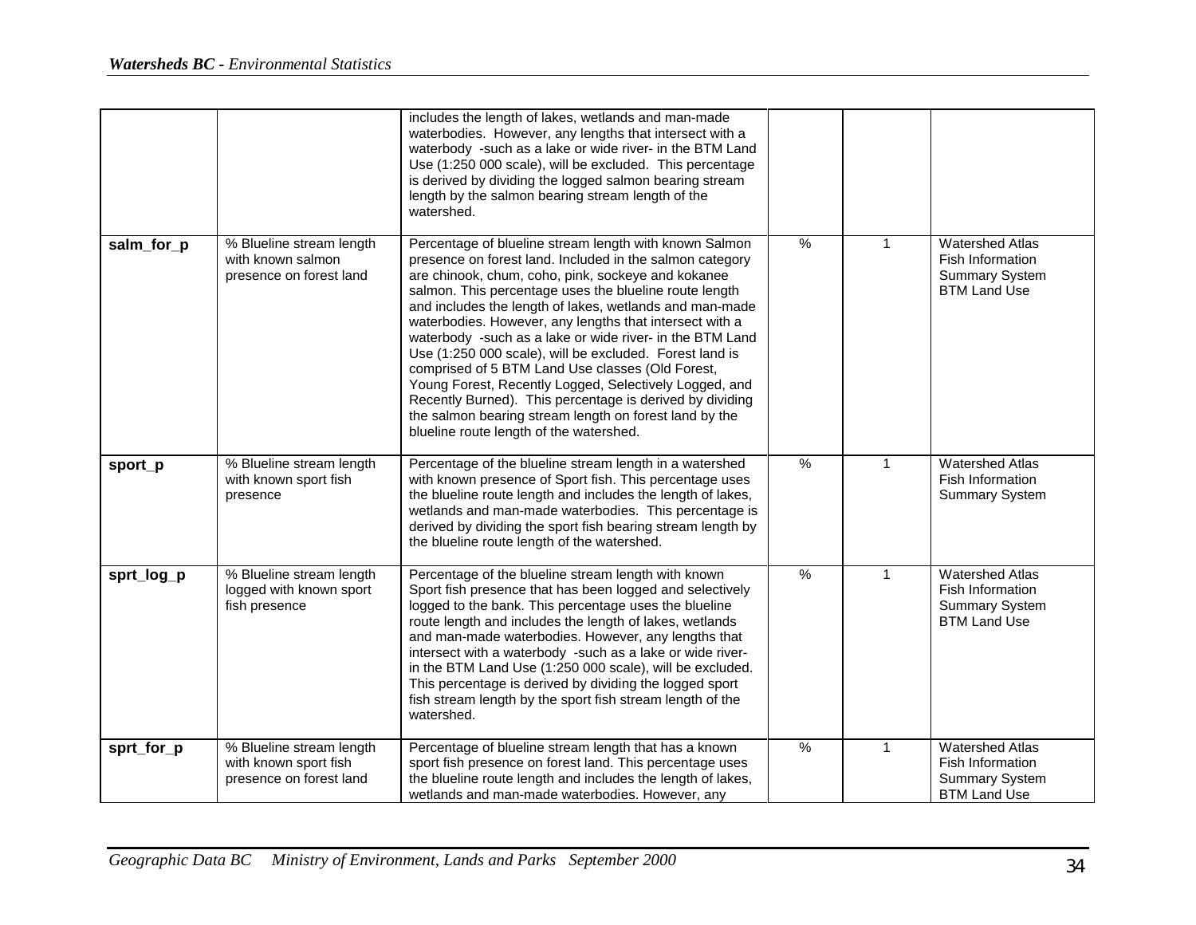| | | | | | |
|---|---|---|---|---|---|
| | | includes the length of lakes, wetlands and man-made waterbodies. However, any lengths that intersect with a waterbody -such as a lake or wide river- in the BTM Land Use (1:250 000 scale), will be excluded. This percentage is derived by dividing the logged salmon bearing stream length by the salmon bearing stream length of the watershed. | | | |
| **salm_for_p** | % Blueline stream length with known salmon presence on forest land | Percentage of blueline stream length with known Salmon presence on forest land. Included in the salmon category are chinook, chum, coho, pink, sockeye and kokanee salmon. This percentage uses the blueline route length and includes the length of lakes, wetlands and man-made waterbodies. However, any lengths that intersect with a waterbody -such as a lake or wide river- in the BTM Land Use (1:250 000 scale), will be excluded. Forest land is comprised of 5 BTM Land Use classes (Old Forest, Young Forest, Recently Logged, Selectively Logged, and Recently Burned). This percentage is derived by dividing the salmon bearing stream length on forest land by the blueline route length of the watershed. | % | 1 | Watershed Atlas Fish Information Summary System BTM Land Use |
| **sport_p** | % Blueline stream length with known sport fish presence | Percentage of the blueline stream length in a watershed with known presence of Sport fish. This percentage uses the blueline route length and includes the length of lakes, wetlands and man-made waterbodies. This percentage is derived by dividing the sport fish bearing stream length by the blueline route length of the watershed. | % | 1 | Watershed Atlas Fish Information Summary System |
| **sprt_log_p** | % Blueline stream length logged with known sport fish presence | Percentage of the blueline stream length with known Sport fish presence that has been logged and selectively logged to the bank. This percentage uses the blueline route length and includes the length of lakes, wetlands and man-made waterbodies. However, any lengths that intersect with a waterbody -such as a lake or wide river- in the BTM Land Use (1:250 000 scale), will be excluded. This percentage is derived by dividing the logged sport fish stream length by the sport fish stream length of the watershed. | % | 1 | Watershed Atlas Fish Information Summary System BTM Land Use |
| **sprt_for_p** | % Blueline stream length with known sport fish presence on forest land | Percentage of blueline stream length that has a known sport fish presence on forest land. This percentage uses the blueline route length and includes the length of lakes, wetlands and man-made waterbodies. However, any | % | 1 | Watershed Atlas Fish Information Summary System BTM Land Use |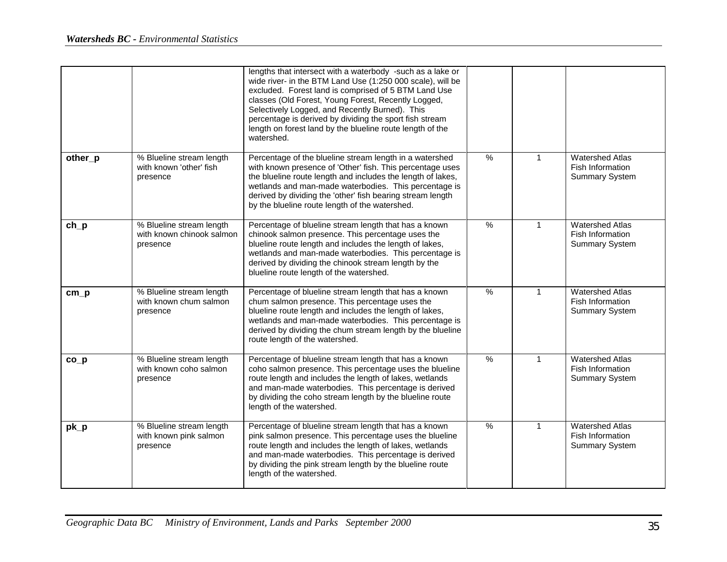|  |  |  |  |  |  |
|---|---|---|---|---|---|
|  |  | lengths that intersect with a waterbody -such as a lake or wide river- in the BTM Land Use (1:250 000 scale), will be excluded. Forest land is comprised of 5 BTM Land Use classes (Old Forest, Young Forest, Recently Logged, Selectively Logged, and Recently Burned). This percentage is derived by dividing the sport fish stream length on forest land by the blueline route length of the watershed. |  |  |  |
| **other_p** | % Blueline stream length with known 'other' fish presence | Percentage of the blueline stream length in a watershed with known presence of 'Other' fish. This percentage uses the blueline route length and includes the length of lakes, wetlands and man-made waterbodies. This percentage is derived by dividing the 'other' fish bearing stream length by the blueline route length of the watershed. | % | 1 | Watershed Atlas Fish Information Summary System |
| **ch_p** | % Blueline stream length with known chinook salmon presence | Percentage of blueline stream length that has a known chinook salmon presence. This percentage uses the blueline route length and includes the length of lakes, wetlands and man-made waterbodies. This percentage is derived by dividing the chinook stream length by the blueline route length of the watershed. | % | 1 | Watershed Atlas Fish Information Summary System |
| **cm_p** | % Blueline stream length with known chum salmon presence | Percentage of blueline stream length that has a known chum salmon presence. This percentage uses the blueline route length and includes the length of lakes, wetlands and man-made waterbodies. This percentage is derived by dividing the chum stream length by the blueline route length of the watershed. | % | 1 | Watershed Atlas Fish Information Summary System |
| **co_p** | % Blueline stream length with known coho salmon presence | Percentage of blueline stream length that has a known coho salmon presence. This percentage uses the blueline route length and includes the length of lakes, wetlands and man-made waterbodies. This percentage is derived by dividing the coho stream length by the blueline route length of the watershed. | % | 1 | Watershed Atlas Fish Information Summary System |
| **pk_p** | % Blueline stream length with known pink salmon presence | Percentage of blueline stream length that has a known pink salmon presence. This percentage uses the blueline route length and includes the length of lakes, wetlands and man-made waterbodies. This percentage is derived by dividing the pink stream length by the blueline route length of the watershed. | % | 1 | Watershed Atlas Fish Information Summary System |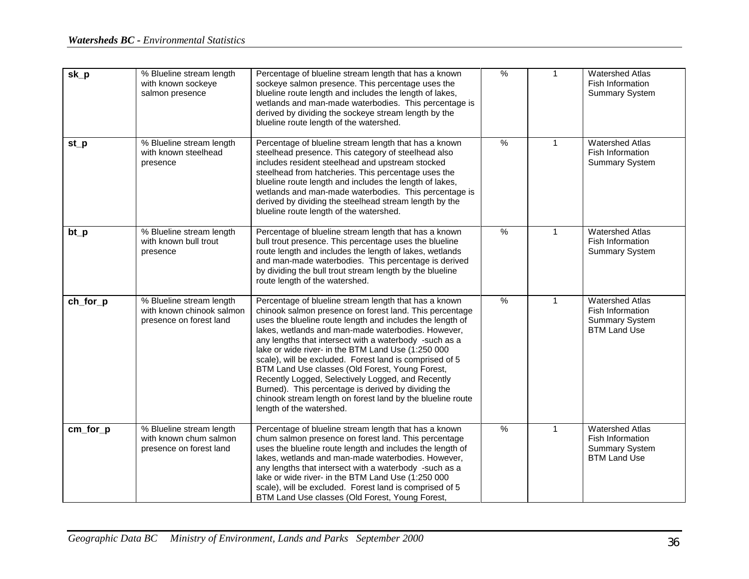| sk_p | % Blueline stream length with known sockeye salmon presence | Percentage of blueline stream length that has a known sockeye salmon presence. This percentage uses the blueline route length and includes the length of lakes, wetlands and man-made waterbodies. This percentage is derived by dividing the sockeye stream length by the blueline route length of the watershed. | % | 1 | Watershed Atlas Fish Information Summary System |
|---|---|---|---|---|---|
| st_p | % Blueline stream length with known steelhead presence | Percentage of blueline stream length that has a known steelhead presence. This category of steelhead also includes resident steelhead and upstream stocked steelhead from hatcheries. This percentage uses the blueline route length and includes the length of lakes, wetlands and man-made waterbodies. This percentage is derived by dividing the steelhead stream length by the blueline route length of the watershed. | % | 1 | Watershed Atlas Fish Information Summary System |
| bt_p | % Blueline stream length with known bull trout presence | Percentage of blueline stream length that has a known bull trout presence. This percentage uses the blueline route length and includes the length of lakes, wetlands and man-made waterbodies. This percentage is derived by dividing the bull trout stream length by the blueline route length of the watershed. | % | 1 | Watershed Atlas Fish Information Summary System |
| ch_for_p | % Blueline stream length with known chinook salmon presence on forest land | Percentage of blueline stream length that has a known chinook salmon presence on forest land. This percentage uses the blueline route length and includes the length of lakes, wetlands and man-made waterbodies. However, any lengths that intersect with a waterbody -such as a lake or wide river- in the BTM Land Use (1:250 000 scale), will be excluded. Forest land is comprised of 5 BTM Land Use classes (Old Forest, Young Forest, Recently Logged, Selectively Logged, and Recently Burned). This percentage is derived by dividing the chinook stream length on forest land by the blueline route length of the watershed. | % | 1 | Watershed Atlas Fish Information Summary System BTM Land Use |
| cm_for_p | % Blueline stream length with known chum salmon presence on forest land | Percentage of blueline stream length that has a known chum salmon presence on forest land. This percentage uses the blueline route length and includes the length of lakes, wetlands and man-made waterbodies. However, any lengths that intersect with a waterbody -such as a lake or wide river- in the BTM Land Use (1:250 000 scale), will be excluded. Forest land is comprised of 5 BTM Land Use classes (Old Forest, Young Forest, | % | 1 | Watershed Atlas Fish Information Summary System BTM Land Use |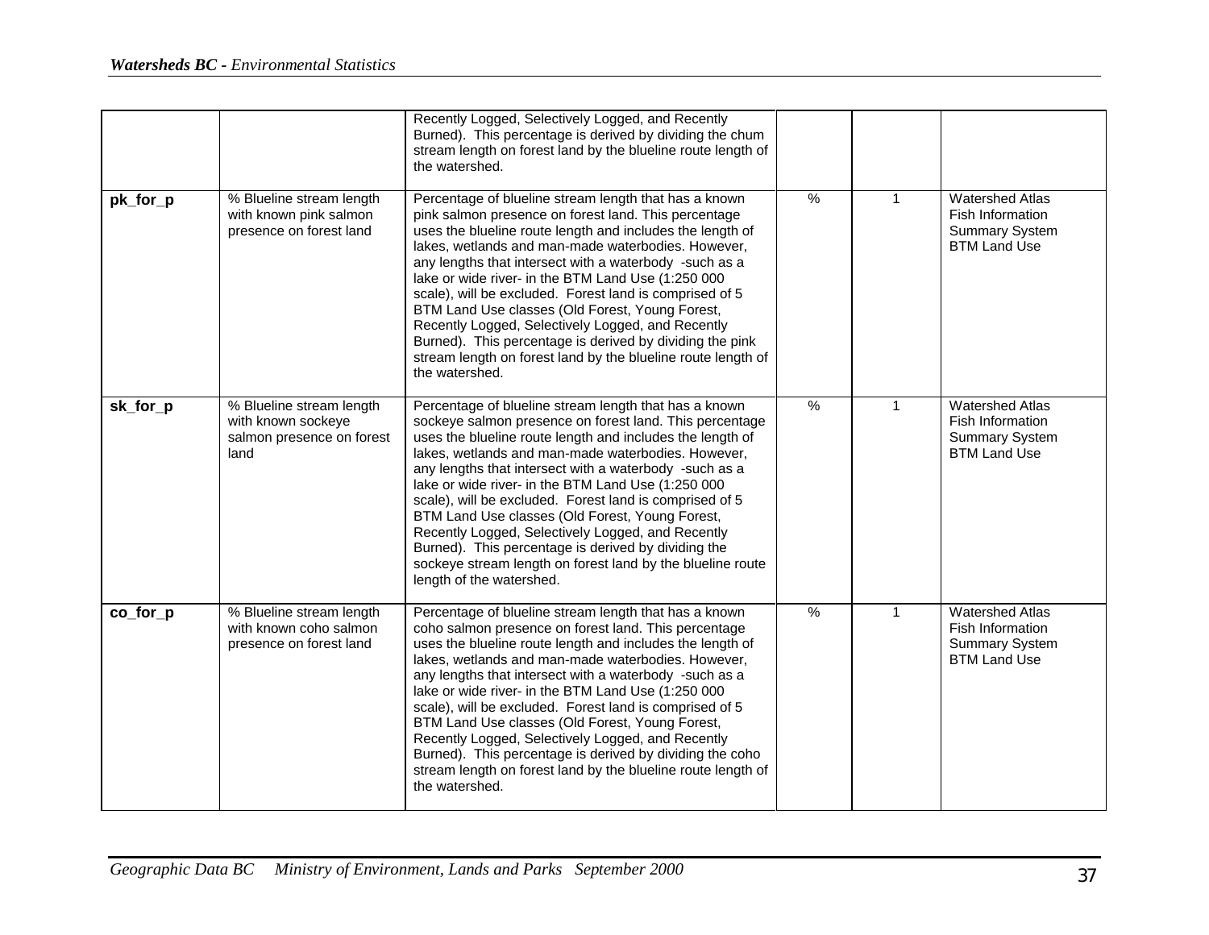| | | | | | |
|---|---|---|---|---|---|
| | | Recently Logged, Selectively Logged, and Recently Burned). This percentage is derived by dividing the chum stream length on forest land by the blueline route length of the watershed. | | | |
| **pk_for_p** | % Blueline stream length with known pink salmon presence on forest land | Percentage of blueline stream length that has a known pink salmon presence on forest land. This percentage uses the blueline route length and includes the length of lakes, wetlands and man-made waterbodies. However, any lengths that intersect with a waterbody -such as a lake or wide river- in the BTM Land Use (1:250 000 scale), will be excluded. Forest land is comprised of 5 BTM Land Use classes (Old Forest, Young Forest, Recently Logged, Selectively Logged, and Recently Burned). This percentage is derived by dividing the pink stream length on forest land by the blueline route length of the watershed. | % | 1 | Watershed Atlas<br>Fish Information Summary System<br>BTM Land Use |
| **sk_for_p** | % Blueline stream length with known sockeye salmon presence on forest land | Percentage of blueline stream length that has a known sockeye salmon presence on forest land. This percentage uses the blueline route length and includes the length of lakes, wetlands and man-made waterbodies. However, any lengths that intersect with a waterbody -such as a lake or wide river- in the BTM Land Use (1:250 000 scale), will be excluded. Forest land is comprised of 5 BTM Land Use classes (Old Forest, Young Forest, Recently Logged, Selectively Logged, and Recently Burned). This percentage is derived by dividing the sockeye stream length on forest land by the blueline route length of the watershed. | % | 1 | Watershed Atlas<br>Fish Information Summary System<br>BTM Land Use |
| **co_for_p** | % Blueline stream length with known coho salmon presence on forest land | Percentage of blueline stream length that has a known coho salmon presence on forest land. This percentage uses the blueline route length and includes the length of lakes, wetlands and man-made waterbodies. However, any lengths that intersect with a waterbody -such as a lake or wide river- in the BTM Land Use (1:250 000 scale), will be excluded. Forest land is comprised of 5 BTM Land Use classes (Old Forest, Young Forest, Recently Logged, Selectively Logged, and Recently Burned). This percentage is derived by dividing the coho stream length on forest land by the blueline route length of the watershed. | % | 1 | Watershed Atlas<br>Fish Information Summary System<br>BTM Land Use |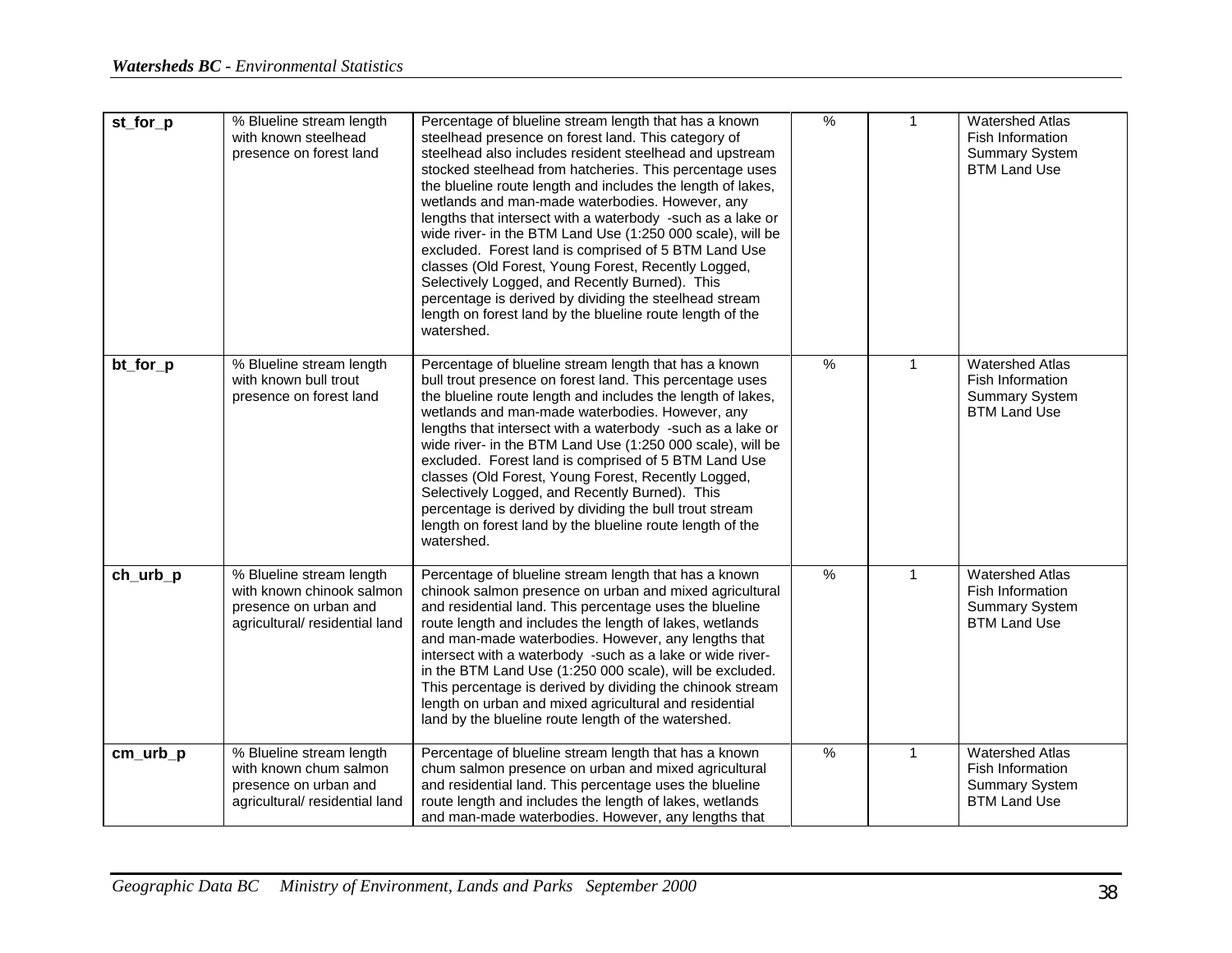| | | | | | |
|---|---|---|---|---|---|
| **st_for_p** | % Blueline stream length with known steelhead presence on forest land | Percentage of blueline stream length that has a known steelhead presence on forest land. This category of steelhead also includes resident steelhead and upstream stocked steelhead from hatcheries. This percentage uses the blueline route length and includes the length of lakes, wetlands and man-made waterbodies. However, any lengths that intersect with a waterbody -such as a lake or wide river- in the BTM Land Use (1:250 000 scale), will be excluded. Forest land is comprised of 5 BTM Land Use classes (Old Forest, Young Forest, Recently Logged, Selectively Logged, and Recently Burned). This percentage is derived by dividing the steelhead stream length on forest land by the blueline route length of the watershed. | % | 1 | Watershed Atlas Fish Information Summary System BTM Land Use |
| **bt_for_p** | % Blueline stream length with known bull trout presence on forest land | Percentage of blueline stream length that has a known bull trout presence on forest land. This percentage uses the blueline route length and includes the length of lakes, wetlands and man-made waterbodies. However, any lengths that intersect with a waterbody -such as a lake or wide river- in the BTM Land Use (1:250 000 scale), will be excluded. Forest land is comprised of 5 BTM Land Use classes (Old Forest, Young Forest, Recently Logged, Selectively Logged, and Recently Burned). This percentage is derived by dividing the bull trout stream length on forest land by the blueline route length of the watershed. | % | 1 | Watershed Atlas Fish Information Summary System BTM Land Use |
| **ch_urb_p** | % Blueline stream length with known chinook salmon presence on urban and agricultural/ residential land | Percentage of blueline stream length that has a known chinook salmon presence on urban and mixed agricultural and residential land. This percentage uses the blueline route length and includes the length of lakes, wetlands and man-made waterbodies. However, any lengths that intersect with a waterbody -such as a lake or wide river- in the BTM Land Use (1:250 000 scale), will be excluded. This percentage is derived by dividing the chinook stream length on urban and mixed agricultural and residential land by the blueline route length of the watershed. | % | 1 | Watershed Atlas Fish Information Summary System BTM Land Use |
| **cm_urb_p** | % Blueline stream length with known chum salmon presence on urban and agricultural/ residential land | Percentage of blueline stream length that has a known chum salmon presence on urban and mixed agricultural and residential land. This percentage uses the blueline route length and includes the length of lakes, wetlands and man-made waterbodies. However, any lengths that | % | 1 | Watershed Atlas Fish Information Summary System BTM Land Use |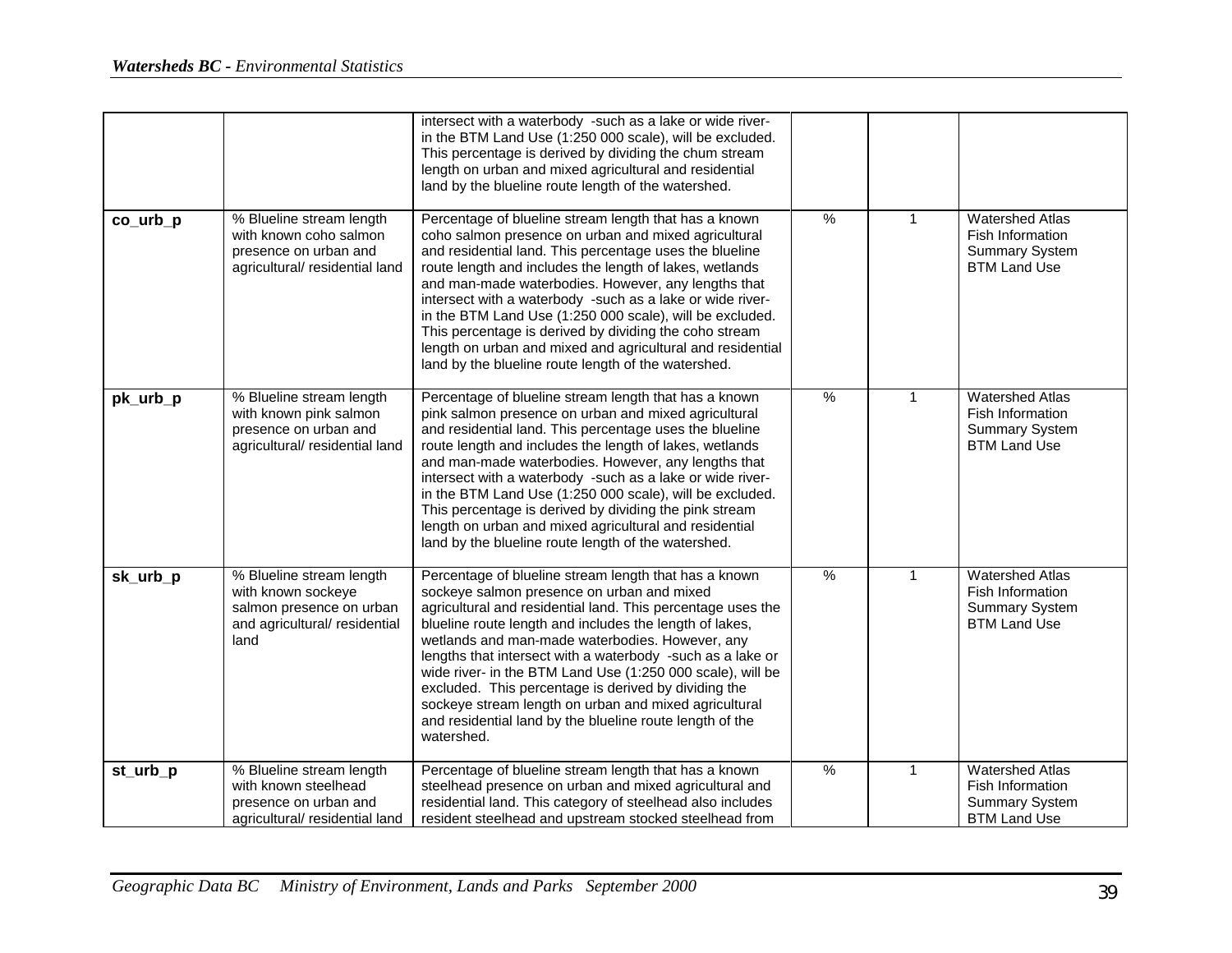| | | | | | |
|---|---|---|---|---|---|
| | | intersect with a waterbody -such as a lake or wide river- in the BTM Land Use (1:250 000 scale), will be excluded. This percentage is derived by dividing the chum stream length on urban and mixed agricultural and residential land by the blueline route length of the watershed. | | | |
| **co_urb_p** | % Blueline stream length with known coho salmon presence on urban and agricultural/ residential land | Percentage of blueline stream length that has a known coho salmon presence on urban and mixed agricultural and residential land. This percentage uses the blueline route length and includes the length of lakes, wetlands and man-made waterbodies. However, any lengths that intersect with a waterbody -such as a lake or wide river- in the BTM Land Use (1:250 000 scale), will be excluded. This percentage is derived by dividing the coho stream length on urban and mixed and agricultural and residential land by the blueline route length of the watershed. | % | 1 | Watershed Atlas Fish Information Summary System BTM Land Use |
| **pk_urb_p** | % Blueline stream length with known pink salmon presence on urban and agricultural/ residential land | Percentage of blueline stream length that has a known pink salmon presence on urban and mixed agricultural and residential land. This percentage uses the blueline route length and includes the length of lakes, wetlands and man-made waterbodies. However, any lengths that intersect with a waterbody -such as a lake or wide river- in the BTM Land Use (1:250 000 scale), will be excluded. This percentage is derived by dividing the pink stream length on urban and mixed agricultural and residential land by the blueline route length of the watershed. | % | 1 | Watershed Atlas Fish Information Summary System BTM Land Use |
| **sk_urb_p** | % Blueline stream length with known sockeye salmon presence on urban and agricultural/ residential land | Percentage of blueline stream length that has a known sockeye salmon presence on urban and mixed agricultural and residential land. This percentage uses the blueline route length and includes the length of lakes, wetlands and man-made waterbodies. However, any lengths that intersect with a waterbody -such as a lake or wide river- in the BTM Land Use (1:250 000 scale), will be excluded. This percentage is derived by dividing the sockeye stream length on urban and mixed agricultural and residential land by the blueline route length of the watershed. | % | 1 | Watershed Atlas Fish Information Summary System BTM Land Use |
| **st_urb_p** | % Blueline stream length with known steelhead presence on urban and agricultural/ residential land | Percentage of blueline stream length that has a known steelhead presence on urban and mixed agricultural and residential land. This category of steelhead also includes resident steelhead and upstream stocked steelhead from | % | 1 | Watershed Atlas Fish Information Summary System BTM Land Use |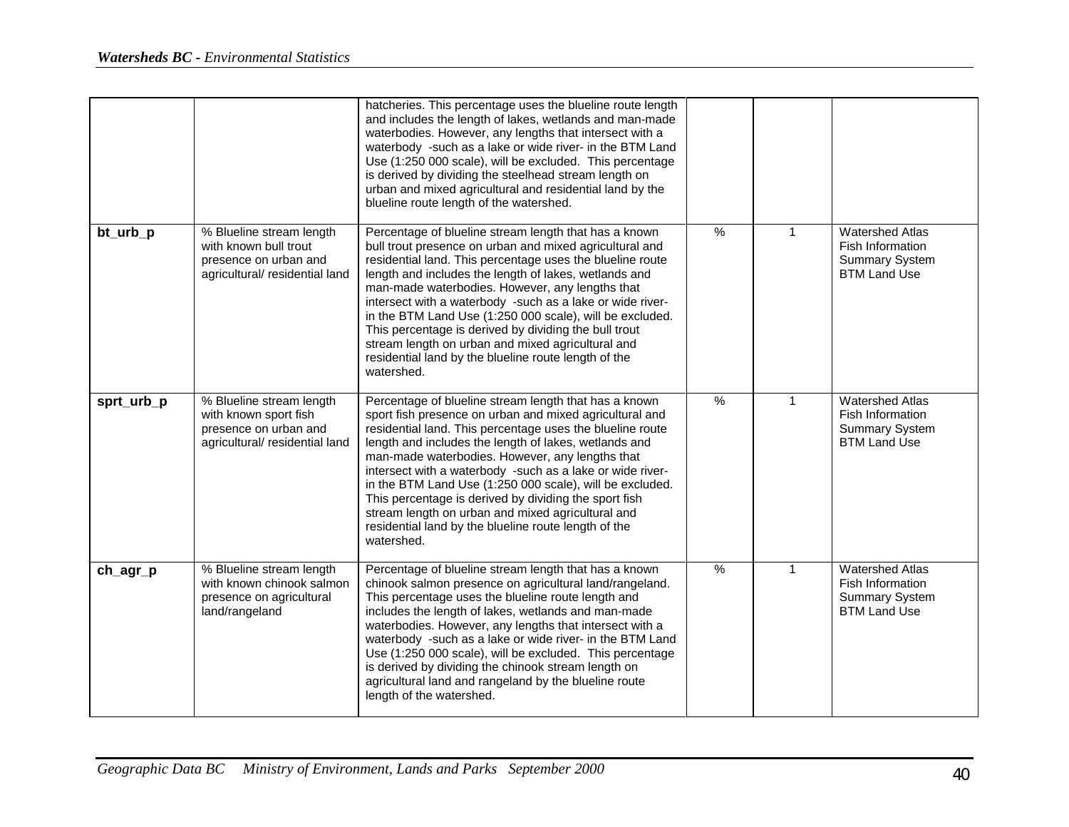| | | | | | |
|---|---|---|---|---|---|
| | | hatcheries. This percentage uses the blueline route length and includes the length of lakes, wetlands and man-made waterbodies. However, any lengths that intersect with a waterbody -such as a lake or wide river- in the BTM Land Use (1:250 000 scale), will be excluded. This percentage is derived by dividing the steelhead stream length on urban and mixed agricultural and residential land by the blueline route length of the watershed. | | | |
| **bt_urb_p** | % Blueline stream length with known bull trout presence on urban and agricultural/ residential land | Percentage of blueline stream length that has a known bull trout presence on urban and mixed agricultural and residential land. This percentage uses the blueline route length and includes the length of lakes, wetlands and man-made waterbodies. However, any lengths that intersect with a waterbody -such as a lake or wide river- in the BTM Land Use (1:250 000 scale), will be excluded. This percentage is derived by dividing the bull trout stream length on urban and mixed agricultural and residential land by the blueline route length of the watershed. | % | 1 | Watershed Atlas<br>Fish Information Summary System<br>BTM Land Use |
| **sprt_urb_p** | % Blueline stream length with known sport fish presence on urban and agricultural/ residential land | Percentage of blueline stream length that has a known sport fish presence on urban and mixed agricultural and residential land. This percentage uses the blueline route length and includes the length of lakes, wetlands and man-made waterbodies. However, any lengths that intersect with a waterbody -such as a lake or wide river- in the BTM Land Use (1:250 000 scale), will be excluded. This percentage is derived by dividing the sport fish stream length on urban and mixed agricultural and residential land by the blueline route length of the watershed. | % | 1 | Watershed Atlas<br>Fish Information Summary System<br>BTM Land Use |
| **ch_agr_p** | % Blueline stream length with known chinook salmon presence on agricultural land/rangeland | Percentage of blueline stream length that has a known chinook salmon presence on agricultural land/rangeland. This percentage uses the blueline route length and includes the length of lakes, wetlands and man-made waterbodies. However, any lengths that intersect with a waterbody -such as a lake or wide river- in the BTM Land Use (1:250 000 scale), will be excluded. This percentage is derived by dividing the chinook stream length on agricultural land and rangeland by the blueline route length of the watershed. | % | 1 | Watershed Atlas<br>Fish Information Summary System<br>BTM Land Use |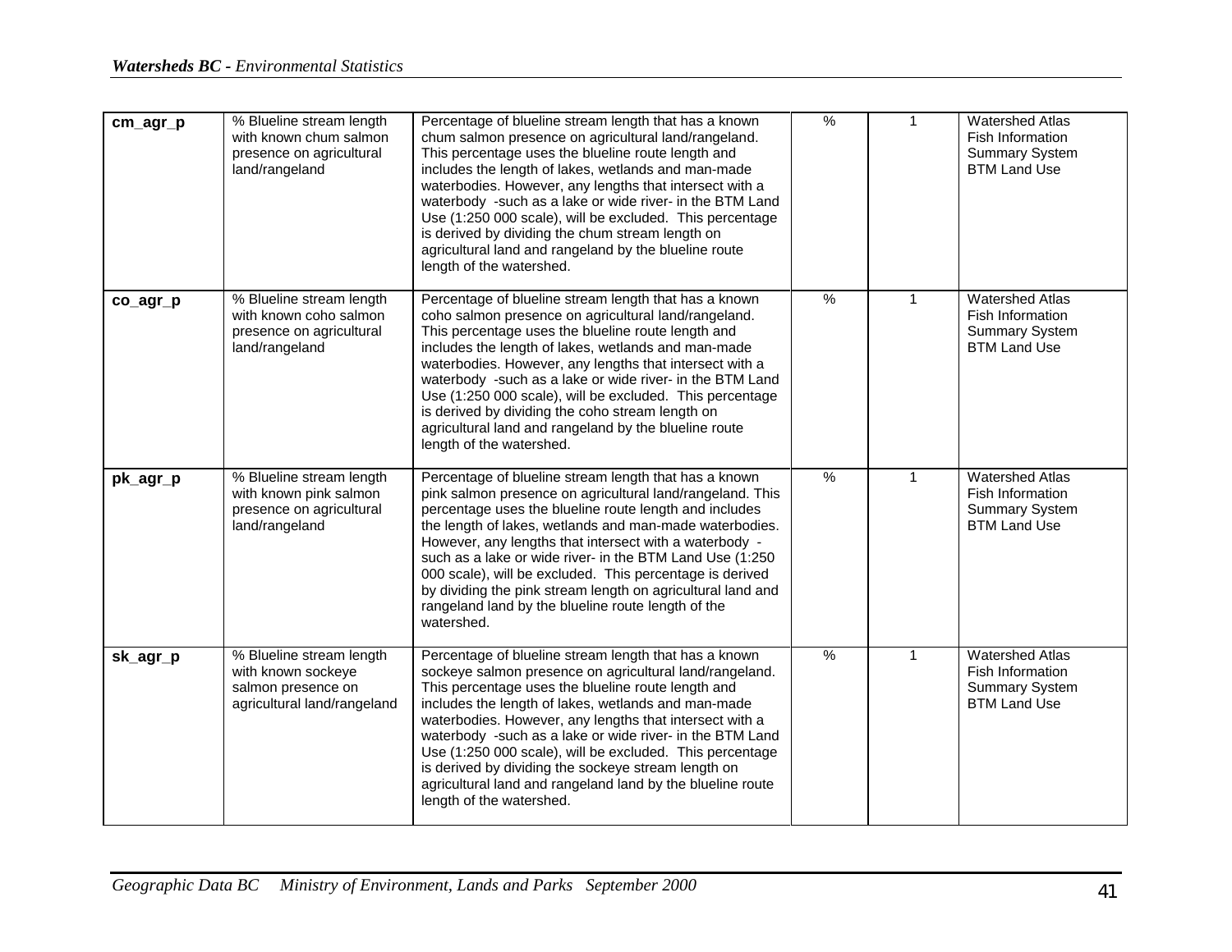| | | | | | |
|---|---|---|---|---|---|
| **cm_agr_p** | % Blueline stream length with known chum salmon presence on agricultural land/rangeland | Percentage of blueline stream length that has a known chum salmon presence on agricultural land/rangeland. This percentage uses the blueline route length and includes the length of lakes, wetlands and man-made waterbodies. However, any lengths that intersect with a waterbody -such as a lake or wide river- in the BTM Land Use (1:250 000 scale), will be excluded. This percentage is derived by dividing the chum stream length on agricultural land and rangeland by the blueline route length of the watershed. | % | 1 | Watershed Atlas Fish Information Summary System BTM Land Use |
| **co_agr_p** | % Blueline stream length with known coho salmon presence on agricultural land/rangeland | Percentage of blueline stream length that has a known coho salmon presence on agricultural land/rangeland. This percentage uses the blueline route length and includes the length of lakes, wetlands and man-made waterbodies. However, any lengths that intersect with a waterbody -such as a lake or wide river- in the BTM Land Use (1:250 000 scale), will be excluded. This percentage is derived by dividing the coho stream length on agricultural land and rangeland by the blueline route length of the watershed. | % | 1 | Watershed Atlas Fish Information Summary System BTM Land Use |
| **pk_agr_p** | % Blueline stream length with known pink salmon presence on agricultural land/rangeland | Percentage of blueline stream length that has a known pink salmon presence on agricultural land/rangeland. This percentage uses the blueline route length and includes the length of lakes, wetlands and man-made waterbodies. However, any lengths that intersect with a waterbody -such as a lake or wide river- in the BTM Land Use (1:250 000 scale), will be excluded. This percentage is derived by dividing the pink stream length on agricultural land and rangeland land by the blueline route length of the watershed. | % | 1 | Watershed Atlas Fish Information Summary System BTM Land Use |
| **sk_agr_p** | % Blueline stream length with known sockeye salmon presence on agricultural land/rangeland | Percentage of blueline stream length that has a known sockeye salmon presence on agricultural land/rangeland. This percentage uses the blueline route length and includes the length of lakes, wetlands and man-made waterbodies. However, any lengths that intersect with a waterbody -such as a lake or wide river- in the BTM Land Use (1:250 000 scale), will be excluded. This percentage is derived by dividing the sockeye stream length on agricultural land and rangeland land by the blueline route length of the watershed. | % | 1 | Watershed Atlas Fish Information Summary System BTM Land Use |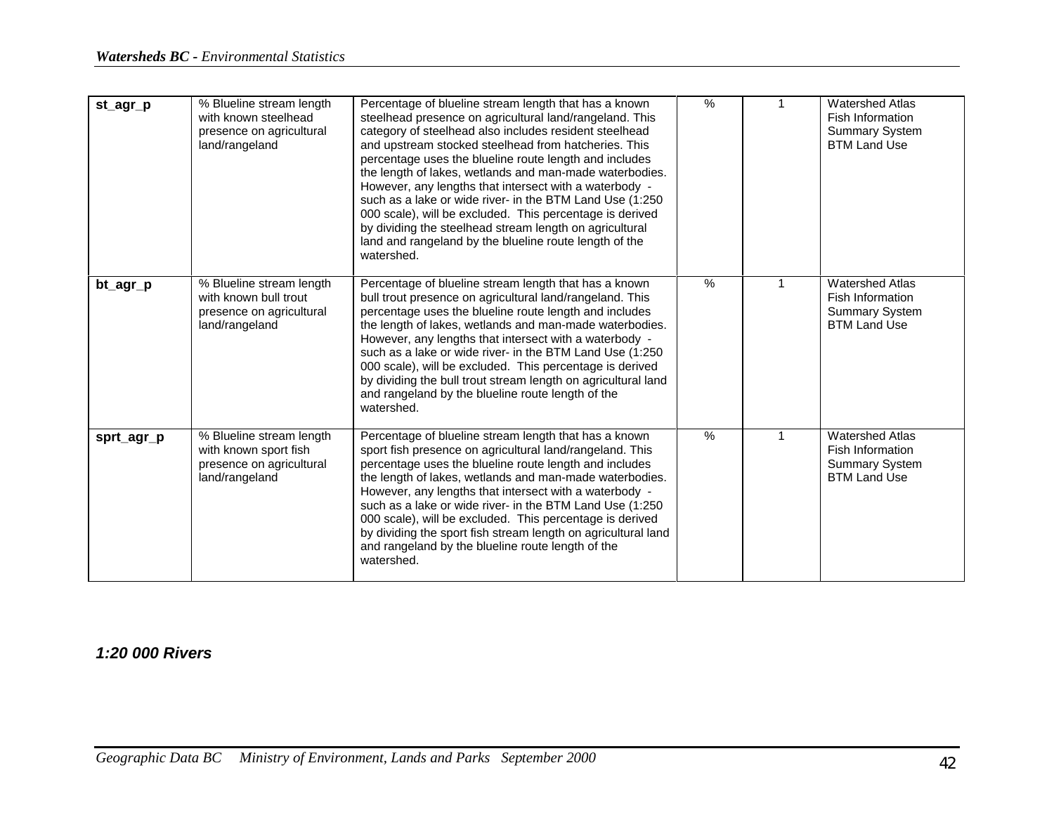| | | | | | |
|---|---|---|---|---|---|
| **st_agr_p** | % Blueline stream length with known steelhead presence on agricultural land/rangeland | Percentage of blueline stream length that has a known steelhead presence on agricultural land/rangeland. This category of steelhead also includes resident steelhead and upstream stocked steelhead from hatcheries. This percentage uses the blueline route length and includes the length of lakes, wetlands and man-made waterbodies. However, any lengths that intersect with a waterbody - such as a lake or wide river- in the BTM Land Use (1:250 000 scale), will be excluded. This percentage is derived by dividing the steelhead stream length on agricultural land and rangeland by the blueline route length of the watershed. | % | 1 | Watershed Atlas Fish Information Summary System BTM Land Use |
| **bt_agr_p** | % Blueline stream length with known bull trout presence on agricultural land/rangeland | Percentage of blueline stream length that has a known bull trout presence on agricultural land/rangeland. This percentage uses the blueline route length and includes the length of lakes, wetlands and man-made waterbodies. However, any lengths that intersect with a waterbody - such as a lake or wide river- in the BTM Land Use (1:250 000 scale), will be excluded. This percentage is derived by dividing the bull trout stream length on agricultural land and rangeland by the blueline route length of the watershed. | % | 1 | Watershed Atlas Fish Information Summary System BTM Land Use |
| **sprt_agr_p** | % Blueline stream length with known sport fish presence on agricultural land/rangeland | Percentage of blueline stream length that has a known sport fish presence on agricultural land/rangeland. This percentage uses the blueline route length and includes the length of lakes, wetlands and man-made waterbodies. However, any lengths that intersect with a waterbody - such as a lake or wide river- in the BTM Land Use (1:250 000 scale), will be excluded. This percentage is derived by dividing the sport fish stream length on agricultural land and rangeland by the blueline route length of the watershed. | % | 1 | Watershed Atlas Fish Information Summary System BTM Land Use |

### *1:20 000 Rivers*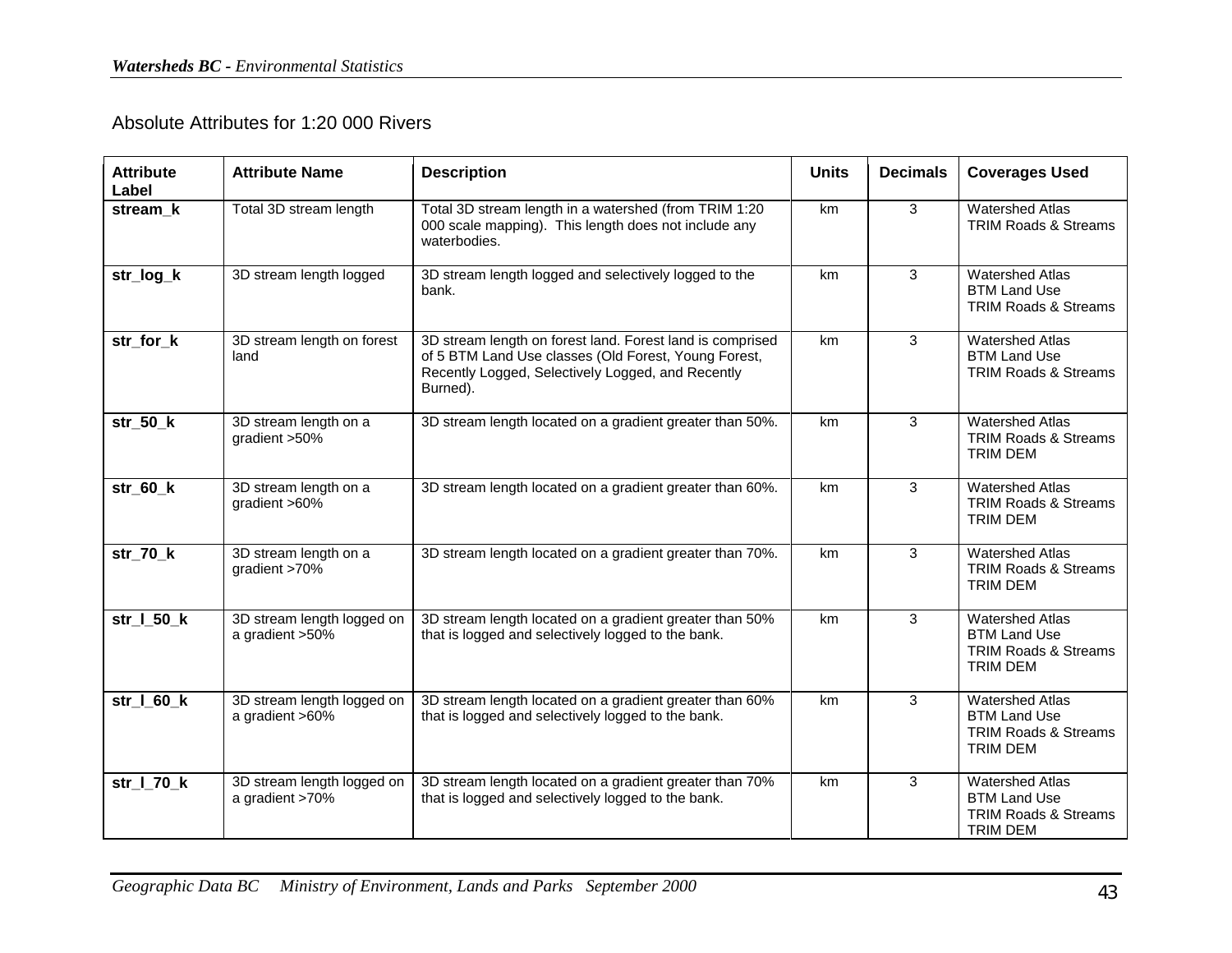Absolute Attributes for 1:20 000 Rivers

| Attribute Label | Attribute Name | Description | Units | Decimals | Coverages Used |
|---|---|---|---|---|---|
| **stream_k** | Total 3D stream length | Total 3D stream length in a watershed (from TRIM 1:20 000 scale mapping). This length does not include any waterbodies. | km | 3 | Watershed Atlas<br>TRIM Roads & Streams |
| **str_log_k** | 3D stream length logged | 3D stream length logged and selectively logged to the bank. | km | 3 | Watershed Atlas<br>BTM Land Use<br>TRIM Roads & Streams |
| **str_for_k** | 3D stream length on forest land | 3D stream length on forest land. Forest land is comprised of 5 BTM Land Use classes (Old Forest, Young Forest, Recently Logged, Selectively Logged, and Recently Burned). | km | 3 | Watershed Atlas<br>BTM Land Use<br>TRIM Roads & Streams |
| **str_50_k** | 3D stream length on a gradient >50% | 3D stream length located on a gradient greater than 50%. | km | 3 | Watershed Atlas<br>TRIM Roads & Streams<br>TRIM DEM |
| **str_60_k** | 3D stream length on a gradient >60% | 3D stream length located on a gradient greater than 60%. | km | 3 | Watershed Atlas<br>TRIM Roads & Streams<br>TRIM DEM |
| **str_70_k** | 3D stream length on a gradient >70% | 3D stream length located on a gradient greater than 70%. | km | 3 | Watershed Atlas<br>TRIM Roads & Streams<br>TRIM DEM |
| **str_l_50_k** | 3D stream length logged on a gradient >50% | 3D stream length located on a gradient greater than 50% that is logged and selectively logged to the bank. | km | 3 | Watershed Atlas<br>BTM Land Use<br>TRIM Roads & Streams<br>TRIM DEM |
| **str_l_60_k** | 3D stream length logged on a gradient >60% | 3D stream length located on a gradient greater than 60% that is logged and selectively logged to the bank. | km | 3 | Watershed Atlas<br>BTM Land Use<br>TRIM Roads & Streams<br>TRIM DEM |
| **str_l_70_k** | 3D stream length logged on a gradient >70% | 3D stream length located on a gradient greater than 70% that is logged and selectively logged to the bank. | km | 3 | Watershed Atlas<br>BTM Land Use<br>TRIM Roads & Streams<br>TRIM DEM |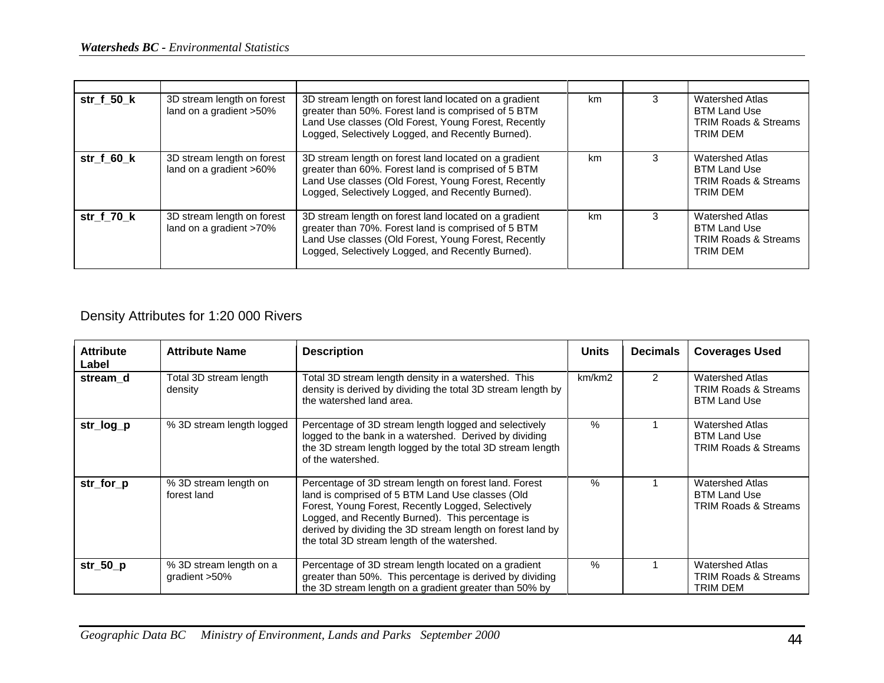| | | | | | |
|---|---|---|---|---|---|
| **str_f_50_k** | 3D stream length on forest land on a gradient >50% | 3D stream length on forest land located on a gradient greater than 50%. Forest land is comprised of 5 BTM Land Use classes (Old Forest, Young Forest, Recently Logged, Selectively Logged, and Recently Burned). | km | 3 | Watershed Atlas<br>BTM Land Use<br>TRIM Roads & Streams<br>TRIM DEM |
| **str_f_60_k** | 3D stream length on forest land on a gradient >60% | 3D stream length on forest land located on a gradient greater than 60%. Forest land is comprised of 5 BTM Land Use classes (Old Forest, Young Forest, Recently Logged, Selectively Logged, and Recently Burned). | km | 3 | Watershed Atlas<br>BTM Land Use<br>TRIM Roads & Streams<br>TRIM DEM |
| **str_f_70_k** | 3D stream length on forest land on a gradient >70% | 3D stream length on forest land located on a gradient greater than 70%. Forest land is comprised of 5 BTM Land Use classes (Old Forest, Young Forest, Recently Logged, Selectively Logged, and Recently Burned). | km | 3 | Watershed Atlas<br>BTM Land Use<br>TRIM Roads & Streams<br>TRIM DEM |

## Density Attributes for 1:20 000 Rivers

| Attribute Label | Attribute Name | Description | Units | Decimals | Coverages Used |
|---|---|---|---|---|---|
| **stream_d** | Total 3D stream length density | Total 3D stream length density in a watershed. This density is derived by dividing the total 3D stream length by the watershed land area. | km/km2 | 2 | Watershed Atlas<br>TRIM Roads & Streams<br>BTM Land Use |
| **str_log_p** | % 3D stream length logged | Percentage of 3D stream length logged and selectively logged to the bank in a watershed. Derived by dividing the 3D stream length logged by the total 3D stream length of the watershed. | % | 1 | Watershed Atlas<br>BTM Land Use<br>TRIM Roads & Streams |
| **str_for_p** | % 3D stream length on forest land | Percentage of 3D stream length on forest land. Forest land is comprised of 5 BTM Land Use classes (Old Forest, Young Forest, Recently Logged, Selectively Logged, and Recently Burned). This percentage is derived by dividing the 3D stream length on forest land by the total 3D stream length of the watershed. | % | 1 | Watershed Atlas<br>BTM Land Use<br>TRIM Roads & Streams |
| **str_50_p** | % 3D stream length on a gradient >50% | Percentage of 3D stream length located on a gradient greater than 50%. This percentage is derived by dividing the 3D stream length on a gradient greater than 50% by | % | 1 | Watershed Atlas<br>TRIM Roads & Streams<br>TRIM DEM |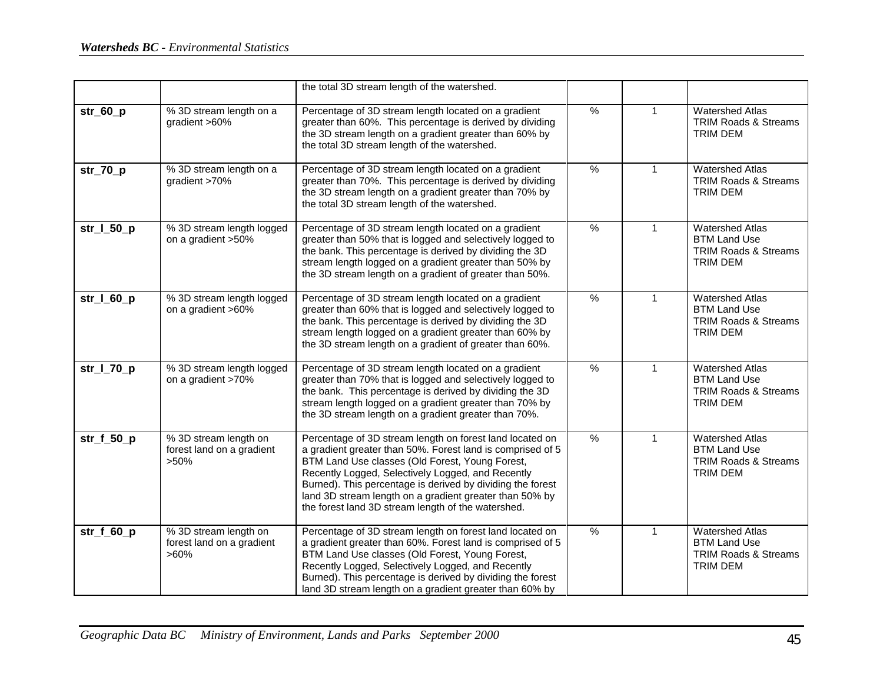| | | | | | |
|---|---|---|---|---|---|
| | | the total 3D stream length of the watershed. | | | |
| **str_60_p** | % 3D stream length on a gradient >60% | Percentage of 3D stream length located on a gradient greater than 60%. This percentage is derived by dividing the 3D stream length on a gradient greater than 60% by the total 3D stream length of the watershed. | % | 1 | Watershed Atlas<br>TRIM Roads & Streams<br>TRIM DEM |
| **str_70_p** | % 3D stream length on a gradient >70% | Percentage of 3D stream length located on a gradient greater than 70%. This percentage is derived by dividing the 3D stream length on a gradient greater than 70% by the total 3D stream length of the watershed. | % | 1 | Watershed Atlas<br>TRIM Roads & Streams<br>TRIM DEM |
| **str_l_50_p** | % 3D stream length logged on a gradient >50% | Percentage of 3D stream length located on a gradient greater than 50% that is logged and selectively logged to the bank. This percentage is derived by dividing the 3D stream length logged on a gradient greater than 50% by the 3D stream length on a gradient of greater than 50%. | % | 1 | Watershed Atlas<br>BTM Land Use<br>TRIM Roads & Streams<br>TRIM DEM |
| **str_l_60_p** | % 3D stream length logged on a gradient >60% | Percentage of 3D stream length located on a gradient greater than 60% that is logged and selectively logged to the bank. This percentage is derived by dividing the 3D stream length logged on a gradient greater than 60% by the 3D stream length on a gradient of greater than 60%. | % | 1 | Watershed Atlas<br>BTM Land Use<br>TRIM Roads & Streams<br>TRIM DEM |
| **str_l_70_p** | % 3D stream length logged on a gradient >70% | Percentage of 3D stream length located on a gradient greater than 70% that is logged and selectively logged to the bank. This percentage is derived by dividing the 3D stream length logged on a gradient greater than 70% by the 3D stream length on a gradient greater than 70%. | % | 1 | Watershed Atlas<br>BTM Land Use<br>TRIM Roads & Streams<br>TRIM DEM |
| **str_f_50_p** | % 3D stream length on forest land on a gradient >50% | Percentage of 3D stream length on forest land located on a gradient greater than 50%. Forest land is comprised of 5 BTM Land Use classes (Old Forest, Young Forest, Recently Logged, Selectively Logged, and Recently Burned). This percentage is derived by dividing the forest land 3D stream length on a gradient greater than 50% by the forest land 3D stream length of the watershed. | % | 1 | Watershed Atlas<br>BTM Land Use<br>TRIM Roads & Streams<br>TRIM DEM |
| **str_f_60_p** | % 3D stream length on forest land on a gradient >60% | Percentage of 3D stream length on forest land located on a gradient greater than 60%. Forest land is comprised of 5 BTM Land Use classes (Old Forest, Young Forest, Recently Logged, Selectively Logged, and Recently Burned). This percentage is derived by dividing the forest land 3D stream length on a gradient greater than 60% by | % | 1 | Watershed Atlas<br>BTM Land Use<br>TRIM Roads & Streams<br>TRIM DEM |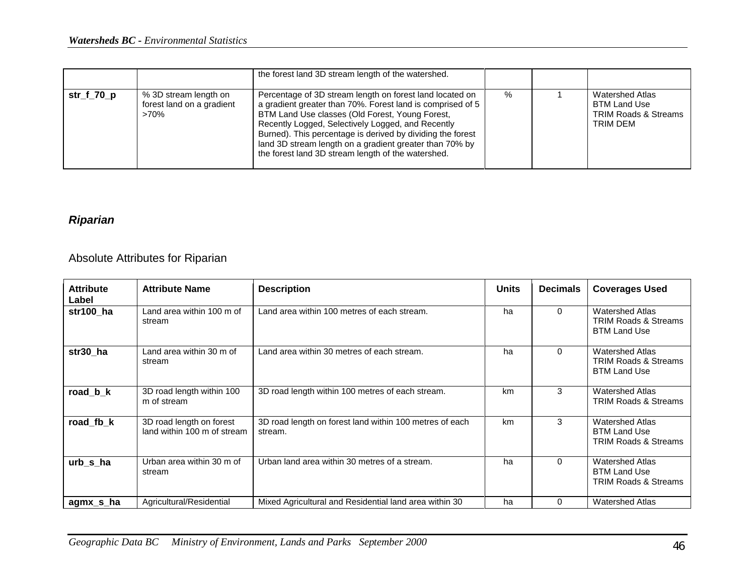| | | the forest land 3D stream length of the watershed. | | | |
|---|---|---|---|---|---|
| **str_f_70_p** | % 3D stream length on forest land on a gradient >70% | Percentage of 3D stream length on forest land located on a gradient greater than 70%. Forest land is comprised of 5 BTM Land Use classes (Old Forest, Young Forest, Recently Logged, Selectively Logged, and Recently Burned). This percentage is derived by dividing the forest land 3D stream length on a gradient greater than 70% by the forest land 3D stream length of the watershed. | % | 1 | Watershed Atlas<br>BTM Land Use<br>TRIM Roads & Streams<br>TRIM DEM |

### *Riparian*

#### Absolute Attributes for Riparian

| Attribute Label | Attribute Name | Description | Units | Decimals | Coverages Used |
|---|---|---|---|---|---|
| **str100_ha** | Land area within 100 m of stream | Land area within 100 metres of each stream. | ha | 0 | Watershed Atlas<br>TRIM Roads & Streams<br>BTM Land Use |
| **str30_ha** | Land area within 30 m of stream | Land area within 30 metres of each stream. | ha | 0 | Watershed Atlas<br>TRIM Roads & Streams<br>BTM Land Use |
| **road_b_k** | 3D road length within 100 m of stream | 3D road length within 100 metres of each stream. | km | 3 | Watershed Atlas<br>TRIM Roads & Streams |
| **road_fb_k** | 3D road length on forest land within 100 m of stream | 3D road length on forest land within 100 metres of each stream. | km | 3 | Watershed Atlas<br>BTM Land Use<br>TRIM Roads & Streams |
| **urb_s_ha** | Urban area within 30 m of stream | Urban land area within 30 metres of a stream. | ha | 0 | Watershed Atlas<br>BTM Land Use<br>TRIM Roads & Streams |
| **agmx_s_ha** | Agricultural/Residential | Mixed Agricultural and Residential land area within 30 | ha | 0 | Watershed Atlas |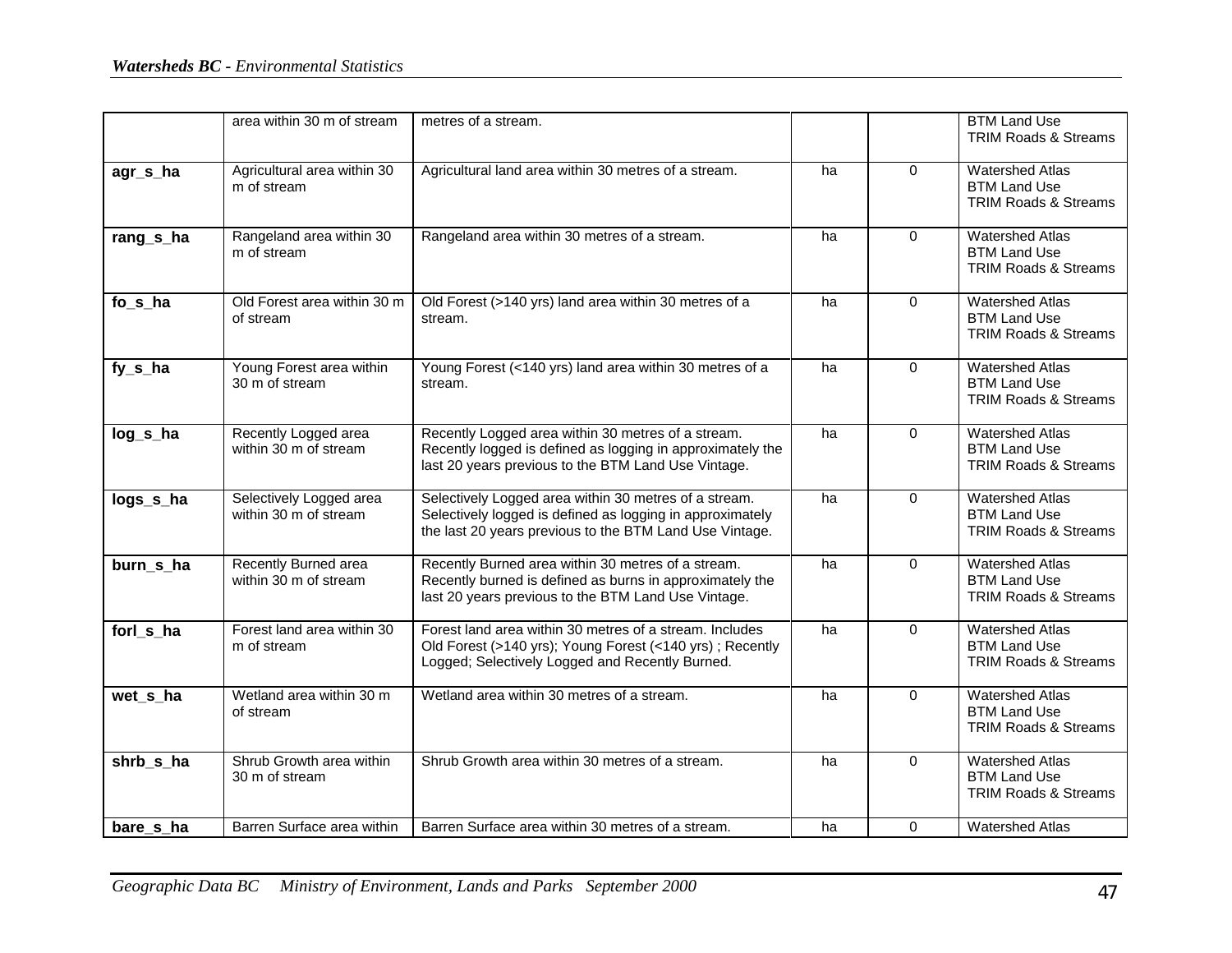|  | area within 30 m of stream | metres of a stream. |  |  | BTM Land Use<br>TRIM Roads & Streams |
|---|---|---|---|---|---|
| **agr_s_ha** | Agricultural area within 30 m of stream | Agricultural land area within 30 metres of a stream. | ha | 0 | Watershed Atlas<br>BTM Land Use<br>TRIM Roads & Streams |
| **rang_s_ha** | Rangeland area within 30 m of stream | Rangeland area within 30 metres of a stream. | ha | 0 | Watershed Atlas<br>BTM Land Use<br>TRIM Roads & Streams |
| **fo_s_ha** | Old Forest area within 30 m of stream | Old Forest (>140 yrs) land area within 30 metres of a stream. | ha | 0 | Watershed Atlas<br>BTM Land Use<br>TRIM Roads & Streams |
| **fy_s_ha** | Young Forest area within 30 m of stream | Young Forest (<140 yrs) land area within 30 metres of a stream. | ha | 0 | Watershed Atlas<br>BTM Land Use<br>TRIM Roads & Streams |
| **log_s_ha** | Recently Logged area within 30 m of stream | Recently Logged area within 30 metres of a stream. Recently logged is defined as logging in approximately the last 20 years previous to the BTM Land Use Vintage. | ha | 0 | Watershed Atlas<br>BTM Land Use<br>TRIM Roads & Streams |
| **logs_s_ha** | Selectively Logged area within 30 m of stream | Selectively Logged area within 30 metres of a stream. Selectively logged is defined as logging in approximately the last 20 years previous to the BTM Land Use Vintage. | ha | 0 | Watershed Atlas<br>BTM Land Use<br>TRIM Roads & Streams |
| **burn_s_ha** | Recently Burned area within 30 m of stream | Recently Burned area within 30 metres of a stream. Recently burned is defined as burns in approximately the last 20 years previous to the BTM Land Use Vintage. | ha | 0 | Watershed Atlas<br>BTM Land Use<br>TRIM Roads & Streams |
| **forl_s_ha** | Forest land area within 30 m of stream | Forest land area within 30 metres of a stream. Includes Old Forest (>140 yrs); Young Forest (<140 yrs) ; Recently Logged; Selectively Logged and Recently Burned. | ha | 0 | Watershed Atlas<br>BTM Land Use<br>TRIM Roads & Streams |
| **wet_s_ha** | Wetland area within 30 m of stream | Wetland area within 30 metres of a stream. | ha | 0 | Watershed Atlas<br>BTM Land Use<br>TRIM Roads & Streams |
| **shrb_s_ha** | Shrub Growth area within 30 m of stream | Shrub Growth area within 30 metres of a stream. | ha | 0 | Watershed Atlas<br>BTM Land Use<br>TRIM Roads & Streams |
| **bare_s_ha** | Barren Surface area within | Barren Surface area within 30 metres of a stream. | ha | 0 | Watershed Atlas |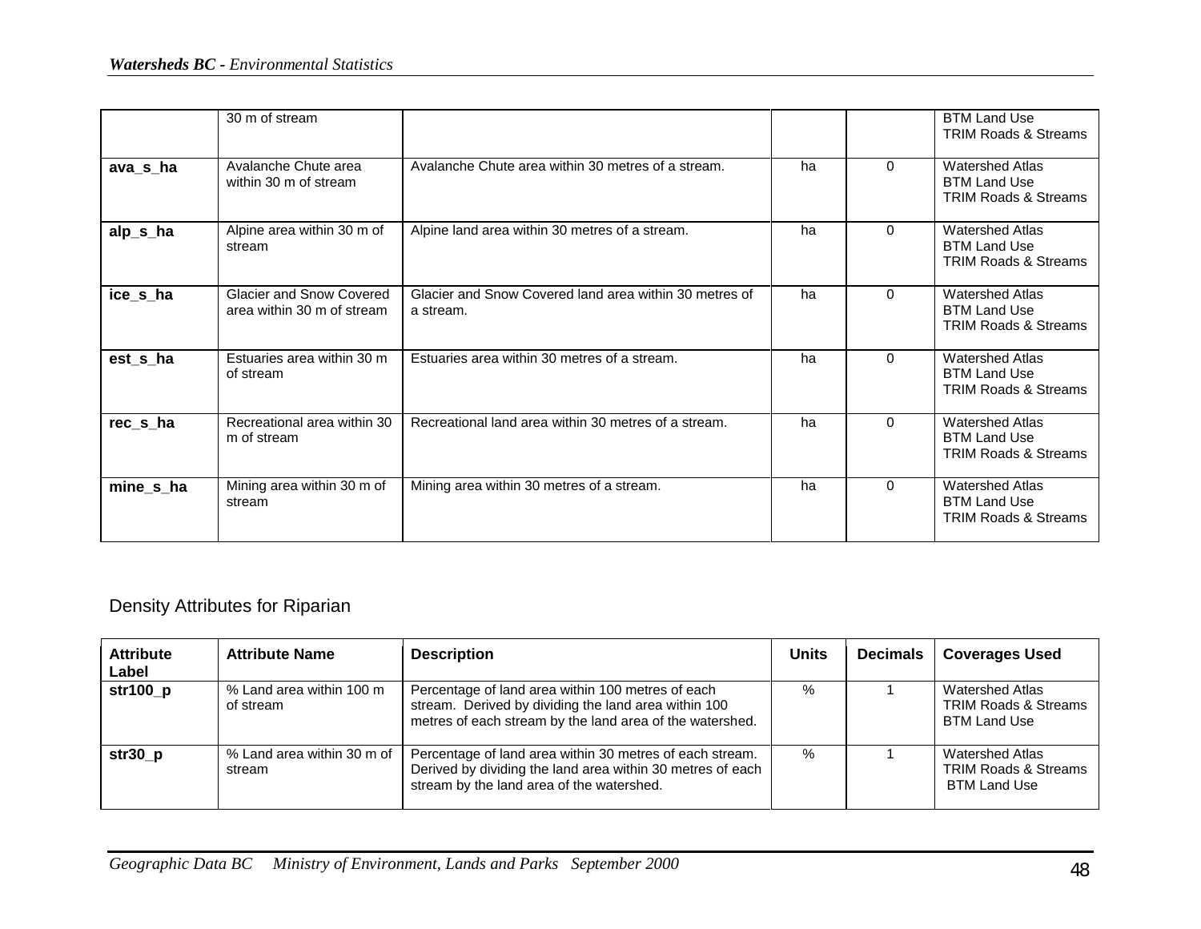| | | | | | |
|---|---|---|---|---|---|
| | 30 m of stream | | | | BTM Land Use<br>TRIM Roads & Streams |
| **ava_s_ha** | Avalanche Chute area within 30 m of stream | Avalanche Chute area within 30 metres of a stream. | ha | 0 | Watershed Atlas<br>BTM Land Use<br>TRIM Roads & Streams |
| **alp_s_ha** | Alpine area within 30 m of stream | Alpine land area within 30 metres of a stream. | ha | 0 | Watershed Atlas<br>BTM Land Use<br>TRIM Roads & Streams |
| **ice_s_ha** | Glacier and Snow Covered area within 30 m of stream | Glacier and Snow Covered land area within 30 metres of a stream. | ha | 0 | Watershed Atlas<br>BTM Land Use<br>TRIM Roads & Streams |
| **est_s_ha** | Estuaries area within 30 m of stream | Estuaries area within 30 metres of a stream. | ha | 0 | Watershed Atlas<br>BTM Land Use<br>TRIM Roads & Streams |
| **rec_s_ha** | Recreational area within 30 m of stream | Recreational land area within 30 metres of a stream. | ha | 0 | Watershed Atlas<br>BTM Land Use<br>TRIM Roads & Streams |
| **mine_s_ha** | Mining area within 30 m of stream | Mining area within 30 metres of a stream. | ha | 0 | Watershed Atlas<br>BTM Land Use<br>TRIM Roads & Streams |

## Density Attributes for Riparian

| Attribute Label | Attribute Name | Description | Units | Decimals | Coverages Used |
|---|---|---|---|---|---|
| **str100_p** | % Land area within 100 m of stream | Percentage of land area within 100 metres of each stream. Derived by dividing the land area within 100 metres of each stream by the land area of the watershed. | % | 1 | Watershed Atlas<br>TRIM Roads & Streams<br>BTM Land Use |
| **str30_p** | % Land area within 30 m of stream | Percentage of land area within 30 metres of each stream. Derived by dividing the land area within 30 metres of each stream by the land area of the watershed. | % | 1 | Watershed Atlas<br>TRIM Roads & Streams<br>BTM Land Use |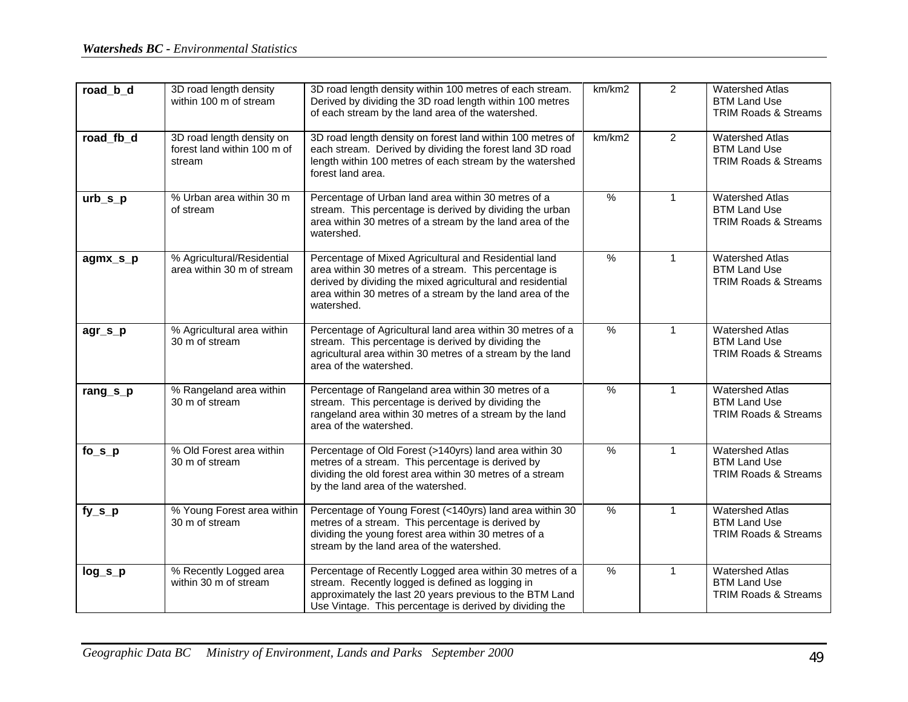| | | | | | |
|---|---|---|---|---|---|
| **road_b_d** | 3D road length density within 100 m of stream | 3D road length density within 100 metres of each stream. Derived by dividing the 3D road length within 100 metres of each stream by the land area of the watershed. | km/km2 | 2 | Watershed Atlas<br>BTM Land Use<br>TRIM Roads & Streams |
| **road_fb_d** | 3D road length density on forest land within 100 m of stream | 3D road length density on forest land within 100 metres of each stream. Derived by dividing the forest land 3D road length within 100 metres of each stream by the watershed forest land area. | km/km2 | 2 | Watershed Atlas<br>BTM Land Use<br>TRIM Roads & Streams |
| **urb_s_p** | % Urban area within 30 m of stream | Percentage of Urban land area within 30 metres of a stream. This percentage is derived by dividing the urban area within 30 metres of a stream by the land area of the watershed. | % | 1 | Watershed Atlas<br>BTM Land Use<br>TRIM Roads & Streams |
| **agmx_s_p** | % Agricultural/Residential area within 30 m of stream | Percentage of Mixed Agricultural and Residential land area within 30 metres of a stream. This percentage is derived by dividing the mixed agricultural and residential area within 30 metres of a stream by the land area of the watershed. | % | 1 | Watershed Atlas<br>BTM Land Use<br>TRIM Roads & Streams |
| **agr_s_p** | % Agricultural area within 30 m of stream | Percentage of Agricultural land area within 30 metres of a stream. This percentage is derived by dividing the agricultural area within 30 metres of a stream by the land area of the watershed. | % | 1 | Watershed Atlas<br>BTM Land Use<br>TRIM Roads & Streams |
| **rang_s_p** | % Rangeland area within 30 m of stream | Percentage of Rangeland area within 30 metres of a stream. This percentage is derived by dividing the rangeland area within 30 metres of a stream by the land area of the watershed. | % | 1 | Watershed Atlas<br>BTM Land Use<br>TRIM Roads & Streams |
| **fo_s_p** | % Old Forest area within 30 m of stream | Percentage of Old Forest (>140yrs) land area within 30 metres of a stream. This percentage is derived by dividing the old forest area within 30 metres of a stream by the land area of the watershed. | % | 1 | Watershed Atlas<br>BTM Land Use<br>TRIM Roads & Streams |
| **fy_s_p** | % Young Forest area within 30 m of stream | Percentage of Young Forest (<140yrs) land area within 30 metres of a stream. This percentage is derived by dividing the young forest area within 30 metres of a stream by the land area of the watershed. | % | 1 | Watershed Atlas<br>BTM Land Use<br>TRIM Roads & Streams |
| **log_s_p** | % Recently Logged area within 30 m of stream | Percentage of Recently Logged area within 30 metres of a stream. Recently logged is defined as logging in approximately the last 20 years previous to the BTM Land Use Vintage. This percentage is derived by dividing the | % | 1 | Watershed Atlas<br>BTM Land Use<br>TRIM Roads & Streams |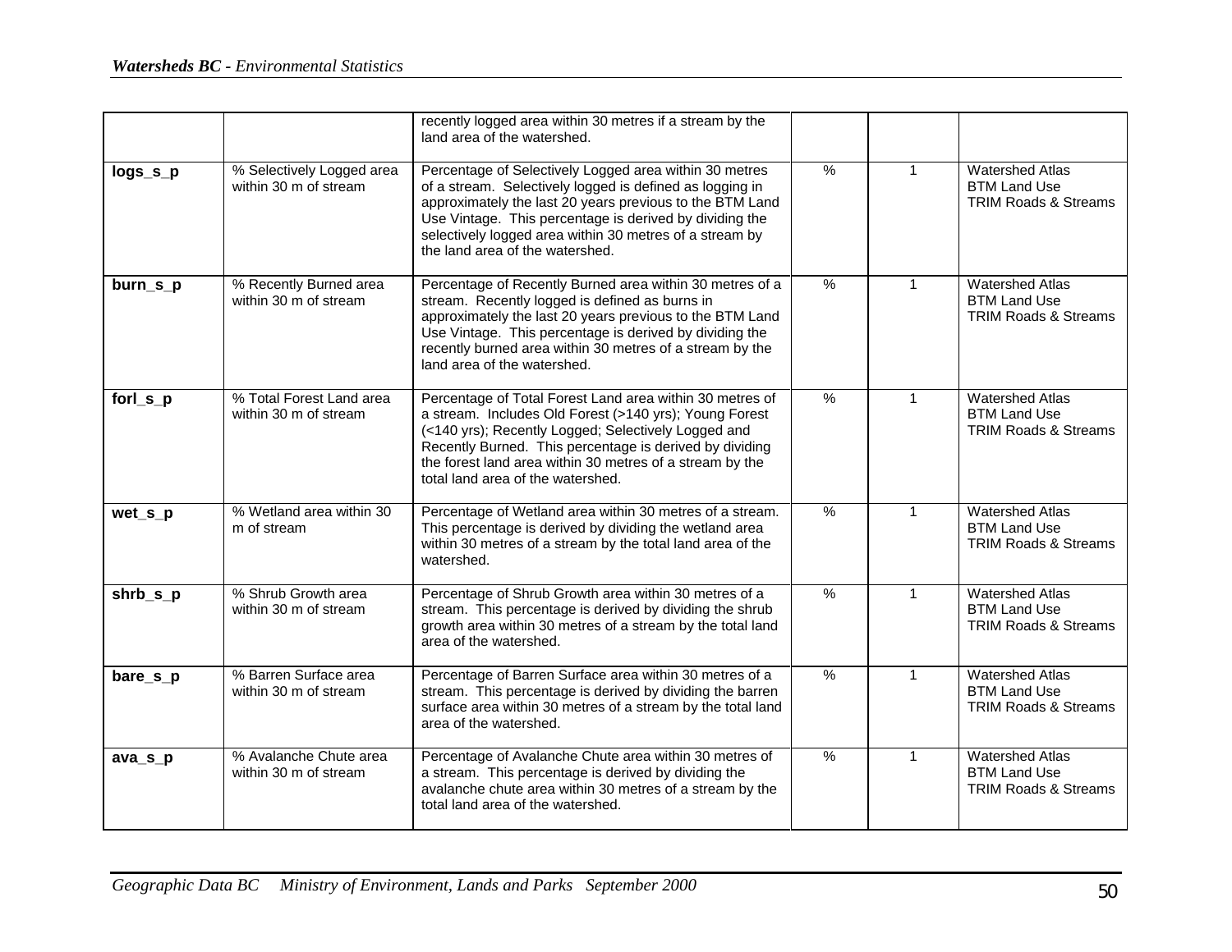| | | | | | |
|---|---|---|---|---|---|
| | | recently logged area within 30 metres if a stream by the land area of the watershed. | | | |
| **logs_s_p** | % Selectively Logged area within 30 m of stream | Percentage of Selectively Logged area within 30 metres of a stream. Selectively logged is defined as logging in approximately the last 20 years previous to the BTM Land Use Vintage. This percentage is derived by dividing the selectively logged area within 30 metres of a stream by the land area of the watershed. | % | 1 | Watershed Atlas<br>BTM Land Use<br>TRIM Roads & Streams |
| **burn_s_p** | % Recently Burned area within 30 m of stream | Percentage of Recently Burned area within 30 metres of a stream. Recently logged is defined as burns in approximately the last 20 years previous to the BTM Land Use Vintage. This percentage is derived by dividing the recently burned area within 30 metres of a stream by the land area of the watershed. | % | 1 | Watershed Atlas<br>BTM Land Use<br>TRIM Roads & Streams |
| **forl_s_p** | % Total Forest Land area within 30 m of stream | Percentage of Total Forest Land area within 30 metres of a stream. Includes Old Forest (>140 yrs); Young Forest (<140 yrs); Recently Logged; Selectively Logged and Recently Burned. This percentage is derived by dividing the forest land area within 30 metres of a stream by the total land area of the watershed. | % | 1 | Watershed Atlas<br>BTM Land Use<br>TRIM Roads & Streams |
| **wet_s_p** | % Wetland area within 30 m of stream | Percentage of Wetland area within 30 metres of a stream. This percentage is derived by dividing the wetland area within 30 metres of a stream by the total land area of the watershed. | % | 1 | Watershed Atlas<br>BTM Land Use<br>TRIM Roads & Streams |
| **shrb_s_p** | % Shrub Growth area within 30 m of stream | Percentage of Shrub Growth area within 30 metres of a stream. This percentage is derived by dividing the shrub growth area within 30 metres of a stream by the total land area of the watershed. | % | 1 | Watershed Atlas<br>BTM Land Use<br>TRIM Roads & Streams |
| **bare_s_p** | % Barren Surface area within 30 m of stream | Percentage of Barren Surface area within 30 metres of a stream. This percentage is derived by dividing the barren surface area within 30 metres of a stream by the total land area of the watershed. | % | 1 | Watershed Atlas<br>BTM Land Use<br>TRIM Roads & Streams |
| **ava_s_p** | % Avalanche Chute area within 30 m of stream | Percentage of Avalanche Chute area within 30 metres of a stream. This percentage is derived by dividing the avalanche chute area within 30 metres of a stream by the total land area of the watershed. | % | 1 | Watershed Atlas<br>BTM Land Use<br>TRIM Roads & Streams |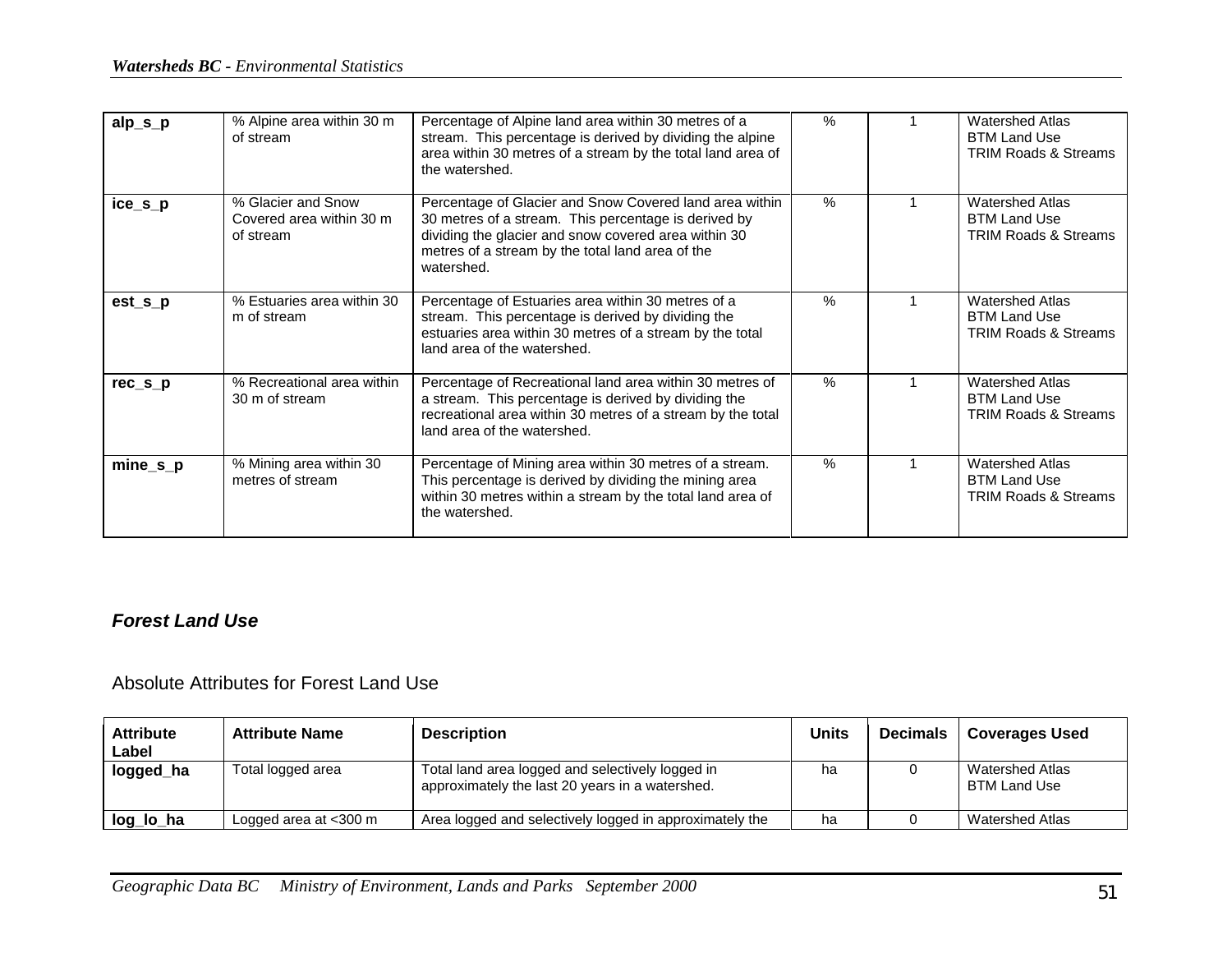| | | | | | |
|---|---|---|---|---|---|
| **alp_s_p** | % Alpine area within 30 m of stream | Percentage of Alpine land area within 30 metres of a stream. This percentage is derived by dividing the alpine area within 30 metres of a stream by the total land area of the watershed. | % | 1 | Watershed Atlas<br>BTM Land Use<br>TRIM Roads & Streams |
| **ice_s_p** | % Glacier and Snow Covered area within 30 m of stream | Percentage of Glacier and Snow Covered land area within 30 metres of a stream. This percentage is derived by dividing the glacier and snow covered area within 30 metres of a stream by the total land area of the watershed. | % | 1 | Watershed Atlas<br>BTM Land Use<br>TRIM Roads & Streams |
| **est_s_p** | % Estuaries area within 30 m of stream | Percentage of Estuaries area within 30 metres of a stream. This percentage is derived by dividing the estuaries area within 30 metres of a stream by the total land area of the watershed. | % | 1 | Watershed Atlas<br>BTM Land Use<br>TRIM Roads & Streams |
| **rec_s_p** | % Recreational area within 30 m of stream | Percentage of Recreational land area within 30 metres of a stream. This percentage is derived by dividing the recreational area within 30 metres of a stream by the total land area of the watershed. | % | 1 | Watershed Atlas<br>BTM Land Use<br>TRIM Roads & Streams |
| **mine_s_p** | % Mining area within 30 metres of stream | Percentage of Mining area within 30 metres of a stream. This percentage is derived by dividing the mining area within 30 metres within a stream by the total land area of the watershed. | % | 1 | Watershed Atlas<br>BTM Land Use<br>TRIM Roads & Streams |

### *Forest Land Use*

Absolute Attributes for Forest Land Use

| Attribute Label | Attribute Name | Description | Units | Decimals | Coverages Used |
|---|---|---|---|---|---|
| **logged_ha** | Total logged area | Total land area logged and selectively logged in approximately the last 20 years in a watershed. | ha | 0 | Watershed Atlas<br>BTM Land Use |
| **log_lo_ha** | Logged area at <300 m | Area logged and selectively logged in approximately the | ha | 0 | Watershed Atlas |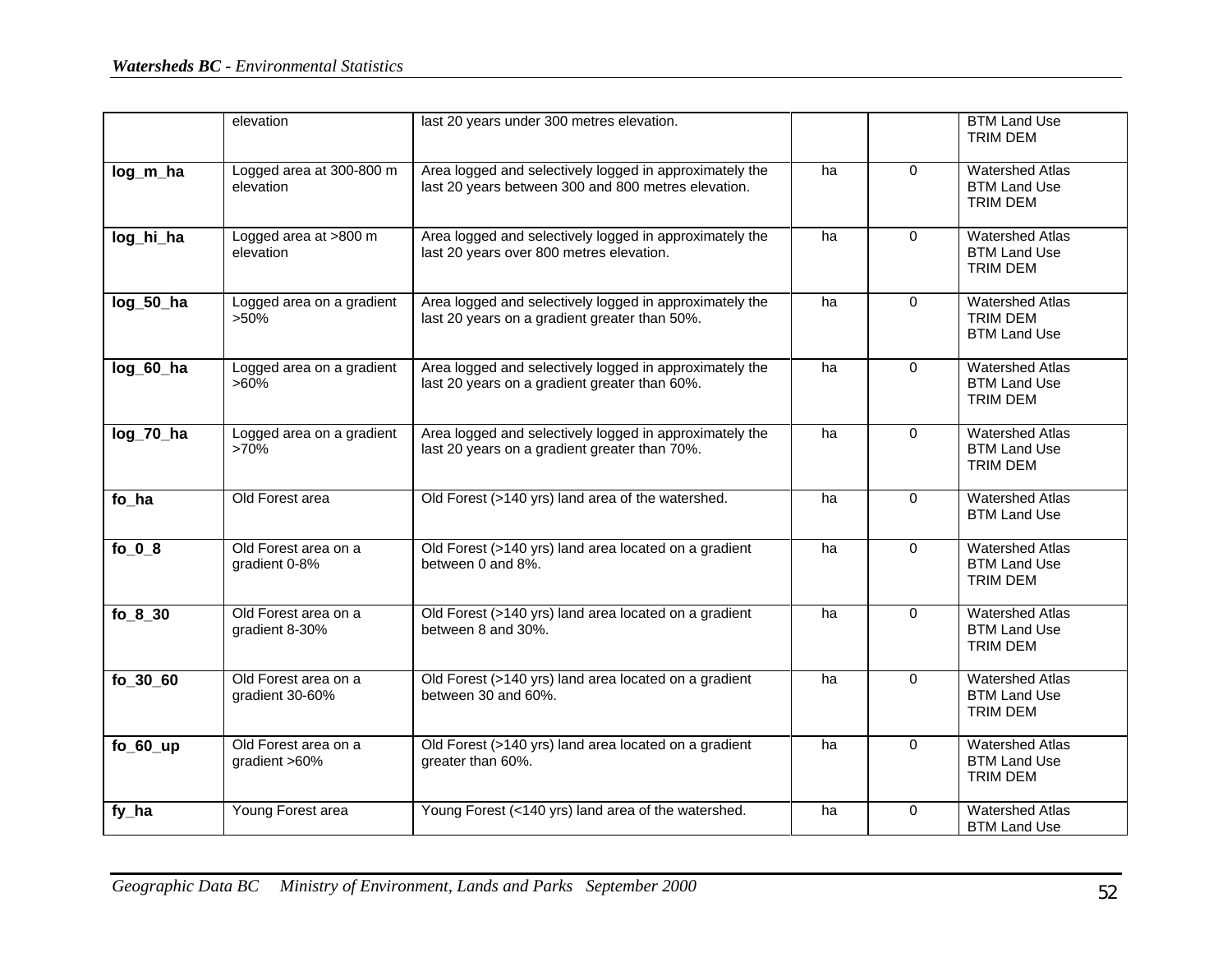|  | elevation | last 20 years under 300 metres elevation. |  |  | BTM Land Use<br>TRIM DEM |
|---|---|---|---|---|---|
| **log_m_ha** | Logged area at 300-800 m elevation | Area logged and selectively logged in approximately the last 20 years between 300 and 800 metres elevation. | ha | 0 | Watershed Atlas<br>BTM Land Use<br>TRIM DEM |
| **log_hi_ha** | Logged area at >800 m elevation | Area logged and selectively logged in approximately the last 20 years over 800 metres elevation. | ha | 0 | Watershed Atlas<br>BTM Land Use<br>TRIM DEM |
| **log_50_ha** | Logged area on a gradient >50% | Area logged and selectively logged in approximately the last 20 years on a gradient greater than 50%. | ha | 0 | Watershed Atlas<br>TRIM DEM<br>BTM Land Use |
| **log_60_ha** | Logged area on a gradient >60% | Area logged and selectively logged in approximately the last 20 years on a gradient greater than 60%. | ha | 0 | Watershed Atlas<br>BTM Land Use<br>TRIM DEM |
| **log_70_ha** | Logged area on a gradient >70% | Area logged and selectively logged in approximately the last 20 years on a gradient greater than 70%. | ha | 0 | Watershed Atlas<br>BTM Land Use<br>TRIM DEM |
| **fo_ha** | Old Forest area | Old Forest (>140 yrs) land area of the watershed. | ha | 0 | Watershed Atlas<br>BTM Land Use |
| **fo_0_8** | Old Forest area on a gradient 0-8% | Old Forest (>140 yrs) land area located on a gradient between 0 and 8%. | ha | 0 | Watershed Atlas<br>BTM Land Use<br>TRIM DEM |
| **fo_8_30** | Old Forest area on a gradient 8-30% | Old Forest (>140 yrs) land area located on a gradient between 8 and 30%. | ha | 0 | Watershed Atlas<br>BTM Land Use<br>TRIM DEM |
| **fo_30_60** | Old Forest area on a gradient 30-60% | Old Forest (>140 yrs) land area located on a gradient between 30 and 60%. | ha | 0 | Watershed Atlas<br>BTM Land Use<br>TRIM DEM |
| **fo_60_up** | Old Forest area on a gradient >60% | Old Forest (>140 yrs) land area located on a gradient greater than 60%. | ha | 0 | Watershed Atlas<br>BTM Land Use<br>TRIM DEM |
| **fy_ha** | Young Forest area | Young Forest (<140 yrs) land area of the watershed. | ha | 0 | Watershed Atlas<br>BTM Land Use |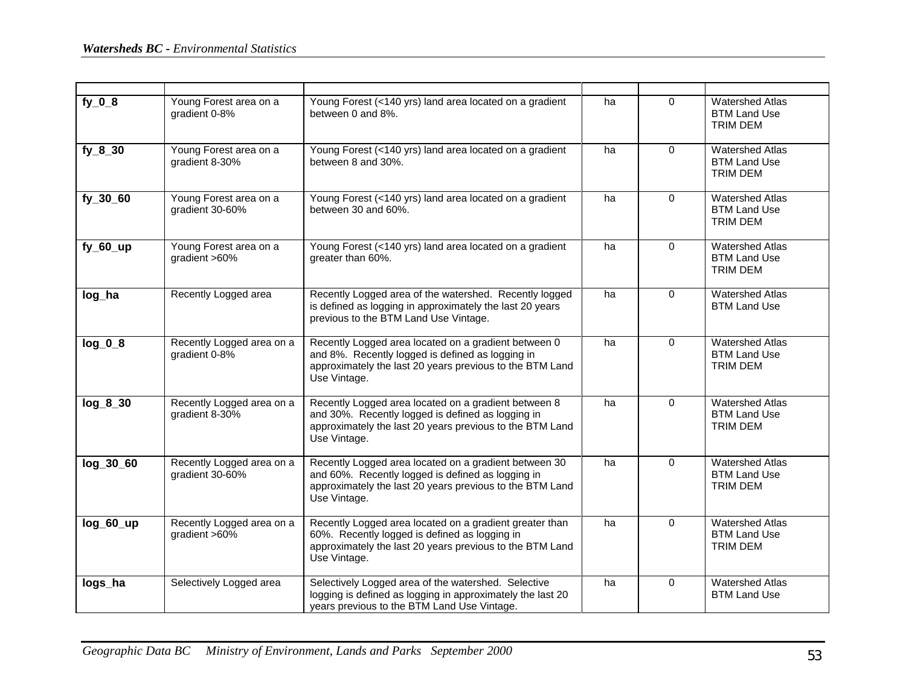| | | | | | |
|---|---|---|---|---|---|
| **fy_0_8** | Young Forest area on a gradient 0-8% | Young Forest (<140 yrs) land area located on a gradient between 0 and 8%. | ha | 0 | Watershed Atlas<br>BTM Land Use<br>TRIM DEM |
| **fy_8_30** | Young Forest area on a gradient 8-30% | Young Forest (<140 yrs) land area located on a gradient between 8 and 30%. | ha | 0 | Watershed Atlas<br>BTM Land Use<br>TRIM DEM |
| **fy_30_60** | Young Forest area on a gradient 30-60% | Young Forest (<140 yrs) land area located on a gradient between 30 and 60%. | ha | 0 | Watershed Atlas<br>BTM Land Use<br>TRIM DEM |
| **fy_60_up** | Young Forest area on a gradient >60% | Young Forest (<140 yrs) land area located on a gradient greater than 60%. | ha | 0 | Watershed Atlas<br>BTM Land Use<br>TRIM DEM |
| **log_ha** | Recently Logged area | Recently Logged area of the watershed. Recently logged is defined as logging in approximately the last 20 years previous to the BTM Land Use Vintage. | ha | 0 | Watershed Atlas<br>BTM Land Use |
| **log_0_8** | Recently Logged area on a gradient 0-8% | Recently Logged area located on a gradient between 0 and 8%. Recently logged is defined as logging in approximately the last 20 years previous to the BTM Land Use Vintage. | ha | 0 | Watershed Atlas<br>BTM Land Use<br>TRIM DEM |
| **log_8_30** | Recently Logged area on a gradient 8-30% | Recently Logged area located on a gradient between 8 and 30%. Recently logged is defined as logging in approximately the last 20 years previous to the BTM Land Use Vintage. | ha | 0 | Watershed Atlas<br>BTM Land Use<br>TRIM DEM |
| **log_30_60** | Recently Logged area on a gradient 30-60% | Recently Logged area located on a gradient between 30 and 60%. Recently logged is defined as logging in approximately the last 20 years previous to the BTM Land Use Vintage. | ha | 0 | Watershed Atlas<br>BTM Land Use<br>TRIM DEM |
| **log_60_up** | Recently Logged area on a gradient >60% | Recently Logged area located on a gradient greater than 60%. Recently logged is defined as logging in approximately the last 20 years previous to the BTM Land Use Vintage. | ha | 0 | Watershed Atlas<br>BTM Land Use<br>TRIM DEM |
| **logs_ha** | Selectively Logged area | Selectively Logged area of the watershed. Selective logging is defined as logging in approximately the last 20 years previous to the BTM Land Use Vintage. | ha | 0 | Watershed Atlas<br>BTM Land Use |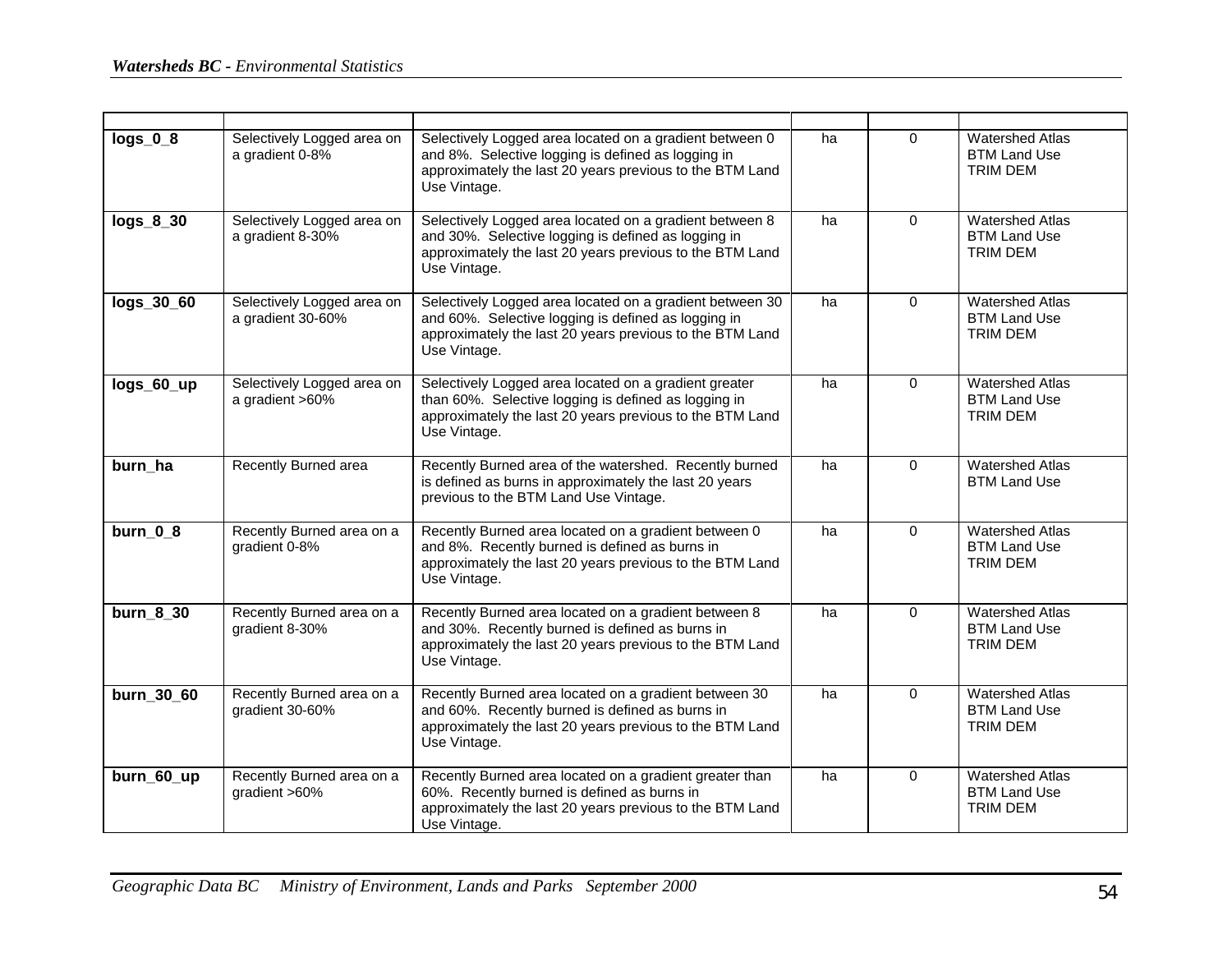| | | | | | |
|---|---|---|---|---|---|
| **logs_0_8** | Selectively Logged area on a gradient 0-8% | Selectively Logged area located on a gradient between 0 and 8%. Selective logging is defined as logging in approximately the last 20 years previous to the BTM Land Use Vintage. | ha | 0 | Watershed Atlas<br>BTM Land Use<br>TRIM DEM |
| **logs_8_30** | Selectively Logged area on a gradient 8-30% | Selectively Logged area located on a gradient between 8 and 30%. Selective logging is defined as logging in approximately the last 20 years previous to the BTM Land Use Vintage. | ha | 0 | Watershed Atlas<br>BTM Land Use<br>TRIM DEM |
| **logs_30_60** | Selectively Logged area on a gradient 30-60% | Selectively Logged area located on a gradient between 30 and 60%. Selective logging is defined as logging in approximately the last 20 years previous to the BTM Land Use Vintage. | ha | 0 | Watershed Atlas<br>BTM Land Use<br>TRIM DEM |
| **logs_60_up** | Selectively Logged area on a gradient >60% | Selectively Logged area located on a gradient greater than 60%. Selective logging is defined as logging in approximately the last 20 years previous to the BTM Land Use Vintage. | ha | 0 | Watershed Atlas<br>BTM Land Use<br>TRIM DEM |
| **burn_ha** | Recently Burned area | Recently Burned area of the watershed. Recently burned is defined as burns in approximately the last 20 years previous to the BTM Land Use Vintage. | ha | 0 | Watershed Atlas<br>BTM Land Use |
| **burn_0_8** | Recently Burned area on a gradient 0-8% | Recently Burned area located on a gradient between 0 and 8%. Recently burned is defined as burns in approximately the last 20 years previous to the BTM Land Use Vintage. | ha | 0 | Watershed Atlas<br>BTM Land Use<br>TRIM DEM |
| **burn_8_30** | Recently Burned area on a gradient 8-30% | Recently Burned area located on a gradient between 8 and 30%. Recently burned is defined as burns in approximately the last 20 years previous to the BTM Land Use Vintage. | ha | 0 | Watershed Atlas<br>BTM Land Use<br>TRIM DEM |
| **burn_30_60** | Recently Burned area on a gradient 30-60% | Recently Burned area located on a gradient between 30 and 60%. Recently burned is defined as burns in approximately the last 20 years previous to the BTM Land Use Vintage. | ha | 0 | Watershed Atlas<br>BTM Land Use<br>TRIM DEM |
| **burn_60_up** | Recently Burned area on a gradient >60% | Recently Burned area located on a gradient greater than 60%. Recently burned is defined as burns in approximately the last 20 years previous to the BTM Land Use Vintage. | ha | 0 | Watershed Atlas<br>BTM Land Use<br>TRIM DEM |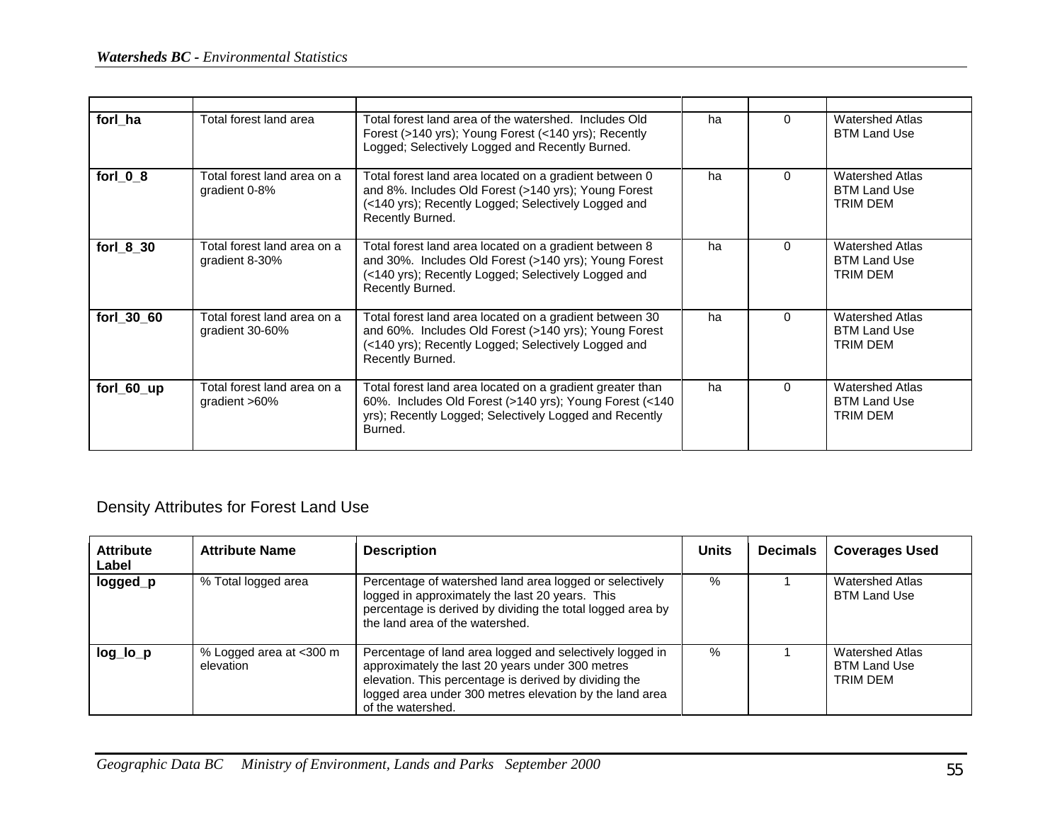| | | | | | |
|---|---|---|---|---|---|
| **forl_ha** | Total forest land area | Total forest land area of the watershed. Includes Old Forest (>140 yrs); Young Forest (<140 yrs); Recently Logged; Selectively Logged and Recently Burned. | ha | 0 | Watershed Atlas BTM Land Use |
| **forl_0_8** | Total forest land area on a gradient 0-8% | Total forest land area located on a gradient between 0 and 8%. Includes Old Forest (>140 yrs); Young Forest (<140 yrs); Recently Logged; Selectively Logged and Recently Burned. | ha | 0 | Watershed Atlas BTM Land Use TRIM DEM |
| **forl_8_30** | Total forest land area on a gradient 8-30% | Total forest land area located on a gradient between 8 and 30%. Includes Old Forest (>140 yrs); Young Forest (<140 yrs); Recently Logged; Selectively Logged and Recently Burned. | ha | 0 | Watershed Atlas BTM Land Use TRIM DEM |
| **forl_30_60** | Total forest land area on a gradient 30-60% | Total forest land area located on a gradient between 30 and 60%. Includes Old Forest (>140 yrs); Young Forest (<140 yrs); Recently Logged; Selectively Logged and Recently Burned. | ha | 0 | Watershed Atlas BTM Land Use TRIM DEM |
| **forl_60_up** | Total forest land area on a gradient >60% | Total forest land area located on a gradient greater than 60%. Includes Old Forest (>140 yrs); Young Forest (<140 yrs); Recently Logged; Selectively Logged and Recently Burned. | ha | 0 | Watershed Atlas BTM Land Use TRIM DEM |

## Density Attributes for Forest Land Use

| Attribute Label | Attribute Name | Description | Units | Decimals | Coverages Used |
|---|---|---|---|---|---|
| **logged_p** | % Total logged area | Percentage of watershed land area logged or selectively logged in approximately the last 20 years. This percentage is derived by dividing the total logged area by the land area of the watershed. | % | 1 | Watershed Atlas BTM Land Use |
| **log_lo_p** | % Logged area at <300 m elevation | Percentage of land area logged and selectively logged in approximately the last 20 years under 300 metres elevation. This percentage is derived by dividing the logged area under 300 metres elevation by the land area of the watershed. | % | 1 | Watershed Atlas BTM Land Use TRIM DEM |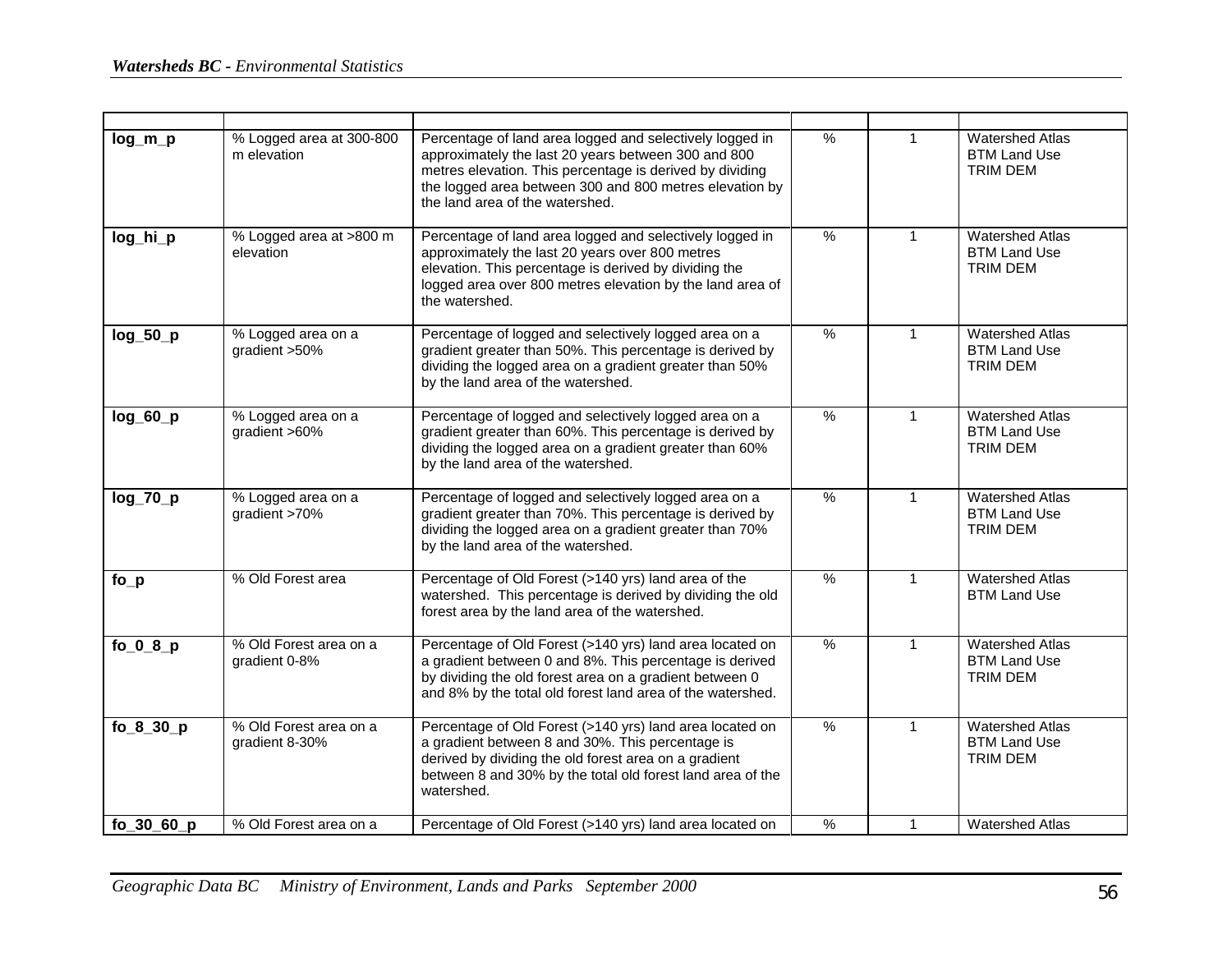| | | | | | |
|---|---|---|---|---|---|
| **log_m_p** | % Logged area at 300-800 m elevation | Percentage of land area logged and selectively logged in approximately the last 20 years between 300 and 800 metres elevation. This percentage is derived by dividing the logged area between 300 and 800 metres elevation by the land area of the watershed. | % | 1 | Watershed Atlas<br>BTM Land Use<br>TRIM DEM |
| **log_hi_p** | % Logged area at >800 m elevation | Percentage of land area logged and selectively logged in approximately the last 20 years over 800 metres elevation. This percentage is derived by dividing the logged area over 800 metres elevation by the land area of the watershed. | % | 1 | Watershed Atlas<br>BTM Land Use<br>TRIM DEM |
| **log_50_p** | % Logged area on a gradient >50% | Percentage of logged and selectively logged area on a gradient greater than 50%. This percentage is derived by dividing the logged area on a gradient greater than 50% by the land area of the watershed. | % | 1 | Watershed Atlas<br>BTM Land Use<br>TRIM DEM |
| **log_60_p** | % Logged area on a gradient >60% | Percentage of logged and selectively logged area on a gradient greater than 60%. This percentage is derived by dividing the logged area on a gradient greater than 60% by the land area of the watershed. | % | 1 | Watershed Atlas<br>BTM Land Use<br>TRIM DEM |
| **log_70_p** | % Logged area on a gradient >70% | Percentage of logged and selectively logged area on a gradient greater than 70%. This percentage is derived by dividing the logged area on a gradient greater than 70% by the land area of the watershed. | % | 1 | Watershed Atlas<br>BTM Land Use<br>TRIM DEM |
| **fo_p** | % Old Forest area | Percentage of Old Forest (>140 yrs) land area of the watershed. This percentage is derived by dividing the old forest area by the land area of the watershed. | % | 1 | Watershed Atlas<br>BTM Land Use |
| **fo_0_8_p** | % Old Forest area on a gradient 0-8% | Percentage of Old Forest (>140 yrs) land area located on a gradient between 0 and 8%. This percentage is derived by dividing the old forest area on a gradient between 0 and 8% by the total old forest land area of the watershed. | % | 1 | Watershed Atlas<br>BTM Land Use<br>TRIM DEM |
| **fo_8_30_p** | % Old Forest area on a gradient 8-30% | Percentage of Old Forest (>140 yrs) land area located on a gradient between 8 and 30%. This percentage is derived by dividing the old forest area on a gradient between 8 and 30% by the total old forest land area of the watershed. | % | 1 | Watershed Atlas<br>BTM Land Use<br>TRIM DEM |
| **fo_30_60_p** | % Old Forest area on a | Percentage of Old Forest (>140 yrs) land area located on | % | 1 | Watershed Atlas |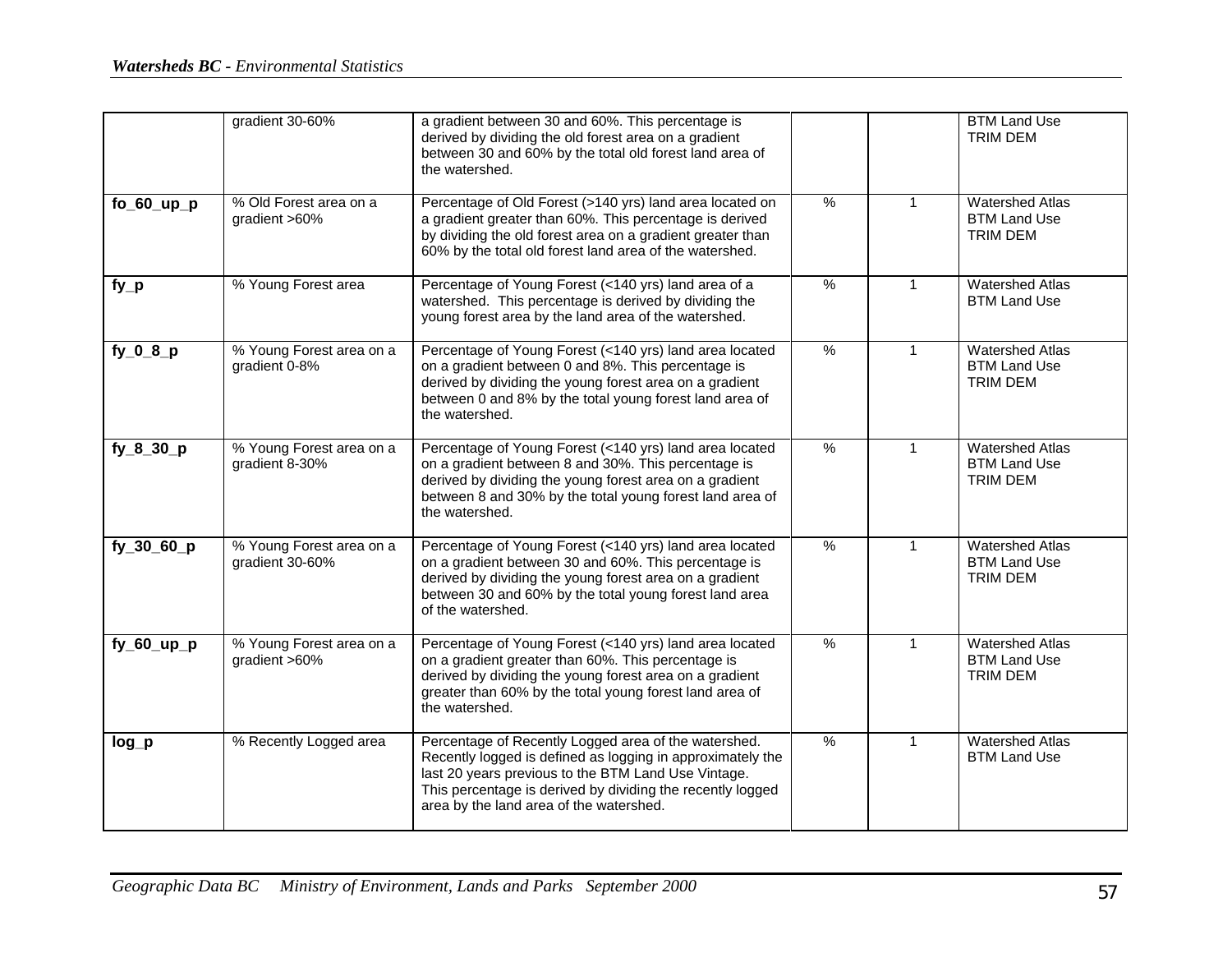|  |  |  |  |  |  |
|---|---|---|---|---|---|
|  | gradient 30-60% | a gradient between 30 and 60%. This percentage is derived by dividing the old forest area on a gradient between 30 and 60% by the total old forest land area of the watershed. |  |  | BTM Land Use<br>TRIM DEM |
| **fo_60_up_p** | % Old Forest area on a gradient >60% | Percentage of Old Forest (>140 yrs) land area located on a gradient greater than 60%. This percentage is derived by dividing the old forest area on a gradient greater than 60% by the total old forest land area of the watershed. | % | 1 | Watershed Atlas<br>BTM Land Use<br>TRIM DEM |
| **fy_p** | % Young Forest area | Percentage of Young Forest (<140 yrs) land area of a watershed. This percentage is derived by dividing the young forest area by the land area of the watershed. | % | 1 | Watershed Atlas<br>BTM Land Use |
| **fy_0_8_p** | % Young Forest area on a gradient 0-8% | Percentage of Young Forest (<140 yrs) land area located on a gradient between 0 and 8%. This percentage is derived by dividing the young forest area on a gradient between 0 and 8% by the total young forest land area of the watershed. | % | 1 | Watershed Atlas<br>BTM Land Use<br>TRIM DEM |
| **fy_8_30_p** | % Young Forest area on a gradient 8-30% | Percentage of Young Forest (<140 yrs) land area located on a gradient between 8 and 30%. This percentage is derived by dividing the young forest area on a gradient between 8 and 30% by the total young forest land area of the watershed. | % | 1 | Watershed Atlas<br>BTM Land Use<br>TRIM DEM |
| **fy_30_60_p** | % Young Forest area on a gradient 30-60% | Percentage of Young Forest (<140 yrs) land area located on a gradient between 30 and 60%. This percentage is derived by dividing the young forest area on a gradient between 30 and 60% by the total young forest land area of the watershed. | % | 1 | Watershed Atlas<br>BTM Land Use<br>TRIM DEM |
| **fy_60_up_p** | % Young Forest area on a gradient >60% | Percentage of Young Forest (<140 yrs) land area located on a gradient greater than 60%. This percentage is derived by dividing the young forest area on a gradient greater than 60% by the total young forest land area of the watershed. | % | 1 | Watershed Atlas<br>BTM Land Use<br>TRIM DEM |
| **log_p** | % Recently Logged area | Percentage of Recently Logged area of the watershed. Recently logged is defined as logging in approximately the last 20 years previous to the BTM Land Use Vintage. This percentage is derived by dividing the recently logged area by the land area of the watershed. | % | 1 | Watershed Atlas<br>BTM Land Use |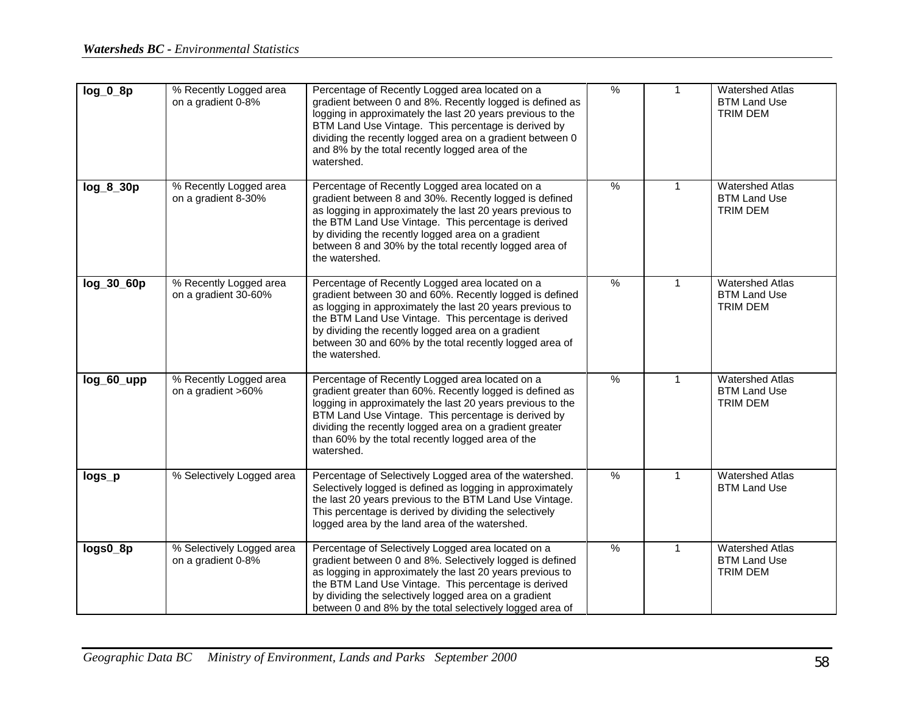| | | | | | |
|---|---|---|---|---|---|
| **log_0_8p** | % Recently Logged area on a gradient 0-8% | Percentage of Recently Logged area located on a gradient between 0 and 8%. Recently logged is defined as logging in approximately the last 20 years previous to the BTM Land Use Vintage. This percentage is derived by dividing the recently logged area on a gradient between 0 and 8% by the total recently logged area of the watershed. | % | 1 | Watershed Atlas<br>BTM Land Use<br>TRIM DEM |
| **log_8_30p** | % Recently Logged area on a gradient 8-30% | Percentage of Recently Logged area located on a gradient between 8 and 30%. Recently logged is defined as logging in approximately the last 20 years previous to the BTM Land Use Vintage. This percentage is derived by dividing the recently logged area on a gradient between 8 and 30% by the total recently logged area of the watershed. | % | 1 | Watershed Atlas<br>BTM Land Use<br>TRIM DEM |
| **log_30_60p** | % Recently Logged area on a gradient 30-60% | Percentage of Recently Logged area located on a gradient between 30 and 60%. Recently logged is defined as logging in approximately the last 20 years previous to the BTM Land Use Vintage. This percentage is derived by dividing the recently logged area on a gradient between 30 and 60% by the total recently logged area of the watershed. | % | 1 | Watershed Atlas<br>BTM Land Use<br>TRIM DEM |
| **log_60_upp** | % Recently Logged area on a gradient >60% | Percentage of Recently Logged area located on a gradient greater than 60%. Recently logged is defined as logging in approximately the last 20 years previous to the BTM Land Use Vintage. This percentage is derived by dividing the recently logged area on a gradient greater than 60% by the total recently logged area of the watershed. | % | 1 | Watershed Atlas<br>BTM Land Use<br>TRIM DEM |
| **logs_p** | % Selectively Logged area | Percentage of Selectively Logged area of the watershed. Selectively logged is defined as logging in approximately the last 20 years previous to the BTM Land Use Vintage. This percentage is derived by dividing the selectively logged area by the land area of the watershed. | % | 1 | Watershed Atlas<br>BTM Land Use |
| **logs0_8p** | % Selectively Logged area on a gradient 0-8% | Percentage of Selectively Logged area located on a gradient between 0 and 8%. Selectively logged is defined as logging in approximately the last 20 years previous to the BTM Land Use Vintage. This percentage is derived by dividing the selectively logged area on a gradient between 0 and 8% by the total selectively logged area of | % | 1 | Watershed Atlas<br>BTM Land Use<br>TRIM DEM |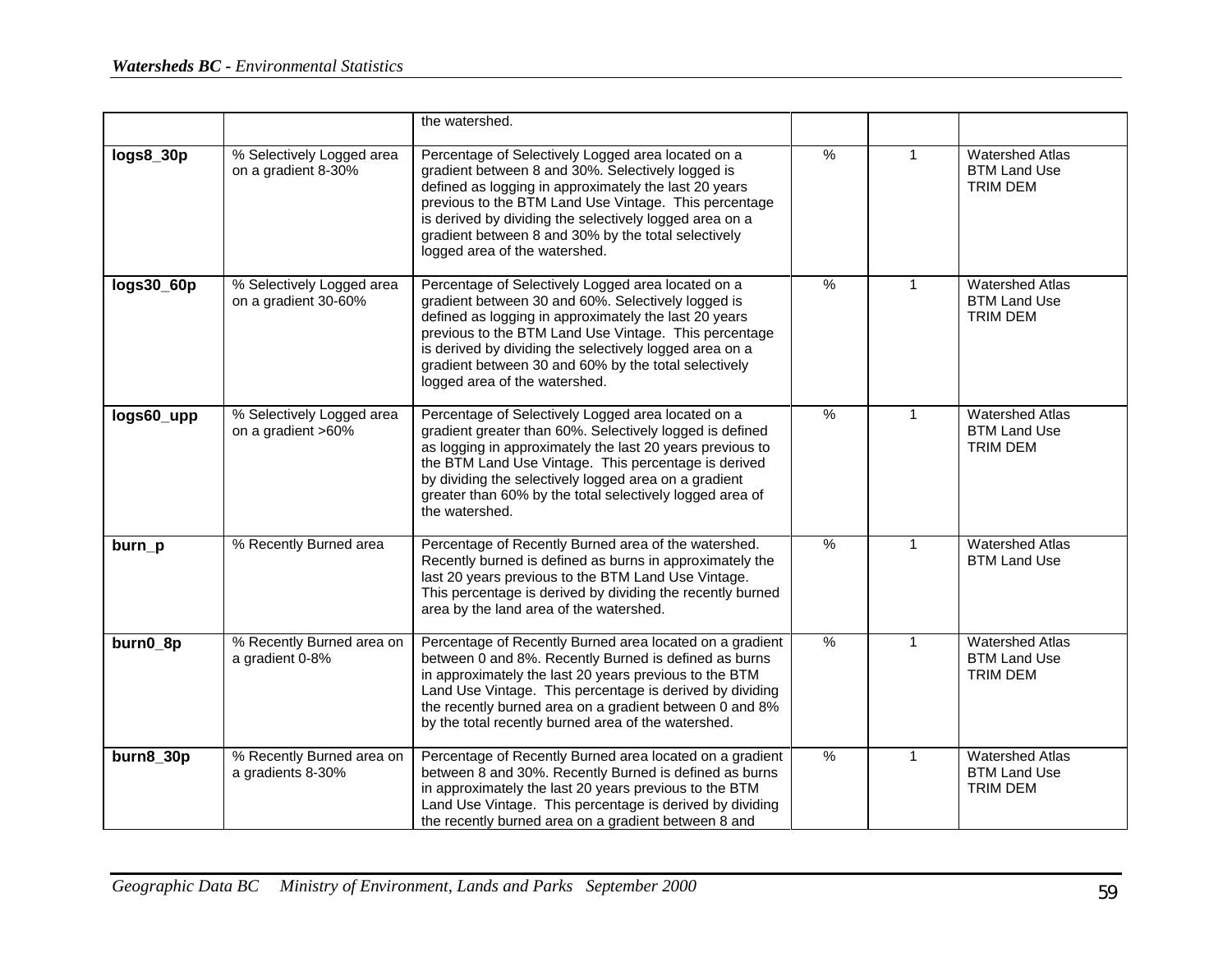| | | | | | |
|---|---|---|---|---|---|
| | | the watershed. | | | |
| **logs8_30p** | % Selectively Logged area on a gradient 8-30% | Percentage of Selectively Logged area located on a gradient between 8 and 30%. Selectively logged is defined as logging in approximately the last 20 years previous to the BTM Land Use Vintage. This percentage is derived by dividing the selectively logged area on a gradient between 8 and 30% by the total selectively logged area of the watershed. | % | 1 | Watershed Atlas<br>BTM Land Use<br>TRIM DEM |
| **logs30_60p** | % Selectively Logged area on a gradient 30-60% | Percentage of Selectively Logged area located on a gradient between 30 and 60%. Selectively logged is defined as logging in approximately the last 20 years previous to the BTM Land Use Vintage. This percentage is derived by dividing the selectively logged area on a gradient between 30 and 60% by the total selectively logged area of the watershed. | % | 1 | Watershed Atlas<br>BTM Land Use<br>TRIM DEM |
| **logs60_upp** | % Selectively Logged area on a gradient >60% | Percentage of Selectively Logged area located on a gradient greater than 60%. Selectively logged is defined as logging in approximately the last 20 years previous to the BTM Land Use Vintage. This percentage is derived by dividing the selectively logged area on a gradient greater than 60% by the total selectively logged area of the watershed. | % | 1 | Watershed Atlas<br>BTM Land Use<br>TRIM DEM |
| **burn_p** | % Recently Burned area | Percentage of Recently Burned area of the watershed. Recently burned is defined as burns in approximately the last 20 years previous to the BTM Land Use Vintage. This percentage is derived by dividing the recently burned area by the land area of the watershed. | % | 1 | Watershed Atlas<br>BTM Land Use |
| **burn0_8p** | % Recently Burned area on a gradient 0-8% | Percentage of Recently Burned area located on a gradient between 0 and 8%. Recently Burned is defined as burns in approximately the last 20 years previous to the BTM Land Use Vintage. This percentage is derived by dividing the recently burned area on a gradient between 0 and 8% by the total recently burned area of the watershed. | % | 1 | Watershed Atlas<br>BTM Land Use<br>TRIM DEM |
| **burn8_30p** | % Recently Burned area on a gradients 8-30% | Percentage of Recently Burned area located on a gradient between 8 and 30%. Recently Burned is defined as burns in approximately the last 20 years previous to the BTM Land Use Vintage. This percentage is derived by dividing the recently burned area on a gradient between 8 and | % | 1 | Watershed Atlas<br>BTM Land Use<br>TRIM DEM |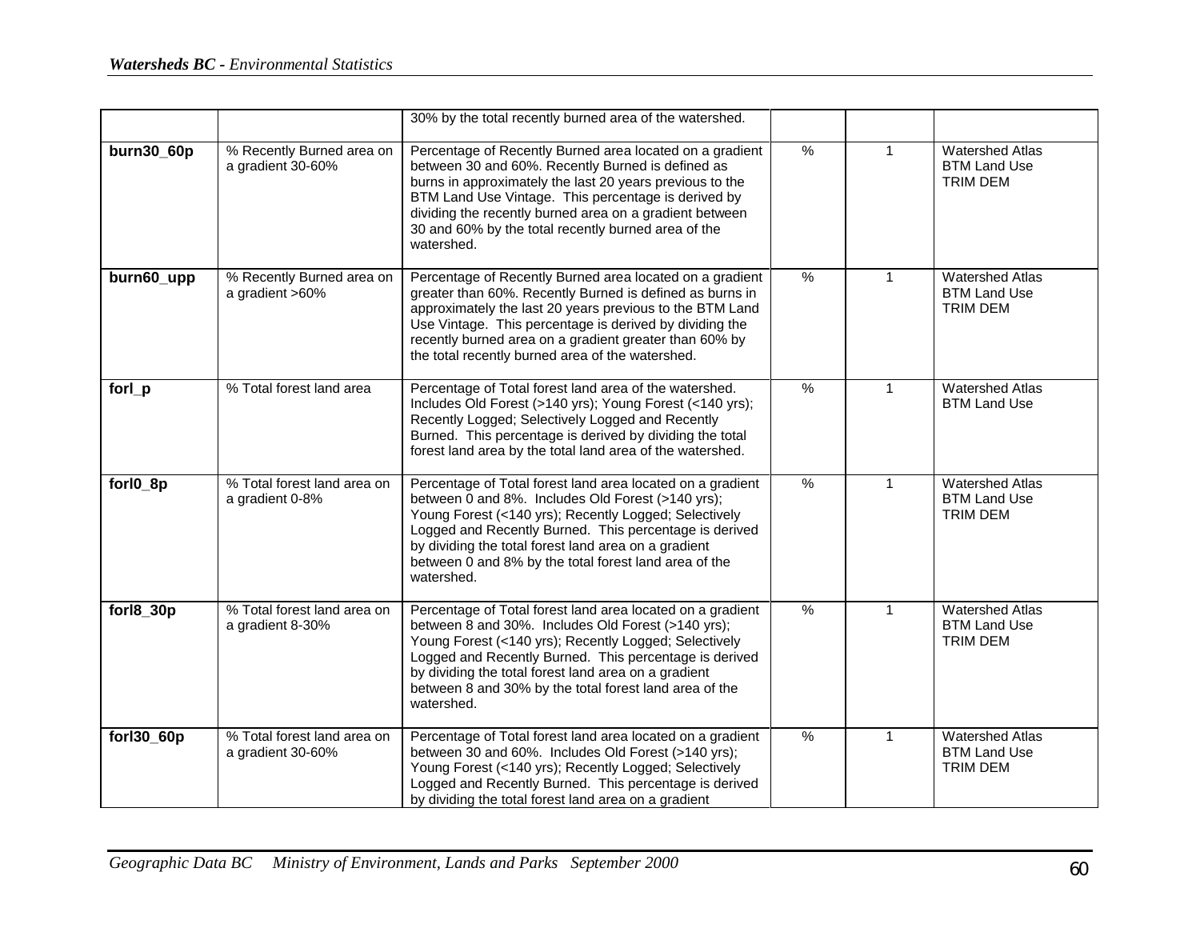|  |  | 30% by the total recently burned area of the watershed. |  |  |  |
|---|---|---|---|---|---|
| **burn30_60p** | % Recently Burned area on a gradient 30-60% | Percentage of Recently Burned area located on a gradient between 30 and 60%. Recently Burned is defined as burns in approximately the last 20 years previous to the BTM Land Use Vintage. This percentage is derived by dividing the recently burned area on a gradient between 30 and 60% by the total recently burned area of the watershed. | % | 1 | Watershed Atlas<br>BTM Land Use<br>TRIM DEM |
| **burn60_upp** | % Recently Burned area on a gradient >60% | Percentage of Recently Burned area located on a gradient greater than 60%. Recently Burned is defined as burns in approximately the last 20 years previous to the BTM Land Use Vintage. This percentage is derived by dividing the recently burned area on a gradient greater than 60% by the total recently burned area of the watershed. | % | 1 | Watershed Atlas<br>BTM Land Use<br>TRIM DEM |
| **forl_p** | % Total forest land area | Percentage of Total forest land area of the watershed. Includes Old Forest (>140 yrs); Young Forest (<140 yrs); Recently Logged; Selectively Logged and Recently Burned. This percentage is derived by dividing the total forest land area by the total land area of the watershed. | % | 1 | Watershed Atlas<br>BTM Land Use |
| **forl0_8p** | % Total forest land area on a gradient 0-8% | Percentage of Total forest land area located on a gradient between 0 and 8%. Includes Old Forest (>140 yrs); Young Forest (<140 yrs); Recently Logged; Selectively Logged and Recently Burned. This percentage is derived by dividing the total forest land area on a gradient between 0 and 8% by the total forest land area of the watershed. | % | 1 | Watershed Atlas<br>BTM Land Use<br>TRIM DEM |
| **forl8_30p** | % Total forest land area on a gradient 8-30% | Percentage of Total forest land area located on a gradient between 8 and 30%. Includes Old Forest (>140 yrs); Young Forest (<140 yrs); Recently Logged; Selectively Logged and Recently Burned. This percentage is derived by dividing the total forest land area on a gradient between 8 and 30% by the total forest land area of the watershed. | % | 1 | Watershed Atlas<br>BTM Land Use<br>TRIM DEM |
| **forl30_60p** | % Total forest land area on a gradient 30-60% | Percentage of Total forest land area located on a gradient between 30 and 60%. Includes Old Forest (>140 yrs); Young Forest (<140 yrs); Recently Logged; Selectively Logged and Recently Burned. This percentage is derived by dividing the total forest land area on a gradient | % | 1 | Watershed Atlas<br>BTM Land Use<br>TRIM DEM |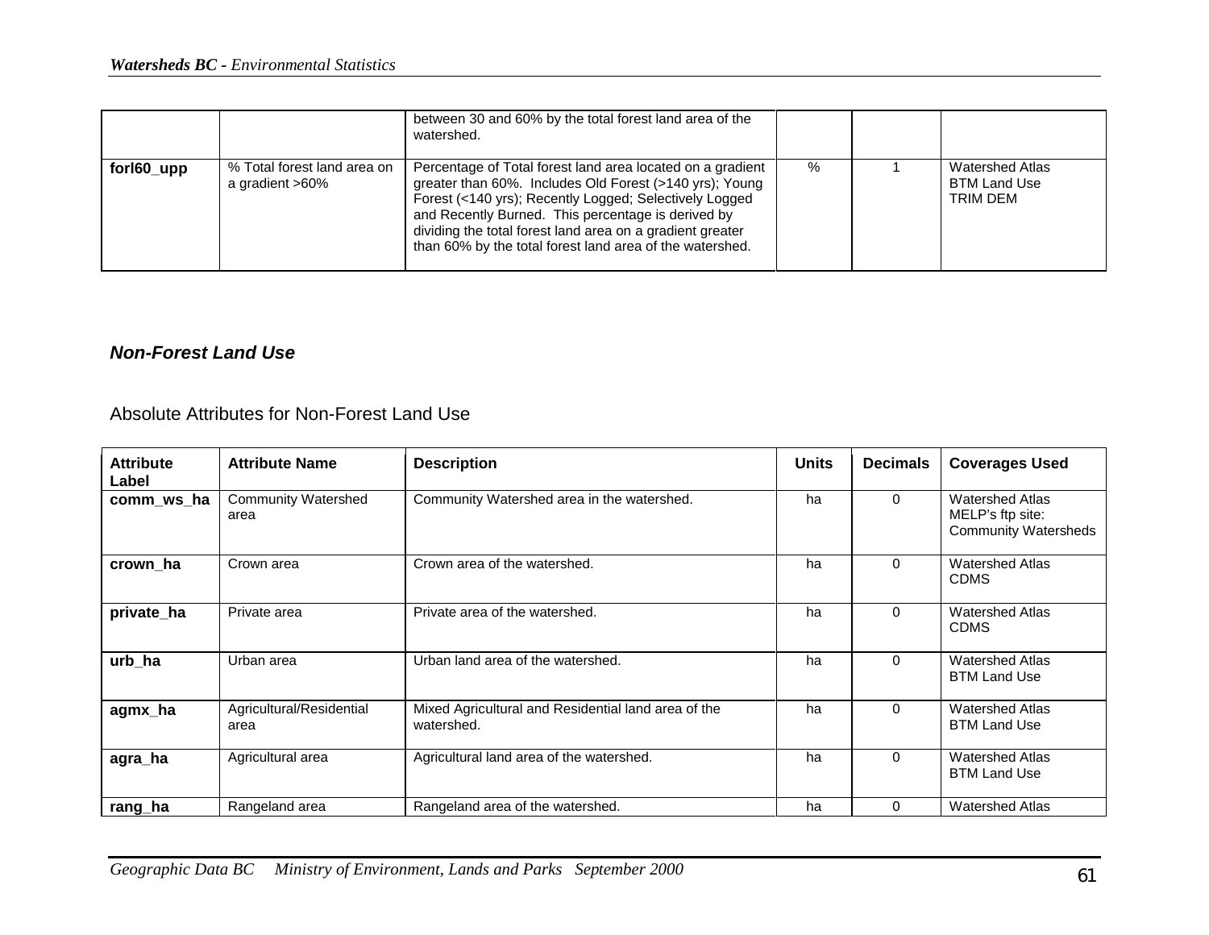| | | between 30 and 60% by the total forest land area of the watershed. | | | |
|---|---|---|---|---|---|
| **forl60_upp** | % Total forest land area on a gradient >60% | Percentage of Total forest land area located on a gradient greater than 60%. Includes Old Forest (>140 yrs); Young Forest (<140 yrs); Recently Logged; Selectively Logged and Recently Burned. This percentage is derived by dividing the total forest land area on a gradient greater than 60% by the total forest land area of the watershed. | % | 1 | Watershed Atlas<br>BTM Land Use<br>TRIM DEM |

### ***Non-Forest Land Use***

Absolute Attributes for Non-Forest Land Use

| Attribute Label | Attribute Name | Description | Units | Decimals | Coverages Used |
|---|---|---|---|---|---|
| **comm_ws_ha** | Community Watershed area | Community Watershed area in the watershed. | ha | 0 | Watershed Atlas<br>MELP's ftp site:<br>Community Watersheds |
| **crown_ha** | Crown area | Crown area of the watershed. | ha | 0 | Watershed Atlas<br>CDMS |
| **private_ha** | Private area | Private area of the watershed. | ha | 0 | Watershed Atlas<br>CDMS |
| **urb_ha** | Urban area | Urban land area of the watershed. | ha | 0 | Watershed Atlas<br>BTM Land Use |
| **agmx_ha** | Agricultural/Residential area | Mixed Agricultural and Residential land area of the watershed. | ha | 0 | Watershed Atlas<br>BTM Land Use |
| **agra_ha** | Agricultural area | Agricultural land area of the watershed. | ha | 0 | Watershed Atlas<br>BTM Land Use |
| **rang_ha** | Rangeland area | Rangeland area of the watershed. | ha | 0 | Watershed Atlas |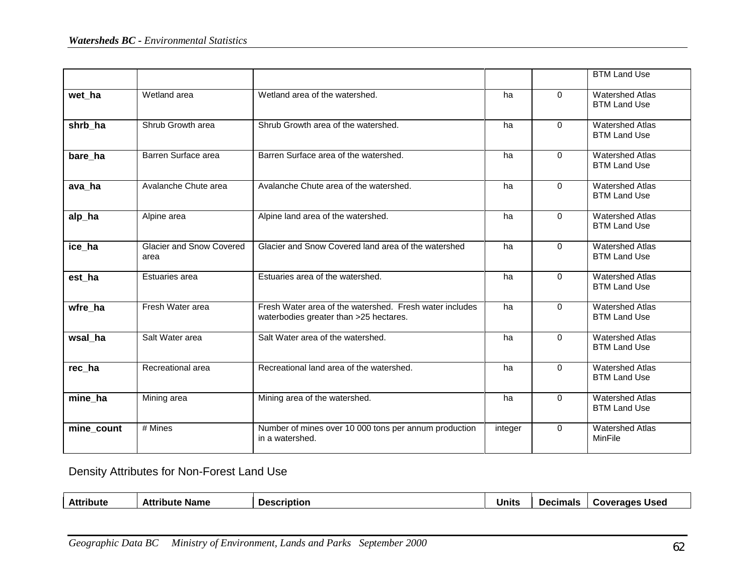| | | | | | |
|---|---|---|---|---|---|
| | | | | | BTM Land Use |
| **wet_ha** | Wetland area | Wetland area of the watershed. | ha | 0 | Watershed Atlas BTM Land Use |
| **shrb_ha** | Shrub Growth area | Shrub Growth area of the watershed. | ha | 0 | Watershed Atlas BTM Land Use |
| **bare_ha** | Barren Surface area | Barren Surface area of the watershed. | ha | 0 | Watershed Atlas BTM Land Use |
| **ava_ha** | Avalanche Chute area | Avalanche Chute area of the watershed. | ha | 0 | Watershed Atlas BTM Land Use |
| **alp_ha** | Alpine area | Alpine land area of the watershed. | ha | 0 | Watershed Atlas BTM Land Use |
| **ice_ha** | Glacier and Snow Covered area | Glacier and Snow Covered land area of the watershed | ha | 0 | Watershed Atlas BTM Land Use |
| **est_ha** | Estuaries area | Estuaries area of the watershed. | ha | 0 | Watershed Atlas BTM Land Use |
| **wfre_ha** | Fresh Water area | Fresh Water area of the watershed. Fresh water includes waterbodies greater than >25 hectares. | ha | 0 | Watershed Atlas BTM Land Use |
| **wsal_ha** | Salt Water area | Salt Water area of the watershed. | ha | 0 | Watershed Atlas BTM Land Use |
| **rec_ha** | Recreational area | Recreational land area of the watershed. | ha | 0 | Watershed Atlas BTM Land Use |
| **mine_ha** | Mining area | Mining area of the watershed. | ha | 0 | Watershed Atlas BTM Land Use |
| **mine_count** | # Mines | Number of mines over 10 000 tons per annum production in a watershed. | integer | 0 | Watershed Atlas MinFile |

Density Attributes for Non-Forest Land Use

| Attribute | Attribute Name | Description | Units | Decimals | Coverages Used |
|---|---|---|---|---|---|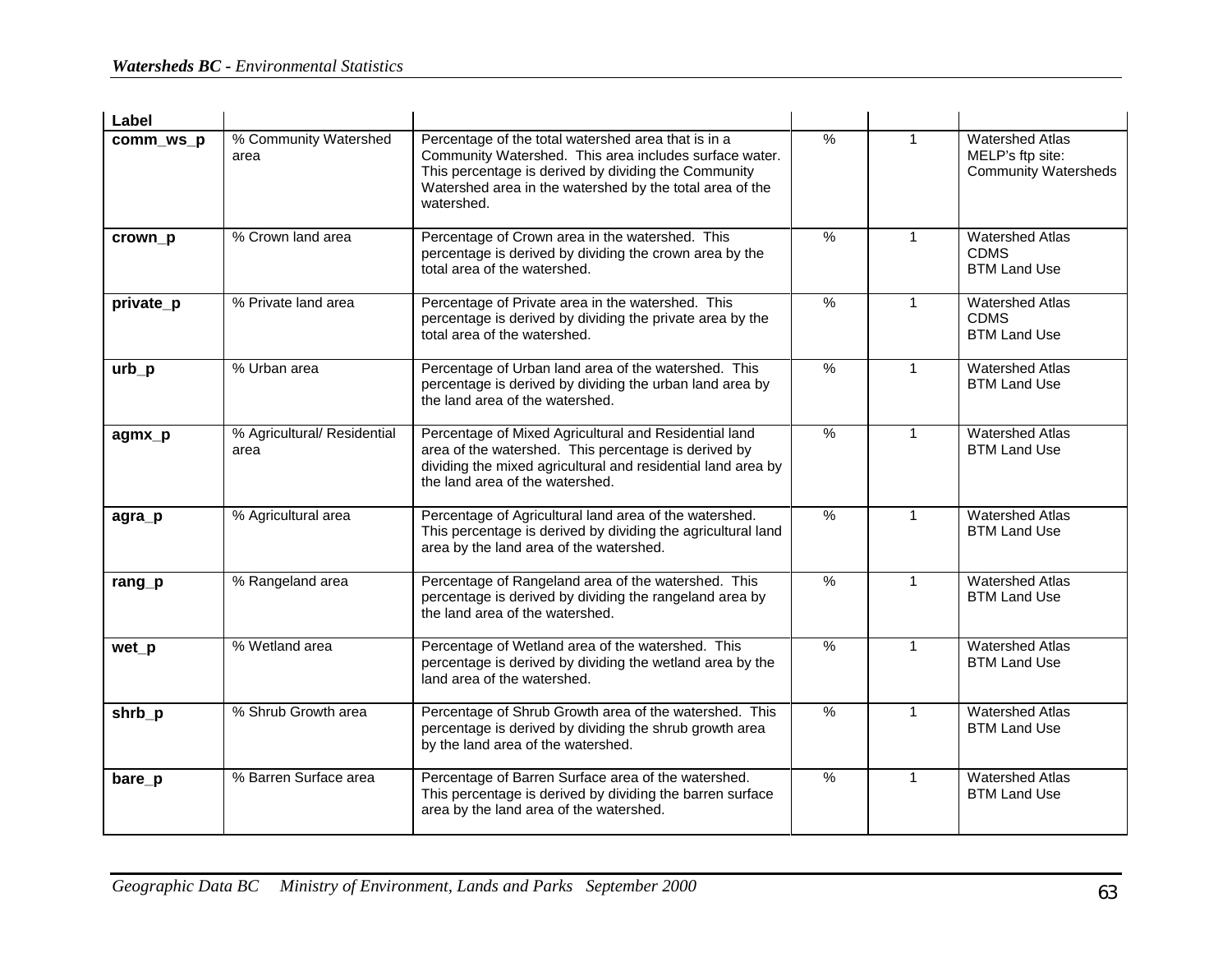| Label | | | | | |
|---|---|---|---|---|---|
| **comm_ws_p** | % Community Watershed area | Percentage of the total watershed area that is in a Community Watershed. This area includes surface water. This percentage is derived by dividing the Community Watershed area in the watershed by the total area of the watershed. | % | 1 | Watershed Atlas<br>MELP's ftp site: Community Watersheds |
| **crown_p** | % Crown land area | Percentage of Crown area in the watershed. This percentage is derived by dividing the crown area by the total area of the watershed. | % | 1 | Watershed Atlas<br>CDMS<br>BTM Land Use |
| **private_p** | % Private land area | Percentage of Private area in the watershed. This percentage is derived by dividing the private area by the total area of the watershed. | % | 1 | Watershed Atlas<br>CDMS<br>BTM Land Use |
| **urb_p** | % Urban area | Percentage of Urban land area of the watershed. This percentage is derived by dividing the urban land area by the land area of the watershed. | % | 1 | Watershed Atlas<br>BTM Land Use |
| **agmx_p** | % Agricultural/ Residential area | Percentage of Mixed Agricultural and Residential land area of the watershed. This percentage is derived by dividing the mixed agricultural and residential land area by the land area of the watershed. | % | 1 | Watershed Atlas<br>BTM Land Use |
| **agra_p** | % Agricultural area | Percentage of Agricultural land area of the watershed. This percentage is derived by dividing the agricultural land area by the land area of the watershed. | % | 1 | Watershed Atlas<br>BTM Land Use |
| **rang_p** | % Rangeland area | Percentage of Rangeland area of the watershed. This percentage is derived by dividing the rangeland area by the land area of the watershed. | % | 1 | Watershed Atlas<br>BTM Land Use |
| **wet_p** | % Wetland area | Percentage of Wetland area of the watershed. This percentage is derived by dividing the wetland area by the land area of the watershed. | % | 1 | Watershed Atlas<br>BTM Land Use |
| **shrb_p** | % Shrub Growth area | Percentage of Shrub Growth area of the watershed. This percentage is derived by dividing the shrub growth area by the land area of the watershed. | % | 1 | Watershed Atlas<br>BTM Land Use |
| **bare_p** | % Barren Surface area | Percentage of Barren Surface area of the watershed. This percentage is derived by dividing the barren surface area by the land area of the watershed. | % | 1 | Watershed Atlas<br>BTM Land Use |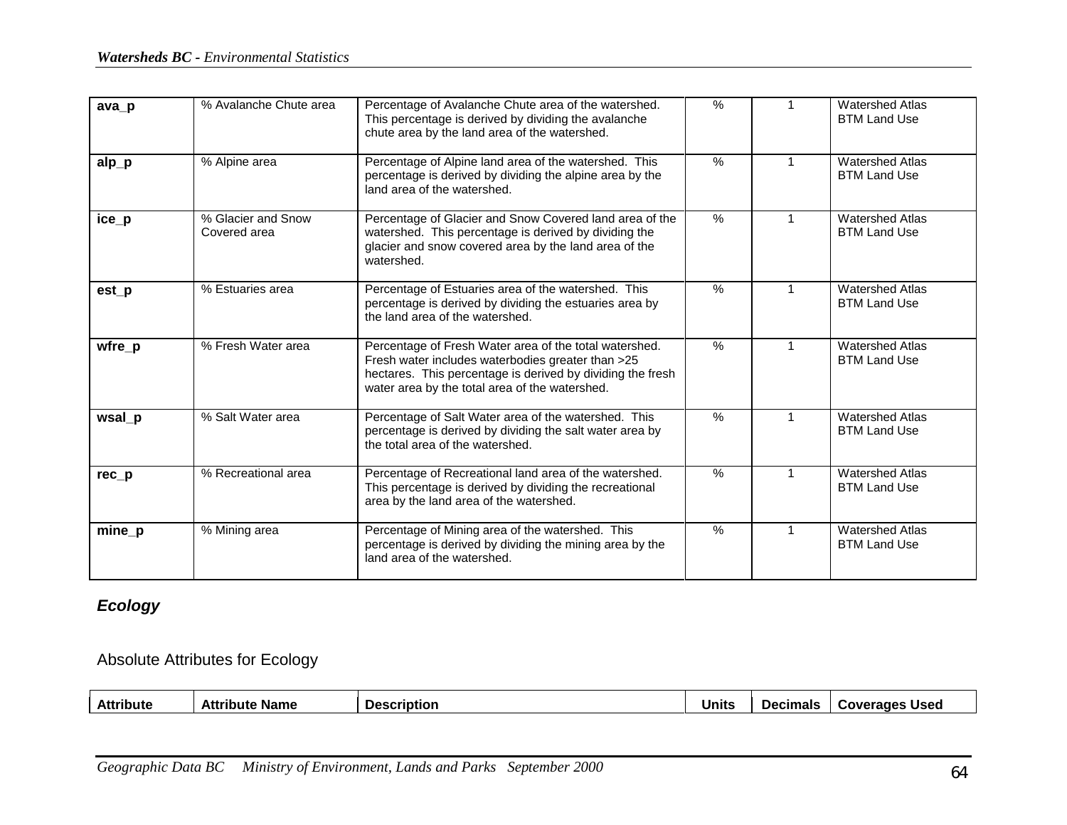| ava_p | % Avalanche Chute area | Percentage of Avalanche Chute area of the watershed. This percentage is derived by dividing the avalanche chute area by the land area of the watershed. | % | 1 | Watershed Atlas BTM Land Use |
|---|---|---|---|---|---|
| alp_p | % Alpine area | Percentage of Alpine land area of the watershed. This percentage is derived by dividing the alpine area by the land area of the watershed. | % | 1 | Watershed Atlas BTM Land Use |
| ice_p | % Glacier and Snow Covered area | Percentage of Glacier and Snow Covered land area of the watershed. This percentage is derived by dividing the glacier and snow covered area by the land area of the watershed. | % | 1 | Watershed Atlas BTM Land Use |
| est_p | % Estuaries area | Percentage of Estuaries area of the watershed. This percentage is derived by dividing the estuaries area by the land area of the watershed. | % | 1 | Watershed Atlas BTM Land Use |
| wfre_p | % Fresh Water area | Percentage of Fresh Water area of the total watershed. Fresh water includes waterbodies greater than >25 hectares. This percentage is derived by dividing the fresh water area by the total area of the watershed. | % | 1 | Watershed Atlas BTM Land Use |
| wsal_p | % Salt Water area | Percentage of Salt Water area of the watershed. This percentage is derived by dividing the salt water area by the total area of the watershed. | % | 1 | Watershed Atlas BTM Land Use |
| rec_p | % Recreational area | Percentage of Recreational land area of the watershed. This percentage is derived by dividing the recreational area by the land area of the watershed. | % | 1 | Watershed Atlas BTM Land Use |
| mine_p | % Mining area | Percentage of Mining area of the watershed. This percentage is derived by dividing the mining area by the land area of the watershed. | % | 1 | Watershed Atlas BTM Land Use |

### *Ecology*

Absolute Attributes for Ecology

| Attribute | Attribute Name | Description | Units | Decimals | Coverages Used |
|---|---|---|---|---|---|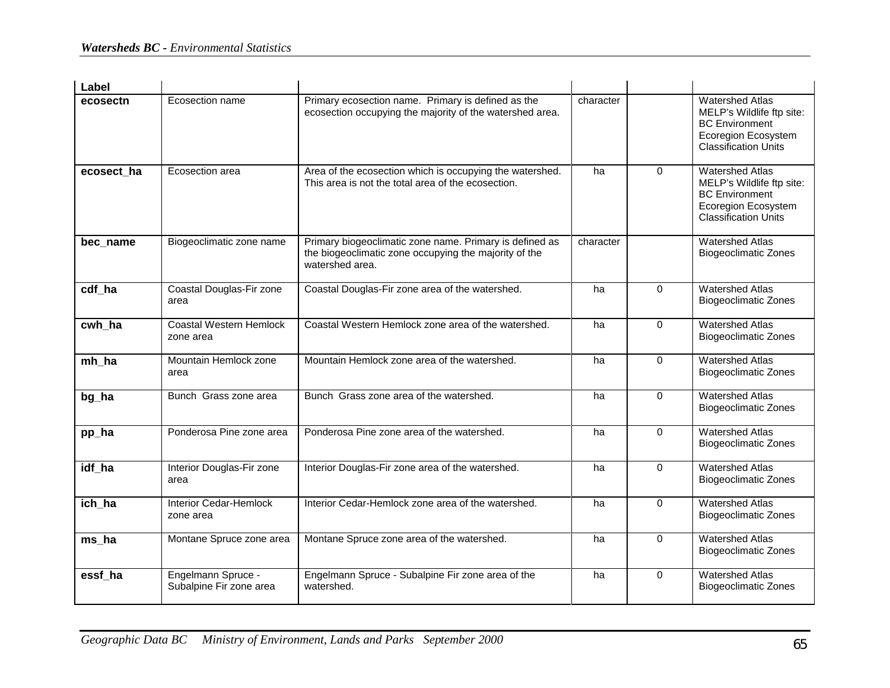| Label | | | | | |
|---|---|---|---|---|---|
| **ecosectn** | Ecosection name | Primary ecosection name. Primary is defined as the ecosection occupying the majority of the watershed area. | character | | Watershed Atlas MELP's Wildlife ftp site: BC Environment Ecoregion Ecosystem Classification Units |
| **ecosect_ha** | Ecosection area | Area of the ecosection which is occupying the watershed. This area is not the total area of the ecosection. | ha | 0 | Watershed Atlas MELP's Wildlife ftp site: BC Environment Ecoregion Ecosystem Classification Units |
| **bec_name** | Biogeoclimatic zone name | Primary biogeoclimatic zone name. Primary is defined as the biogeoclimatic zone occupying the majority of the watershed area. | character | | Watershed Atlas Biogeoclimatic Zones |
| **cdf_ha** | Coastal Douglas-Fir zone area | Coastal Douglas-Fir zone area of the watershed. | ha | 0 | Watershed Atlas Biogeoclimatic Zones |
| **cwh_ha** | Coastal Western Hemlock zone area | Coastal Western Hemlock zone area of the watershed. | ha | 0 | Watershed Atlas Biogeoclimatic Zones |
| **mh_ha** | Mountain Hemlock zone area | Mountain Hemlock zone area of the watershed. | ha | 0 | Watershed Atlas Biogeoclimatic Zones |
| **bg_ha** | Bunch Grass zone area | Bunch Grass zone area of the watershed. | ha | 0 | Watershed Atlas Biogeoclimatic Zones |
| **pp_ha** | Ponderosa Pine zone area | Ponderosa Pine zone area of the watershed. | ha | 0 | Watershed Atlas Biogeoclimatic Zones |
| **idf_ha** | Interior Douglas-Fir zone area | Interior Douglas-Fir zone area of the watershed. | ha | 0 | Watershed Atlas Biogeoclimatic Zones |
| **ich_ha** | Interior Cedar-Hemlock zone area | Interior Cedar-Hemlock zone area of the watershed. | ha | 0 | Watershed Atlas Biogeoclimatic Zones |
| **ms_ha** | Montane Spruce zone area | Montane Spruce zone area of the watershed. | ha | 0 | Watershed Atlas Biogeoclimatic Zones |
| **essf_ha** | Engelmann Spruce - Subalpine Fir zone area | Engelmann Spruce - Subalpine Fir zone area of the watershed. | ha | 0 | Watershed Atlas Biogeoclimatic Zones |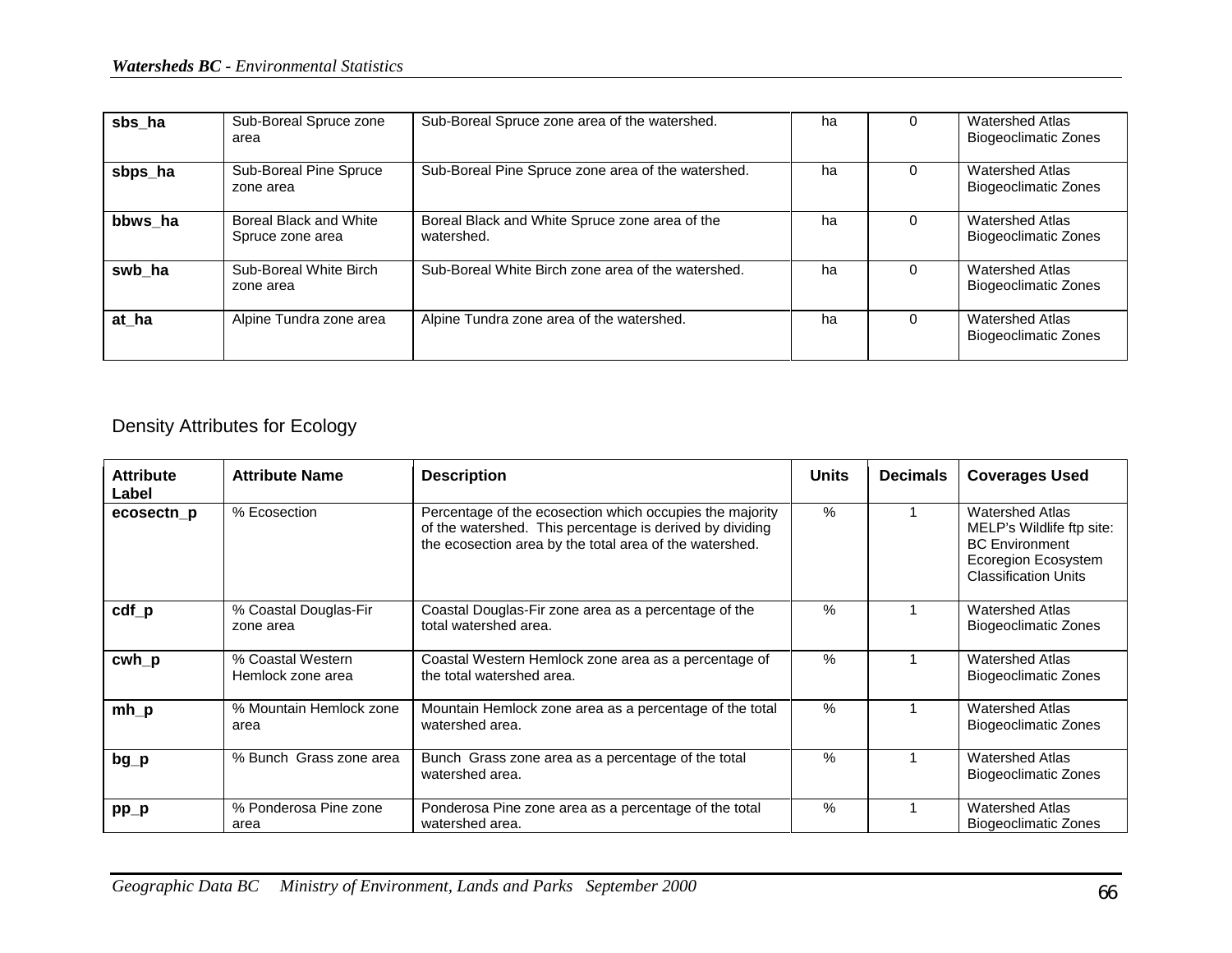| sbs_ha | Sub-Boreal Spruce zone area | Sub-Boreal Spruce zone area of the watershed. | ha | 0 | Watershed Atlas Biogeoclimatic Zones |
|---|---|---|---|---|---|
| sbps_ha | Sub-Boreal Pine Spruce zone area | Sub-Boreal Pine Spruce zone area of the watershed. | ha | 0 | Watershed Atlas Biogeoclimatic Zones |
| bbws_ha | Boreal Black and White Spruce zone area | Boreal Black and White Spruce zone area of the watershed. | ha | 0 | Watershed Atlas Biogeoclimatic Zones |
| swb_ha | Sub-Boreal White Birch zone area | Sub-Boreal White Birch zone area of the watershed. | ha | 0 | Watershed Atlas Biogeoclimatic Zones |
| at_ha | Alpine Tundra zone area | Alpine Tundra zone area of the watershed. | ha | 0 | Watershed Atlas Biogeoclimatic Zones |

## Density Attributes for Ecology

| Attribute Label | Attribute Name | Description | Units | Decimals | Coverages Used |
|---|---|---|---|---|---|
| **ecosectn_p** | % Ecosection | Percentage of the ecosection which occupies the majority of the watershed. This percentage is derived by dividing the ecosection area by the total area of the watershed. | % | 1 | Watershed Atlas MELP's Wildlife ftp site: BC Environment Ecoregion Ecosystem Classification Units |
| **cdf_p** | % Coastal Douglas-Fir zone area | Coastal Douglas-Fir zone area as a percentage of the total watershed area. | % | 1 | Watershed Atlas Biogeoclimatic Zones |
| **cwh_p** | % Coastal Western Hemlock zone area | Coastal Western Hemlock zone area as a percentage of the total watershed area. | % | 1 | Watershed Atlas Biogeoclimatic Zones |
| **mh_p** | % Mountain Hemlock zone area | Mountain Hemlock zone area as a percentage of the total watershed area. | % | 1 | Watershed Atlas Biogeoclimatic Zones |
| **bg_p** | % Bunch Grass zone area | Bunch Grass zone area as a percentage of the total watershed area. | % | 1 | Watershed Atlas Biogeoclimatic Zones |
| **pp_p** | % Ponderosa Pine zone area | Ponderosa Pine zone area as a percentage of the total watershed area. | % | 1 | Watershed Atlas Biogeoclimatic Zones |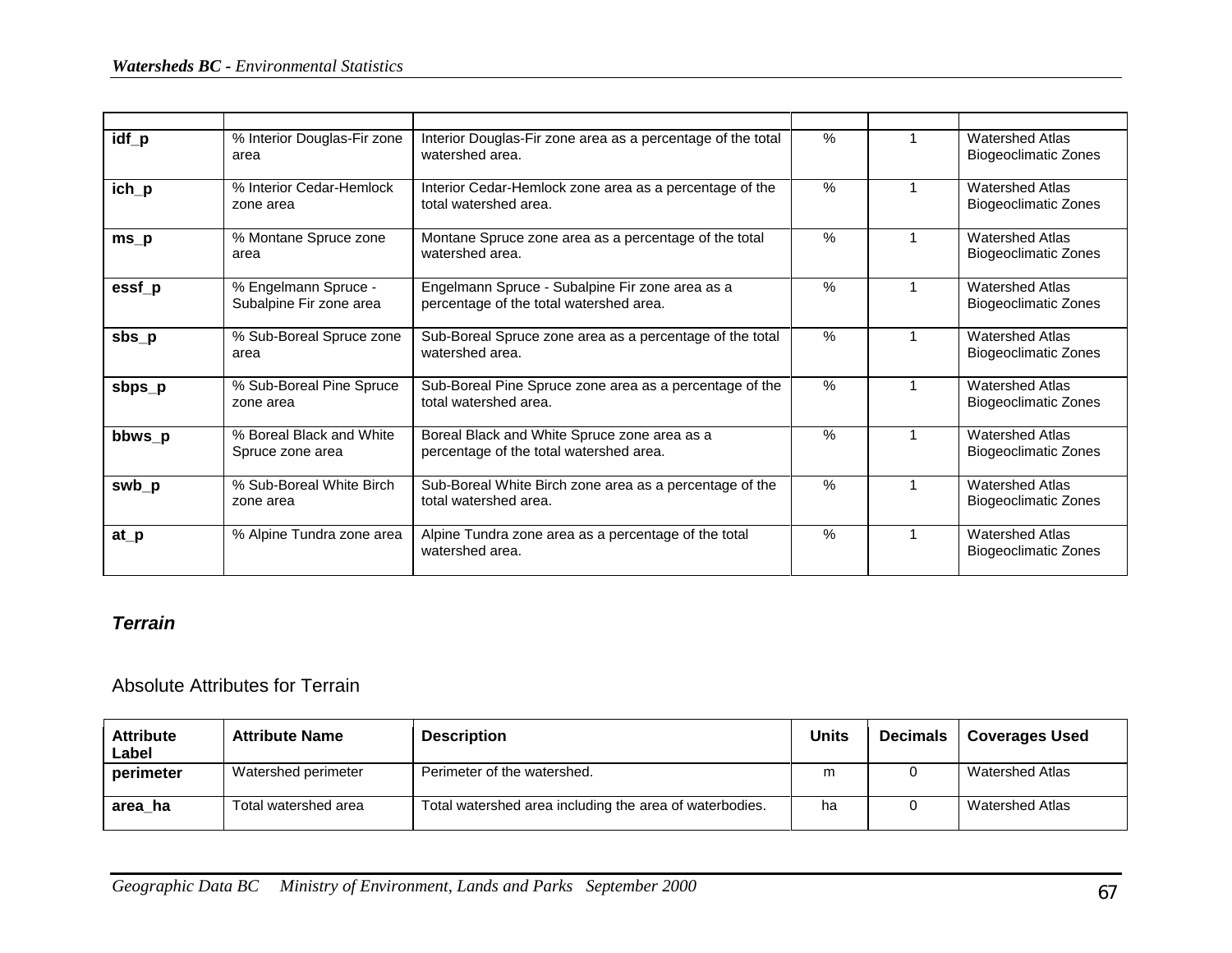| | | | | | |
|---|---|---|---|---|---|
| **idf_p** | % Interior Douglas-Fir zone area | Interior Douglas-Fir zone area as a percentage of the total watershed area. | % | 1 | Watershed Atlas Biogeoclimatic Zones |
| **ich_p** | % Interior Cedar-Hemlock zone area | Interior Cedar-Hemlock zone area as a percentage of the total watershed area. | % | 1 | Watershed Atlas Biogeoclimatic Zones |
| **ms_p** | % Montane Spruce zone area | Montane Spruce zone area as a percentage of the total watershed area. | % | 1 | Watershed Atlas Biogeoclimatic Zones |
| **essf_p** | % Engelmann Spruce - Subalpine Fir zone area | Engelmann Spruce - Subalpine Fir zone area as a percentage of the total watershed area. | % | 1 | Watershed Atlas Biogeoclimatic Zones |
| **sbs_p** | % Sub-Boreal Spruce zone area | Sub-Boreal Spruce zone area as a percentage of the total watershed area. | % | 1 | Watershed Atlas Biogeoclimatic Zones |
| **sbps_p** | % Sub-Boreal Pine Spruce zone area | Sub-Boreal Pine Spruce zone area as a percentage of the total watershed area. | % | 1 | Watershed Atlas Biogeoclimatic Zones |
| **bbws_p** | % Boreal Black and White Spruce zone area | Boreal Black and White Spruce zone area as a percentage of the total watershed area. | % | 1 | Watershed Atlas Biogeoclimatic Zones |
| **swb_p** | % Sub-Boreal White Birch zone area | Sub-Boreal White Birch zone area as a percentage of the total watershed area. | % | 1 | Watershed Atlas Biogeoclimatic Zones |
| **at_p** | % Alpine Tundra zone area | Alpine Tundra zone area as a percentage of the total watershed area. | % | 1 | Watershed Atlas Biogeoclimatic Zones |

### *Terrain*

#### Absolute Attributes for Terrain

| Attribute Label | Attribute Name | Description | Units | Decimals | Coverages Used |
|---|---|---|---|---|---|
| **perimeter** | Watershed perimeter | Perimeter of the watershed. | m | 0 | Watershed Atlas |
| **area_ha** | Total watershed area | Total watershed area including the area of waterbodies. | ha | 0 | Watershed Atlas |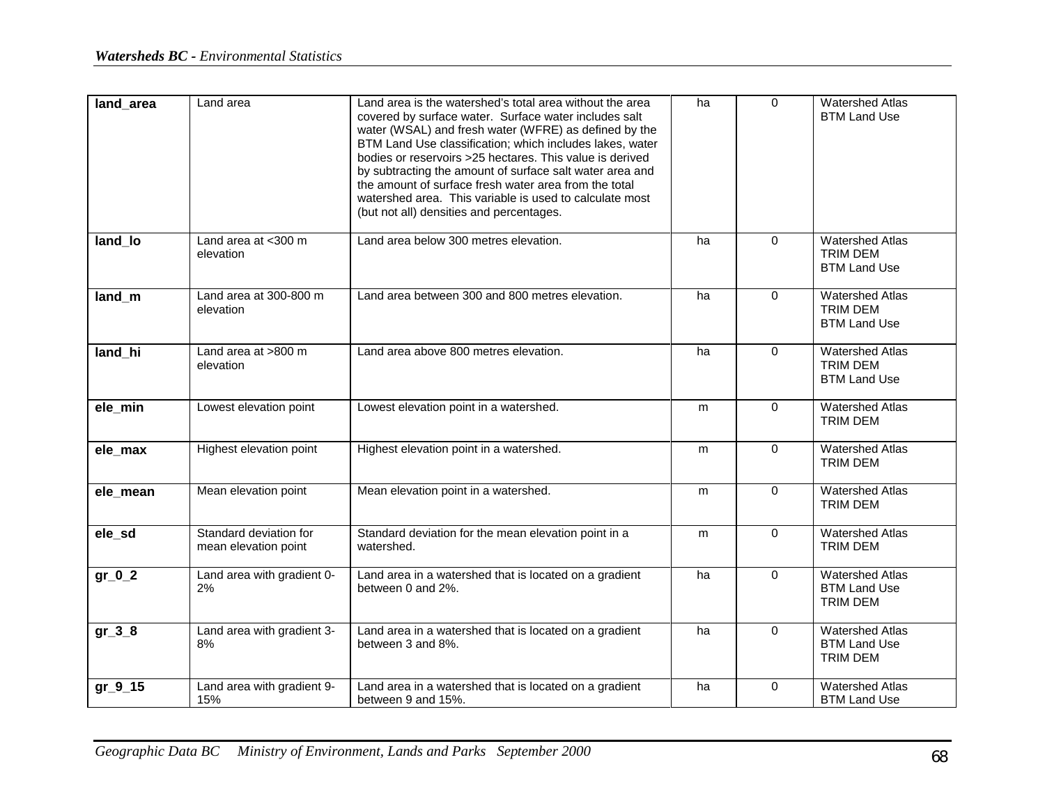| | | | | | |
|---|---|---|---|---|---|
| **land_area** | Land area | Land area is the watershed's total area without the area covered by surface water. Surface water includes salt water (WSAL) and fresh water (WFRE) as defined by the BTM Land Use classification; which includes lakes, water bodies or reservoirs >25 hectares. This value is derived by subtracting the amount of surface salt water area and the amount of surface fresh water area from the total watershed area. This variable is used to calculate most (but not all) densities and percentages. | ha | 0 | Watershed Atlas<br>BTM Land Use |
| **land_lo** | Land area at <300 m elevation | Land area below 300 metres elevation. | ha | 0 | Watershed Atlas<br>TRIM DEM<br>BTM Land Use |
| **land_m** | Land area at 300-800 m elevation | Land area between 300 and 800 metres elevation. | ha | 0 | Watershed Atlas<br>TRIM DEM<br>BTM Land Use |
| **land_hi** | Land area at >800 m elevation | Land area above 800 metres elevation. | ha | 0 | Watershed Atlas<br>TRIM DEM<br>BTM Land Use |
| **ele_min** | Lowest elevation point | Lowest elevation point in a watershed. | m | 0 | Watershed Atlas<br>TRIM DEM |
| **ele_max** | Highest elevation point | Highest elevation point in a watershed. | m | 0 | Watershed Atlas<br>TRIM DEM |
| **ele_mean** | Mean elevation point | Mean elevation point in a watershed. | m | 0 | Watershed Atlas<br>TRIM DEM |
| **ele_sd** | Standard deviation for mean elevation point | Standard deviation for the mean elevation point in a watershed. | m | 0 | Watershed Atlas<br>TRIM DEM |
| **gr_0_2** | Land area with gradient 0-2% | Land area in a watershed that is located on a gradient between 0 and 2%. | ha | 0 | Watershed Atlas<br>BTM Land Use<br>TRIM DEM |
| **gr_3_8** | Land area with gradient 3-8% | Land area in a watershed that is located on a gradient between 3 and 8%. | ha | 0 | Watershed Atlas<br>BTM Land Use<br>TRIM DEM |
| **gr_9_15** | Land area with gradient 9-15% | Land area in a watershed that is located on a gradient between 9 and 15%. | ha | 0 | Watershed Atlas<br>BTM Land Use |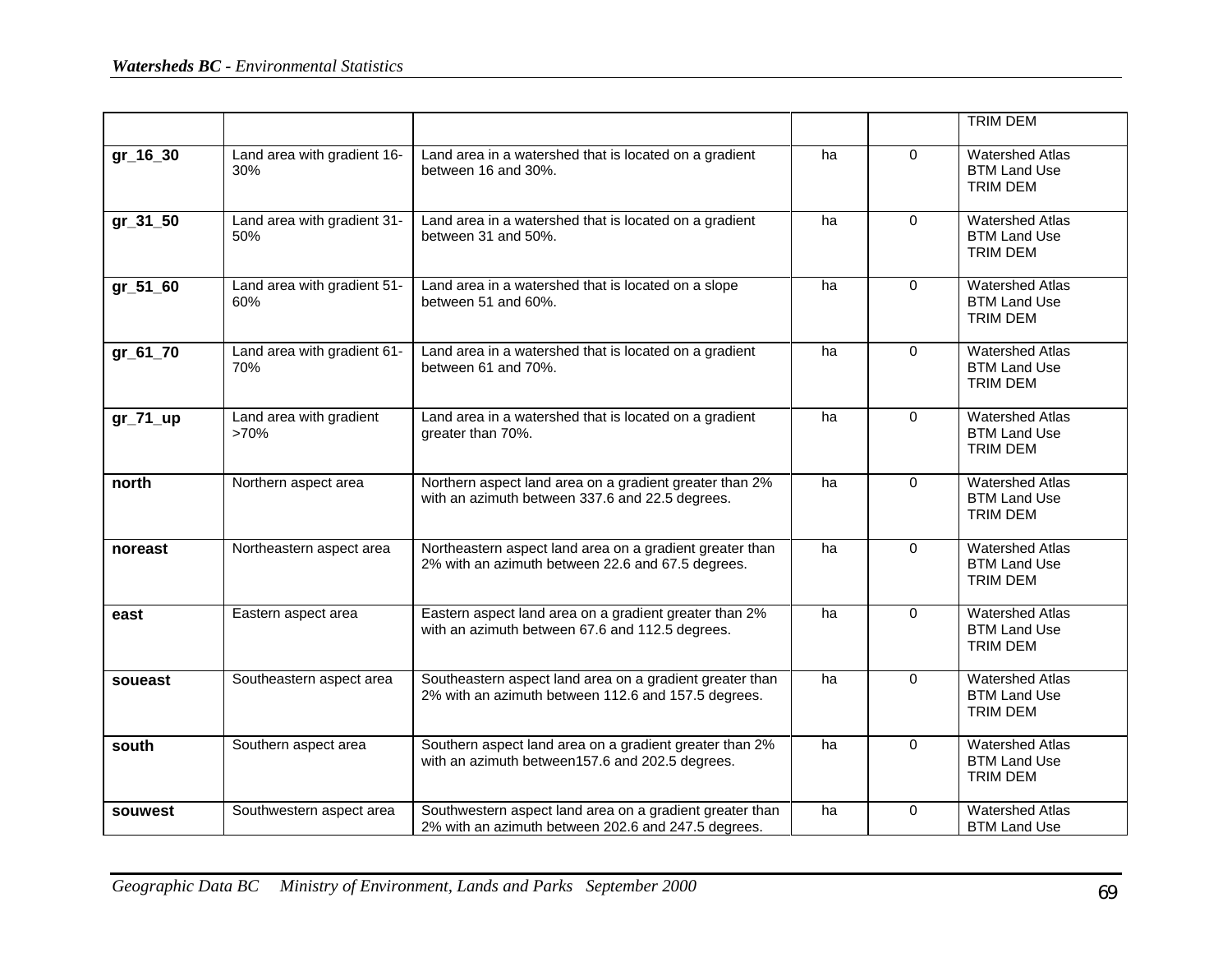| | | | | | |
|---|---|---|---|---|---|
| | | | | | TRIM DEM |
| **gr_16_30** | Land area with gradient 16-30% | Land area in a watershed that is located on a gradient between 16 and 30%. | ha | 0 | Watershed Atlas<br>BTM Land Use<br>TRIM DEM |
| **gr_31_50** | Land area with gradient 31-50% | Land area in a watershed that is located on a gradient between 31 and 50%. | ha | 0 | Watershed Atlas<br>BTM Land Use<br>TRIM DEM |
| **gr_51_60** | Land area with gradient 51-60% | Land area in a watershed that is located on a slope between 51 and 60%. | ha | 0 | Watershed Atlas<br>BTM Land Use<br>TRIM DEM |
| **gr_61_70** | Land area with gradient 61-70% | Land area in a watershed that is located on a gradient between 61 and 70%. | ha | 0 | Watershed Atlas<br>BTM Land Use<br>TRIM DEM |
| **gr_71_up** | Land area with gradient >70% | Land area in a watershed that is located on a gradient greater than 70%. | ha | 0 | Watershed Atlas<br>BTM Land Use<br>TRIM DEM |
| **north** | Northern aspect area | Northern aspect land area on a gradient greater than 2% with an azimuth between 337.6 and 22.5 degrees. | ha | 0 | Watershed Atlas<br>BTM Land Use<br>TRIM DEM |
| **noreast** | Northeastern aspect area | Northeastern aspect land area on a gradient greater than 2% with an azimuth between 22.6 and 67.5 degrees. | ha | 0 | Watershed Atlas<br>BTM Land Use<br>TRIM DEM |
| **east** | Eastern aspect area | Eastern aspect land area on a gradient greater than 2% with an azimuth between 67.6 and 112.5 degrees. | ha | 0 | Watershed Atlas<br>BTM Land Use<br>TRIM DEM |
| **soueast** | Southeastern aspect area | Southeastern aspect land area on a gradient greater than 2% with an azimuth between 112.6 and 157.5 degrees. | ha | 0 | Watershed Atlas<br>BTM Land Use<br>TRIM DEM |
| **south** | Southern aspect area | Southern aspect land area on a gradient greater than 2% with an azimuth between157.6 and 202.5 degrees. | ha | 0 | Watershed Atlas<br>BTM Land Use<br>TRIM DEM |
| **souwest** | Southwestern aspect area | Southwestern aspect land area on a gradient greater than 2% with an azimuth between 202.6 and 247.5 degrees. | ha | 0 | Watershed Atlas<br>BTM Land Use |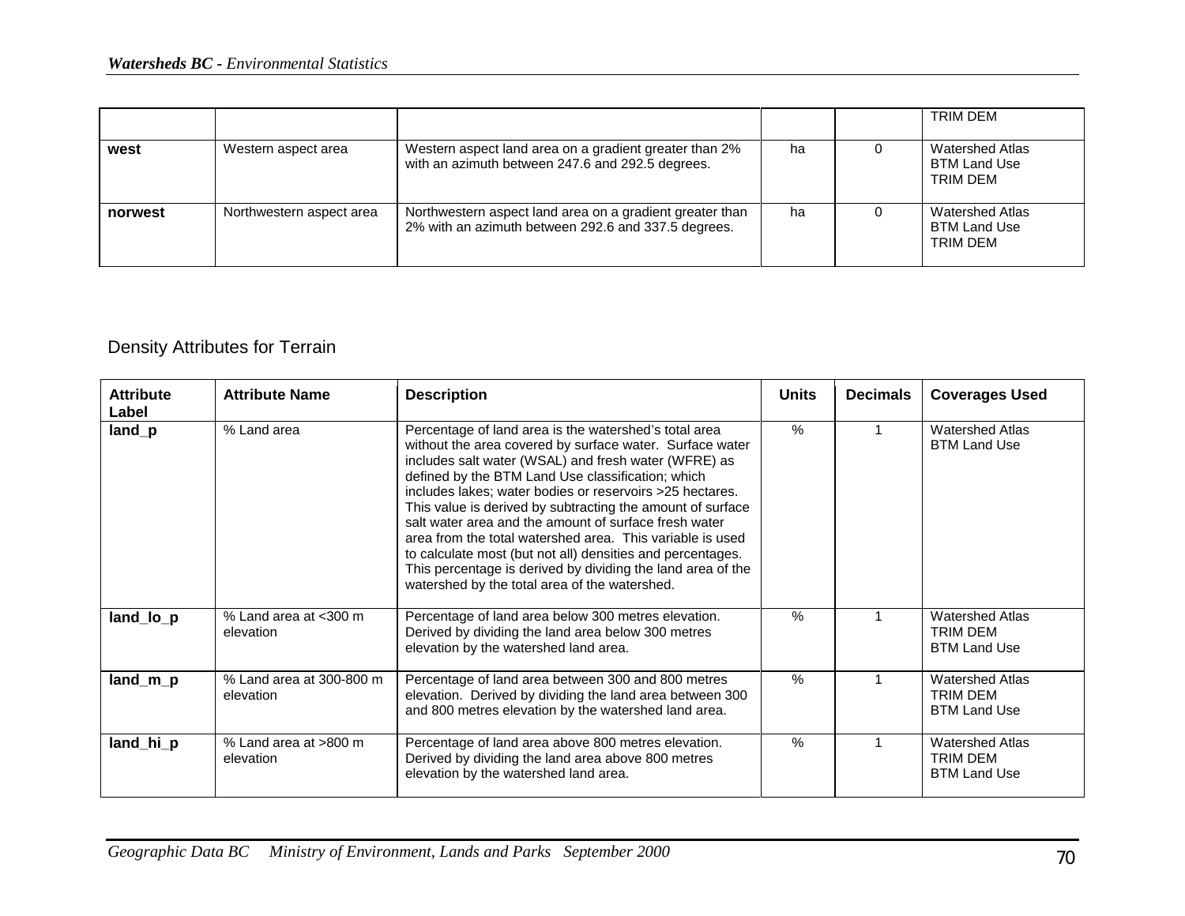| | | | | | TRIM DEM |
|---|---|---|---|---|---|
| **west** | Western aspect area | Western aspect land area on a gradient greater than 2% with an azimuth between 247.6 and 292.5 degrees. | ha | 0 | Watershed Atlas<br>BTM Land Use<br>TRIM DEM |
| **norwest** | Northwestern aspect area | Northwestern aspect land area on a gradient greater than 2% with an azimuth between 292.6 and 337.5 degrees. | ha | 0 | Watershed Atlas<br>BTM Land Use<br>TRIM DEM |

## Density Attributes for Terrain

| Attribute Label | Attribute Name | Description | Units | Decimals | Coverages Used |
|---|---|---|---|---|---|
| **land_p** | % Land area | Percentage of land area is the watershed's total area without the area covered by surface water. Surface water includes salt water (WSAL) and fresh water (WFRE) as defined by the BTM Land Use classification; which includes lakes; water bodies or reservoirs >25 hectares. This value is derived by subtracting the amount of surface salt water area and the amount of surface fresh water area from the total watershed area. This variable is used to calculate most (but not all) densities and percentages. This percentage is derived by dividing the land area of the watershed by the total area of the watershed. | % | 1 | Watershed Atlas<br>BTM Land Use |
| **land_lo_p** | % Land area at <300 m elevation | Percentage of land area below 300 metres elevation. Derived by dividing the land area below 300 metres elevation by the watershed land area. | % | 1 | Watershed Atlas<br>TRIM DEM<br>BTM Land Use |
| **land_m_p** | % Land area at 300-800 m elevation | Percentage of land area between 300 and 800 metres elevation. Derived by dividing the land area between 300 and 800 metres elevation by the watershed land area. | % | 1 | Watershed Atlas<br>TRIM DEM<br>BTM Land Use |
| **land_hi_p** | % Land area at >800 m elevation | Percentage of land area above 800 metres elevation. Derived by dividing the land area above 800 metres elevation by the watershed land area. | % | 1 | Watershed Atlas<br>TRIM DEM<br>BTM Land Use |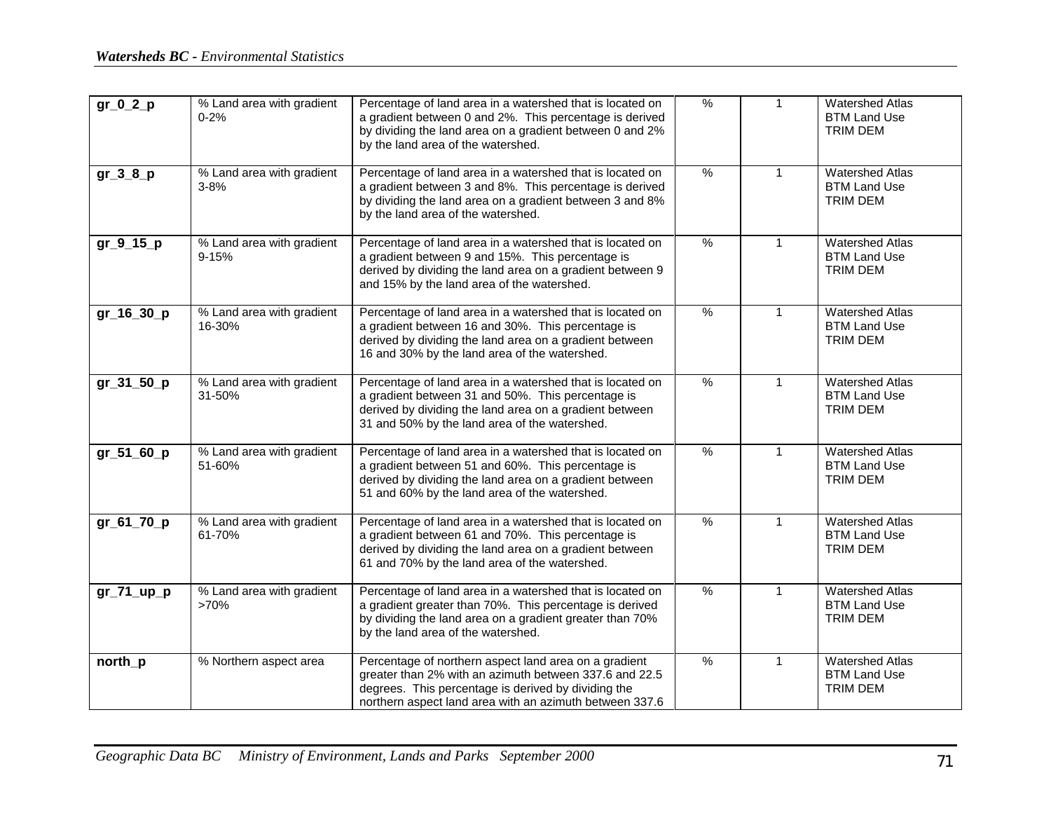| gr_0_2_p | % Land area with gradient 0-2% | Percentage of land area in a watershed that is located on a gradient between 0 and 2%. This percentage is derived by dividing the land area on a gradient between 0 and 2% by the land area of the watershed. | % | 1 | Watershed Atlas<br>BTM Land Use<br>TRIM DEM |
|---|---|---|---|---|---|
| gr_3_8_p | % Land area with gradient 3-8% | Percentage of land area in a watershed that is located on a gradient between 3 and 8%. This percentage is derived by dividing the land area on a gradient between 3 and 8% by the land area of the watershed. | % | 1 | Watershed Atlas<br>BTM Land Use<br>TRIM DEM |
| gr_9_15_p | % Land area with gradient 9-15% | Percentage of land area in a watershed that is located on a gradient between 9 and 15%. This percentage is derived by dividing the land area on a gradient between 9 and 15% by the land area of the watershed. | % | 1 | Watershed Atlas<br>BTM Land Use<br>TRIM DEM |
| gr_16_30_p | % Land area with gradient 16-30% | Percentage of land area in a watershed that is located on a gradient between 16 and 30%. This percentage is derived by dividing the land area on a gradient between 16 and 30% by the land area of the watershed. | % | 1 | Watershed Atlas<br>BTM Land Use<br>TRIM DEM |
| gr_31_50_p | % Land area with gradient 31-50% | Percentage of land area in a watershed that is located on a gradient between 31 and 50%. This percentage is derived by dividing the land area on a gradient between 31 and 50% by the land area of the watershed. | % | 1 | Watershed Atlas<br>BTM Land Use<br>TRIM DEM |
| gr_51_60_p | % Land area with gradient 51-60% | Percentage of land area in a watershed that is located on a gradient between 51 and 60%. This percentage is derived by dividing the land area on a gradient between 51 and 60% by the land area of the watershed. | % | 1 | Watershed Atlas<br>BTM Land Use<br>TRIM DEM |
| gr_61_70_p | % Land area with gradient 61-70% | Percentage of land area in a watershed that is located on a gradient between 61 and 70%. This percentage is derived by dividing the land area on a gradient between 61 and 70% by the land area of the watershed. | % | 1 | Watershed Atlas<br>BTM Land Use<br>TRIM DEM |
| gr_71_up_p | % Land area with gradient >70% | Percentage of land area in a watershed that is located on a gradient greater than 70%. This percentage is derived by dividing the land area on a gradient greater than 70% by the land area of the watershed. | % | 1 | Watershed Atlas<br>BTM Land Use<br>TRIM DEM |
| north_p | % Northern aspect area | Percentage of northern aspect land area on a gradient greater than 2% with an azimuth between 337.6 and 22.5 degrees. This percentage is derived by dividing the northern aspect land area with an azimuth between 337.6 | % | 1 | Watershed Atlas<br>BTM Land Use<br>TRIM DEM |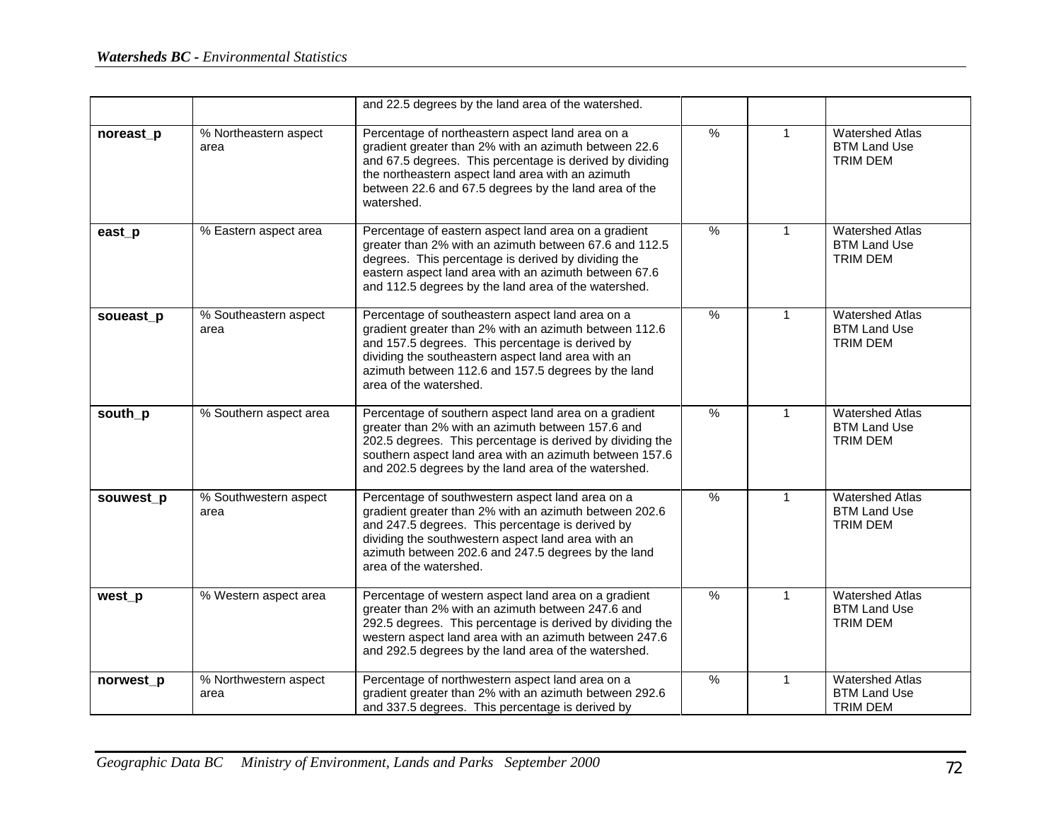| | | | | | |
|---|---|---|---|---|---|
| | | and 22.5 degrees by the land area of the watershed. | | | |
| **noreast_p** | % Northeastern aspect area | Percentage of northeastern aspect land area on a gradient greater than 2% with an azimuth between 22.6 and 67.5 degrees. This percentage is derived by dividing the northeastern aspect land area with an azimuth between 22.6 and 67.5 degrees by the land area of the watershed. | % | 1 | Watershed Atlas BTM Land Use TRIM DEM |
| **east_p** | % Eastern aspect area | Percentage of eastern aspect land area on a gradient greater than 2% with an azimuth between 67.6 and 112.5 degrees. This percentage is derived by dividing the eastern aspect land area with an azimuth between 67.6 and 112.5 degrees by the land area of the watershed. | % | 1 | Watershed Atlas BTM Land Use TRIM DEM |
| **soueast_p** | % Southeastern aspect area | Percentage of southeastern aspect land area on a gradient greater than 2% with an azimuth between 112.6 and 157.5 degrees. This percentage is derived by dividing the southeastern aspect land area with an azimuth between 112.6 and 157.5 degrees by the land area of the watershed. | % | 1 | Watershed Atlas BTM Land Use TRIM DEM |
| **south_p** | % Southern aspect area | Percentage of southern aspect land area on a gradient greater than 2% with an azimuth between 157.6 and 202.5 degrees. This percentage is derived by dividing the southern aspect land area with an azimuth between 157.6 and 202.5 degrees by the land area of the watershed. | % | 1 | Watershed Atlas BTM Land Use TRIM DEM |
| **souwest_p** | % Southwestern aspect area | Percentage of southwestern aspect land area on a gradient greater than 2% with an azimuth between 202.6 and 247.5 degrees. This percentage is derived by dividing the southwestern aspect land area with an azimuth between 202.6 and 247.5 degrees by the land area of the watershed. | % | 1 | Watershed Atlas BTM Land Use TRIM DEM |
| **west_p** | % Western aspect area | Percentage of western aspect land area on a gradient greater than 2% with an azimuth between 247.6 and 292.5 degrees. This percentage is derived by dividing the western aspect land area with an azimuth between 247.6 and 292.5 degrees by the land area of the watershed. | % | 1 | Watershed Atlas BTM Land Use TRIM DEM |
| **norwest_p** | % Northwestern aspect area | Percentage of northwestern aspect land area on a gradient greater than 2% with an azimuth between 292.6 and 337.5 degrees. This percentage is derived by | % | 1 | Watershed Atlas BTM Land Use TRIM DEM |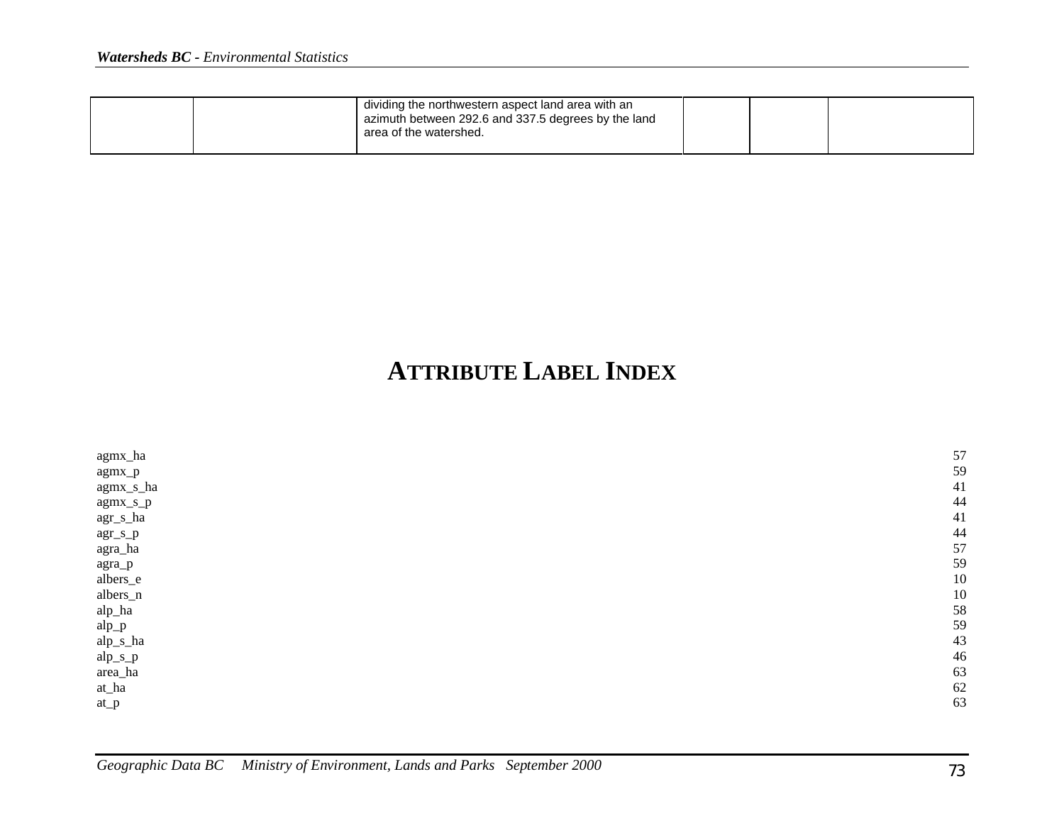| | | dividing the northwestern aspect land area with an azimuth between 292.6 and 337.5 degrees by the land area of the watershed. | | | |
|---|---|---|---|---|---|

# ATTRIBUTE LABEL INDEX

| | |
|---|---|
| agmx_ha | 57 |
| agmx_p | 59 |
| agmx_s_ha | 41 |
| agmx_s_p | 44 |
| agr_s_ha | 41 |
| agr_s_p | 44 |
| agra_ha | 57 |
| agra_p | 59 |
| albers_e | 10 |
| albers_n | 10 |
| alp_ha | 58 |
| alp_p | 59 |
| alp_s_ha | 43 |
| alp_s_p | 46 |
| area_ha | 63 |
| at_ha | 62 |
| at_p | 63 |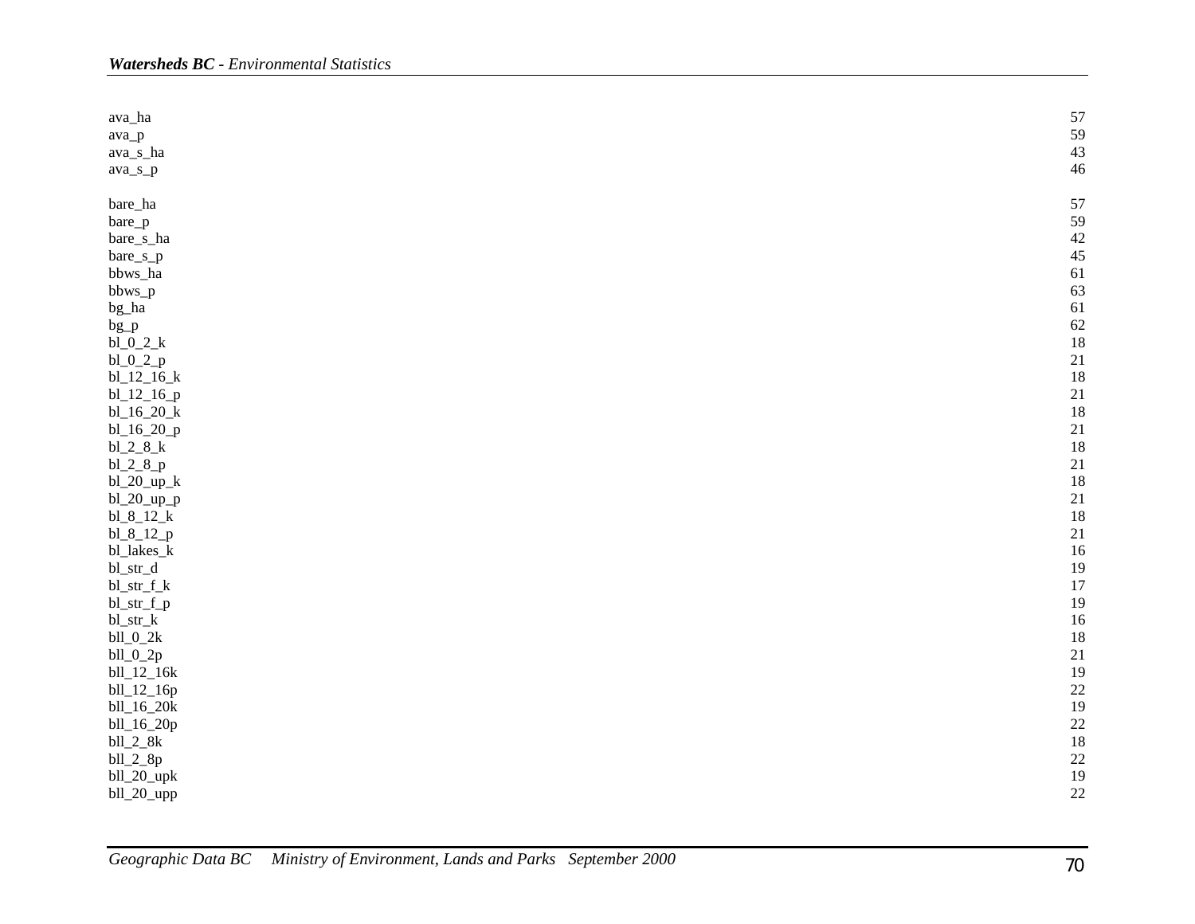| | |
|---|---|
| ava_ha | 57 |
| ava_p | 59 |
| ava_s_ha | 43 |
| ava_s_p | 46 |
| | |
| bare_ha | 57 |
| bare_p | 59 |
| bare_s_ha | 42 |
| bare_s_p | 45 |
| bbws_ha | 61 |
| bbws_p | 63 |
| bg_ha | 61 |
| bg_p | 62 |
| bl_0_2_k | 18 |
| bl_0_2_p | 21 |
| bl_12_16_k | 18 |
| bl_12_16_p | 21 |
| bl_16_20_k | 18 |
| bl_16_20_p | 21 |
| bl_2_8_k | 18 |
| bl_2_8_p | 21 |
| bl_20_up_k | 18 |
| bl_20_up_p | 21 |
| bl_8_12_k | 18 |
| bl_8_12_p | 21 |
| bl_lakes_k | 16 |
| bl_str_d | 19 |
| bl_str_f_k | 17 |
| bl_str_f_p | 19 |
| bl_str_k | 16 |
| bll_0_2k | 18 |
| bll_0_2p | 21 |
| bll_12_16k | 19 |
| bll_12_16p | 22 |
| bll_16_20k | 19 |
| bll_16_20p | 22 |
| bll_2_8k | 18 |
| bll_2_8p | 22 |
| bll_20_upk | 19 |
| bll_20_upp | 22 |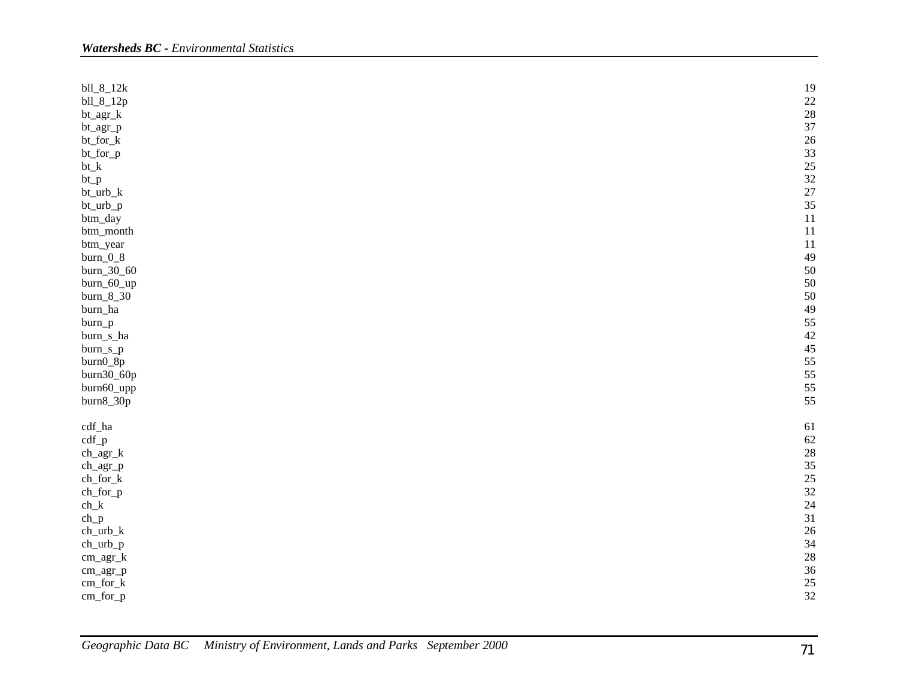| | |
|---|---|
| bll_8_12k | 19 |
| bll_8_12p | 22 |
| bt_agr_k | 28 |
| bt_agr_p | 37 |
| bt_for_k | 26 |
| bt_for_p | 33 |
| bt_k | 25 |
| bt_p | 32 |
| bt_urb_k | 27 |
| bt_urb_p | 35 |
| btm_day | 11 |
| btm_month | 11 |
| btm_year | 11 |
| burn_0_8 | 49 |
| burn_30_60 | 50 |
| burn_60_up | 50 |
| burn_8_30 | 50 |
| burn_ha | 49 |
| burn_p | 55 |
| burn_s_ha | 42 |
| burn_s_p | 45 |
| burn0_8p | 55 |
| burn30_60p | 55 |
| burn60_upp | 55 |
| burn8_30p | 55 |
| | |
| cdf_ha | 61 |
| cdf_p | 62 |
| ch_agr_k | 28 |
| ch_agr_p | 35 |
| ch_for_k | 25 |
| ch_for_p | 32 |
| ch_k | 24 |
| ch_p | 31 |
| ch_urb_k | 26 |
| ch_urb_p | 34 |
| cm_agr_k | 28 |
| cm_agr_p | 36 |
| cm_for_k | 25 |
| cm_for_p | 32 |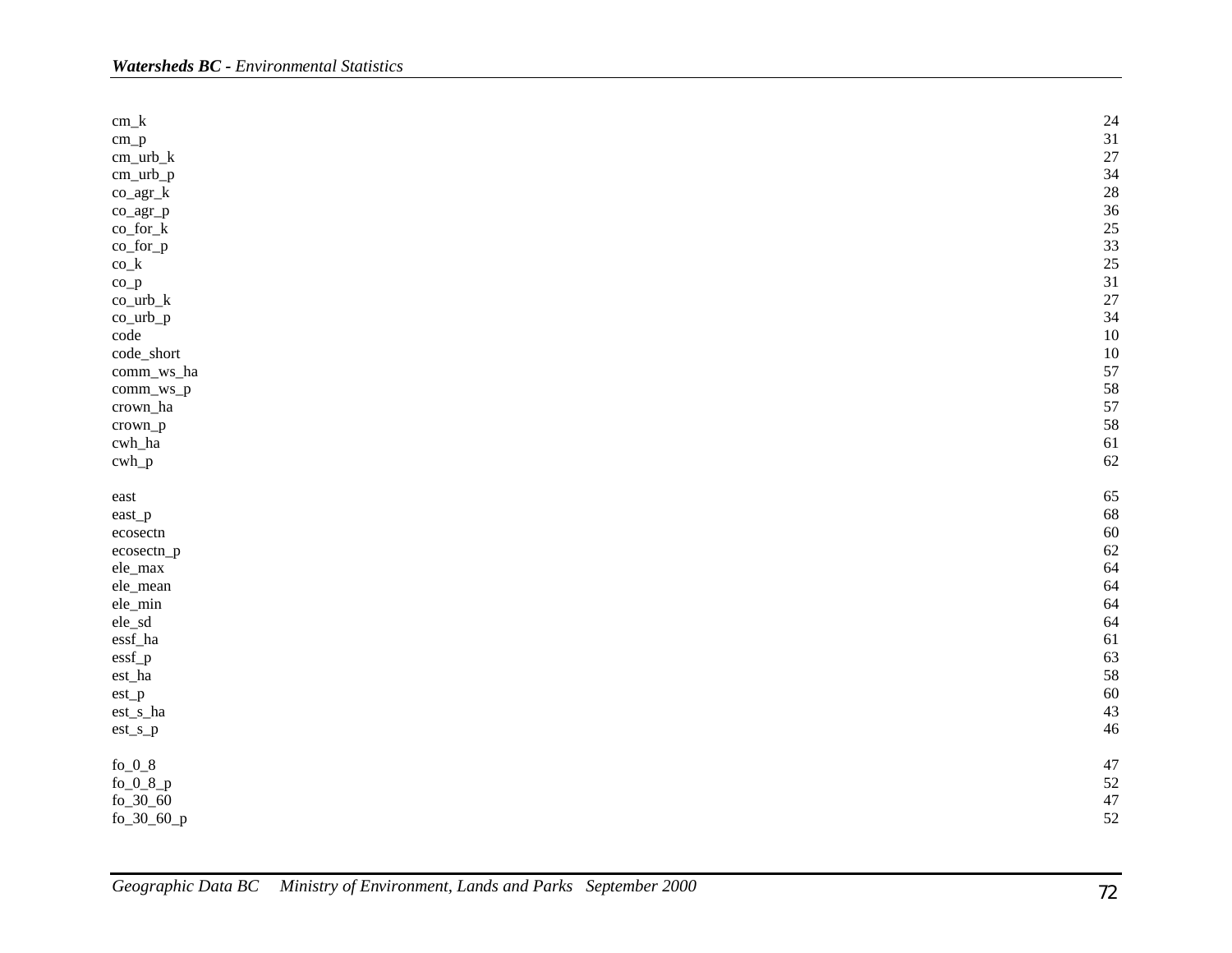| | |
|---|---|
| cm_k | 24 |
| cm_p | 31 |
| cm_urb_k | 27 |
| cm_urb_p | 34 |
| co_agr_k | 28 |
| co_agr_p | 36 |
| co_for_k | 25 |
| co_for_p | 33 |
| co_k | 25 |
| co_p | 31 |
| co_urb_k | 27 |
| co_urb_p | 34 |
| code | 10 |
| code_short | 10 |
| comm_ws_ha | 57 |
| comm_ws_p | 58 |
| crown_ha | 57 |
| crown_p | 58 |
| cwh_ha | 61 |
| cwh_p | 62 |
| | |
| east | 65 |
| east_p | 68 |
| ecosectn | 60 |
| ecosectn_p | 62 |
| ele_max | 64 |
| ele_mean | 64 |
| ele_min | 64 |
| ele_sd | 64 |
| essf_ha | 61 |
| essf_p | 63 |
| est_ha | 58 |
| est_p | 60 |
| est_s_ha | 43 |
| est_s_p | 46 |
| | |
| fo_0_8 | 47 |
| fo_0_8_p | 52 |
| fo_30_60 | 47 |
| fo_30_60_p | 52 |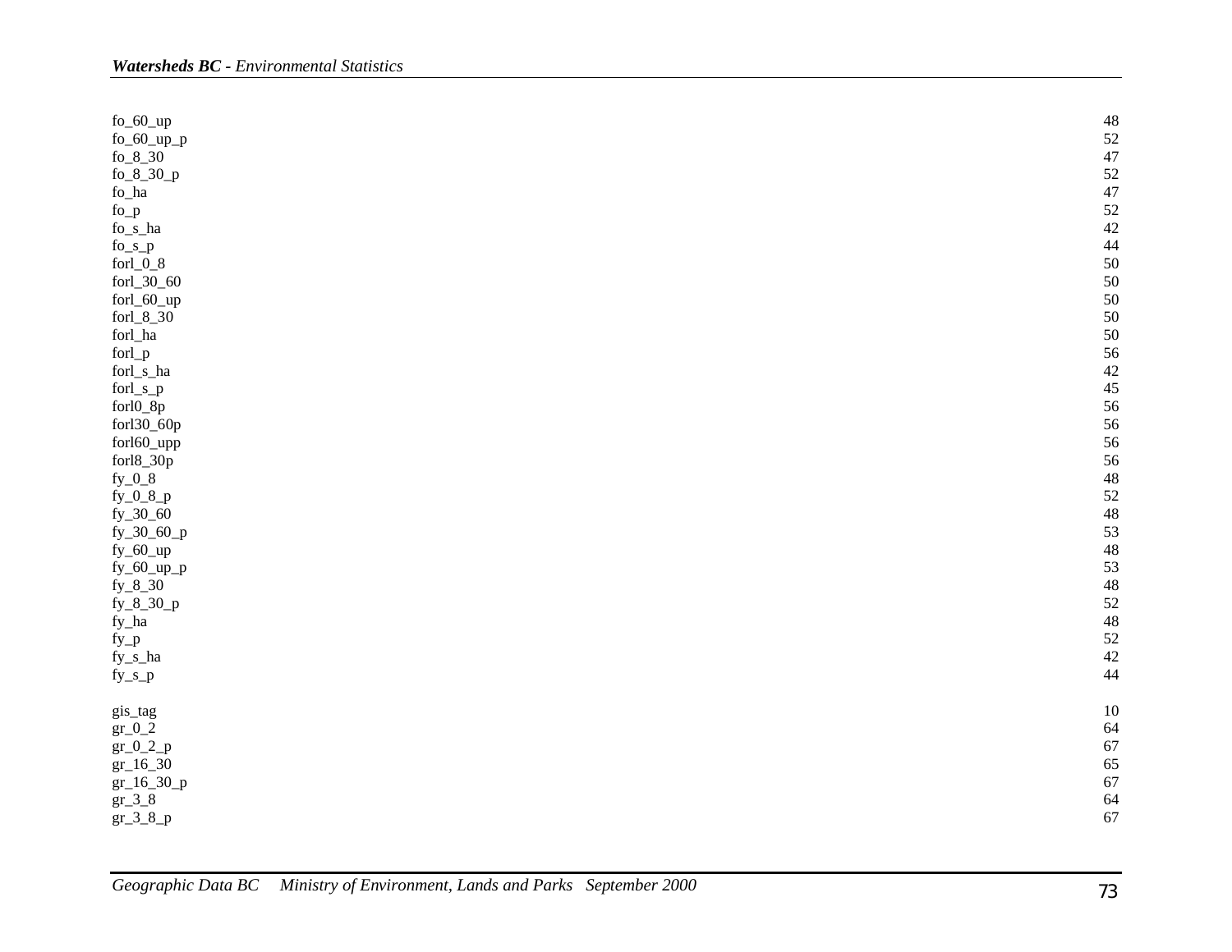| | |
|---|---|
| fo_60_up | 48 |
| fo_60_up_p | 52 |
| fo_8_30 | 47 |
| fo_8_30_p | 52 |
| fo_ha | 47 |
| fo_p | 52 |
| fo_s_ha | 42 |
| fo_s_p | 44 |
| forl_0_8 | 50 |
| forl_30_60 | 50 |
| forl_60_up | 50 |
| forl_8_30 | 50 |
| forl_ha | 50 |
| forl_p | 56 |
| forl_s_ha | 42 |
| forl_s_p | 45 |
| forl0_8p | 56 |
| forl30_60p | 56 |
| forl60_upp | 56 |
| forl8_30p | 56 |
| fy_0_8 | 48 |
| fy_0_8_p | 52 |
| fy_30_60 | 48 |
| fy_30_60_p | 53 |
| fy_60_up | 48 |
| fy_60_up_p | 53 |
| fy_8_30 | 48 |
| fy_8_30_p | 52 |
| fy_ha | 48 |
| fy_p | 52 |
| fy_s_ha | 42 |
| fy_s_p | 44 |
| | |
| gis_tag | 10 |
| gr_0_2 | 64 |
| gr_0_2_p | 67 |
| gr_16_30 | 65 |
| gr_16_30_p | 67 |
| gr_3_8 | 64 |
| gr_3_8_p | 67 |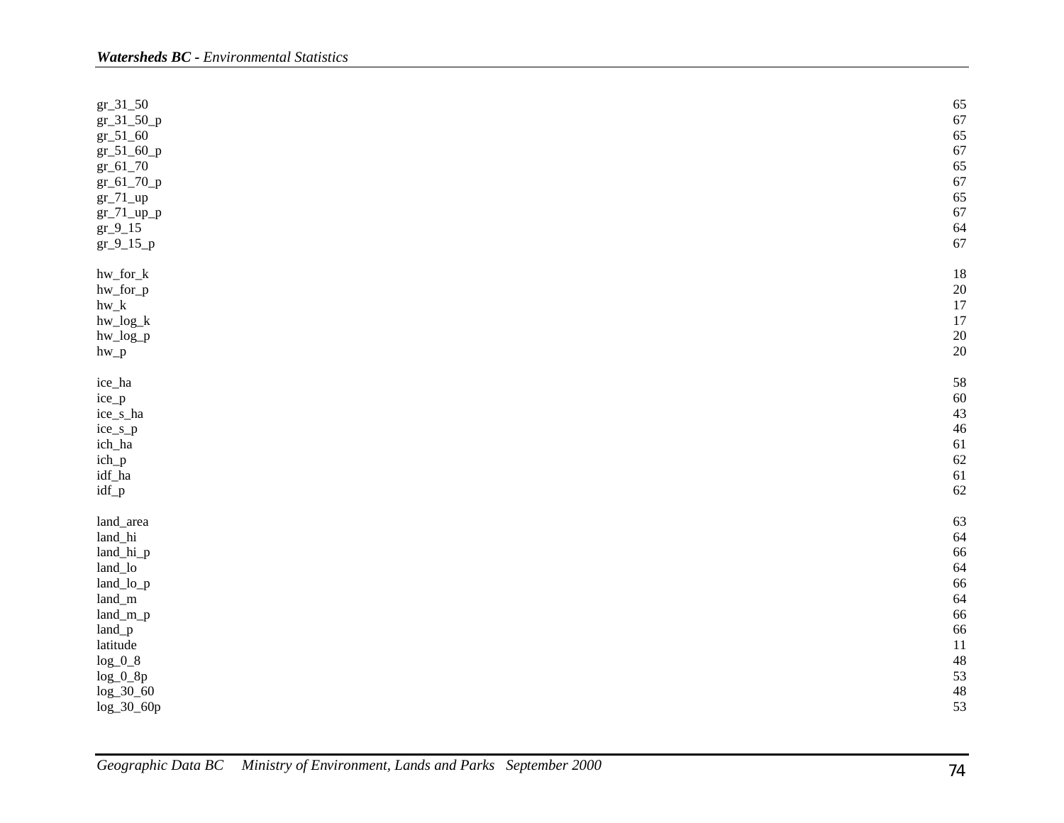| | |
|---|---|
| gr_31_50 | 65 |
| gr_31_50_p | 67 |
| gr_51_60 | 65 |
| gr_51_60_p | 67 |
| gr_61_70 | 65 |
| gr_61_70_p | 67 |
| gr_71_up | 65 |
| gr_71_up_p | 67 |
| gr_9_15 | 64 |
| gr_9_15_p | 67 |
| | |
| hw_for_k | 18 |
| hw_for_p | 20 |
| hw_k | 17 |
| hw_log_k | 17 |
| hw_log_p | 20 |
| hw_p | 20 |
| | |
| ice_ha | 58 |
| ice_p | 60 |
| ice_s_ha | 43 |
| ice_s_p | 46 |
| ich_ha | 61 |
| ich_p | 62 |
| idf_ha | 61 |
| idf_p | 62 |
| | |
| land_area | 63 |
| land_hi | 64 |
| land_hi_p | 66 |
| land_lo | 64 |
| land_lo_p | 66 |
| land_m | 64 |
| land_m_p | 66 |
| land_p | 66 |
| latitude | 11 |
| log_0_8 | 48 |
| log_0_8p | 53 |
| log_30_60 | 48 |
| log_30_60p | 53 |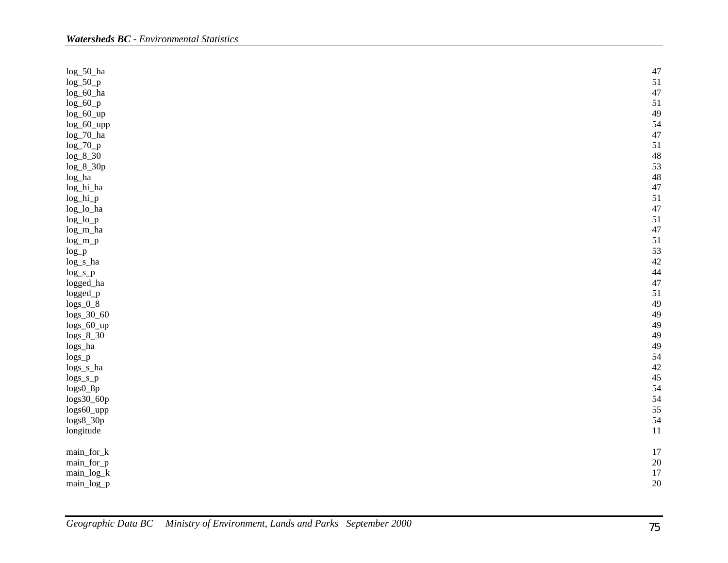| | |
|---|---|
| log_50_ha | 47 |
| log_50_p | 51 |
| log_60_ha | 47 |
| log_60_p | 51 |
| log_60_up | 49 |
| log_60_upp | 54 |
| log_70_ha | 47 |
| log_70_p | 51 |
| log_8_30 | 48 |
| log_8_30p | 53 |
| log_ha | 48 |
| log_hi_ha | 47 |
| log_hi_p | 51 |
| log_lo_ha | 47 |
| log_lo_p | 51 |
| log_m_ha | 47 |
| log_m_p | 51 |
| log_p | 53 |
| log_s_ha | 42 |
| log_s_p | 44 |
| logged_ha | 47 |
| logged_p | 51 |
| logs_0_8 | 49 |
| logs_30_60 | 49 |
| logs_60_up | 49 |
| logs_8_30 | 49 |
| logs_ha | 49 |
| logs_p | 54 |
| logs_s_ha | 42 |
| logs_s_p | 45 |
| logs0_8p | 54 |
| logs30_60p | 54 |
| logs60_upp | 55 |
| logs8_30p | 54 |
| longitude | 11 |
| | |
| main_for_k | 17 |
| main_for_p | 20 |
| main_log_k | 17 |
| main_log_p | 20 |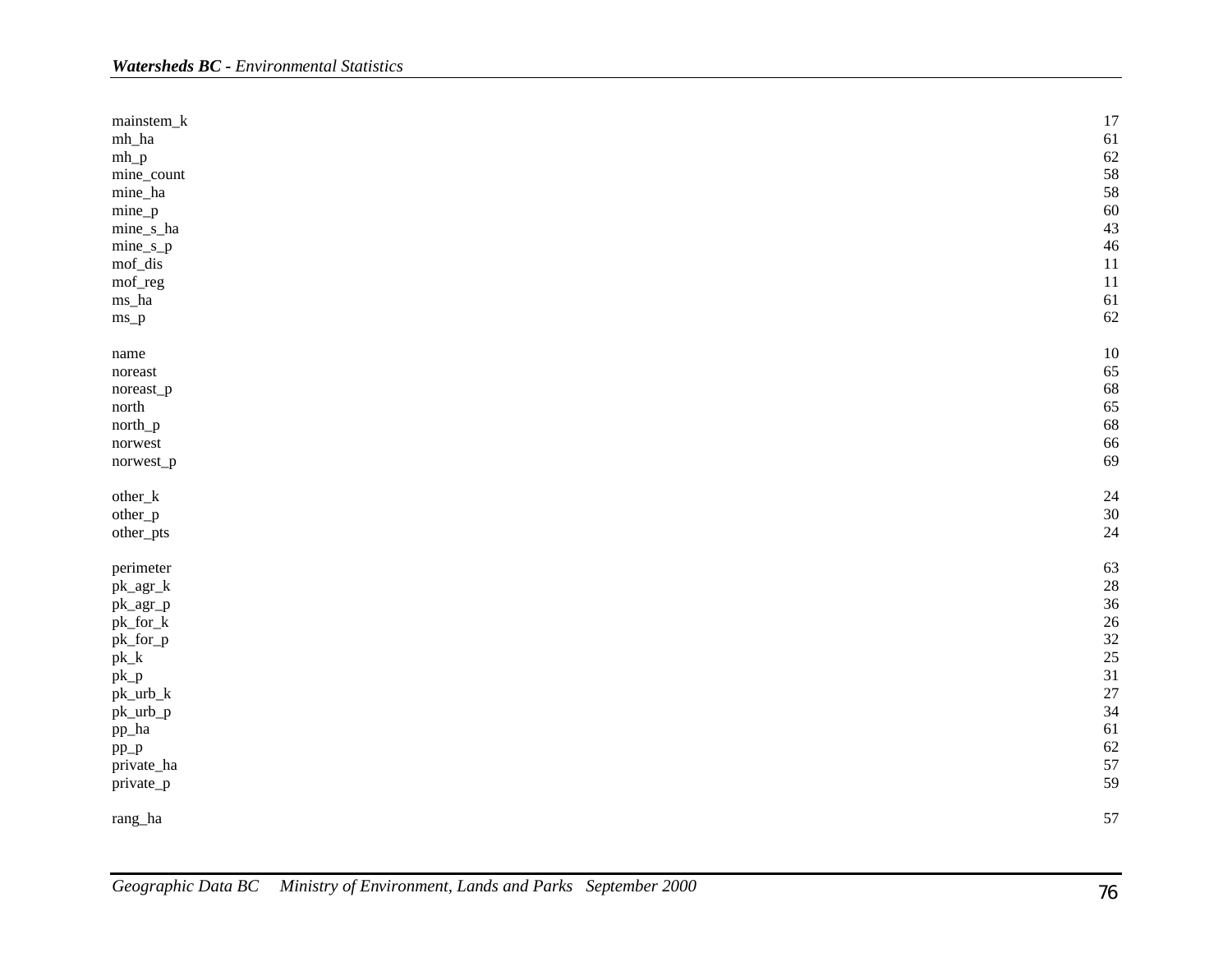| | |
|---|---|
| mainstem_k | 17 |
| mh_ha | 61 |
| mh_p | 62 |
| mine_count | 58 |
| mine_ha | 58 |
| mine_p | 60 |
| mine_s_ha | 43 |
| mine_s_p | 46 |
| mof_dis | 11 |
| mof_reg | 11 |
| ms_ha | 61 |
| ms_p | 62 |
| | |
| name | 10 |
| noreast | 65 |
| noreast_p | 68 |
| north | 65 |
| north_p | 68 |
| norwest | 66 |
| norwest_p | 69 |
| | |
| other_k | 24 |
| other_p | 30 |
| other_pts | 24 |
| | |
| perimeter | 63 |
| pk_agr_k | 28 |
| pk_agr_p | 36 |
| pk_for_k | 26 |
| pk_for_p | 32 |
| pk_k | 25 |
| pk_p | 31 |
| pk_urb_k | 27 |
| pk_urb_p | 34 |
| pp_ha | 61 |
| pp_p | 62 |
| private_ha | 57 |
| private_p | 59 |
| | |
| rang_ha | 57 |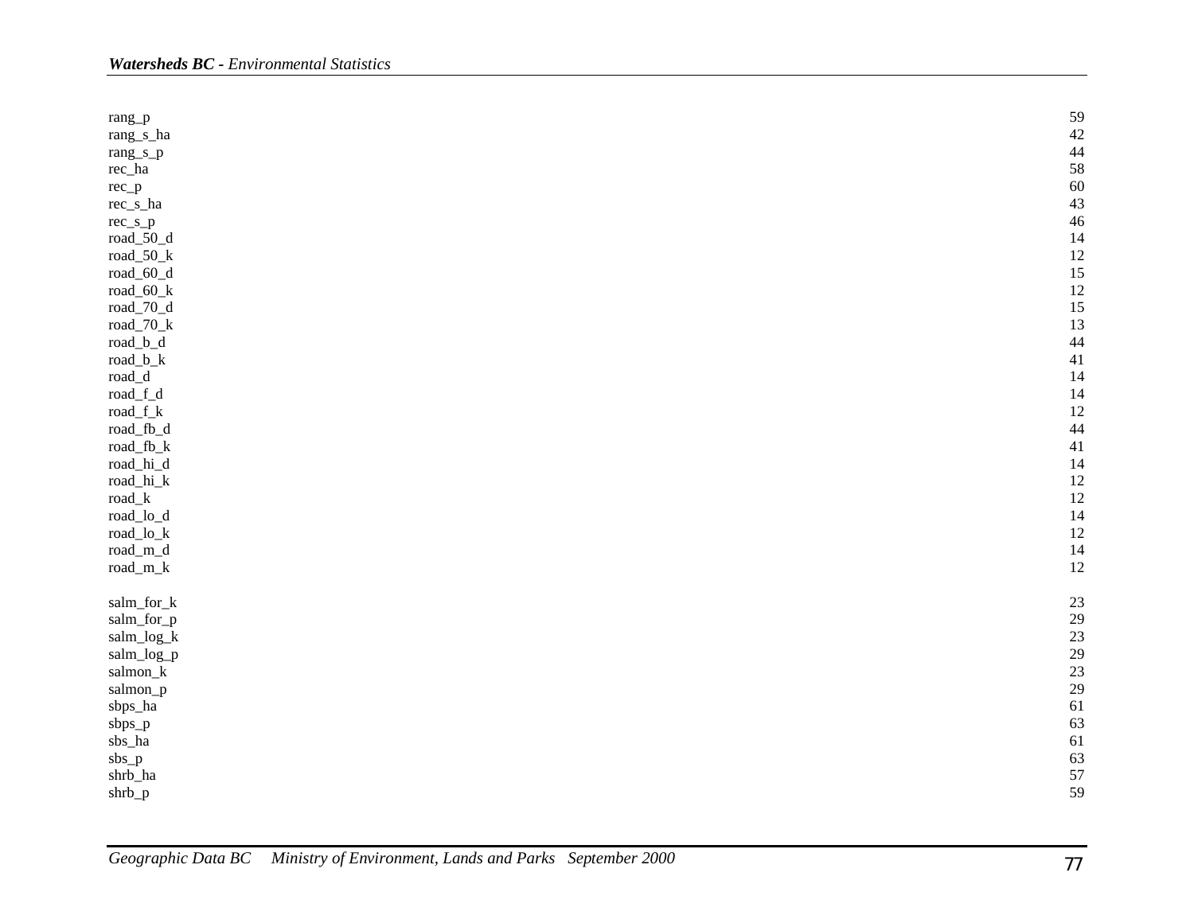| | |
|---|---|
| rang_p | 59 |
| rang_s_ha | 42 |
| rang_s_p | 44 |
| rec_ha | 58 |
| rec_p | 60 |
| rec_s_ha | 43 |
| rec_s_p | 46 |
| road_50_d | 14 |
| road_50_k | 12 |
| road_60_d | 15 |
| road_60_k | 12 |
| road_70_d | 15 |
| road_70_k | 13 |
| road_b_d | 44 |
| road_b_k | 41 |
| road_d | 14 |
| road_f_d | 14 |
| road_f_k | 12 |
| road_fb_d | 44 |
| road_fb_k | 41 |
| road_hi_d | 14 |
| road_hi_k | 12 |
| road_k | 12 |
| road_lo_d | 14 |
| road_lo_k | 12 |
| road_m_d | 14 |
| road_m_k | 12 |
| | |
| salm_for_k | 23 |
| salm_for_p | 29 |
| salm_log_k | 23 |
| salm_log_p | 29 |
| salmon_k | 23 |
| salmon_p | 29 |
| sbps_ha | 61 |
| sbps_p | 63 |
| sbs_ha | 61 |
| sbs_p | 63 |
| shrb_ha | 57 |
| shrb_p | 59 |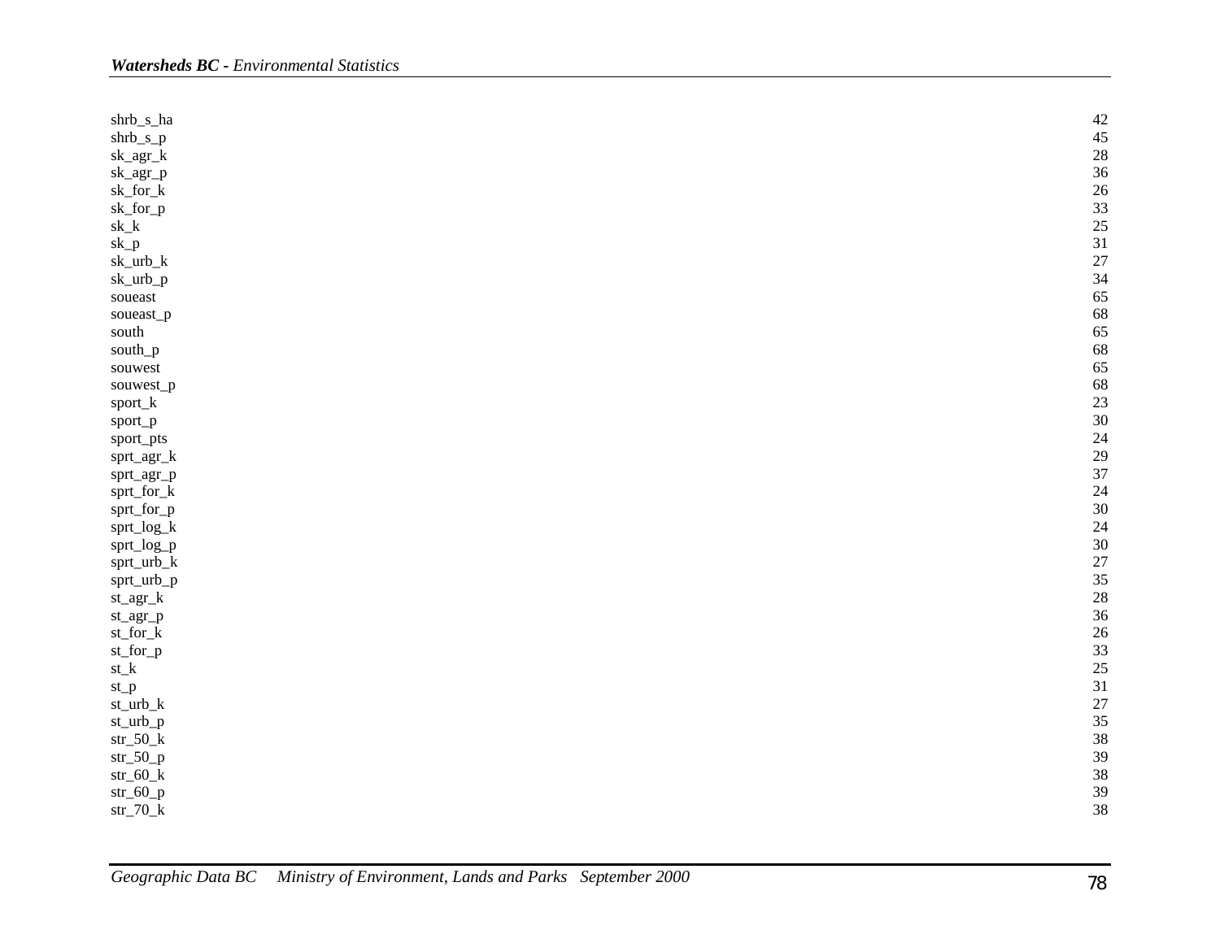| | |
|---|---|
| shrb_s_ha | 42 |
| shrb_s_p | 45 |
| sk_agr_k | 28 |
| sk_agr_p | 36 |
| sk_for_k | 26 |
| sk_for_p | 33 |
| sk_k | 25 |
| sk_p | 31 |
| sk_urb_k | 27 |
| sk_urb_p | 34 |
| soueast | 65 |
| soueast_p | 68 |
| south | 65 |
| south_p | 68 |
| souwest | 65 |
| souwest_p | 68 |
| sport_k | 23 |
| sport_p | 30 |
| sport_pts | 24 |
| sprt_agr_k | 29 |
| sprt_agr_p | 37 |
| sprt_for_k | 24 |
| sprt_for_p | 30 |
| sprt_log_k | 24 |
| sprt_log_p | 30 |
| sprt_urb_k | 27 |
| sprt_urb_p | 35 |
| st_agr_k | 28 |
| st_agr_p | 36 |
| st_for_k | 26 |
| st_for_p | 33 |
| st_k | 25 |
| st_p | 31 |
| st_urb_k | 27 |
| st_urb_p | 35 |
| str_50_k | 38 |
| str_50_p | 39 |
| str_60_k | 38 |
| str_60_p | 39 |
| str_70_k | 38 |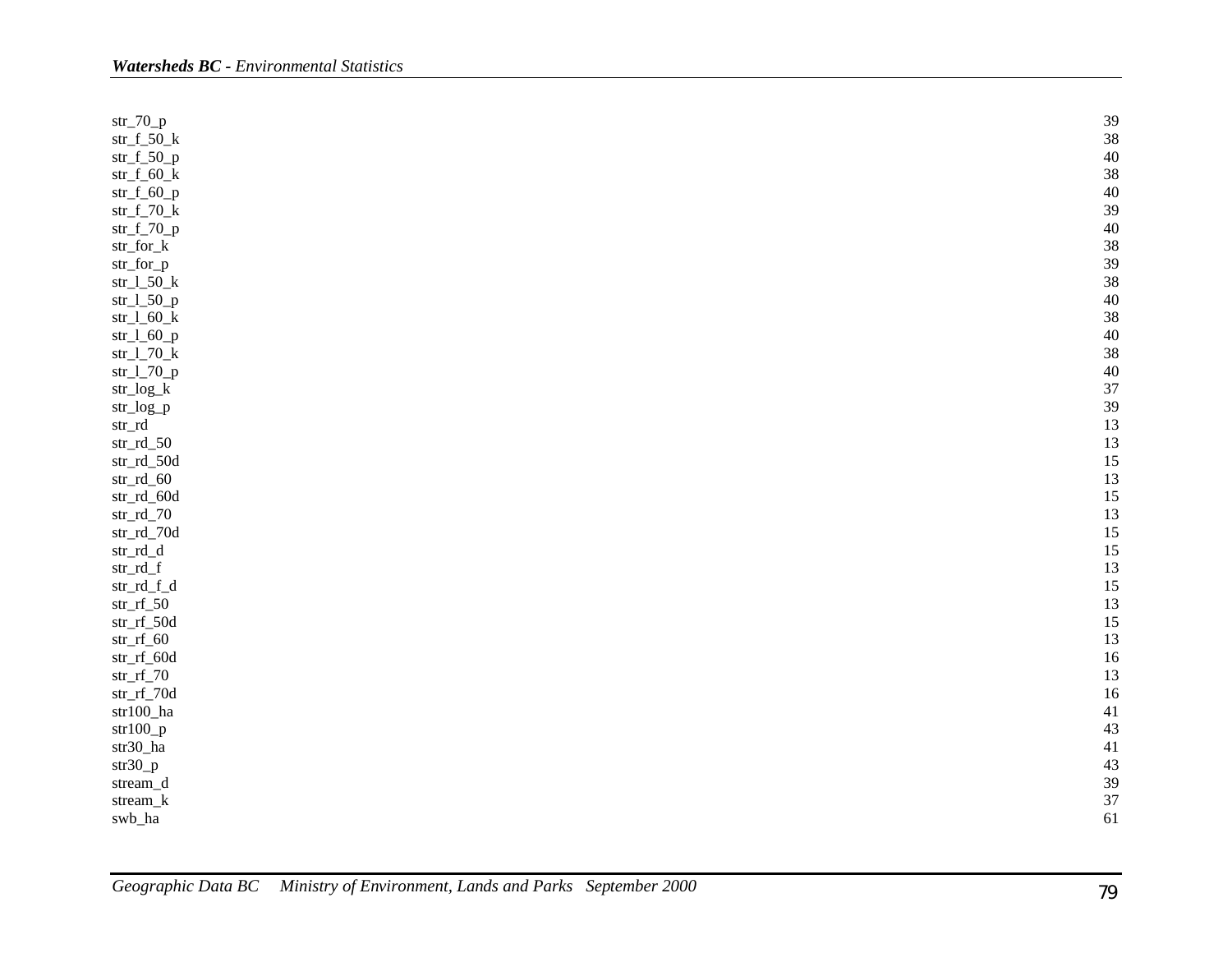| | |
|---|---|
| str_70_p | 39 |
| str_f_50_k | 38 |
| str_f_50_p | 40 |
| str_f_60_k | 38 |
| str_f_60_p | 40 |
| str_f_70_k | 39 |
| str_f_70_p | 40 |
| str_for_k | 38 |
| str_for_p | 39 |
| str_l_50_k | 38 |
| str_l_50_p | 40 |
| str_l_60_k | 38 |
| str_l_60_p | 40 |
| str_l_70_k | 38 |
| str_l_70_p | 40 |
| str_log_k | 37 |
| str_log_p | 39 |
| str_rd | 13 |
| str_rd_50 | 13 |
| str_rd_50d | 15 |
| str_rd_60 | 13 |
| str_rd_60d | 15 |
| str_rd_70 | 13 |
| str_rd_70d | 15 |
| str_rd_d | 15 |
| str_rd_f | 13 |
| str_rd_f_d | 15 |
| str_rf_50 | 13 |
| str_rf_50d | 15 |
| str_rf_60 | 13 |
| str_rf_60d | 16 |
| str_rf_70 | 13 |
| str_rf_70d | 16 |
| str100_ha | 41 |
| str100_p | 43 |
| str30_ha | 41 |
| str30_p | 43 |
| stream_d | 39 |
| stream_k | 37 |
| swb_ha | 61 |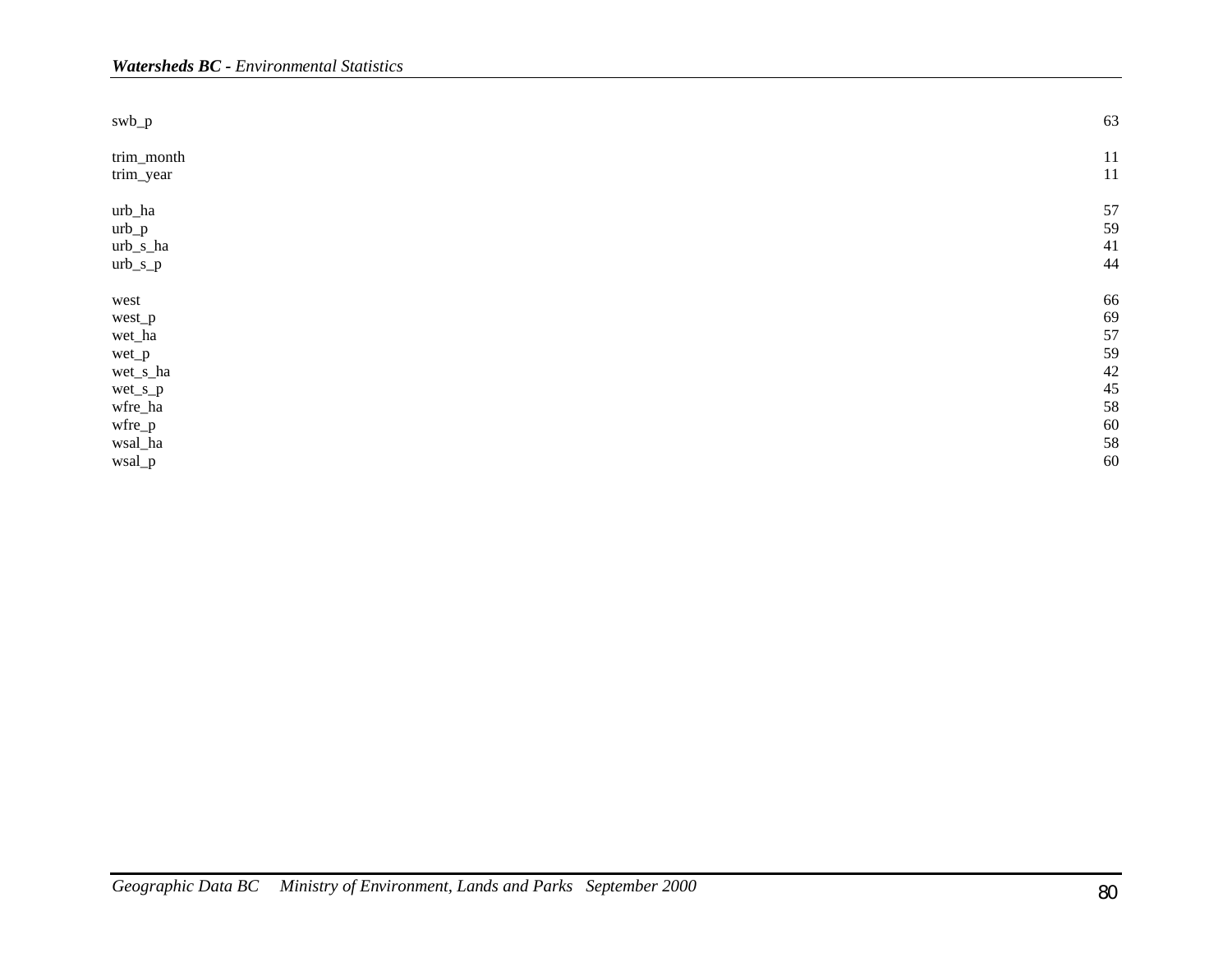| | |
|---|---|
| swb_p | 63 |
| | |
| trim_month | 11 |
| trim_year | 11 |
| | |
| urb_ha | 57 |
| urb_p | 59 |
| urb_s_ha | 41 |
| urb_s_p | 44 |
| | |
| west | 66 |
| west_p | 69 |
| wet_ha | 57 |
| wet_p | 59 |
| wet_s_ha | 42 |
| wet_s_p | 45 |
| wfre_ha | 58 |
| wfre_p | 60 |
| wsal_ha | 58 |
| wsal_p | 60 |